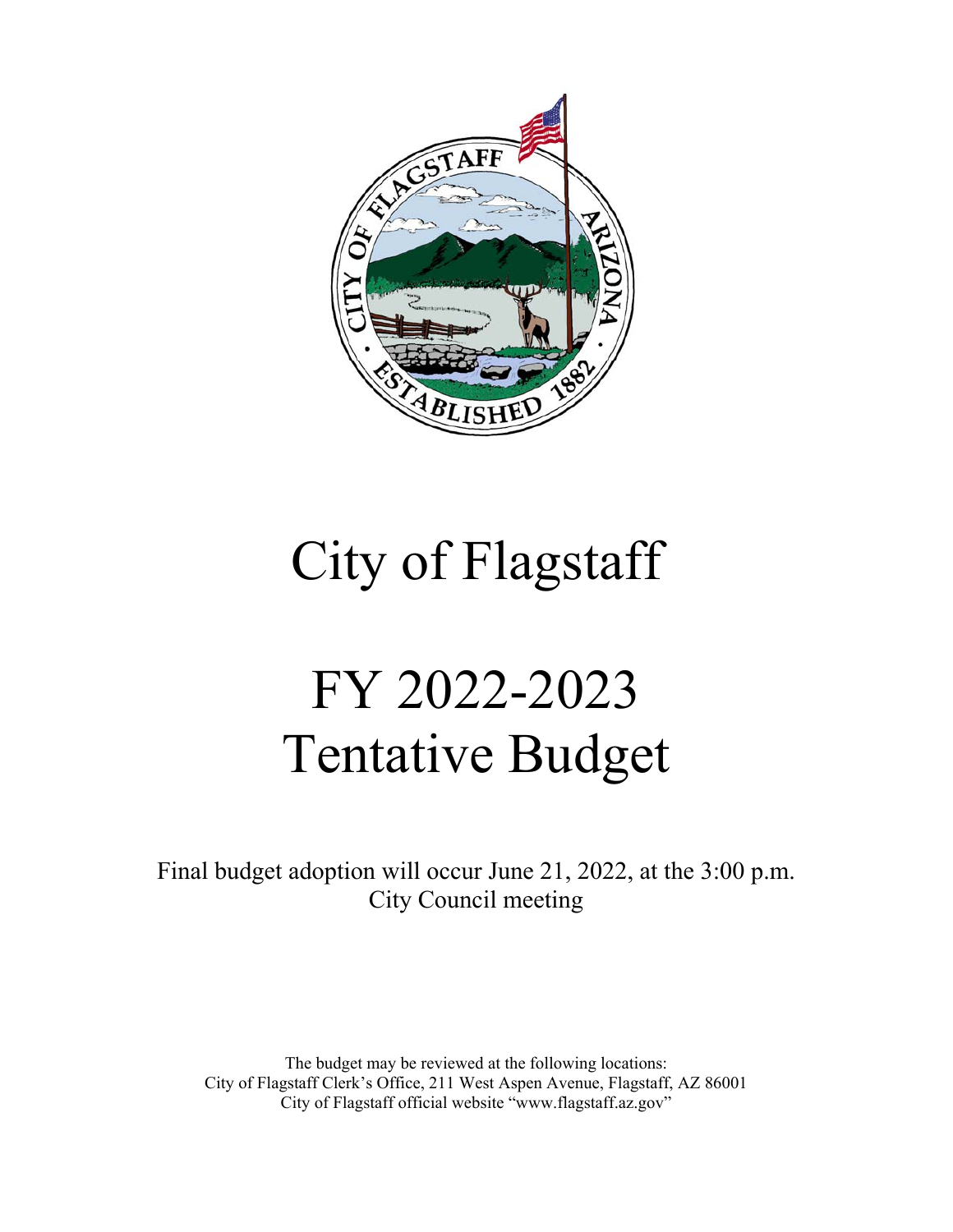# City of Flagstaff

# FY 2022-2023 Tentative Budget

Final budget adoption will occur June 21, 2022, at the 3:00 p.m. City Council meeting

The budget may be reviewed at the following locations:
City of Flagstaff Clerk's Office, 211 West Aspen Avenue, Flagstaff, AZ 86001
City of Flagstaff official website "www.flagstaff.az.gov"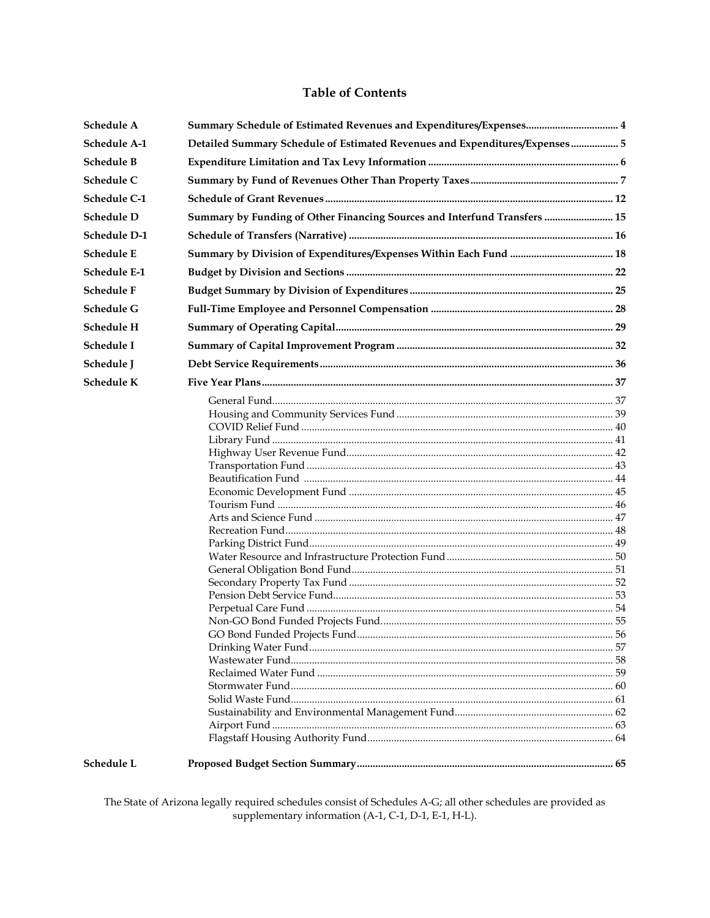# Table of Contents

| | | |
|---|---|---|
| **Schedule A** | **Summary Schedule of Estimated Revenues and Expenditures/Expenses** | **4** |
| **Schedule A-1** | **Detailed Summary Schedule of Estimated Revenues and Expenditures/Expenses** | **5** |
| **Schedule B** | **Expenditure Limitation and Tax Levy Information** | **6** |
| **Schedule C** | **Summary by Fund of Revenues Other Than Property Taxes** | **7** |
| **Schedule C-1** | **Schedule of Grant Revenues** | **12** |
| **Schedule D** | **Summary by Funding of Other Financing Sources and Interfund Transfers** | **15** |
| **Schedule D-1** | **Schedule of Transfers (Narrative)** | **16** |
| **Schedule E** | **Summary by Division of Expenditures/Expenses Within Each Fund** | **18** |
| **Schedule E-1** | **Budget by Division and Sections** | **22** |
| **Schedule F** | **Budget Summary by Division of Expenditures** | **25** |
| **Schedule G** | **Full-Time Employee and Personnel Compensation** | **28** |
| **Schedule H** | **Summary of Operating Capital** | **29** |
| **Schedule I** | **Summary of Capital Improvement Program** | **32** |
| **Schedule J** | **Debt Service Requirements** | **36** |
| **Schedule K** | **Five Year Plans** | **37** |
| | General Fund | 37 |
| | Housing and Community Services Fund | 39 |
| | COVID Relief Fund | 40 |
| | Library Fund | 41 |
| | Highway User Revenue Fund | 42 |
| | Transportation Fund | 43 |
| | Beautification Fund | 44 |
| | Economic Development Fund | 45 |
| | Tourism Fund | 46 |
| | Arts and Science Fund | 47 |
| | Recreation Fund | 48 |
| | Parking District Fund | 49 |
| | Water Resource and Infrastructure Protection Fund | 50 |
| | General Obligation Bond Fund | 51 |
| | Secondary Property Tax Fund | 52 |
| | Pension Debt Service Fund | 53 |
| | Perpetual Care Fund | 54 |
| | Non-GO Bond Funded Projects Fund | 55 |
| | GO Bond Funded Projects Fund | 56 |
| | Drinking Water Fund | 57 |
| | Wastewater Fund | 58 |
| | Reclaimed Water Fund | 59 |
| | Stormwater Fund | 60 |
| | Solid Waste Fund | 61 |
| | Sustainability and Environmental Management Fund | 62 |
| | Airport Fund | 63 |
| | Flagstaff Housing Authority Fund | 64 |
| **Schedule L** | **Proposed Budget Section Summary** | **65** |

The State of Arizona legally required schedules consist of Schedules A-G; all other schedules are provided as supplementary information (A-1, C-1, D-1, E-1, H-L).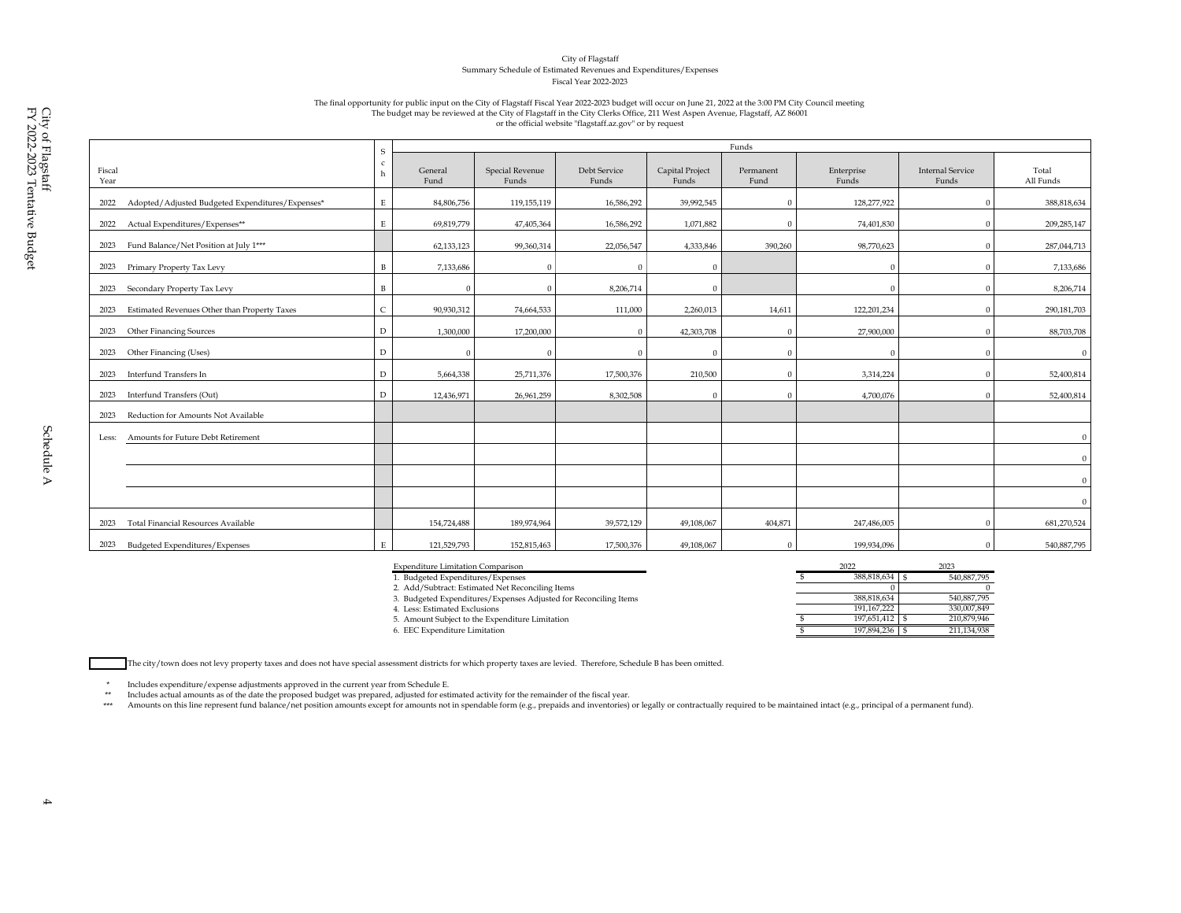City of Flagstaff
Summary Schedule of Estimated Revenues and Expenditures/Expenses
Fiscal Year 2022-2023

The final opportunity for public input on the City of Flagstaff Fiscal Year 2022-2023 budget will occur on June 21, 2022 at the 3:00 PM City Council meeting
The budget may be reviewed at the City of Flagstaff in the City Clerks Office, 211 West Aspen Avenue, Flagstaff, AZ 86001
or the official website "flagstaff.az.gov" or by request

| Fiscal Year | | Sch | Funds | | | | | | | |
|---|---|---|---|---|---|---|---|---|---|---|
| | | | General Fund | Special Revenue Funds | Debt Service Funds | Capital Project Funds | Permanent Fund | Enterprise Funds | Internal Service Funds | Total All Funds |
| 2022 | Adopted/Adjusted Budgeted Expenditures/Expenses* | E | 84,806,756 | 119,155,119 | 16,586,292 | 39,992,545 | 0 | 128,277,922 | 0 | 388,818,634 |
| 2022 | Actual Expenditures/Expenses** | E | 69,819,779 | 47,405,364 | 16,586,292 | 1,071,882 | 0 | 74,401,830 | 0 | 209,285,147 |
| 2023 | Fund Balance/Net Position at July 1*** | | 62,133,123 | 99,360,314 | 22,056,547 | 4,333,846 | 390,260 | 98,770,623 | 0 | 287,044,713 |
| 2023 | Primary Property Tax Levy | B | 7,133,686 | 0 | 0 | 0 | | 0 | 0 | 7,133,686 |
| 2023 | Secondary Property Tax Levy | B | 0 | 0 | 8,206,714 | 0 | | 0 | 0 | 8,206,714 |
| 2023 | Estimated Revenues Other than Property Taxes | C | 90,930,312 | 74,664,533 | 111,000 | 2,260,013 | 14,611 | 122,201,234 | 0 | 290,181,703 |
| 2023 | Other Financing Sources | D | 1,300,000 | 17,200,000 | 0 | 42,303,708 | 0 | 27,900,000 | 0 | 88,703,708 |
| 2023 | Other Financing (Uses) | D | 0 | 0 | 0 | 0 | 0 | 0 | 0 | 0 |
| 2023 | Interfund Transfers In | D | 5,664,338 | 25,711,376 | 17,500,376 | 210,500 | 0 | 3,314,224 | 0 | 52,400,814 |
| 2023 | Interfund Transfers (Out) | D | 12,436,971 | 26,961,259 | 8,302,508 | 0 | 0 | 4,700,076 | 0 | 52,400,814 |
| 2023 | Reduction for Amounts Not Available | | | | | | | | | |
| Less: | Amounts for Future Debt Retirement | | | | | | | | | 0 |
| | | | | | | | | | | 0 |
| | | | | | | | | | | 0 |
| | | | | | | | | | | 0 |
| 2023 | Total Financial Resources Available | | 154,724,488 | 189,974,964 | 39,572,129 | 49,108,067 | 404,871 | 247,486,005 | 0 | 681,270,524 |
| 2023 | Budgeted Expenditures/Expenses | E | 121,529,793 | 152,815,463 | 17,500,376 | 49,108,067 | 0 | 199,934,096 | 0 | 540,887,795 |

| Expenditure Limitation Comparison | 2022 | 2023 |
|---|---|---|
| 1. Budgeted Expenditures/Expenses | $ 388,818,634 | $ 540,887,795 |
| 2. Add/Subtract: Estimated Net Reconciling Items | 0 | 0 |
| 3. Budgeted Expenditures/Expenses Adjusted for Reconciling Items | 388,818,634 | 540,887,795 |
| 4. Less: Estimated Exclusions | 191,167,222 | 330,007,849 |
| 5. Amount Subject to the Expenditure Limitation | $ 197,651,412 | $ 210,879,946 |
| 6. EEC Expenditure Limitation | $ 197,894,236 | $ 211,134,938 |

☐ The city/town does not levy property taxes and does not have special assessment districts for which property taxes are levied. Therefore, Schedule B has been omitted.

\* Includes expenditure/expense adjustments approved in the current year from Schedule E.

\*\* Includes actual amounts as of the date the proposed budget was prepared, adjusted for estimated activity for the remainder of the fiscal year.

\*\*\* Amounts on this line represent fund balance/net position amounts except for amounts not in spendable form (e.g., prepaids and inventories) or legally or contractually required to be maintained intact (e.g., principal of a permanent fund).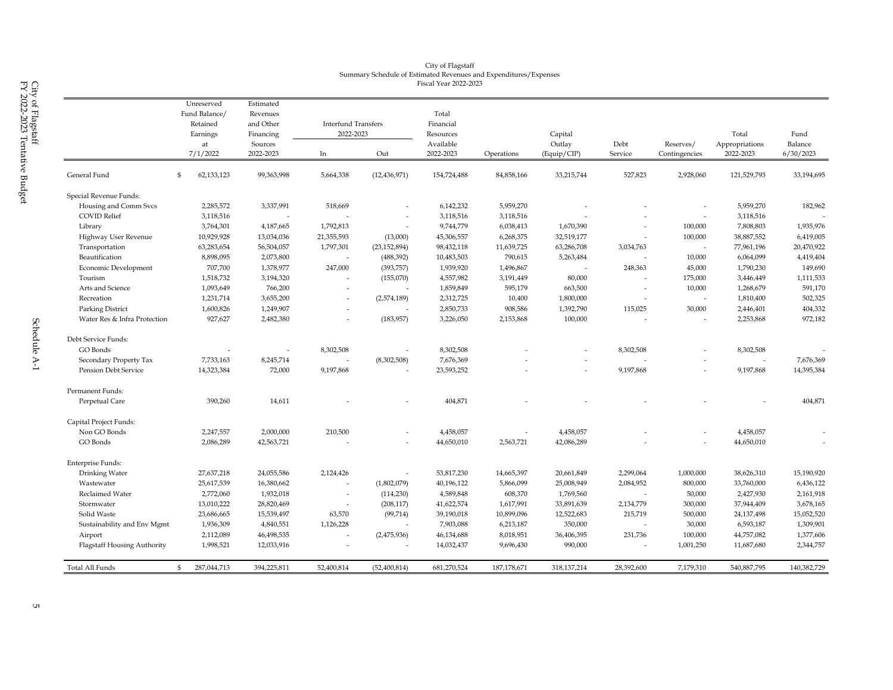City of Flagstaff
Summary Schedule of Estimated Revenues and Expenditures/Expenses
Fiscal Year 2022-2023

| | Unreserved Fund Balance/ Retained Earnings at 7/1/2022 | Estimated Revenues and Other Financing Sources 2022-2023 | Interfund Transfers 2022-2023 In | Interfund Transfers 2022-2023 Out | Total Financial Resources Available 2022-2023 | Operations | Capital Outlay (Equip/CIP) | Debt Service | Reserves/ Contingencies | Total Appropriations 2022-2023 | Fund Balance 6/30/2023 |
|---|---|---|---|---|---|---|---|---|---|---|---|
| General Fund | $ 62,133,123 | 99,363,998 | 5,664,338 | (12,436,971) | 154,724,488 | 84,858,166 | 33,215,744 | 527,823 | 2,928,060 | 121,529,793 | 33,194,695 |
| **Special Revenue Funds:** | | | | | | | | | | | |
| Housing and Comm Svcs | 2,285,572 | 3,337,991 | 518,669 | - | 6,142,232 | 5,959,270 | - | - | - | 5,959,270 | 182,962 |
| COVID Relief | 3,118,516 | - | - | - | 3,118,516 | 3,118,516 | - | - | - | 3,118,516 | - |
| Library | 3,764,301 | 4,187,665 | 1,792,813 | - | 9,744,779 | 6,038,413 | 1,670,390 | - | 100,000 | 7,808,803 | 1,935,976 |
| Highway User Revenue | 10,929,928 | 13,034,036 | 21,355,593 | (13,000) | 45,306,557 | 6,268,375 | 32,519,177 | - | 100,000 | 38,887,552 | 6,419,005 |
| Transportation | 63,283,654 | 56,504,057 | 1,797,301 | (23,152,894) | 98,432,118 | 11,639,725 | 63,286,708 | 3,034,763 | - | 77,961,196 | 20,470,922 |
| Beautification | 8,898,095 | 2,073,800 | - | (488,392) | 10,483,503 | 790,615 | 5,263,484 | - | 10,000 | 6,064,099 | 4,419,404 |
| Economic Development | 707,700 | 1,378,977 | 247,000 | (393,757) | 1,939,920 | 1,496,867 | - | 248,363 | 45,000 | 1,790,230 | 149,690 |
| Tourism | 1,518,732 | 3,194,320 | - | (155,070) | 4,557,982 | 3,191,449 | 80,000 | - | 175,000 | 3,446,449 | 1,111,533 |
| Arts and Science | 1,093,649 | 766,200 | - | - | 1,859,849 | 595,179 | 663,500 | - | 10,000 | 1,268,679 | 591,170 |
| Recreation | 1,231,714 | 3,655,200 | - | (2,574,189) | 2,312,725 | 10,400 | 1,800,000 | - | - | 1,810,400 | 502,325 |
| Parking District | 1,600,826 | 1,249,907 | - | - | 2,850,733 | 908,586 | 1,392,790 | 115,025 | 30,000 | 2,446,401 | 404,332 |
| Water Res & Infra Protection | 927,627 | 2,482,380 | - | (183,957) | 3,226,050 | 2,153,868 | 100,000 | - | - | 2,253,868 | 972,182 |
| **Debt Service Funds:** | | | | | | | | | | | |
| GO Bonds | - | - | 8,302,508 | - | 8,302,508 | - | - | 8,302,508 | - | 8,302,508 | - |
| Secondary Property Tax | 7,733,163 | 8,245,714 | - | (8,302,508) | 7,676,369 | - | - | - | - | - | 7,676,369 |
| Pension Debt Service | 14,323,384 | 72,000 | 9,197,868 | - | 23,593,252 | - | - | 9,197,868 | - | 9,197,868 | 14,395,384 |
| **Permanent Funds:** | | | | | | | | | | | |
| Perpetual Care | 390,260 | 14,611 | - | - | 404,871 | - | - | - | - | - | 404,871 |
| **Capital Project Funds:** | | | | | | | | | | | |
| Non GO Bonds | 2,247,557 | 2,000,000 | 210,500 | - | 4,458,057 | - | 4,458,057 | - | - | 4,458,057 | - |
| GO Bonds | 2,086,289 | 42,563,721 | - | - | 44,650,010 | 2,563,721 | 42,086,289 | - | - | 44,650,010 | - |
| **Enterprise Funds:** | | | | | | | | | | | |
| Drinking Water | 27,637,218 | 24,055,586 | 2,124,426 | - | 53,817,230 | 14,665,397 | 20,661,849 | 2,299,064 | 1,000,000 | 38,626,310 | 15,190,920 |
| Wastewater | 25,617,539 | 16,380,662 | - | (1,802,079) | 40,196,122 | 5,866,099 | 25,008,949 | 2,084,952 | 800,000 | 33,760,000 | 6,436,122 |
| Reclaimed Water | 2,772,060 | 1,932,018 | - | (114,230) | 4,589,848 | 608,370 | 1,769,560 | - | 50,000 | 2,427,930 | 2,161,918 |
| Stormwater | 13,010,222 | 28,820,469 | - | (208,117) | 41,622,574 | 1,617,991 | 33,891,639 | 2,134,779 | 300,000 | 37,944,409 | 3,678,165 |
| Solid Waste | 23,686,665 | 15,539,497 | 63,570 | (99,714) | 39,190,018 | 10,899,096 | 12,522,683 | 215,719 | 500,000 | 24,137,498 | 15,052,520 |
| Sustainability and Env Mgmt | 1,936,309 | 4,840,551 | 1,126,228 | - | 7,903,088 | 6,213,187 | 350,000 | - | 30,000 | 6,593,187 | 1,309,901 |
| Airport | 2,112,089 | 46,498,535 | - | (2,475,936) | 46,134,688 | 8,018,951 | 36,406,395 | 231,736 | 100,000 | 44,757,082 | 1,377,606 |
| Flagstaff Housing Authority | 1,998,521 | 12,033,916 | - | - | 14,032,437 | 9,696,430 | 990,000 | - | 1,001,250 | 11,687,680 | 2,344,757 |
| Total All Funds | $ 287,044,713 | 394,225,811 | 52,400,814 | (52,400,814) | 681,270,524 | 187,178,671 | 318,137,214 | 28,392,600 | 7,179,310 | 540,887,795 | 140,382,729 |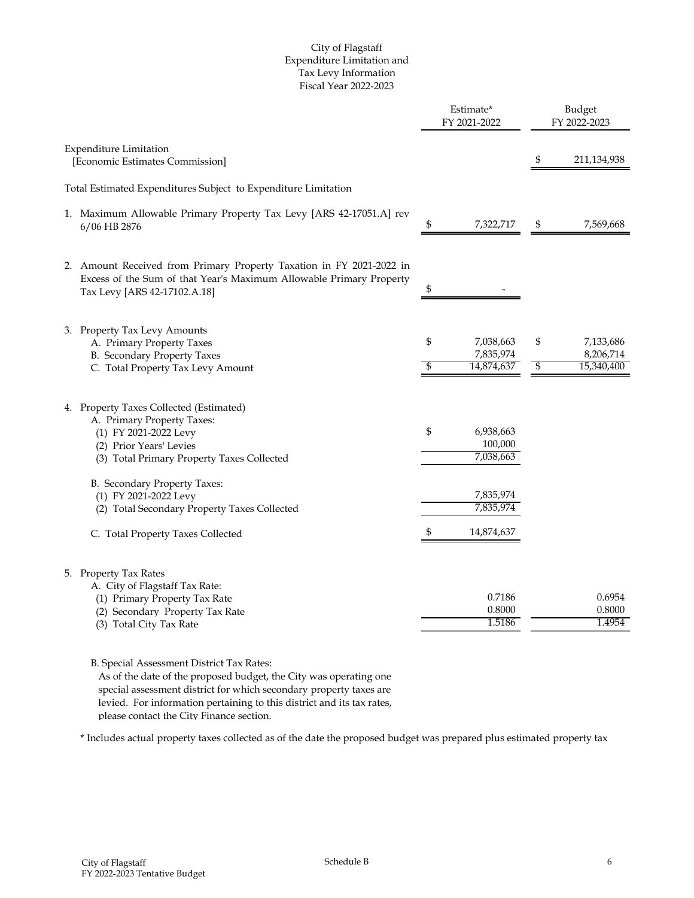# City of Flagstaff
## Expenditure Limitation and Tax Levy Information
## Fiscal Year 2022-2023

| | Estimate* FY 2021-2022 | Budget FY 2022-2023 |
|---|---|---|
| Expenditure Limitation [Economic Estimates Commission] | | $ 211,134,938 |
| Total Estimated Expenditures Subject to Expenditure Limitation | | |
| 1. Maximum Allowable Primary Property Tax Levy [ARS 42-17051.A] rev 6/06 HB 2876 | $ 7,322,717 | $ 7,569,668 |
| 2. Amount Received from Primary Property Taxation in FY 2021-2022 in Excess of the Sum of that Year's Maximum Allowable Primary Property Tax Levy [ARS 42-17102.A.18] | $ - | |
| 3. Property Tax Levy Amounts | | |
| A. Primary Property Taxes | $ 7,038,663 | $ 7,133,686 |
| B. Secondary Property Taxes | 7,835,974 | 8,206,714 |
| C. Total Property Tax Levy Amount | $ 14,874,637 | $ 15,340,400 |
| 4. Property Taxes Collected (Estimated) | | |
| A. Primary Property Taxes: | | |
| (1) FY 2021-2022 Levy | $ 6,938,663 | |
| (2) Prior Years' Levies | 100,000 | |
| (3) Total Primary Property Taxes Collected | 7,038,663 | |
| B. Secondary Property Taxes: | | |
| (1) FY 2021-2022 Levy | 7,835,974 | |
| (2) Total Secondary Property Taxes Collected | 7,835,974 | |
| C. Total Property Taxes Collected | $ 14,874,637 | |
| 5. Property Tax Rates | | |
| A. City of Flagstaff Tax Rate: | | |
| (1) Primary Property Tax Rate | 0.7186 | 0.6954 |
| (2) Secondary Property Tax Rate | 0.8000 | 0.8000 |
| (3) Total City Tax Rate | 1.5186 | 1.4954 |

B. Special Assessment District Tax Rates:
As of the date of the proposed budget, the City was operating one special assessment district for which secondary property taxes are levied. For information pertaining to this district and its tax rates, please contact the City Finance section.

\* Includes actual property taxes collected as of the date the proposed budget was prepared plus estimated property tax

Schedule B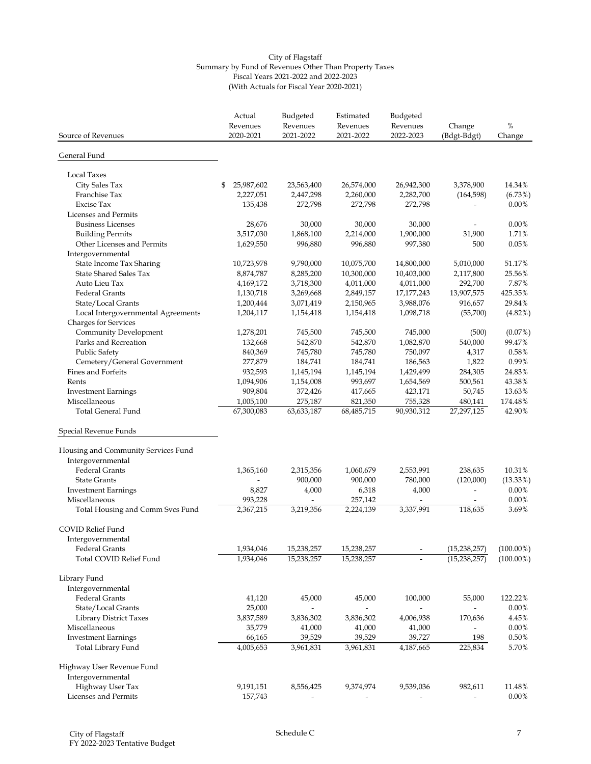City of Flagstaff
Summary by Fund of Revenues Other Than Property Taxes
Fiscal Years 2021-2022 and 2022-2023
(With Actuals for Fiscal Year 2020-2021)

| Source of Revenues | Actual Revenues 2020-2021 | Budgeted Revenues 2021-2022 | Estimated Revenues 2021-2022 | Budgeted Revenues 2022-2023 | Change (Bdgt-Bdgt) | % Change |
|---|---|---|---|---|---|---|
| **General Fund** | | | | | | |
| Local Taxes | | | | | | |
| City Sales Tax | $ 25,987,602 | 23,563,400 | 26,574,000 | 26,942,300 | 3,378,900 | 14.34% |
| Franchise Tax | 2,227,051 | 2,447,298 | 2,260,000 | 2,282,700 | (164,598) | (6.73%) |
| Excise Tax | 135,438 | 272,798 | 272,798 | 272,798 | - | 0.00% |
| Licenses and Permits | | | | | | |
| Business Licenses | 28,676 | 30,000 | 30,000 | 30,000 | - | 0.00% |
| Building Permits | 3,517,030 | 1,868,100 | 2,214,000 | 1,900,000 | 31,900 | 1.71% |
| Other Licenses and Permits | 1,629,550 | 996,880 | 996,880 | 997,380 | 500 | 0.05% |
| Intergovernmental | | | | | | |
| State Income Tax Sharing | 10,723,978 | 9,790,000 | 10,075,700 | 14,800,000 | 5,010,000 | 51.17% |
| State Shared Sales Tax | 8,874,787 | 8,285,200 | 10,300,000 | 10,403,000 | 2,117,800 | 25.56% |
| Auto Lieu Tax | 4,169,172 | 3,718,300 | 4,011,000 | 4,011,000 | 292,700 | 7.87% |
| Federal Grants | 1,130,718 | 3,269,668 | 2,849,157 | 17,177,243 | 13,907,575 | 425.35% |
| State/Local Grants | 1,200,444 | 3,071,419 | 2,150,965 | 3,988,076 | 916,657 | 29.84% |
| Local Intergovernmental Agreements | 1,204,117 | 1,154,418 | 1,154,418 | 1,098,718 | (55,700) | (4.82%) |
| Charges for Services | | | | | | |
| Community Development | 1,278,201 | 745,500 | 745,500 | 745,000 | (500) | (0.07%) |
| Parks and Recreation | 132,668 | 542,870 | 542,870 | 1,082,870 | 540,000 | 99.47% |
| Public Safety | 840,369 | 745,780 | 745,780 | 750,097 | 4,317 | 0.58% |
| Cemetery/General Government | 277,879 | 184,741 | 184,741 | 186,563 | 1,822 | 0.99% |
| Fines and Forfeits | 932,593 | 1,145,194 | 1,145,194 | 1,429,499 | 284,305 | 24.83% |
| Rents | 1,094,906 | 1,154,008 | 993,697 | 1,654,569 | 500,561 | 43.38% |
| Investment Earnings | 909,804 | 372,426 | 417,665 | 423,171 | 50,745 | 13.63% |
| Miscellaneous | 1,005,100 | 275,187 | 821,350 | 755,328 | 480,141 | 174.48% |
| Total General Fund | 67,300,083 | 63,633,187 | 68,485,715 | 90,930,312 | 27,297,125 | 42.90% |
| **Special Revenue Funds** | | | | | | |
| Housing and Community Services Fund | | | | | | |
| Intergovernmental | | | | | | |
| Federal Grants | 1,365,160 | 2,315,356 | 1,060,679 | 2,553,991 | 238,635 | 10.31% |
| State Grants | - | 900,000 | 900,000 | 780,000 | (120,000) | (13.33%) |
| Investment Earnings | 8,827 | 4,000 | 6,318 | 4,000 | - | 0.00% |
| Miscellaneous | 993,228 | - | 257,142 | - | - | 0.00% |
| Total Housing and Comm Svcs Fund | 2,367,215 | 3,219,356 | 2,224,139 | 3,337,991 | 118,635 | 3.69% |
| COVID Relief Fund | | | | | | |
| Intergovernmental | | | | | | |
| Federal Grants | 1,934,046 | 15,238,257 | 15,238,257 | - | (15,238,257) | (100.00%) |
| Total COVID Relief Fund | 1,934,046 | 15,238,257 | 15,238,257 | - | (15,238,257) | (100.00%) |
| Library Fund | | | | | | |
| Intergovernmental | | | | | | |
| Federal Grants | 41,120 | 45,000 | 45,000 | 100,000 | 55,000 | 122.22% |
| State/Local Grants | 25,000 | - | - | - | - | 0.00% |
| Library District Taxes | 3,837,589 | 3,836,302 | 3,836,302 | 4,006,938 | 170,636 | 4.45% |
| Miscellaneous | 35,779 | 41,000 | 41,000 | 41,000 | - | 0.00% |
| Investment Earnings | 66,165 | 39,529 | 39,529 | 39,727 | 198 | 0.50% |
| Total Library Fund | 4,005,653 | 3,961,831 | 3,961,831 | 4,187,665 | 225,834 | 5.70% |
| Highway User Revenue Fund | | | | | | |
| Intergovernmental | | | | | | |
| Highway User Tax | 9,191,151 | 8,556,425 | 9,374,974 | 9,539,036 | 982,611 | 11.48% |
| Licenses and Permits | 157,743 | - | - | - | - | 0.00% |

Schedule C

City of Flagstaff
FY 2022-2023 Tentative Budget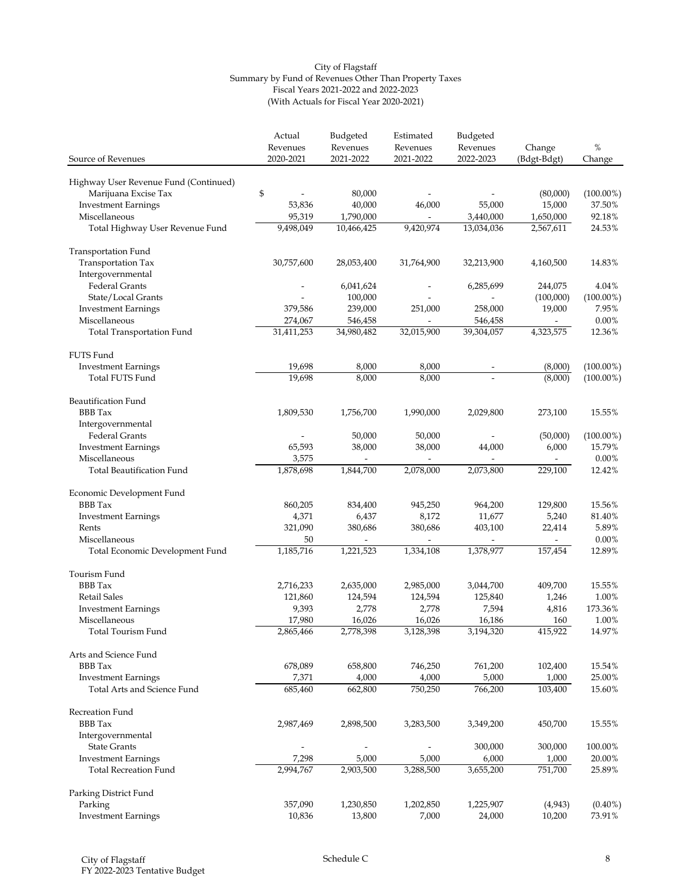City of Flagstaff
Summary by Fund of Revenues Other Than Property Taxes
Fiscal Years 2021-2022 and 2022-2023
(With Actuals for Fiscal Year 2020-2021)

| Source of Revenues | Actual Revenues 2020-2021 | Budgeted Revenues 2021-2022 | Estimated Revenues 2021-2022 | Budgeted Revenues 2022-2023 | Change (Bdgt-Bdgt) | % Change |
|---|---|---|---|---|---|---|
| Highway User Revenue Fund (Continued) | | | | | | |
| Marijuana Excise Tax | $ - | 80,000 | - | - | (80,000) | (100.00%) |
| Investment Earnings | 53,836 | 40,000 | 46,000 | 55,000 | 15,000 | 37.50% |
| Miscellaneous | 95,319 | 1,790,000 | - | 3,440,000 | 1,650,000 | 92.18% |
| Total Highway User Revenue Fund | 9,498,049 | 10,466,425 | 9,420,974 | 13,034,036 | 2,567,611 | 24.53% |
| Transportation Fund | | | | | | |
| Transportation Tax | 30,757,600 | 28,053,400 | 31,764,900 | 32,213,900 | 4,160,500 | 14.83% |
| Intergovernmental | | | | | | |
| Federal Grants | - | 6,041,624 | - | 6,285,699 | 244,075 | 4.04% |
| State/Local Grants | - | 100,000 | - | - | (100,000) | (100.00%) |
| Investment Earnings | 379,586 | 239,000 | 251,000 | 258,000 | 19,000 | 7.95% |
| Miscellaneous | 274,067 | 546,458 | - | 546,458 | - | 0.00% |
| Total Transportation Fund | 31,411,253 | 34,980,482 | 32,015,900 | 39,304,057 | 4,323,575 | 12.36% |
| FUTS Fund | | | | | | |
| Investment Earnings | 19,698 | 8,000 | 8,000 | - | (8,000) | (100.00%) |
| Total FUTS Fund | 19,698 | 8,000 | 8,000 | - | (8,000) | (100.00%) |
| Beautification Fund | | | | | | |
| BBB Tax | 1,809,530 | 1,756,700 | 1,990,000 | 2,029,800 | 273,100 | 15.55% |
| Intergovernmental | | | | | | |
| Federal Grants | - | 50,000 | 50,000 | - | (50,000) | (100.00%) |
| Investment Earnings | 65,593 | 38,000 | 38,000 | 44,000 | 6,000 | 15.79% |
| Miscellaneous | 3,575 | - | - | - | - | 0.00% |
| Total Beautification Fund | 1,878,698 | 1,844,700 | 2,078,000 | 2,073,800 | 229,100 | 12.42% |
| Economic Development Fund | | | | | | |
| BBB Tax | 860,205 | 834,400 | 945,250 | 964,200 | 129,800 | 15.56% |
| Investment Earnings | 4,371 | 6,437 | 8,172 | 11,677 | 5,240 | 81.40% |
| Rents | 321,090 | 380,686 | 380,686 | 403,100 | 22,414 | 5.89% |
| Miscellaneous | 50 | - | - | - | - | 0.00% |
| Total Economic Development Fund | 1,185,716 | 1,221,523 | 1,334,108 | 1,378,977 | 157,454 | 12.89% |
| Tourism Fund | | | | | | |
| BBB Tax | 2,716,233 | 2,635,000 | 2,985,000 | 3,044,700 | 409,700 | 15.55% |
| Retail Sales | 121,860 | 124,594 | 124,594 | 125,840 | 1,246 | 1.00% |
| Investment Earnings | 9,393 | 2,778 | 2,778 | 7,594 | 4,816 | 173.36% |
| Miscellaneous | 17,980 | 16,026 | 16,026 | 16,186 | 160 | 1.00% |
| Total Tourism Fund | 2,865,466 | 2,778,398 | 3,128,398 | 3,194,320 | 415,922 | 14.97% |
| Arts and Science Fund | | | | | | |
| BBB Tax | 678,089 | 658,800 | 746,250 | 761,200 | 102,400 | 15.54% |
| Investment Earnings | 7,371 | 4,000 | 4,000 | 5,000 | 1,000 | 25.00% |
| Total Arts and Science Fund | 685,460 | 662,800 | 750,250 | 766,200 | 103,400 | 15.60% |
| Recreation Fund | | | | | | |
| BBB Tax | 2,987,469 | 2,898,500 | 3,283,500 | 3,349,200 | 450,700 | 15.55% |
| Intergovernmental | | | | | | |
| State Grants | - | - | - | 300,000 | 300,000 | 100.00% |
| Investment Earnings | 7,298 | 5,000 | 5,000 | 6,000 | 1,000 | 20.00% |
| Total Recreation Fund | 2,994,767 | 2,903,500 | 3,288,500 | 3,655,200 | 751,700 | 25.89% |
| Parking District Fund | | | | | | |
| Parking | 357,090 | 1,230,850 | 1,202,850 | 1,225,907 | (4,943) | (0.40%) |
| Investment Earnings | 10,836 | 13,800 | 7,000 | 24,000 | 10,200 | 73.91% |

City of Flagstaff
FY 2022-2023 Tentative Budget

Schedule C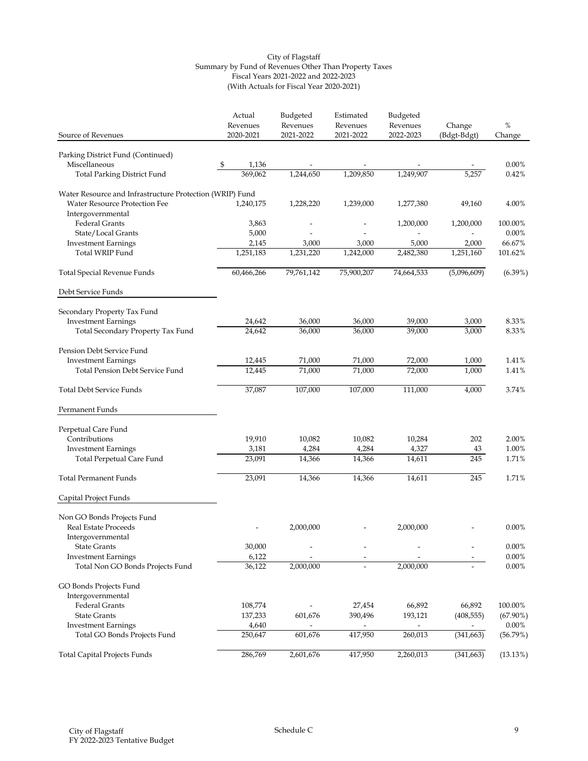City of Flagstaff
Summary by Fund of Revenues Other Than Property Taxes
Fiscal Years 2021-2022 and 2022-2023
(With Actuals for Fiscal Year 2020-2021)

| Source of Revenues | Actual Revenues 2020-2021 | Budgeted Revenues 2021-2022 | Estimated Revenues 2021-2022 | Budgeted Revenues 2022-2023 | Change (Bdgt-Bdgt) | % Change |
|---|---|---|---|---|---|---|
| Parking District Fund (Continued) | | | | | | |
| Miscellaneous | $ 1,136 | - | - | - | - | 0.00% |
| Total Parking District Fund | 369,062 | 1,244,650 | 1,209,850 | 1,249,907 | 5,257 | 0.42% |
| Water Resource and Infrastructure Protection (WRIP) Fund | | | | | | |
| Water Resource Protection Fee | 1,240,175 | 1,228,220 | 1,239,000 | 1,277,380 | 49,160 | 4.00% |
| Intergovernmental | | | | | | |
| Federal Grants | 3,863 | - | - | 1,200,000 | 1,200,000 | 100.00% |
| State/Local Grants | 5,000 | - | - | - | - | 0.00% |
| Investment Earnings | 2,145 | 3,000 | 3,000 | 5,000 | 2,000 | 66.67% |
| Total WRIP Fund | 1,251,183 | 1,231,220 | 1,242,000 | 2,482,380 | 1,251,160 | 101.62% |
| Total Special Revenue Funds | 60,466,266 | 79,761,142 | 75,900,207 | 74,664,533 | (5,096,609) | (6.39%) |
| **Debt Service Funds** | | | | | | |
| Secondary Property Tax Fund | | | | | | |
| Investment Earnings | 24,642 | 36,000 | 36,000 | 39,000 | 3,000 | 8.33% |
| Total Secondary Property Tax Fund | 24,642 | 36,000 | 36,000 | 39,000 | 3,000 | 8.33% |
| Pension Debt Service Fund | | | | | | |
| Investment Earnings | 12,445 | 71,000 | 71,000 | 72,000 | 1,000 | 1.41% |
| Total Pension Debt Service Fund | 12,445 | 71,000 | 71,000 | 72,000 | 1,000 | 1.41% |
| Total Debt Service Funds | 37,087 | 107,000 | 107,000 | 111,000 | 4,000 | 3.74% |
| **Permanent Funds** | | | | | | |
| Perpetual Care Fund | | | | | | |
| Contributions | 19,910 | 10,082 | 10,082 | 10,284 | 202 | 2.00% |
| Investment Earnings | 3,181 | 4,284 | 4,284 | 4,327 | 43 | 1.00% |
| Total Perpetual Care Fund | 23,091 | 14,366 | 14,366 | 14,611 | 245 | 1.71% |
| Total Permanent Funds | 23,091 | 14,366 | 14,366 | 14,611 | 245 | 1.71% |
| **Capital Project Funds** | | | | | | |
| Non GO Bonds Projects Fund | | | | | | |
| Real Estate Proceeds | - | 2,000,000 | - | 2,000,000 | - | 0.00% |
| Intergovernmental | | | | | | |
| State Grants | 30,000 | - | - | - | - | 0.00% |
| Investment Earnings | 6,122 | - | - | - | - | 0.00% |
| Total Non GO Bonds Projects Fund | 36,122 | 2,000,000 | - | 2,000,000 | - | 0.00% |
| GO Bonds Projects Fund | | | | | | |
| Intergovernmental | | | | | | |
| Federal Grants | 108,774 | - | 27,454 | 66,892 | 66,892 | 100.00% |
| State Grants | 137,233 | 601,676 | 390,496 | 193,121 | (408,555) | (67.90%) |
| Investment Earnings | 4,640 | - | - | - | - | 0.00% |
| Total GO Bonds Projects Fund | 250,647 | 601,676 | 417,950 | 260,013 | (341,663) | (56.79%) |
| Total Capital Projects Funds | 286,769 | 2,601,676 | 417,950 | 2,260,013 | (341,663) | (13.13%) |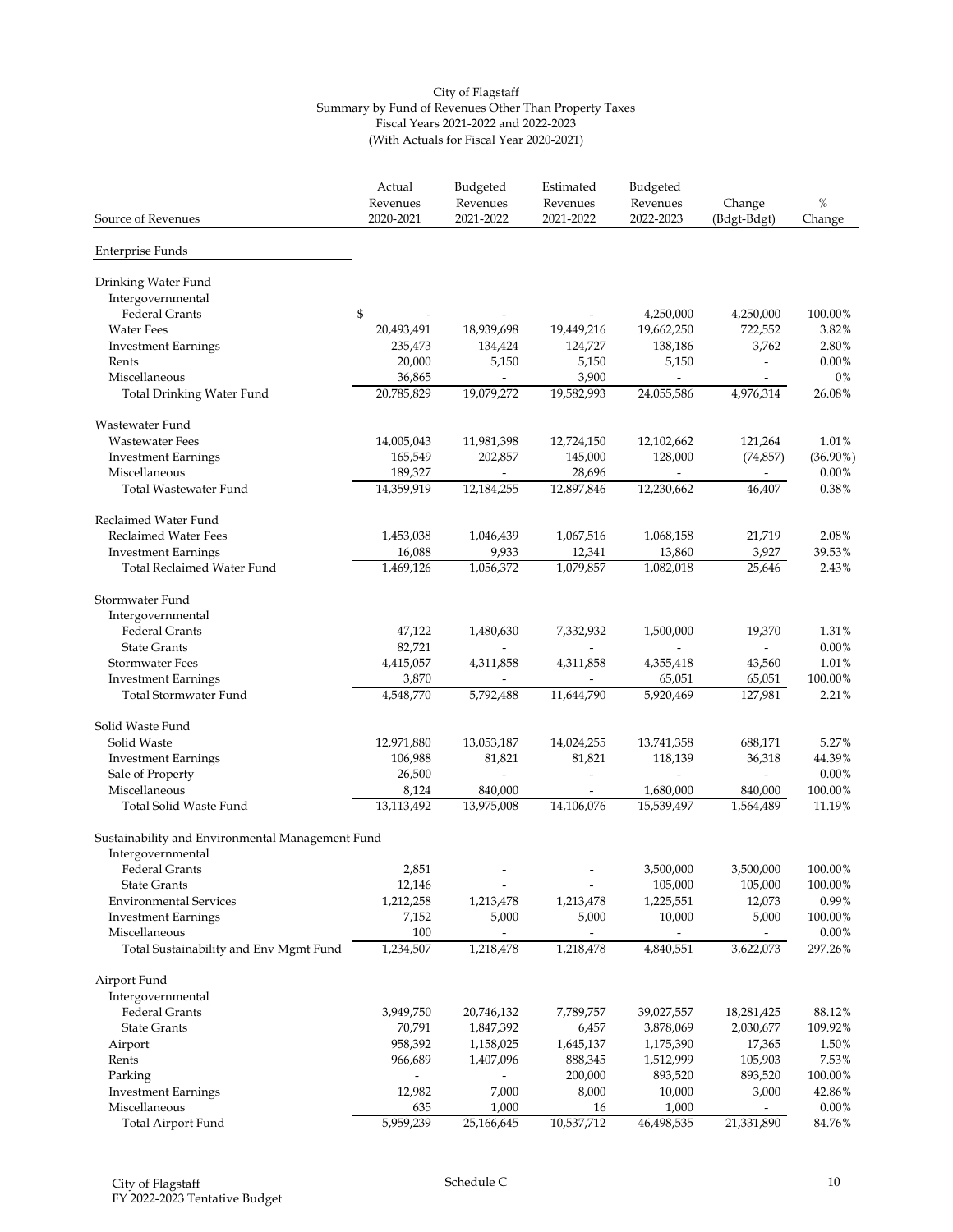City of Flagstaff
Summary by Fund of Revenues Other Than Property Taxes
Fiscal Years 2021-2022 and 2022-2023
(With Actuals for Fiscal Year 2020-2021)

| Source of Revenues | Actual Revenues 2020-2021 | Budgeted Revenues 2021-2022 | Estimated Revenues 2021-2022 | Budgeted Revenues 2022-2023 | Change (Bdgt-Bdgt) | % Change |
|---|---|---|---|---|---|---|
| Enterprise Funds | | | | | | |
| Drinking Water Fund | | | | | | |
| Intergovernmental | | | | | | |
| Federal Grants | $ - | - | - | 4,250,000 | 4,250,000 | 100.00% |
| Water Fees | 20,493,491 | 18,939,698 | 19,449,216 | 19,662,250 | 722,552 | 3.82% |
| Investment Earnings | 235,473 | 134,424 | 124,727 | 138,186 | 3,762 | 2.80% |
| Rents | 20,000 | 5,150 | 5,150 | 5,150 | - | 0.00% |
| Miscellaneous | 36,865 | - | 3,900 | - | - | 0% |
| Total Drinking Water Fund | 20,785,829 | 19,079,272 | 19,582,993 | 24,055,586 | 4,976,314 | 26.08% |
| Wastewater Fund | | | | | | |
| Wastewater Fees | 14,005,043 | 11,981,398 | 12,724,150 | 12,102,662 | 121,264 | 1.01% |
| Investment Earnings | 165,549 | 202,857 | 145,000 | 128,000 | (74,857) | (36.90%) |
| Miscellaneous | 189,327 | - | 28,696 | - | - | 0.00% |
| Total Wastewater Fund | 14,359,919 | 12,184,255 | 12,897,846 | 12,230,662 | 46,407 | 0.38% |
| Reclaimed Water Fund | | | | | | |
| Reclaimed Water Fees | 1,453,038 | 1,046,439 | 1,067,516 | 1,068,158 | 21,719 | 2.08% |
| Investment Earnings | 16,088 | 9,933 | 12,341 | 13,860 | 3,927 | 39.53% |
| Total Reclaimed Water Fund | 1,469,126 | 1,056,372 | 1,079,857 | 1,082,018 | 25,646 | 2.43% |
| Stormwater Fund | | | | | | |
| Intergovernmental | | | | | | |
| Federal Grants | 47,122 | 1,480,630 | 7,332,932 | 1,500,000 | 19,370 | 1.31% |
| State Grants | 82,721 | - | - | - | - | 0.00% |
| Stormwater Fees | 4,415,057 | 4,311,858 | 4,311,858 | 4,355,418 | 43,560 | 1.01% |
| Investment Earnings | 3,870 | - | - | 65,051 | 65,051 | 100.00% |
| Total Stormwater Fund | 4,548,770 | 5,792,488 | 11,644,790 | 5,920,469 | 127,981 | 2.21% |
| Solid Waste Fund | | | | | | |
| Solid Waste | 12,971,880 | 13,053,187 | 14,024,255 | 13,741,358 | 688,171 | 5.27% |
| Investment Earnings | 106,988 | 81,821 | 81,821 | 118,139 | 36,318 | 44.39% |
| Sale of Property | 26,500 | - | - | - | - | 0.00% |
| Miscellaneous | 8,124 | 840,000 | - | 1,680,000 | 840,000 | 100.00% |
| Total Solid Waste Fund | 13,113,492 | 13,975,008 | 14,106,076 | 15,539,497 | 1,564,489 | 11.19% |
| Sustainability and Environmental Management Fund | | | | | | |
| Intergovernmental | | | | | | |
| Federal Grants | 2,851 | - | - | 3,500,000 | 3,500,000 | 100.00% |
| State Grants | 12,146 | - | - | 105,000 | 105,000 | 100.00% |
| Environmental Services | 1,212,258 | 1,213,478 | 1,213,478 | 1,225,551 | 12,073 | 0.99% |
| Investment Earnings | 7,152 | 5,000 | 5,000 | 10,000 | 5,000 | 100.00% |
| Miscellaneous | 100 | - | - | - | - | 0.00% |
| Total Sustainability and Env Mgmt Fund | 1,234,507 | 1,218,478 | 1,218,478 | 4,840,551 | 3,622,073 | 297.26% |
| Airport Fund | | | | | | |
| Intergovernmental | | | | | | |
| Federal Grants | 3,949,750 | 20,746,132 | 7,789,757 | 39,027,557 | 18,281,425 | 88.12% |
| State Grants | 70,791 | 1,847,392 | 6,457 | 3,878,069 | 2,030,677 | 109.92% |
| Airport | 958,392 | 1,158,025 | 1,645,137 | 1,175,390 | 17,365 | 1.50% |
| Rents | 966,689 | 1,407,096 | 888,345 | 1,512,999 | 105,903 | 7.53% |
| Parking | - | - | 200,000 | 893,520 | 893,520 | 100.00% |
| Investment Earnings | 12,982 | 7,000 | 8,000 | 10,000 | 3,000 | 42.86% |
| Miscellaneous | 635 | 1,000 | 16 | 1,000 | - | 0.00% |
| Total Airport Fund | 5,959,239 | 25,166,645 | 10,537,712 | 46,498,535 | 21,331,890 | 84.76% |

City of Flagstaff
FY 2022-2023 Tentative Budget

Schedule C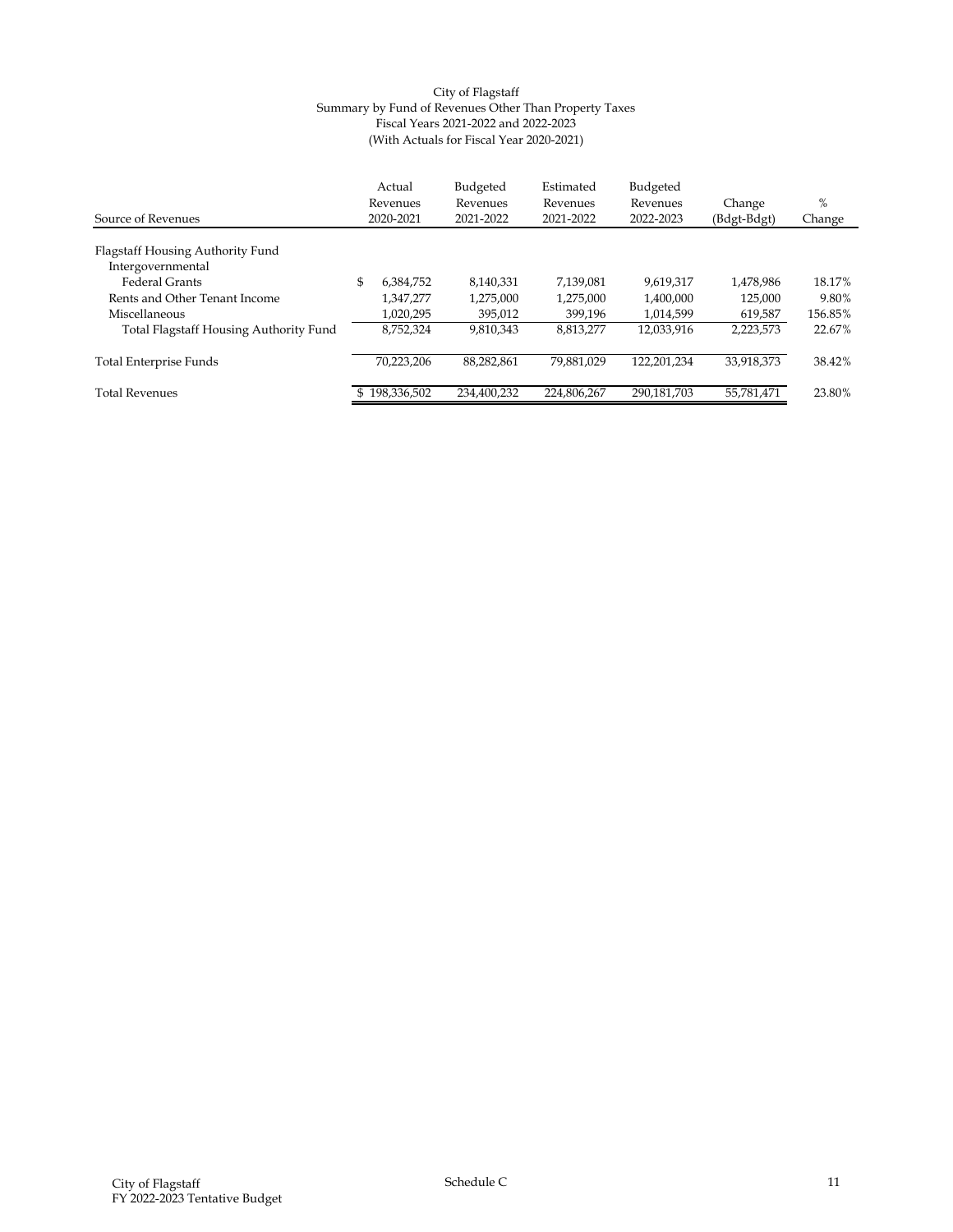City of Flagstaff
Summary by Fund of Revenues Other Than Property Taxes
Fiscal Years 2021-2022 and 2022-2023
(With Actuals for Fiscal Year 2020-2021)

| Source of Revenues | Actual Revenues 2020-2021 | Budgeted Revenues 2021-2022 | Estimated Revenues 2021-2022 | Budgeted Revenues 2022-2023 | Change (Bdgt-Bdgt) | % Change |
|---|---|---|---|---|---|---|
| Flagstaff Housing Authority Fund | | | | | | |
| Intergovernmental | | | | | | |
| Federal Grants | $ 6,384,752 | 8,140,331 | 7,139,081 | 9,619,317 | 1,478,986 | 18.17% |
| Rents and Other Tenant Income | 1,347,277 | 1,275,000 | 1,275,000 | 1,400,000 | 125,000 | 9.80% |
| Miscellaneous | 1,020,295 | 395,012 | 399,196 | 1,014,599 | 619,587 | 156.85% |
| Total Flagstaff Housing Authority Fund | 8,752,324 | 9,810,343 | 8,813,277 | 12,033,916 | 2,223,573 | 22.67% |
| Total Enterprise Funds | 70,223,206 | 88,282,861 | 79,881,029 | 122,201,234 | 33,918,373 | 38.42% |
| Total Revenues | $ 198,336,502 | 234,400,232 | 224,806,267 | 290,181,703 | 55,781,471 | 23.80% |

Schedule C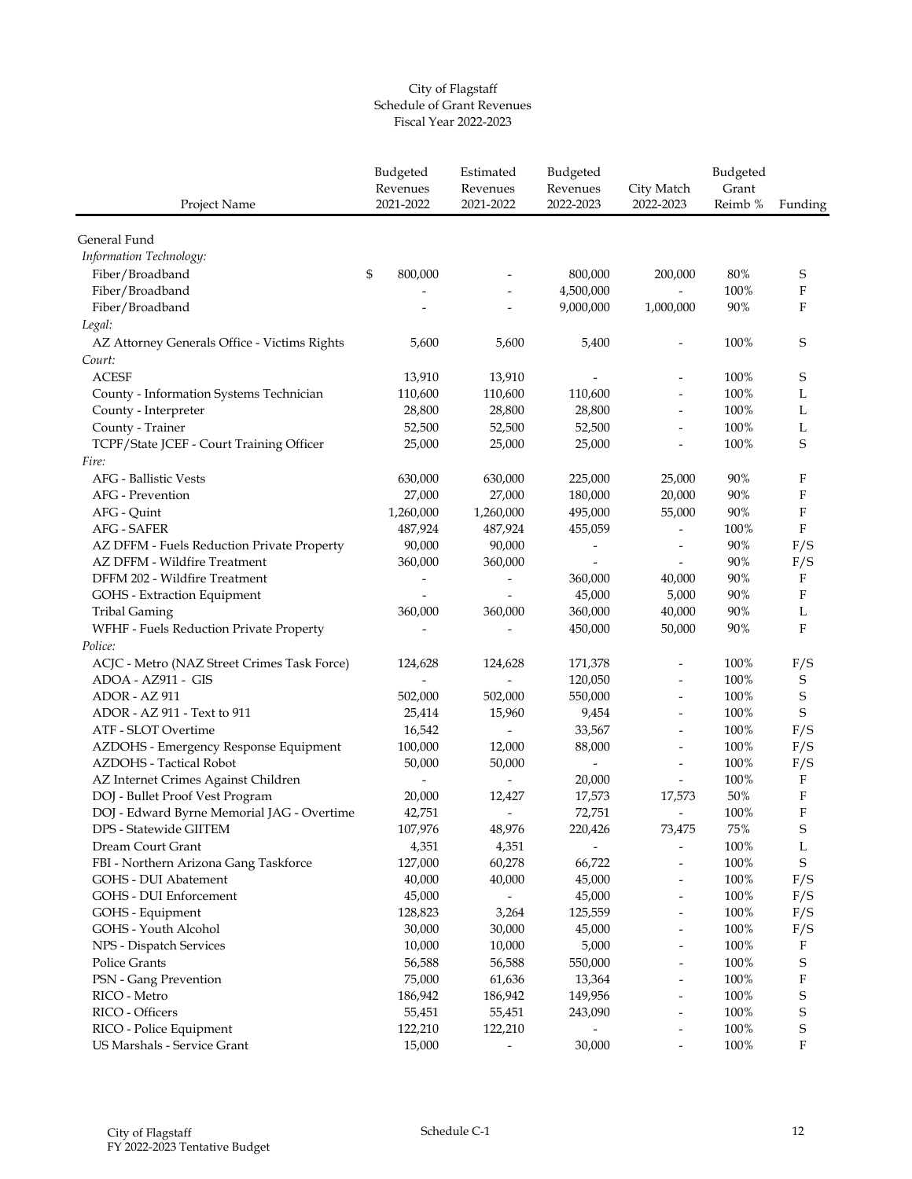City of Flagstaff
Schedule of Grant Revenues
Fiscal Year 2022-2023

| Project Name | Budgeted Revenues 2021-2022 | Estimated Revenues 2021-2022 | Budgeted Revenues 2022-2023 | City Match 2022-2023 | Budgeted Grant Reimb % | Funding |
|---|---|---|---|---|---|---|
| General Fund | | | | | | |
| *Information Technology:* | | | | | | |
| Fiber/Broadband | $ 800,000 | - | 800,000 | 200,000 | 80% | S |
| Fiber/Broadband | - | - | 4,500,000 | - | 100% | F |
| Fiber/Broadband | - | - | 9,000,000 | 1,000,000 | 90% | F |
| *Legal:* | | | | | | |
| AZ Attorney Generals Office - Victims Rights | 5,600 | 5,600 | 5,400 | - | 100% | S |
| *Court:* | | | | | | |
| ACESF | 13,910 | 13,910 | - | - | 100% | S |
| County - Information Systems Technician | 110,600 | 110,600 | 110,600 | - | 100% | L |
| County - Interpreter | 28,800 | 28,800 | 28,800 | - | 100% | L |
| County - Trainer | 52,500 | 52,500 | 52,500 | - | 100% | L |
| TCPF/State JCEF - Court Training Officer | 25,000 | 25,000 | 25,000 | - | 100% | S |
| *Fire:* | | | | | | |
| AFG - Ballistic Vests | 630,000 | 630,000 | 225,000 | 25,000 | 90% | F |
| AFG - Prevention | 27,000 | 27,000 | 180,000 | 20,000 | 90% | F |
| AFG - Quint | 1,260,000 | 1,260,000 | 495,000 | 55,000 | 90% | F |
| AFG - SAFER | 487,924 | 487,924 | 455,059 | - | 100% | F |
| AZ DFFM - Fuels Reduction Private Property | 90,000 | 90,000 | - | - | 90% | F/S |
| AZ DFFM - Wildfire Treatment | 360,000 | 360,000 | - | - | 90% | F/S |
| DFFM 202 - Wildfire Treatment | - | - | 360,000 | 40,000 | 90% | F |
| GOHS - Extraction Equipment | - | - | 45,000 | 5,000 | 90% | F |
| Tribal Gaming | 360,000 | 360,000 | 360,000 | 40,000 | 90% | L |
| WFHF - Fuels Reduction Private Property | - | - | 450,000 | 50,000 | 90% | F |
| *Police:* | | | | | | |
| ACJC - Metro (NAZ Street Crimes Task Force) | 124,628 | 124,628 | 171,378 | - | 100% | F/S |
| ADOA - AZ911 - GIS | - | - | 120,050 | - | 100% | S |
| ADOR - AZ 911 | 502,000 | 502,000 | 550,000 | - | 100% | S |
| ADOR - AZ 911 - Text to 911 | 25,414 | 15,960 | 9,454 | - | 100% | S |
| ATF - SLOT Overtime | 16,542 | - | 33,567 | - | 100% | F/S |
| AZDOHS - Emergency Response Equipment | 100,000 | 12,000 | 88,000 | - | 100% | F/S |
| AZDOHS - Tactical Robot | 50,000 | 50,000 | - | - | 100% | F/S |
| AZ Internet Crimes Against Children | - | - | 20,000 | - | 100% | F |
| DOJ - Bullet Proof Vest Program | 20,000 | 12,427 | 17,573 | 17,573 | 50% | F |
| DOJ - Edward Byrne Memorial JAG - Overtime | 42,751 | - | 72,751 | - | 100% | F |
| DPS - Statewide GIITEM | 107,976 | 48,976 | 220,426 | 73,475 | 75% | S |
| Dream Court Grant | 4,351 | 4,351 | - | - | 100% | L |
| FBI - Northern Arizona Gang Taskforce | 127,000 | 60,278 | 66,722 | - | 100% | S |
| GOHS - DUI Abatement | 40,000 | 40,000 | 45,000 | - | 100% | F/S |
| GOHS - DUI Enforcement | 45,000 | - | 45,000 | - | 100% | F/S |
| GOHS - Equipment | 128,823 | 3,264 | 125,559 | - | 100% | F/S |
| GOHS - Youth Alcohol | 30,000 | 30,000 | 45,000 | - | 100% | F/S |
| NPS - Dispatch Services | 10,000 | 10,000 | 5,000 | - | 100% | F |
| Police Grants | 56,588 | 56,588 | 550,000 | - | 100% | S |
| PSN - Gang Prevention | 75,000 | 61,636 | 13,364 | - | 100% | F |
| RICO - Metro | 186,942 | 186,942 | 149,956 | - | 100% | S |
| RICO - Officers | 55,451 | 55,451 | 243,090 | - | 100% | S |
| RICO - Police Equipment | 122,210 | 122,210 | - | - | 100% | S |
| US Marshals - Service Grant | 15,000 | - | 30,000 | - | 100% | F |

Schedule C-1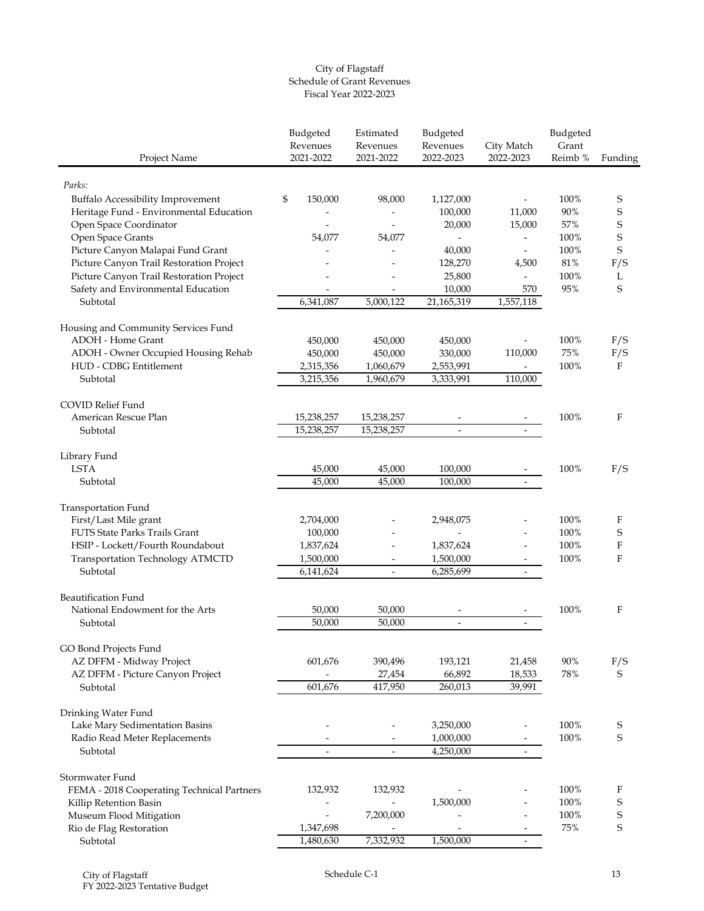City of Flagstaff
Schedule of Grant Revenues
Fiscal Year 2022-2023

| Project Name | Budgeted Revenues 2021-2022 | Estimated Revenues 2021-2022 | Budgeted Revenues 2022-2023 | City Match 2022-2023 | Budgeted Grant Reimb % | Funding |
|---|---|---|---|---|---|---|
| *Parks:* | | | | | | |
| Buffalo Accessibility Improvement | $ 150,000 | 98,000 | 1,127,000 | - | 100% | S |
| Heritage Fund - Environmental Education | - | - | 100,000 | 11,000 | 90% | S |
| Open Space Coordinator | - | - | 20,000 | 15,000 | 57% | S |
| Open Space Grants | 54,077 | 54,077 | - | - | 100% | S |
| Picture Canyon Malapai Fund Grant | - | - | 40,000 | - | 100% | S |
| Picture Canyon Trail Restoration Project | - | - | 128,270 | 4,500 | 81% | F/S |
| Picture Canyon Trail Restoration Project | - | - | 25,800 | - | 100% | L |
| Safety and Environmental Education | - | - | 10,000 | 570 | 95% | S |
| Subtotal | 6,341,087 | 5,000,122 | 21,165,319 | 1,557,118 | | |
| Housing and Community Services Fund | | | | | | |
| ADOH - Home Grant | 450,000 | 450,000 | 450,000 | - | 100% | F/S |
| ADOH - Owner Occupied Housing Rehab | 450,000 | 450,000 | 330,000 | 110,000 | 75% | F/S |
| HUD - CDBG Entitlement | 2,315,356 | 1,060,679 | 2,553,991 | - | 100% | F |
| Subtotal | 3,215,356 | 1,960,679 | 3,333,991 | 110,000 | | |
| COVID Relief Fund | | | | | | |
| American Rescue Plan | 15,238,257 | 15,238,257 | - | - | 100% | F |
| Subtotal | 15,238,257 | 15,238,257 | - | - | | |
| Library Fund | | | | | | |
| LSTA | 45,000 | 45,000 | 100,000 | - | 100% | F/S |
| Subtotal | 45,000 | 45,000 | 100,000 | - | | |
| Transportation Fund | | | | | | |
| First/Last Mile grant | 2,704,000 | - | 2,948,075 | - | 100% | F |
| FUTS State Parks Trails Grant | 100,000 | - | - | - | 100% | S |
| HSIP - Lockett/Fourth Roundabout | 1,837,624 | - | 1,837,624 | - | 100% | F |
| Transportation Technology ATMCTD | 1,500,000 | - | 1,500,000 | - | 100% | F |
| Subtotal | 6,141,624 | - | 6,285,699 | - | | |
| Beautification Fund | | | | | | |
| National Endowment for the Arts | 50,000 | 50,000 | - | - | 100% | F |
| Subtotal | 50,000 | 50,000 | - | - | | |
| GO Bond Projects Fund | | | | | | |
| AZ DFFM - Midway Project | 601,676 | 390,496 | 193,121 | 21,458 | 90% | F/S |
| AZ DFFM - Picture Canyon Project | - | 27,454 | 66,892 | 18,533 | 78% | S |
| Subtotal | 601,676 | 417,950 | 260,013 | 39,991 | | |
| Drinking Water Fund | | | | | | |
| Lake Mary Sedimentation Basins | - | - | 3,250,000 | - | 100% | S |
| Radio Read Meter Replacements | - | - | 1,000,000 | - | 100% | S |
| Subtotal | - | - | 4,250,000 | - | | |
| Stormwater Fund | | | | | | |
| FEMA - 2018 Cooperating Technical Partners | 132,932 | 132,932 | - | - | 100% | F |
| Killip Retention Basin | - | - | 1,500,000 | - | 100% | S |
| Museum Flood Mitigation | - | 7,200,000 | - | - | 100% | S |
| Rio de Flag Restoration | 1,347,698 | - | - | - | 75% | S |
| Subtotal | 1,480,630 | 7,332,932 | 1,500,000 | - | | |

City of Flagstaff
FY 2022-2023 Tentative Budget

Schedule C-1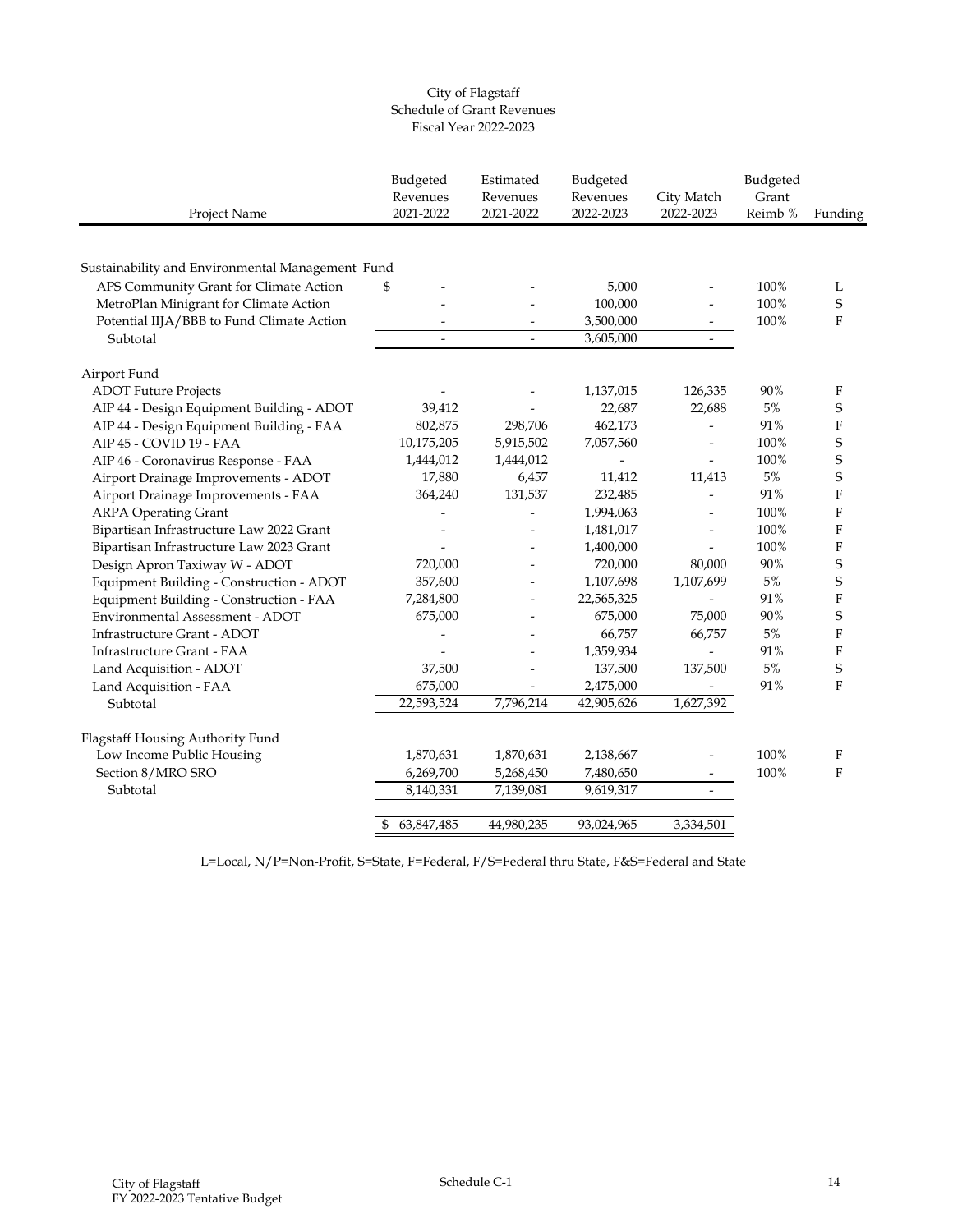City of Flagstaff
Schedule of Grant Revenues
Fiscal Year 2022-2023

| Project Name | Budgeted Revenues 2021-2022 | Estimated Revenues 2021-2022 | Budgeted Revenues 2022-2023 | City Match 2022-2023 | Budgeted Grant Reimb % | Funding |
|---|---|---|---|---|---|---|
| **Sustainability and Environmental Management Fund** | | | | | | |
| APS Community Grant for Climate Action | $ - | - | 5,000 | - | 100% | L |
| MetroPlan Minigrant for Climate Action | - | - | 100,000 | - | 100% | S |
| Potential IIJA/BBB to Fund Climate Action | - | - | 3,500,000 | - | 100% | F |
| Subtotal | - | - | 3,605,000 | - | | |
| **Airport Fund** | | | | | | |
| ADOT Future Projects | - | - | 1,137,015 | 126,335 | 90% | F |
| AIP 44 - Design Equipment Building - ADOT | 39,412 | - | 22,687 | 22,688 | 5% | S |
| AIP 44 - Design Equipment Building - FAA | 802,875 | 298,706 | 462,173 | - | 91% | F |
| AIP 45 - COVID 19 - FAA | 10,175,205 | 5,915,502 | 7,057,560 | - | 100% | S |
| AIP 46 - Coronavirus Response - FAA | 1,444,012 | 1,444,012 | - | - | 100% | S |
| Airport Drainage Improvements - ADOT | 17,880 | 6,457 | 11,412 | 11,413 | 5% | S |
| Airport Drainage Improvements - FAA | 364,240 | 131,537 | 232,485 | - | 91% | F |
| ARPA Operating Grant | - | - | 1,994,063 | - | 100% | F |
| Bipartisan Infrastructure Law 2022 Grant | - | - | 1,481,017 | - | 100% | F |
| Bipartisan Infrastructure Law 2023 Grant | - | - | 1,400,000 | - | 100% | F |
| Design Apron Taxiway W - ADOT | 720,000 | - | 720,000 | 80,000 | 90% | S |
| Equipment Building - Construction - ADOT | 357,600 | - | 1,107,698 | 1,107,699 | 5% | S |
| Equipment Building - Construction - FAA | 7,284,800 | - | 22,565,325 | - | 91% | F |
| Environmental Assessment - ADOT | 675,000 | - | 675,000 | 75,000 | 90% | S |
| Infrastructure Grant - ADOT | - | - | 66,757 | 66,757 | 5% | F |
| Infrastructure Grant - FAA | - | - | 1,359,934 | - | 91% | F |
| Land Acquisition - ADOT | 37,500 | - | 137,500 | 137,500 | 5% | S |
| Land Acquisition - FAA | 675,000 | - | 2,475,000 | - | 91% | F |
| Subtotal | 22,593,524 | 7,796,214 | 42,905,626 | 1,627,392 | | |
| **Flagstaff Housing Authority Fund** | | | | | | |
| Low Income Public Housing | 1,870,631 | 1,870,631 | 2,138,667 | - | 100% | F |
| Section 8/MRO SRO | 6,269,700 | 5,268,450 | 7,480,650 | - | 100% | F |
| Subtotal | 8,140,331 | 7,139,081 | 9,619,317 | - | | |
| | $ 63,847,485 | 44,980,235 | 93,024,965 | 3,334,501 | | |

L=Local, N/P=Non-Profit, S=State, F=Federal, F/S=Federal thru State, F&S=Federal and State

Schedule C-1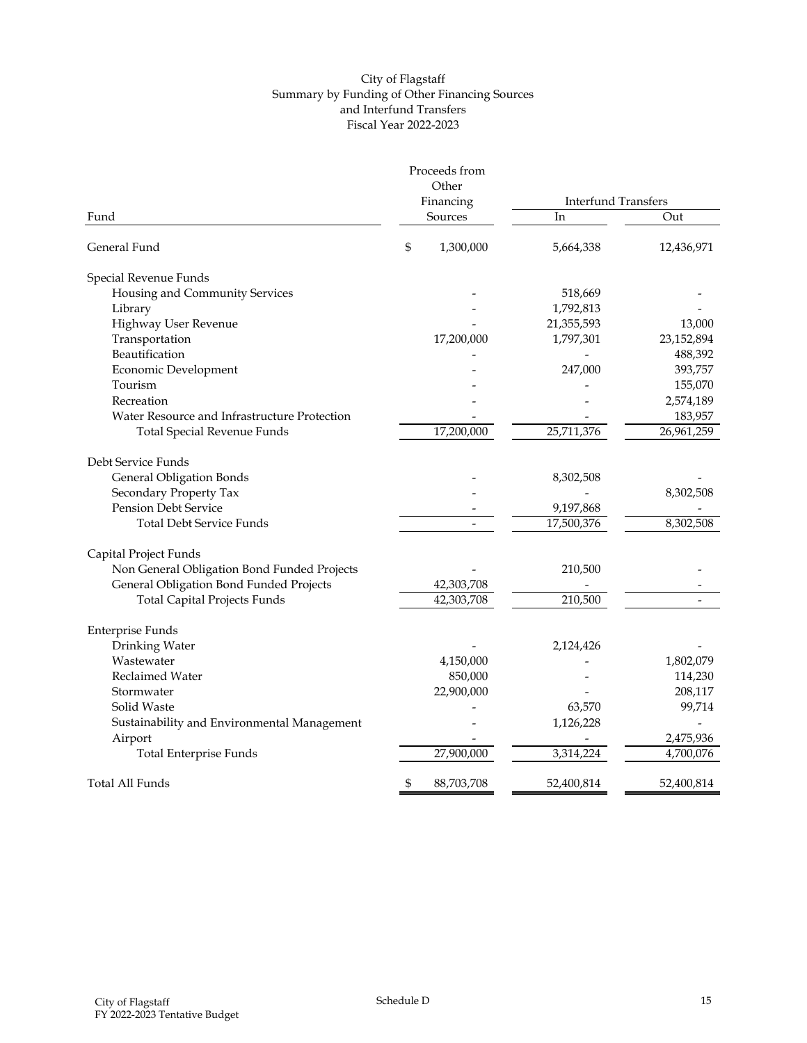# City of Flagstaff
## Summary by Funding of Other Financing Sources and Interfund Transfers
### Fiscal Year 2022-2023

| Fund | Proceeds from Other Financing Sources | Interfund Transfers | |
|---|---|---|---|
| | | In | Out |
| General Fund | $ 1,300,000 | 5,664,338 | 12,436,971 |
| **Special Revenue Funds** | | | |
| Housing and Community Services | - | 518,669 | - |
| Library | - | 1,792,813 | - |
| Highway User Revenue | - | 21,355,593 | 13,000 |
| Transportation | 17,200,000 | 1,797,301 | 23,152,894 |
| Beautification | - | - | 488,392 |
| Economic Development | - | 247,000 | 393,757 |
| Tourism | - | - | 155,070 |
| Recreation | - | - | 2,574,189 |
| Water Resource and Infrastructure Protection | - | - | 183,957 |
| Total Special Revenue Funds | 17,200,000 | 25,711,376 | 26,961,259 |
| **Debt Service Funds** | | | |
| General Obligation Bonds | - | 8,302,508 | - |
| Secondary Property Tax | - | - | 8,302,508 |
| Pension Debt Service | - | 9,197,868 | - |
| Total Debt Service Funds | - | 17,500,376 | 8,302,508 |
| **Capital Project Funds** | | | |
| Non General Obligation Bond Funded Projects | - | 210,500 | - |
| General Obligation Bond Funded Projects | 42,303,708 | - | - |
| Total Capital Projects Funds | 42,303,708 | 210,500 | - |
| **Enterprise Funds** | | | |
| Drinking Water | - | 2,124,426 | - |
| Wastewater | 4,150,000 | - | 1,802,079 |
| Reclaimed Water | 850,000 | - | 114,230 |
| Stormwater | 22,900,000 | - | 208,117 |
| Solid Waste | - | 63,570 | 99,714 |
| Sustainability and Environmental Management | - | 1,126,228 | - |
| Airport | - | - | 2,475,936 |
| Total Enterprise Funds | 27,900,000 | 3,314,224 | 4,700,076 |
| Total All Funds | $ 88,703,708 | 52,400,814 | 52,400,814 |

Schedule D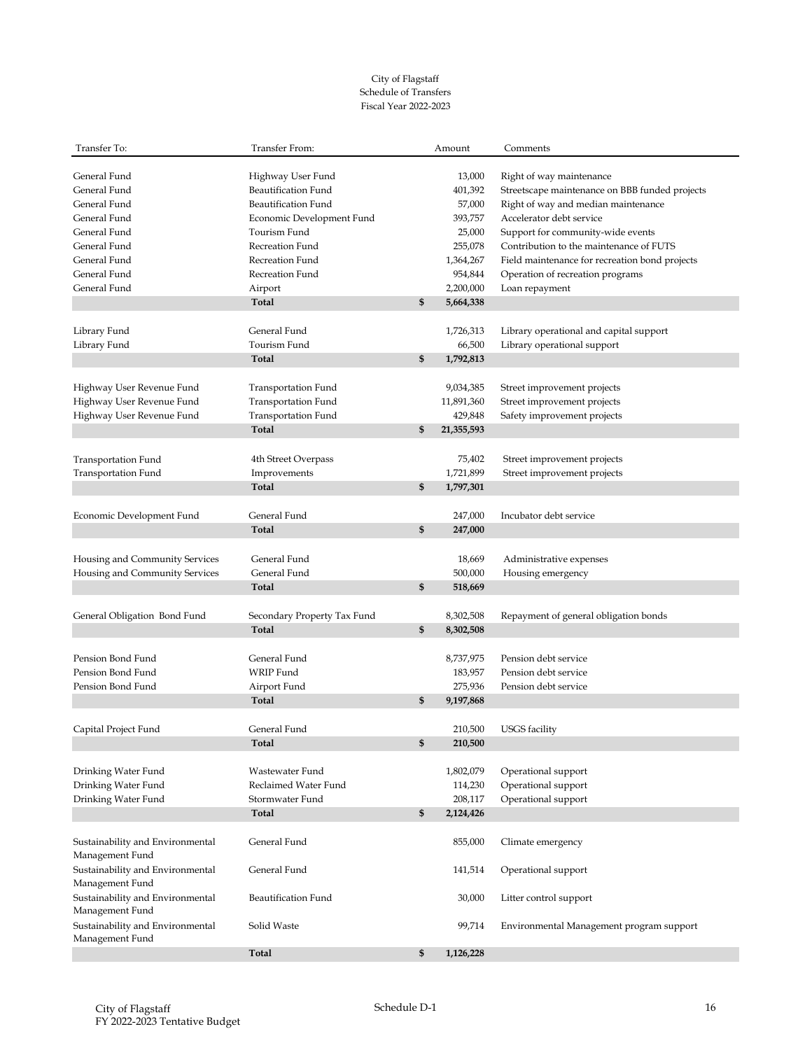City of Flagstaff
Schedule of Transfers
Fiscal Year 2022-2023

| Transfer To: | Transfer From: | | Amount | Comments |
|---|---|---|---|---|
| General Fund | Highway User Fund | | 13,000 | Right of way maintenance |
| General Fund | Beautification Fund | | 401,392 | Streetscape maintenance on BBB funded projects |
| General Fund | Beautification Fund | | 57,000 | Right of way and median maintenance |
| General Fund | Economic Development Fund | | 393,757 | Accelerator debt service |
| General Fund | Tourism Fund | | 25,000 | Support for community-wide events |
| General Fund | Recreation Fund | | 255,078 | Contribution to the maintenance of FUTS |
| General Fund | Recreation Fund | | 1,364,267 | Field maintenance for recreation bond projects |
| General Fund | Recreation Fund | | 954,844 | Operation of recreation programs |
| General Fund | Airport | | 2,200,000 | Loan repayment |
| | **Total** | **$** | **5,664,338** | |
| Library Fund | General Fund | | 1,726,313 | Library operational and capital support |
| Library Fund | Tourism Fund | | 66,500 | Library operational support |
| | **Total** | **$** | **1,792,813** | |
| Highway User Revenue Fund | Transportation Fund | | 9,034,385 | Street improvement projects |
| Highway User Revenue Fund | Transportation Fund | | 11,891,360 | Street improvement projects |
| Highway User Revenue Fund | Transportation Fund | | 429,848 | Safety improvement projects |
| | **Total** | **$** | **21,355,593** | |
| Transportation Fund | 4th Street Overpass | | 75,402 | Street improvement projects |
| Transportation Fund | Improvements | | 1,721,899 | Street improvement projects |
| | **Total** | **$** | **1,797,301** | |
| Economic Development Fund | General Fund | | 247,000 | Incubator debt service |
| | **Total** | **$** | **247,000** | |
| Housing and Community Services | General Fund | | 18,669 | Administrative expenses |
| Housing and Community Services | General Fund | | 500,000 | Housing emergency |
| | **Total** | **$** | **518,669** | |
| General Obligation Bond Fund | Secondary Property Tax Fund | | 8,302,508 | Repayment of general obligation bonds |
| | **Total** | **$** | **8,302,508** | |
| Pension Bond Fund | General Fund | | 8,737,975 | Pension debt service |
| Pension Bond Fund | WRIP Fund | | 183,957 | Pension debt service |
| Pension Bond Fund | Airport Fund | | 275,936 | Pension debt service |
| | **Total** | **$** | **9,197,868** | |
| Capital Project Fund | General Fund | | 210,500 | USGS facility |
| | **Total** | **$** | **210,500** | |
| Drinking Water Fund | Wastewater Fund | | 1,802,079 | Operational support |
| Drinking Water Fund | Reclaimed Water Fund | | 114,230 | Operational support |
| Drinking Water Fund | Stormwater Fund | | 208,117 | Operational support |
| | **Total** | **$** | **2,124,426** | |
| Sustainability and Environmental Management Fund | General Fund | | 855,000 | Climate emergency |
| Sustainability and Environmental Management Fund | General Fund | | 141,514 | Operational support |
| Sustainability and Environmental Management Fund | Beautification Fund | | 30,000 | Litter control support |
| Sustainability and Environmental Management Fund | Solid Waste | | 99,714 | Environmental Management program support |
| | **Total** | **$** | **1,126,228** | |

Schedule D-1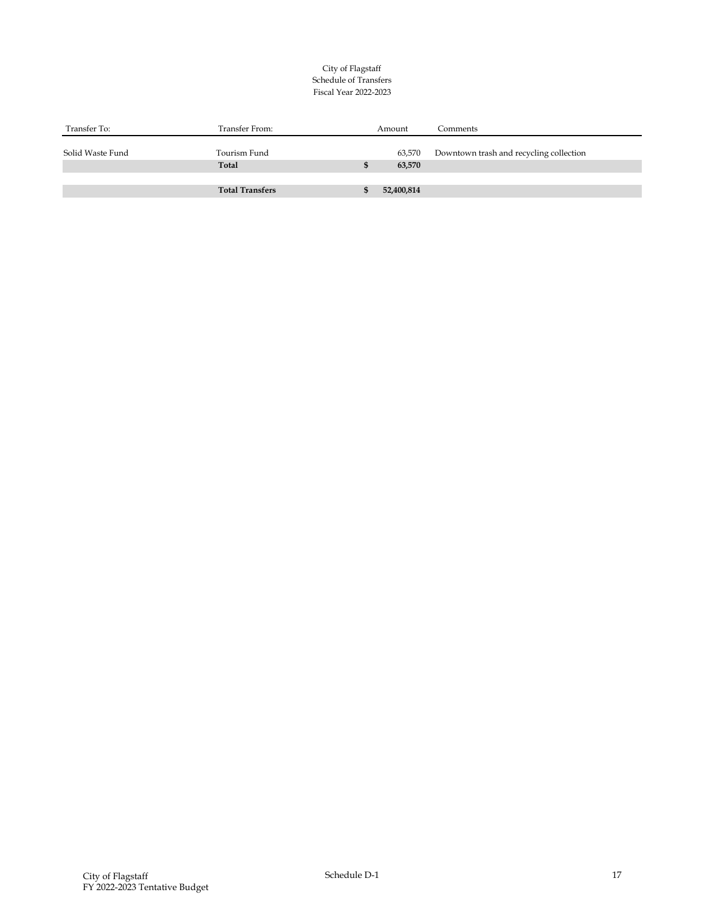City of Flagstaff
Schedule of Transfers
Fiscal Year 2022-2023

| Transfer To: | Transfer From: | Amount | Comments |
|---|---|---|---|
| Solid Waste Fund | Tourism Fund | 63,570 | Downtown trash and recycling collection |
| | **Total** | **$ 63,570** | |
| | | | |
| | **Total Transfers** | **$ 52,400,814** | |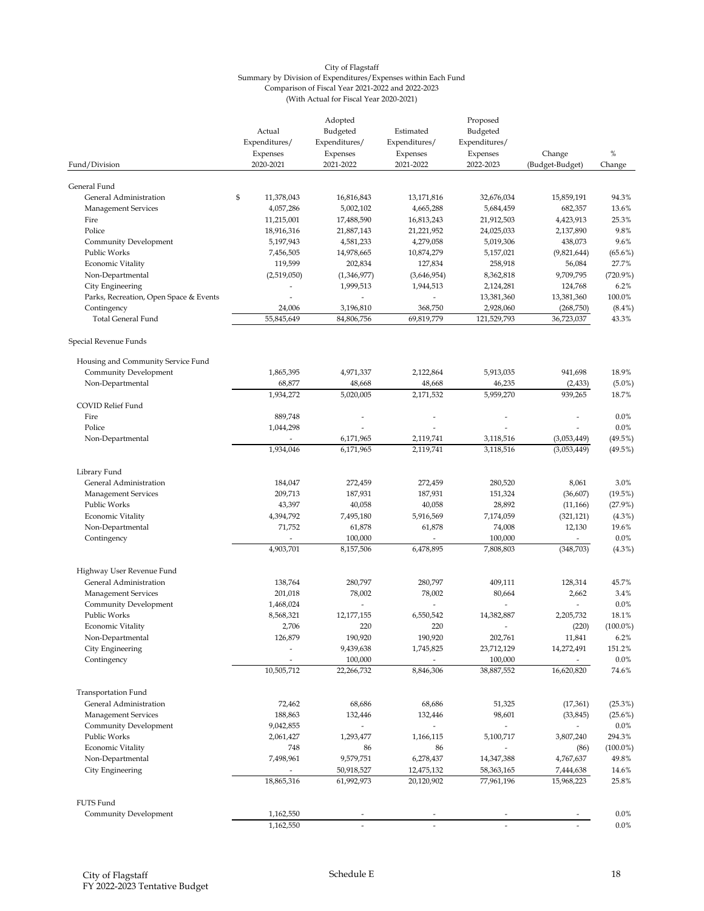City of Flagstaff
Summary by Division of Expenditures/Expenses within Each Fund
Comparison of Fiscal Year 2021-2022 and 2022-2023
(With Actual for Fiscal Year 2020-2021)

| Fund/Division | Actual Expenditures/ Expenses 2020-2021 | Adopted Budgeted Expenditures/ Expenses 2021-2022 | Estimated Expenditures/ Expenses 2021-2022 | Proposed Budgeted Expenditures/ Expenses 2022-2023 | Change (Budget-Budget) | % Change |
|---|---|---|---|---|---|---|
| **General Fund** | | | | | | |
| General Administration | $ 11,378,043 | 16,816,843 | 13,171,816 | 32,676,034 | 15,859,191 | 94.3% |
| Management Services | 4,057,286 | 5,002,102 | 4,665,288 | 5,684,459 | 682,357 | 13.6% |
| Fire | 11,215,001 | 17,488,590 | 16,813,243 | 21,912,503 | 4,423,913 | 25.3% |
| Police | 18,916,316 | 21,887,143 | 21,221,952 | 24,025,033 | 2,137,890 | 9.8% |
| Community Development | 5,197,943 | 4,581,233 | 4,279,058 | 5,019,306 | 438,073 | 9.6% |
| Public Works | 7,456,505 | 14,978,665 | 10,874,279 | 5,157,021 | (9,821,644) | (65.6%) |
| Economic Vitality | 119,599 | 202,834 | 127,834 | 258,918 | 56,084 | 27.7% |
| Non-Departmental | (2,519,050) | (1,346,977) | (3,646,954) | 8,362,818 | 9,709,795 | (720.9%) |
| City Engineering | - | 1,999,513 | 1,944,513 | 2,124,281 | 124,768 | 6.2% |
| Parks, Recreation, Open Space & Events | - | - | - | 13,381,360 | 13,381,360 | 100.0% |
| Contingency | 24,006 | 3,196,810 | 368,750 | 2,928,060 | (268,750) | (8.4%) |
| Total General Fund | 55,845,649 | 84,806,756 | 69,819,779 | 121,529,793 | 36,723,037 | 43.3% |
| **Special Revenue Funds** | | | | | | |
| Housing and Community Service Fund | | | | | | |
| Community Development | 1,865,395 | 4,971,337 | 2,122,864 | 5,913,035 | 941,698 | 18.9% |
| Non-Departmental | 68,877 | 48,668 | 48,668 | 46,235 | (2,433) | (5.0%) |
| | 1,934,272 | 5,020,005 | 2,171,532 | 5,959,270 | 939,265 | 18.7% |
| COVID Relief Fund | | | | | | |
| Fire | 889,748 | - | - | - | - | 0.0% |
| Police | 1,044,298 | - | - | - | - | 0.0% |
| Non-Departmental | - | 6,171,965 | 2,119,741 | 3,118,516 | (3,053,449) | (49.5%) |
| | 1,934,046 | 6,171,965 | 2,119,741 | 3,118,516 | (3,053,449) | (49.5%) |
| Library Fund | | | | | | |
| General Administration | 184,047 | 272,459 | 272,459 | 280,520 | 8,061 | 3.0% |
| Management Services | 209,713 | 187,931 | 187,931 | 151,324 | (36,607) | (19.5%) |
| Public Works | 43,397 | 40,058 | 40,058 | 28,892 | (11,166) | (27.9%) |
| Economic Vitality | 4,394,792 | 7,495,180 | 5,916,569 | 7,174,059 | (321,121) | (4.3%) |
| Non-Departmental | 71,752 | 61,878 | 61,878 | 74,008 | 12,130 | 19.6% |
| Contingency | - | 100,000 | - | 100,000 | - | 0.0% |
| | 4,903,701 | 8,157,506 | 6,478,895 | 7,808,803 | (348,703) | (4.3%) |
| Highway User Revenue Fund | | | | | | |
| General Administration | 138,764 | 280,797 | 280,797 | 409,111 | 128,314 | 45.7% |
| Management Services | 201,018 | 78,002 | 78,002 | 80,664 | 2,662 | 3.4% |
| Community Development | 1,468,024 | - | - | - | - | 0.0% |
| Public Works | 8,568,321 | 12,177,155 | 6,550,542 | 14,382,887 | 2,205,732 | 18.1% |
| Economic Vitality | 2,706 | 220 | 220 | - | (220) | (100.0%) |
| Non-Departmental | 126,879 | 190,920 | 190,920 | 202,761 | 11,841 | 6.2% |
| City Engineering | - | 9,439,638 | 1,745,825 | 23,712,129 | 14,272,491 | 151.2% |
| Contingency | - | 100,000 | - | 100,000 | - | 0.0% |
| | 10,505,712 | 22,266,732 | 8,846,306 | 38,887,552 | 16,620,820 | 74.6% |
| Transportation Fund | | | | | | |
| General Administration | 72,462 | 68,686 | 68,686 | 51,325 | (17,361) | (25.3%) |
| Management Services | 188,863 | 132,446 | 132,446 | 98,601 | (33,845) | (25.6%) |
| Community Development | 9,042,855 | - | - | - | - | 0.0% |
| Public Works | 2,061,427 | 1,293,477 | 1,166,115 | 5,100,717 | 3,807,240 | 294.3% |
| Economic Vitality | 748 | 86 | 86 | - | (86) | (100.0%) |
| Non-Departmental | 7,498,961 | 9,579,751 | 6,278,437 | 14,347,388 | 4,767,637 | 49.8% |
| City Engineering | - | 50,918,527 | 12,475,132 | 58,363,165 | 7,444,638 | 14.6% |
| | 18,865,316 | 61,992,973 | 20,120,902 | 77,961,196 | 15,968,223 | 25.8% |
| FUTS Fund | | | | | | |
| Community Development | 1,162,550 | - | - | - | - | 0.0% |
| | 1,162,550 | - | - | - | - | 0.0% |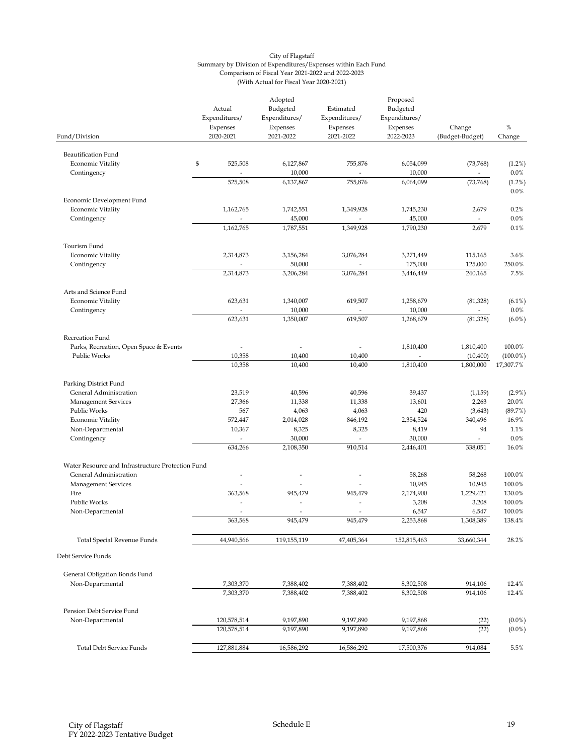City of Flagstaff
Summary by Division of Expenditures/Expenses within Each Fund
Comparison of Fiscal Year 2021-2022 and 2022-2023
(With Actual for Fiscal Year 2020-2021)

| Fund/Division | Actual Expenditures/ Expenses 2020-2021 | Adopted Budgeted Expenditures/ Expenses 2021-2022 | Estimated Expenditures/ Expenses 2021-2022 | Proposed Budgeted Expenditures/ Expenses 2022-2023 | Change (Budget-Budget) | % Change |
|---|---|---|---|---|---|---|
| Beautification Fund | | | | | | |
| Economic Vitality | $ 525,508 | 6,127,867 | 755,876 | 6,054,099 | (73,768) | (1.2%) |
| Contingency | - | 10,000 | - | 10,000 | - | 0.0% |
| | 525,508 | 6,137,867 | 755,876 | 6,064,099 | (73,768) | (1.2%) |
| | | | | | | 0.0% |
| Economic Development Fund | | | | | | |
| Economic Vitality | 1,162,765 | 1,742,551 | 1,349,928 | 1,745,230 | 2,679 | 0.2% |
| Contingency | - | 45,000 | - | 45,000 | - | 0.0% |
| | 1,162,765 | 1,787,551 | 1,349,928 | 1,790,230 | 2,679 | 0.1% |
| Tourism Fund | | | | | | |
| Economic Vitality | 2,314,873 | 3,156,284 | 3,076,284 | 3,271,449 | 115,165 | 3.6% |
| Contingency | - | 50,000 | - | 175,000 | 125,000 | 250.0% |
| | 2,314,873 | 3,206,284 | 3,076,284 | 3,446,449 | 240,165 | 7.5% |
| Arts and Science Fund | | | | | | |
| Economic Vitality | 623,631 | 1,340,007 | 619,507 | 1,258,679 | (81,328) | (6.1%) |
| Contingency | - | 10,000 | - | 10,000 | - | 0.0% |
| | 623,631 | 1,350,007 | 619,507 | 1,268,679 | (81,328) | (6.0%) |
| Recreation Fund | | | | | | |
| Parks, Recreation, Open Space & Events | - | - | - | 1,810,400 | 1,810,400 | 100.0% |
| Public Works | 10,358 | 10,400 | 10,400 | - | (10,400) | (100.0%) |
| | 10,358 | 10,400 | 10,400 | 1,810,400 | 1,800,000 | 17,307.7% |
| Parking District Fund | | | | | | |
| General Administration | 23,519 | 40,596 | 40,596 | 39,437 | (1,159) | (2.9%) |
| Management Services | 27,366 | 11,338 | 11,338 | 13,601 | 2,263 | 20.0% |
| Public Works | 567 | 4,063 | 4,063 | 420 | (3,643) | (89.7%) |
| Economic Vitality | 572,447 | 2,014,028 | 846,192 | 2,354,524 | 340,496 | 16.9% |
| Non-Departmental | 10,367 | 8,325 | 8,325 | 8,419 | 94 | 1.1% |
| Contingency | - | 30,000 | - | 30,000 | - | 0.0% |
| | 634,266 | 2,108,350 | 910,514 | 2,446,401 | 338,051 | 16.0% |
| Water Resource and Infrastructure Protection Fund | | | | | | |
| General Administration | - | - | - | 58,268 | 58,268 | 100.0% |
| Management Services | - | - | - | 10,945 | 10,945 | 100.0% |
| Fire | 363,568 | 945,479 | 945,479 | 2,174,900 | 1,229,421 | 130.0% |
| Public Works | - | - | - | 3,208 | 3,208 | 100.0% |
| Non-Departmental | - | - | - | 6,547 | 6,547 | 100.0% |
| | 363,568 | 945,479 | 945,479 | 2,253,868 | 1,308,389 | 138.4% |
| Total Special Revenue Funds | 44,940,566 | 119,155,119 | 47,405,364 | 152,815,463 | 33,660,344 | 28.2% |
| Debt Service Funds | | | | | | |
| General Obligation Bonds Fund | | | | | | |
| Non-Departmental | 7,303,370 | 7,388,402 | 7,388,402 | 8,302,508 | 914,106 | 12.4% |
| | 7,303,370 | 7,388,402 | 7,388,402 | 8,302,508 | 914,106 | 12.4% |
| Pension Debt Service Fund | | | | | | |
| Non-Departmental | 120,578,514 | 9,197,890 | 9,197,890 | 9,197,868 | (22) | (0.0%) |
| | 120,578,514 | 9,197,890 | 9,197,890 | 9,197,868 | (22) | (0.0%) |
| Total Debt Service Funds | 127,881,884 | 16,586,292 | 16,586,292 | 17,500,376 | 914,084 | 5.5% |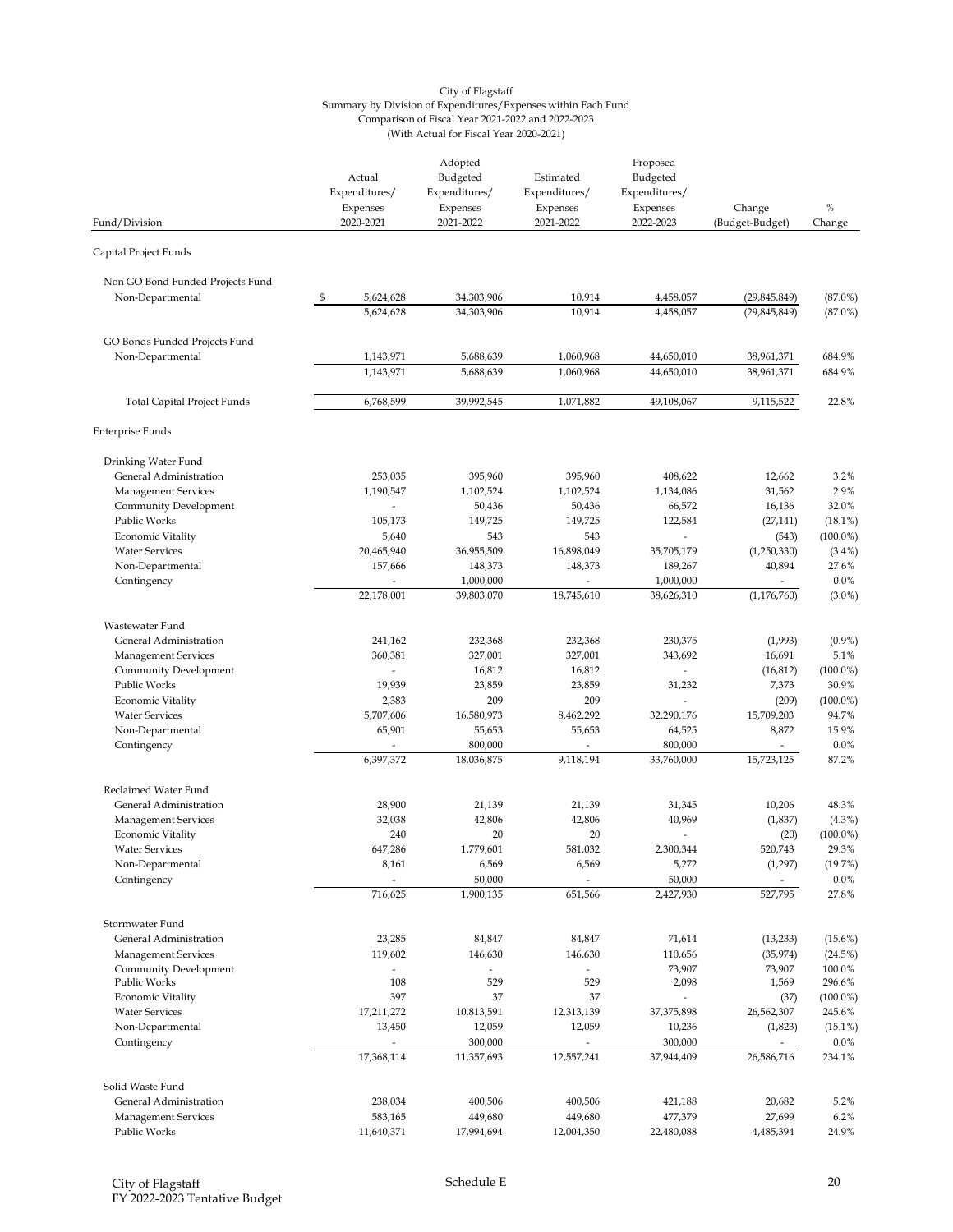City of Flagstaff
Summary by Division of Expenditures/Expenses within Each Fund
Comparison of Fiscal Year 2021-2022 and 2022-2023
(With Actual for Fiscal Year 2020-2021)

| Fund/Division | Actual Expenditures/ Expenses 2020-2021 | Adopted Budgeted Expenditures/ Expenses 2021-2022 | Estimated Expenditures/ Expenses 2021-2022 | Proposed Budgeted Expenditures/ Expenses 2022-2023 | Change (Budget-Budget) | % Change |
|---|---|---|---|---|---|---|
| **Capital Project Funds** | | | | | | |
| Non GO Bond Funded Projects Fund | | | | | | |
| Non-Departmental | $ 5,624,628 | 34,303,906 | 10,914 | 4,458,057 | (29,845,849) | (87.0%) |
| | 5,624,628 | 34,303,906 | 10,914 | 4,458,057 | (29,845,849) | (87.0%) |
| GO Bonds Funded Projects Fund | | | | | | |
| Non-Departmental | 1,143,971 | 5,688,639 | 1,060,968 | 44,650,010 | 38,961,371 | 684.9% |
| | 1,143,971 | 5,688,639 | 1,060,968 | 44,650,010 | 38,961,371 | 684.9% |
| Total Capital Project Funds | 6,768,599 | 39,992,545 | 1,071,882 | 49,108,067 | 9,115,522 | 22.8% |
| **Enterprise Funds** | | | | | | |
| Drinking Water Fund | | | | | | |
| General Administration | 253,035 | 395,960 | 395,960 | 408,622 | 12,662 | 3.2% |
| Management Services | 1,190,547 | 1,102,524 | 1,102,524 | 1,134,086 | 31,562 | 2.9% |
| Community Development | - | 50,436 | 50,436 | 66,572 | 16,136 | 32.0% |
| Public Works | 105,173 | 149,725 | 149,725 | 122,584 | (27,141) | (18.1%) |
| Economic Vitality | 5,640 | 543 | 543 | - | (543) | (100.0%) |
| Water Services | 20,465,940 | 36,955,509 | 16,898,049 | 35,705,179 | (1,250,330) | (3.4%) |
| Non-Departmental | 157,666 | 148,373 | 148,373 | 189,267 | 40,894 | 27.6% |
| Contingency | - | 1,000,000 | - | 1,000,000 | - | 0.0% |
| | 22,178,001 | 39,803,070 | 18,745,610 | 38,626,310 | (1,176,760) | (3.0%) |
| Wastewater Fund | | | | | | |
| General Administration | 241,162 | 232,368 | 232,368 | 230,375 | (1,993) | (0.9%) |
| Management Services | 360,381 | 327,001 | 327,001 | 343,692 | 16,691 | 5.1% |
| Community Development | - | 16,812 | 16,812 | - | (16,812) | (100.0%) |
| Public Works | 19,939 | 23,859 | 23,859 | 31,232 | 7,373 | 30.9% |
| Economic Vitality | 2,383 | 209 | 209 | - | (209) | (100.0%) |
| Water Services | 5,707,606 | 16,580,973 | 8,462,292 | 32,290,176 | 15,709,203 | 94.7% |
| Non-Departmental | 65,901 | 55,653 | 55,653 | 64,525 | 8,872 | 15.9% |
| Contingency | - | 800,000 | - | 800,000 | - | 0.0% |
| | 6,397,372 | 18,036,875 | 9,118,194 | 33,760,000 | 15,723,125 | 87.2% |
| Reclaimed Water Fund | | | | | | |
| General Administration | 28,900 | 21,139 | 21,139 | 31,345 | 10,206 | 48.3% |
| Management Services | 32,038 | 42,806 | 42,806 | 40,969 | (1,837) | (4.3%) |
| Economic Vitality | 240 | 20 | 20 | - | (20) | (100.0%) |
| Water Services | 647,286 | 1,779,601 | 581,032 | 2,300,344 | 520,743 | 29.3% |
| Non-Departmental | 8,161 | 6,569 | 6,569 | 5,272 | (1,297) | (19.7%) |
| Contingency | - | 50,000 | - | 50,000 | - | 0.0% |
| | 716,625 | 1,900,135 | 651,566 | 2,427,930 | 527,795 | 27.8% |
| Stormwater Fund | | | | | | |
| General Administration | 23,285 | 84,847 | 84,847 | 71,614 | (13,233) | (15.6%) |
| Management Services | 119,602 | 146,630 | 146,630 | 110,656 | (35,974) | (24.5%) |
| Community Development | - | - | - | 73,907 | 73,907 | 100.0% |
| Public Works | 108 | 529 | 529 | 2,098 | 1,569 | 296.6% |
| Economic Vitality | 397 | 37 | 37 | - | (37) | (100.0%) |
| Water Services | 17,211,272 | 10,813,591 | 12,313,139 | 37,375,898 | 26,562,307 | 245.6% |
| Non-Departmental | 13,450 | 12,059 | 12,059 | 10,236 | (1,823) | (15.1%) |
| Contingency | - | 300,000 | - | 300,000 | - | 0.0% |
| | 17,368,114 | 11,357,693 | 12,557,241 | 37,944,409 | 26,586,716 | 234.1% |
| Solid Waste Fund | | | | | | |
| General Administration | 238,034 | 400,506 | 400,506 | 421,188 | 20,682 | 5.2% |
| Management Services | 583,165 | 449,680 | 449,680 | 477,379 | 27,699 | 6.2% |
| Public Works | 11,640,371 | 17,994,694 | 12,004,350 | 22,480,088 | 4,485,394 | 24.9% |

City of Flagstaff
FY 2022-2023 Tentative Budget

Schedule E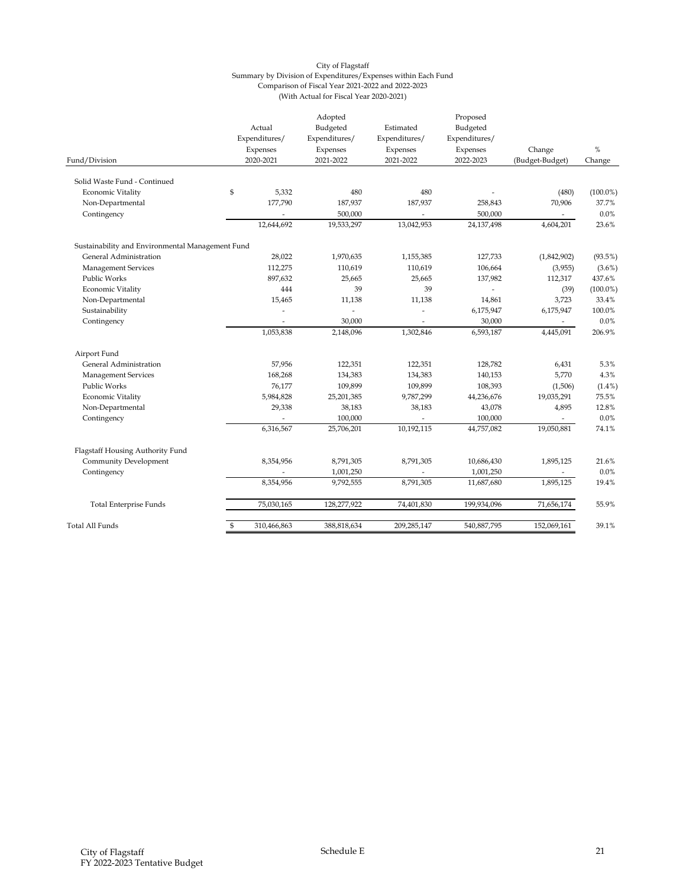City of Flagstaff
Summary by Division of Expenditures/Expenses within Each Fund
Comparison of Fiscal Year 2021-2022 and 2022-2023
(With Actual for Fiscal Year 2020-2021)

| Fund/Division | Actual Expenditures/ Expenses 2020-2021 | Adopted Budgeted Expenditures/ Expenses 2021-2022 | Estimated Expenditures/ Expenses 2021-2022 | Proposed Budgeted Expenditures/ Expenses 2022-2023 | Change (Budget-Budget) | % Change |
|---|---|---|---|---|---|---|
| Solid Waste Fund - Continued | | | | | | |
| Economic Vitality | $ 5,332 | 480 | 480 | - | (480) | (100.0%) |
| Non-Departmental | 177,790 | 187,937 | 187,937 | 258,843 | 70,906 | 37.7% |
| Contingency | - | 500,000 | - | 500,000 | - | 0.0% |
| | 12,644,692 | 19,533,297 | 13,042,953 | 24,137,498 | 4,604,201 | 23.6% |
| Sustainability and Environmental Management Fund | | | | | | |
| General Administration | 28,022 | 1,970,635 | 1,155,385 | 127,733 | (1,842,902) | (93.5%) |
| Management Services | 112,275 | 110,619 | 110,619 | 106,664 | (3,955) | (3.6%) |
| Public Works | 897,632 | 25,665 | 25,665 | 137,982 | 112,317 | 437.6% |
| Economic Vitality | 444 | 39 | 39 | - | (39) | (100.0%) |
| Non-Departmental | 15,465 | 11,138 | 11,138 | 14,861 | 3,723 | 33.4% |
| Sustainability | - | - | - | 6,175,947 | 6,175,947 | 100.0% |
| Contingency | - | 30,000 | - | 30,000 | - | 0.0% |
| | 1,053,838 | 2,148,096 | 1,302,846 | 6,593,187 | 4,445,091 | 206.9% |
| Airport Fund | | | | | | |
| General Administration | 57,956 | 122,351 | 122,351 | 128,782 | 6,431 | 5.3% |
| Management Services | 168,268 | 134,383 | 134,383 | 140,153 | 5,770 | 4.3% |
| Public Works | 76,177 | 109,899 | 109,899 | 108,393 | (1,506) | (1.4%) |
| Economic Vitality | 5,984,828 | 25,201,385 | 9,787,299 | 44,236,676 | 19,035,291 | 75.5% |
| Non-Departmental | 29,338 | 38,183 | 38,183 | 43,078 | 4,895 | 12.8% |
| Contingency | - | 100,000 | - | 100,000 | - | 0.0% |
| | 6,316,567 | 25,706,201 | 10,192,115 | 44,757,082 | 19,050,881 | 74.1% |
| Flagstaff Housing Authority Fund | | | | | | |
| Community Development | 8,354,956 | 8,791,305 | 8,791,305 | 10,686,430 | 1,895,125 | 21.6% |
| Contingency | - | 1,001,250 | - | 1,001,250 | - | 0.0% |
| | 8,354,956 | 9,792,555 | 8,791,305 | 11,687,680 | 1,895,125 | 19.4% |
| Total Enterprise Funds | 75,030,165 | 128,277,922 | 74,401,830 | 199,934,096 | 71,656,174 | 55.9% |
| Total All Funds | $ 310,466,863 | 388,818,634 | 209,285,147 | 540,887,795 | 152,069,161 | 39.1% |

City of Flagstaff
FY 2022-2023 Tentative Budget

Schedule E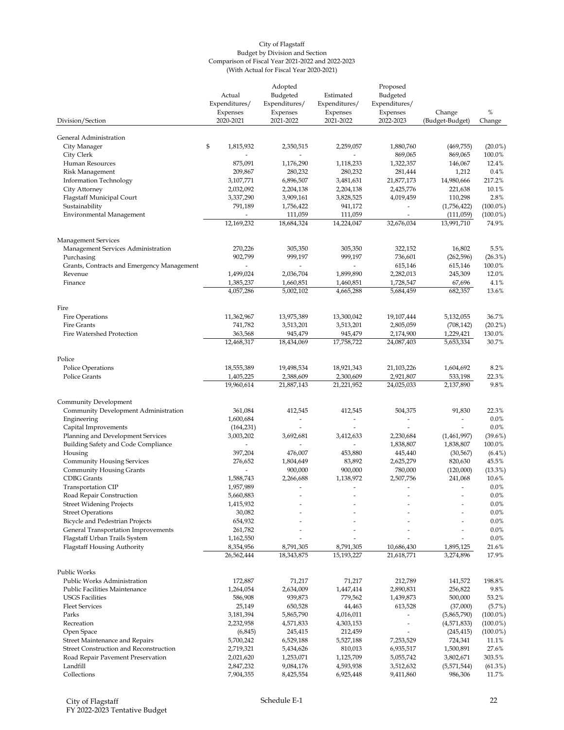City of Flagstaff
Budget by Division and Section
Comparison of Fiscal Year 2021-2022 and 2022-2023
(With Actual for Fiscal Year 2020-2021)

| Division/Section | Actual Expenditures/ Expenses 2020-2021 | Adopted Budgeted Expenditures/ Expenses 2021-2022 | Estimated Expenditures/ Expenses 2021-2022 | Proposed Budgeted Expenditures/ Expenses 2022-2023 | Change (Budget-Budget) | % Change |
|---|---|---|---|---|---|---|
| **General Administration** | | | | | | |
| City Manager | $ 1,815,932 | 2,350,515 | 2,259,057 | 1,880,760 | (469,755) | (20.0%) |
| City Clerk | - | - | - | 869,065 | 869,065 | 100.0% |
| Human Resources | 875,091 | 1,176,290 | 1,118,233 | 1,322,357 | 146,067 | 12.4% |
| Risk Management | 209,867 | 280,232 | 280,232 | 281,444 | 1,212 | 0.4% |
| Information Technology | 3,107,771 | 6,896,507 | 3,481,631 | 21,877,173 | 14,980,666 | 217.2% |
| City Attorney | 2,032,092 | 2,204,138 | 2,204,138 | 2,425,776 | 221,638 | 10.1% |
| Flagstaff Municipal Court | 3,337,290 | 3,909,161 | 3,828,525 | 4,019,459 | 110,298 | 2.8% |
| Sustainability | 791,189 | 1,756,422 | 941,172 | - | (1,756,422) | (100.0%) |
| Environmental Management | - | 111,059 | 111,059 | - | (111,059) | (100.0%) |
| | 12,169,232 | 18,684,324 | 14,224,047 | 32,676,034 | 13,991,710 | 74.9% |
| **Management Services** | | | | | | |
| Management Services Administration | 270,226 | 305,350 | 305,350 | 322,152 | 16,802 | 5.5% |
| Purchasing | 902,799 | 999,197 | 999,197 | 736,601 | (262,596) | (26.3%) |
| Grants, Contracts and Emergency Management | - | - | - | 615,146 | 615,146 | 100.0% |
| Revenue | 1,499,024 | 2,036,704 | 1,899,890 | 2,282,013 | 245,309 | 12.0% |
| Finance | 1,385,237 | 1,660,851 | 1,460,851 | 1,728,547 | 67,696 | 4.1% |
| | 4,057,286 | 5,002,102 | 4,665,288 | 5,684,459 | 682,357 | 13.6% |
| **Fire** | | | | | | |
| Fire Operations | 11,362,967 | 13,975,389 | 13,300,042 | 19,107,444 | 5,132,055 | 36.7% |
| Fire Grants | 741,782 | 3,513,201 | 3,513,201 | 2,805,059 | (708,142) | (20.2%) |
| Fire Watershed Protection | 363,568 | 945,479 | 945,479 | 2,174,900 | 1,229,421 | 130.0% |
| | 12,468,317 | 18,434,069 | 17,758,722 | 24,087,403 | 5,653,334 | 30.7% |
| **Police** | | | | | | |
| Police Operations | 18,555,389 | 19,498,534 | 18,921,343 | 21,103,226 | 1,604,692 | 8.2% |
| Police Grants | 1,405,225 | 2,388,609 | 2,300,609 | 2,921,807 | 533,198 | 22.3% |
| | 19,960,614 | 21,887,143 | 21,221,952 | 24,025,033 | 2,137,890 | 9.8% |
| **Community Development** | | | | | | |
| Community Development Administration | 361,084 | 412,545 | 412,545 | 504,375 | 91,830 | 22.3% |
| Engineering | 1,600,684 | - | - | - | - | 0.0% |
| Capital Improvements | (164,231) | - | - | - | - | 0.0% |
| Planning and Development Services | 3,003,202 | 3,692,681 | 3,412,633 | 2,230,684 | (1,461,997) | (39.6%) |
| Building Safety and Code Compliance | - | - | - | 1,838,807 | 1,838,807 | 100.0% |
| Housing | 397,204 | 476,007 | 453,880 | 445,440 | (30,567) | (6.4%) |
| Community Housing Services | 276,652 | 1,804,649 | 83,892 | 2,625,279 | 820,630 | 45.5% |
| Community Housing Grants | - | 900,000 | 900,000 | 780,000 | (120,000) | (13.3%) |
| CDBG Grants | 1,588,743 | 2,266,688 | 1,138,972 | 2,507,756 | 241,068 | 10.6% |
| Transportation CIP | 1,957,989 | - | - | - | - | 0.0% |
| Road Repair Construction | 5,660,883 | - | - | - | - | 0.0% |
| Street Widening Projects | 1,415,932 | - | - | - | - | 0.0% |
| Street Operations | 30,082 | - | - | - | - | 0.0% |
| Bicycle and Pedestrian Projects | 654,932 | - | - | - | - | 0.0% |
| General Transportation Improvements | 261,782 | - | - | - | - | 0.0% |
| Flagstaff Urban Trails System | 1,162,550 | - | - | - | - | 0.0% |
| Flagstaff Housing Authority | 8,354,956 | 8,791,305 | 8,791,305 | 10,686,430 | 1,895,125 | 21.6% |
| | 26,562,444 | 18,343,875 | 15,193,227 | 21,618,771 | 3,274,896 | 17.9% |
| **Public Works** | | | | | | |
| Public Works Administration | 172,887 | 71,217 | 71,217 | 212,789 | 141,572 | 198.8% |
| Public Facilities Maintenance | 1,264,054 | 2,634,009 | 1,447,414 | 2,890,831 | 256,822 | 9.8% |
| USGS Facilities | 586,908 | 939,873 | 779,562 | 1,439,873 | 500,000 | 53.2% |
| Fleet Services | 25,149 | 650,528 | 44,463 | 613,528 | (37,000) | (5.7%) |
| Parks | 3,181,394 | 5,865,790 | 4,016,011 | - | (5,865,790) | (100.0%) |
| Recreation | 2,232,958 | 4,571,833 | 4,303,153 | - | (4,571,833) | (100.0%) |
| Open Space | (6,845) | 245,415 | 212,459 | - | (245,415) | (100.0%) |
| Street Maintenance and Repairs | 5,700,242 | 6,529,188 | 5,527,188 | 7,253,529 | 724,341 | 11.1% |
| Street Construction and Reconstruction | 2,719,321 | 5,434,626 | 810,013 | 6,935,517 | 1,500,891 | 27.6% |
| Road Repair Pavement Preservation | 2,021,620 | 1,253,071 | 1,125,709 | 5,055,742 | 3,802,671 | 303.5% |
| Landfill | 2,847,232 | 9,084,176 | 4,593,938 | 3,512,632 | (5,571,544) | (61.3%) |
| Collections | 7,904,355 | 8,425,554 | 6,925,448 | 9,411,860 | 986,306 | 11.7% |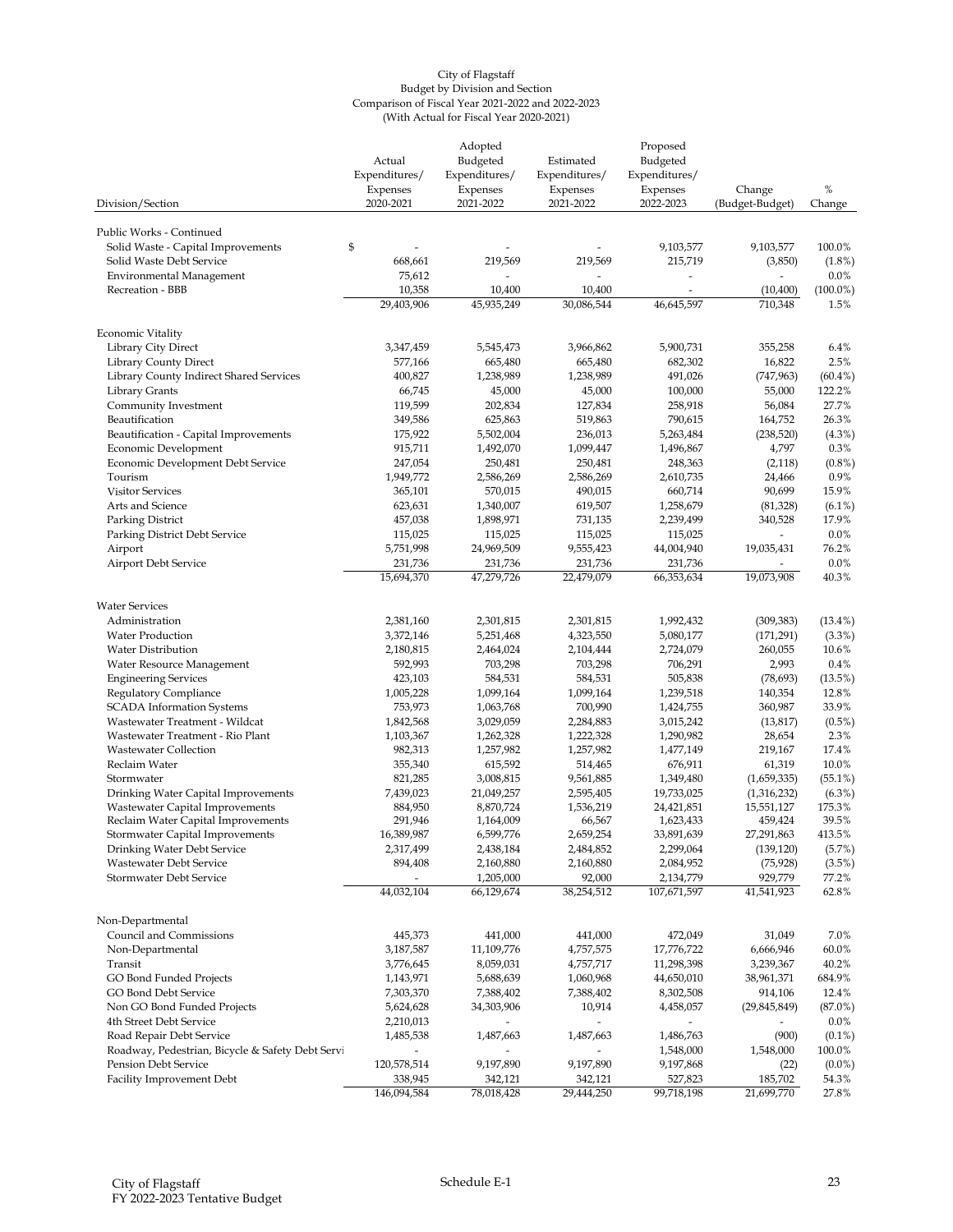City of Flagstaff
Budget by Division and Section
Comparison of Fiscal Year 2021-2022 and 2022-2023
(With Actual for Fiscal Year 2020-2021)

| Division/Section | Actual Expenditures/ Expenses 2020-2021 | Adopted Budgeted Expenditures/ Expenses 2021-2022 | Estimated Expenditures/ Expenses 2021-2022 | Proposed Budgeted Expenditures/ Expenses 2022-2023 | Change (Budget-Budget) | % Change |
|---|---|---|---|---|---|---|
| Public Works - Continued | | | | | | |
| Solid Waste - Capital Improvements | $ - | - | - | 9,103,577 | 9,103,577 | 100.0% |
| Solid Waste Debt Service | 668,661 | 219,569 | 219,569 | 215,719 | (3,850) | (1.8%) |
| Environmental Management | 75,612 | - | - | - | - | 0.0% |
| Recreation - BBB | 10,358 | 10,400 | 10,400 | - | (10,400) | (100.0%) |
| | 29,403,906 | 45,935,249 | 30,086,544 | 46,645,597 | 710,348 | 1.5% |
| Economic Vitality | | | | | | |
| Library City Direct | 3,347,459 | 5,545,473 | 3,966,862 | 5,900,731 | 355,258 | 6.4% |
| Library County Direct | 577,166 | 665,480 | 665,480 | 682,302 | 16,822 | 2.5% |
| Library County Indirect Shared Services | 400,827 | 1,238,989 | 1,238,989 | 491,026 | (747,963) | (60.4%) |
| Library Grants | 66,745 | 45,000 | 45,000 | 100,000 | 55,000 | 122.2% |
| Community Investment | 119,599 | 202,834 | 127,834 | 258,918 | 56,084 | 27.7% |
| Beautification | 349,586 | 625,863 | 519,863 | 790,615 | 164,752 | 26.3% |
| Beautification - Capital Improvements | 175,922 | 5,502,004 | 236,013 | 5,263,484 | (238,520) | (4.3%) |
| Economic Development | 915,711 | 1,492,070 | 1,099,447 | 1,496,867 | 4,797 | 0.3% |
| Economic Development Debt Service | 247,054 | 250,481 | 250,481 | 248,363 | (2,118) | (0.8%) |
| Tourism | 1,949,772 | 2,586,269 | 2,586,269 | 2,610,735 | 24,466 | 0.9% |
| Visitor Services | 365,101 | 570,015 | 490,015 | 660,714 | 90,699 | 15.9% |
| Arts and Science | 623,631 | 1,340,007 | 619,507 | 1,258,679 | (81,328) | (6.1%) |
| Parking District | 457,038 | 1,898,971 | 731,135 | 2,239,499 | 340,528 | 17.9% |
| Parking District Debt Service | 115,025 | 115,025 | 115,025 | 115,025 | - | 0.0% |
| Airport | 5,751,998 | 24,969,509 | 9,555,423 | 44,004,940 | 19,035,431 | 76.2% |
| Airport Debt Service | 231,736 | 231,736 | 231,736 | 231,736 | - | 0.0% |
| | 15,694,370 | 47,279,726 | 22,479,079 | 66,353,634 | 19,073,908 | 40.3% |
| Water Services | | | | | | |
| Administration | 2,381,160 | 2,301,815 | 2,301,815 | 1,992,432 | (309,383) | (13.4%) |
| Water Production | 3,372,146 | 5,251,468 | 4,323,550 | 5,080,177 | (171,291) | (3.3%) |
| Water Distribution | 2,180,815 | 2,464,024 | 2,104,444 | 2,724,079 | 260,055 | 10.6% |
| Water Resource Management | 592,993 | 703,298 | 703,298 | 706,291 | 2,993 | 0.4% |
| Engineering Services | 423,103 | 584,531 | 584,531 | 505,838 | (78,693) | (13.5%) |
| Regulatory Compliance | 1,005,228 | 1,099,164 | 1,099,164 | 1,239,518 | 140,354 | 12.8% |
| SCADA Information Systems | 753,973 | 1,063,768 | 700,990 | 1,424,755 | 360,987 | 33.9% |
| Wastewater Treatment - Wildcat | 1,842,568 | 3,029,059 | 2,284,883 | 3,015,242 | (13,817) | (0.5%) |
| Wastewater Treatment - Rio Plant | 1,103,367 | 1,262,328 | 1,222,328 | 1,290,982 | 28,654 | 2.3% |
| Wastewater Collection | 982,313 | 1,257,982 | 1,257,982 | 1,477,149 | 219,167 | 17.4% |
| Reclaim Water | 355,340 | 615,592 | 514,465 | 676,911 | 61,319 | 10.0% |
| Stormwater | 821,285 | 3,008,815 | 9,561,885 | 1,349,480 | (1,659,335) | (55.1%) |
| Drinking Water Capital Improvements | 7,439,023 | 21,049,257 | 2,595,405 | 19,733,025 | (1,316,232) | (6.3%) |
| Wastewater Capital Improvements | 884,950 | 8,870,724 | 1,536,219 | 24,421,851 | 15,551,127 | 175.3% |
| Reclaim Water Capital Improvements | 291,946 | 1,164,009 | 66,567 | 1,623,433 | 459,424 | 39.5% |
| Stormwater Capital Improvements | 16,389,987 | 6,599,776 | 2,659,254 | 33,891,639 | 27,291,863 | 413.5% |
| Drinking Water Debt Service | 2,317,499 | 2,438,184 | 2,484,852 | 2,299,064 | (139,120) | (5.7%) |
| Wastewater Debt Service | 894,408 | 2,160,880 | 2,160,880 | 2,084,952 | (75,928) | (3.5%) |
| Stormwater Debt Service | - | 1,205,000 | 92,000 | 2,134,779 | 929,779 | 77.2% |
| | 44,032,104 | 66,129,674 | 38,254,512 | 107,671,597 | 41,541,923 | 62.8% |
| Non-Departmental | | | | | | |
| Council and Commissions | 445,373 | 441,000 | 441,000 | 472,049 | 31,049 | 7.0% |
| Non-Departmental | 3,187,587 | 11,109,776 | 4,757,575 | 17,776,722 | 6,666,946 | 60.0% |
| Transit | 3,776,645 | 8,059,031 | 4,757,717 | 11,298,398 | 3,239,367 | 40.2% |
| GO Bond Funded Projects | 1,143,971 | 5,688,639 | 1,060,968 | 44,650,010 | 38,961,371 | 684.9% |
| GO Bond Debt Service | 7,303,370 | 7,388,402 | 7,388,402 | 8,302,508 | 914,106 | 12.4% |
| Non GO Bond Funded Projects | 5,624,628 | 34,303,906 | 10,914 | 4,458,057 | (29,845,849) | (87.0%) |
| 4th Street Debt Service | 2,210,013 | - | - | - | - | 0.0% |
| Road Repair Debt Service | 1,485,538 | 1,487,663 | 1,487,663 | 1,486,763 | (900) | (0.1%) |
| Roadway, Pedestrian, Bicycle & Safety Debt Servi | - | - | - | 1,548,000 | 1,548,000 | 100.0% |
| Pension Debt Service | 120,578,514 | 9,197,890 | 9,197,890 | 9,197,868 | (22) | (0.0%) |
| Facility Improvement Debt | 338,945 | 342,121 | 342,121 | 527,823 | 185,702 | 54.3% |
| | 146,094,584 | 78,018,428 | 29,444,250 | 99,718,198 | 21,699,770 | 27.8% |

City of Flagstaff
FY 2022-2023 Tentative Budget

Schedule E-1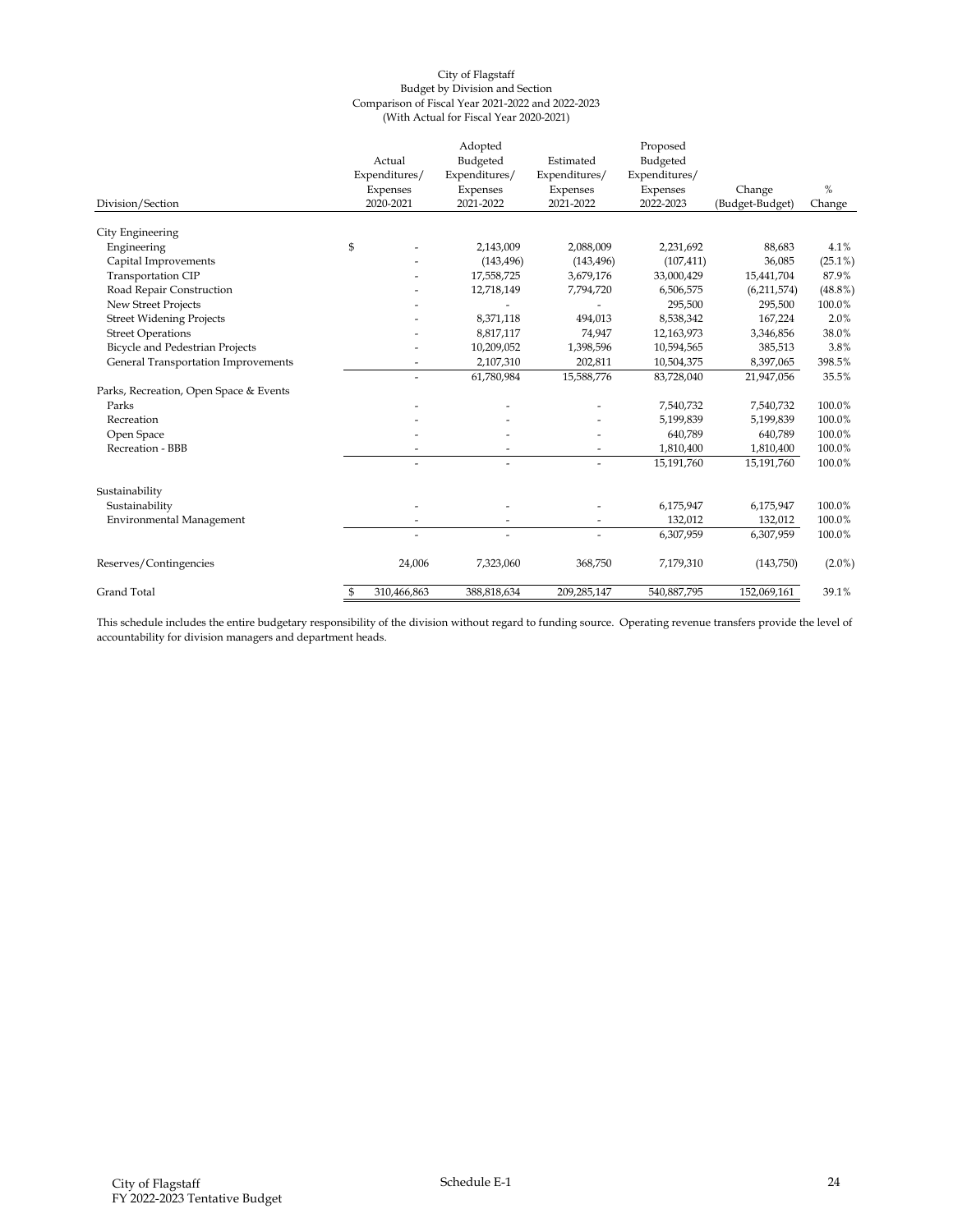City of Flagstaff
Budget by Division and Section
Comparison of Fiscal Year 2021-2022 and 2022-2023
(With Actual for Fiscal Year 2020-2021)

| Division/Section | Actual Expenditures/ Expenses 2020-2021 | Adopted Budgeted Expenditures/ Expenses 2021-2022 | Estimated Expenditures/ Expenses 2021-2022 | Proposed Budgeted Expenditures/ Expenses 2022-2023 | Change (Budget-Budget) | % Change |
|---|---|---|---|---|---|---|
| **City Engineering** | | | | | | |
| Engineering | $ - | 2,143,009 | 2,088,009 | 2,231,692 | 88,683 | 4.1% |
| Capital Improvements | - | (143,496) | (143,496) | (107,411) | 36,085 | (25.1%) |
| Transportation CIP | - | 17,558,725 | 3,679,176 | 33,000,429 | 15,441,704 | 87.9% |
| Road Repair Construction | - | 12,718,149 | 7,794,720 | 6,506,575 | (6,211,574) | (48.8%) |
| New Street Projects | - | - | - | 295,500 | 295,500 | 100.0% |
| Street Widening Projects | - | 8,371,118 | 494,013 | 8,538,342 | 167,224 | 2.0% |
| Street Operations | - | 8,817,117 | 74,947 | 12,163,973 | 3,346,856 | 38.0% |
| Bicycle and Pedestrian Projects | - | 10,209,052 | 1,398,596 | 10,594,565 | 385,513 | 3.8% |
| General Transportation Improvements | - | 2,107,310 | 202,811 | 10,504,375 | 8,397,065 | 398.5% |
| | - | 61,780,984 | 15,588,776 | 83,728,040 | 21,947,056 | 35.5% |
| **Parks, Recreation, Open Space & Events** | | | | | | |
| Parks | - | - | - | 7,540,732 | 7,540,732 | 100.0% |
| Recreation | - | - | - | 5,199,839 | 5,199,839 | 100.0% |
| Open Space | - | - | - | 640,789 | 640,789 | 100.0% |
| Recreation - BBB | - | - | - | 1,810,400 | 1,810,400 | 100.0% |
| | - | - | - | 15,191,760 | 15,191,760 | 100.0% |
| **Sustainability** | | | | | | |
| Sustainability | - | - | - | 6,175,947 | 6,175,947 | 100.0% |
| Environmental Management | - | - | - | 132,012 | 132,012 | 100.0% |
| | - | - | - | 6,307,959 | 6,307,959 | 100.0% |
| Reserves/Contingencies | 24,006 | 7,323,060 | 368,750 | 7,179,310 | (143,750) | (2.0%) |
| Grand Total | $ 310,466,863 | 388,818,634 | 209,285,147 | 540,887,795 | 152,069,161 | 39.1% |

This schedule includes the entire budgetary responsibility of the division without regard to funding source. Operating revenue transfers provide the level of accountability for division managers and department heads.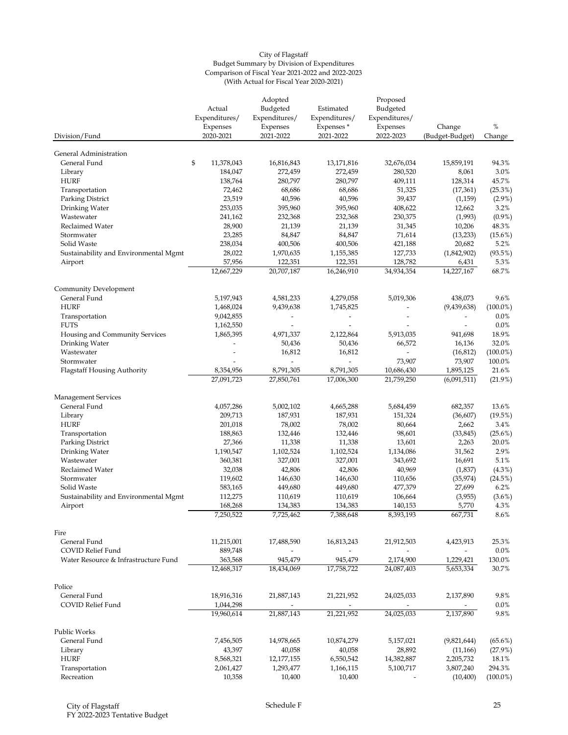City of Flagstaff
Budget Summary by Division of Expenditures
Comparison of Fiscal Year 2021-2022 and 2022-2023
(With Actual for Fiscal Year 2020-2021)

| Division/Fund | Actual Expenditures/ Expenses 2020-2021 | Adopted Budgeted Expenditures/ Expenses 2021-2022 | Estimated Expenditures/ Expenses * 2021-2022 | Proposed Budgeted Expenditures/ Expenses 2022-2023 | Change (Budget-Budget) | % Change |
|---|---|---|---|---|---|---|
| **General Administration** | | | | | | |
| General Fund | $ 11,378,043 | 16,816,843 | 13,171,816 | 32,676,034 | 15,859,191 | 94.3% |
| Library | 184,047 | 272,459 | 272,459 | 280,520 | 8,061 | 3.0% |
| HURF | 138,764 | 280,797 | 280,797 | 409,111 | 128,314 | 45.7% |
| Transportation | 72,462 | 68,686 | 68,686 | 51,325 | (17,361) | (25.3%) |
| Parking District | 23,519 | 40,596 | 40,596 | 39,437 | (1,159) | (2.9%) |
| Drinking Water | 253,035 | 395,960 | 395,960 | 408,622 | 12,662 | 3.2% |
| Wastewater | 241,162 | 232,368 | 232,368 | 230,375 | (1,993) | (0.9%) |
| Reclaimed Water | 28,900 | 21,139 | 21,139 | 31,345 | 10,206 | 48.3% |
| Stormwater | 23,285 | 84,847 | 84,847 | 71,614 | (13,233) | (15.6%) |
| Solid Waste | 238,034 | 400,506 | 400,506 | 421,188 | 20,682 | 5.2% |
| Sustainability and Environmental Mgmt | 28,022 | 1,970,635 | 1,155,385 | 127,733 | (1,842,902) | (93.5%) |
| Airport | 57,956 | 122,351 | 122,351 | 128,782 | 6,431 | 5.3% |
| | 12,667,229 | 20,707,187 | 16,246,910 | 34,934,354 | 14,227,167 | 68.7% |
| **Community Development** | | | | | | |
| General Fund | 5,197,943 | 4,581,233 | 4,279,058 | 5,019,306 | 438,073 | 9.6% |
| HURF | 1,468,024 | 9,439,638 | 1,745,825 | - | (9,439,638) | (100.0%) |
| Transportation | 9,042,855 | - | - | - | - | 0.0% |
| FUTS | 1,162,550 | - | - | - | - | 0.0% |
| Housing and Community Services | 1,865,395 | 4,971,337 | 2,122,864 | 5,913,035 | 941,698 | 18.9% |
| Drinking Water | - | 50,436 | 50,436 | 66,572 | 16,136 | 32.0% |
| Wastewater | - | 16,812 | 16,812 | - | (16,812) | (100.0%) |
| Stormwater | - | - | - | 73,907 | 73,907 | 100.0% |
| Flagstaff Housing Authority | 8,354,956 | 8,791,305 | 8,791,305 | 10,686,430 | 1,895,125 | 21.6% |
| | 27,091,723 | 27,850,761 | 17,006,300 | 21,759,250 | (6,091,511) | (21.9%) |
| **Management Services** | | | | | | |
| General Fund | 4,057,286 | 5,002,102 | 4,665,288 | 5,684,459 | 682,357 | 13.6% |
| Library | 209,713 | 187,931 | 187,931 | 151,324 | (36,607) | (19.5%) |
| HURF | 201,018 | 78,002 | 78,002 | 80,664 | 2,662 | 3.4% |
| Transportation | 188,863 | 132,446 | 132,446 | 98,601 | (33,845) | (25.6%) |
| Parking District | 27,366 | 11,338 | 11,338 | 13,601 | 2,263 | 20.0% |
| Drinking Water | 1,190,547 | 1,102,524 | 1,102,524 | 1,134,086 | 31,562 | 2.9% |
| Wastewater | 360,381 | 327,001 | 327,001 | 343,692 | 16,691 | 5.1% |
| Reclaimed Water | 32,038 | 42,806 | 42,806 | 40,969 | (1,837) | (4.3%) |
| Stormwater | 119,602 | 146,630 | 146,630 | 110,656 | (35,974) | (24.5%) |
| Solid Waste | 583,165 | 449,680 | 449,680 | 477,379 | 27,699 | 6.2% |
| Sustainability and Environmental Mgmt | 112,275 | 110,619 | 110,619 | 106,664 | (3,955) | (3.6%) |
| Airport | 168,268 | 134,383 | 134,383 | 140,153 | 5,770 | 4.3% |
| | 7,250,522 | 7,725,462 | 7,388,648 | 8,393,193 | 667,731 | 8.6% |
| **Fire** | | | | | | |
| General Fund | 11,215,001 | 17,488,590 | 16,813,243 | 21,912,503 | 4,423,913 | 25.3% |
| COVID Relief Fund | 889,748 | - | - | - | - | 0.0% |
| Water Resource & Infrastructure Fund | 363,568 | 945,479 | 945,479 | 2,174,900 | 1,229,421 | 130.0% |
| | 12,468,317 | 18,434,069 | 17,758,722 | 24,087,403 | 5,653,334 | 30.7% |
| **Police** | | | | | | |
| General Fund | 18,916,316 | 21,887,143 | 21,221,952 | 24,025,033 | 2,137,890 | 9.8% |
| COVID Relief Fund | 1,044,298 | - | - | - | - | 0.0% |
| | 19,960,614 | 21,887,143 | 21,221,952 | 24,025,033 | 2,137,890 | 9.8% |
| **Public Works** | | | | | | |
| General Fund | 7,456,505 | 14,978,665 | 10,874,279 | 5,157,021 | (9,821,644) | (65.6%) |
| Library | 43,397 | 40,058 | 40,058 | 28,892 | (11,166) | (27.9%) |
| HURF | 8,568,321 | 12,177,155 | 6,550,542 | 14,382,887 | 2,205,732 | 18.1% |
| Transportation | 2,061,427 | 1,293,477 | 1,166,115 | 5,100,717 | 3,807,240 | 294.3% |
| Recreation | 10,358 | 10,400 | 10,400 | - | (10,400) | (100.0%) |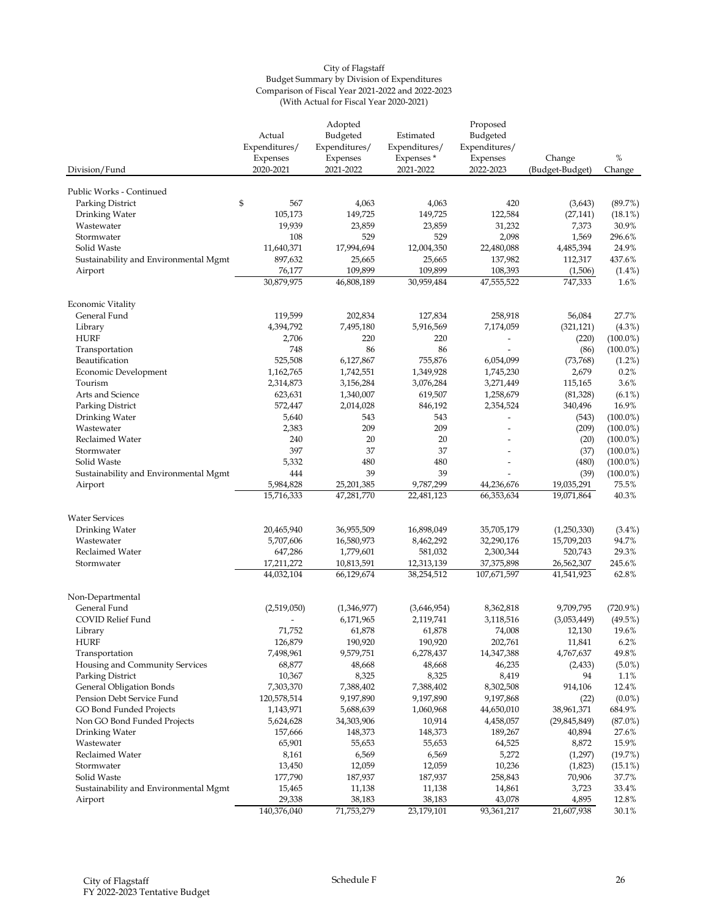City of Flagstaff
Budget Summary by Division of Expenditures
Comparison of Fiscal Year 2021-2022 and 2022-2023
(With Actual for Fiscal Year 2020-2021)

| Division/Fund | Actual Expenditures/ Expenses 2020-2021 | Adopted Budgeted Expenditures/ Expenses 2021-2022 | Estimated Expenditures/ Expenses * 2021-2022 | Proposed Budgeted Expenditures/ Expenses 2022-2023 | Change (Budget-Budget) | % Change |
|---|---|---|---|---|---|---|
| Public Works - Continued | | | | | | |
| Parking District | $ 567 | 4,063 | 4,063 | 420 | (3,643) | (89.7%) |
| Drinking Water | 105,173 | 149,725 | 149,725 | 122,584 | (27,141) | (18.1%) |
| Wastewater | 19,939 | 23,859 | 23,859 | 31,232 | 7,373 | 30.9% |
| Stormwater | 108 | 529 | 529 | 2,098 | 1,569 | 296.6% |
| Solid Waste | 11,640,371 | 17,994,694 | 12,004,350 | 22,480,088 | 4,485,394 | 24.9% |
| Sustainability and Environmental Mgmt | 897,632 | 25,665 | 25,665 | 137,982 | 112,317 | 437.6% |
| Airport | 76,177 | 109,899 | 109,899 | 108,393 | (1,506) | (1.4%) |
| | 30,879,975 | 46,808,189 | 30,959,484 | 47,555,522 | 747,333 | 1.6% |
| Economic Vitality | | | | | | |
| General Fund | 119,599 | 202,834 | 127,834 | 258,918 | 56,084 | 27.7% |
| Library | 4,394,792 | 7,495,180 | 5,916,569 | 7,174,059 | (321,121) | (4.3%) |
| HURF | 2,706 | 220 | 220 | - | (220) | (100.0%) |
| Transportation | 748 | 86 | 86 | - | (86) | (100.0%) |
| Beautification | 525,508 | 6,127,867 | 755,876 | 6,054,099 | (73,768) | (1.2%) |
| Economic Development | 1,162,765 | 1,742,551 | 1,349,928 | 1,745,230 | 2,679 | 0.2% |
| Tourism | 2,314,873 | 3,156,284 | 3,076,284 | 3,271,449 | 115,165 | 3.6% |
| Arts and Science | 623,631 | 1,340,007 | 619,507 | 1,258,679 | (81,328) | (6.1%) |
| Parking District | 572,447 | 2,014,028 | 846,192 | 2,354,524 | 340,496 | 16.9% |
| Drinking Water | 5,640 | 543 | 543 | - | (543) | (100.0%) |
| Wastewater | 2,383 | 209 | 209 | - | (209) | (100.0%) |
| Reclaimed Water | 240 | 20 | 20 | - | (20) | (100.0%) |
| Stormwater | 397 | 37 | 37 | - | (37) | (100.0%) |
| Solid Waste | 5,332 | 480 | 480 | - | (480) | (100.0%) |
| Sustainability and Environmental Mgmt | 444 | 39 | 39 | - | (39) | (100.0%) |
| Airport | 5,984,828 | 25,201,385 | 9,787,299 | 44,236,676 | 19,035,291 | 75.5% |
| | 15,716,333 | 47,281,770 | 22,481,123 | 66,353,634 | 19,071,864 | 40.3% |
| Water Services | | | | | | |
| Drinking Water | 20,465,940 | 36,955,509 | 16,898,049 | 35,705,179 | (1,250,330) | (3.4%) |
| Wastewater | 5,707,606 | 16,580,973 | 8,462,292 | 32,290,176 | 15,709,203 | 94.7% |
| Reclaimed Water | 647,286 | 1,779,601 | 581,032 | 2,300,344 | 520,743 | 29.3% |
| Stormwater | 17,211,272 | 10,813,591 | 12,313,139 | 37,375,898 | 26,562,307 | 245.6% |
| | 44,032,104 | 66,129,674 | 38,254,512 | 107,671,597 | 41,541,923 | 62.8% |
| Non-Departmental | | | | | | |
| General Fund | (2,519,050) | (1,346,977) | (3,646,954) | 8,362,818 | 9,709,795 | (720.9%) |
| COVID Relief Fund | - | 6,171,965 | 2,119,741 | 3,118,516 | (3,053,449) | (49.5%) |
| Library | 71,752 | 61,878 | 61,878 | 74,008 | 12,130 | 19.6% |
| HURF | 126,879 | 190,920 | 190,920 | 202,761 | 11,841 | 6.2% |
| Transportation | 7,498,961 | 9,579,751 | 6,278,437 | 14,347,388 | 4,767,637 | 49.8% |
| Housing and Community Services | 68,877 | 48,668 | 48,668 | 46,235 | (2,433) | (5.0%) |
| Parking District | 10,367 | 8,325 | 8,325 | 8,419 | 94 | 1.1% |
| General Obligation Bonds | 7,303,370 | 7,388,402 | 7,388,402 | 8,302,508 | 914,106 | 12.4% |
| Pension Debt Service Fund | 120,578,514 | 9,197,890 | 9,197,890 | 9,197,868 | (22) | (0.0%) |
| GO Bond Funded Projects | 1,143,971 | 5,688,639 | 1,060,968 | 44,650,010 | 38,961,371 | 684.9% |
| Non GO Bond Funded Projects | 5,624,628 | 34,303,906 | 10,914 | 4,458,057 | (29,845,849) | (87.0%) |
| Drinking Water | 157,666 | 148,373 | 148,373 | 189,267 | 40,894 | 27.6% |
| Wastewater | 65,901 | 55,653 | 55,653 | 64,525 | 8,872 | 15.9% |
| Reclaimed Water | 8,161 | 6,569 | 6,569 | 5,272 | (1,297) | (19.7%) |
| Stormwater | 13,450 | 12,059 | 12,059 | 10,236 | (1,823) | (15.1%) |
| Solid Waste | 177,790 | 187,937 | 187,937 | 258,843 | 70,906 | 37.7% |
| Sustainability and Environmental Mgmt | 15,465 | 11,138 | 11,138 | 14,861 | 3,723 | 33.4% |
| Airport | 29,338 | 38,183 | 38,183 | 43,078 | 4,895 | 12.8% |
| | 140,376,040 | 71,753,279 | 23,179,101 | 93,361,217 | 21,607,938 | 30.1% |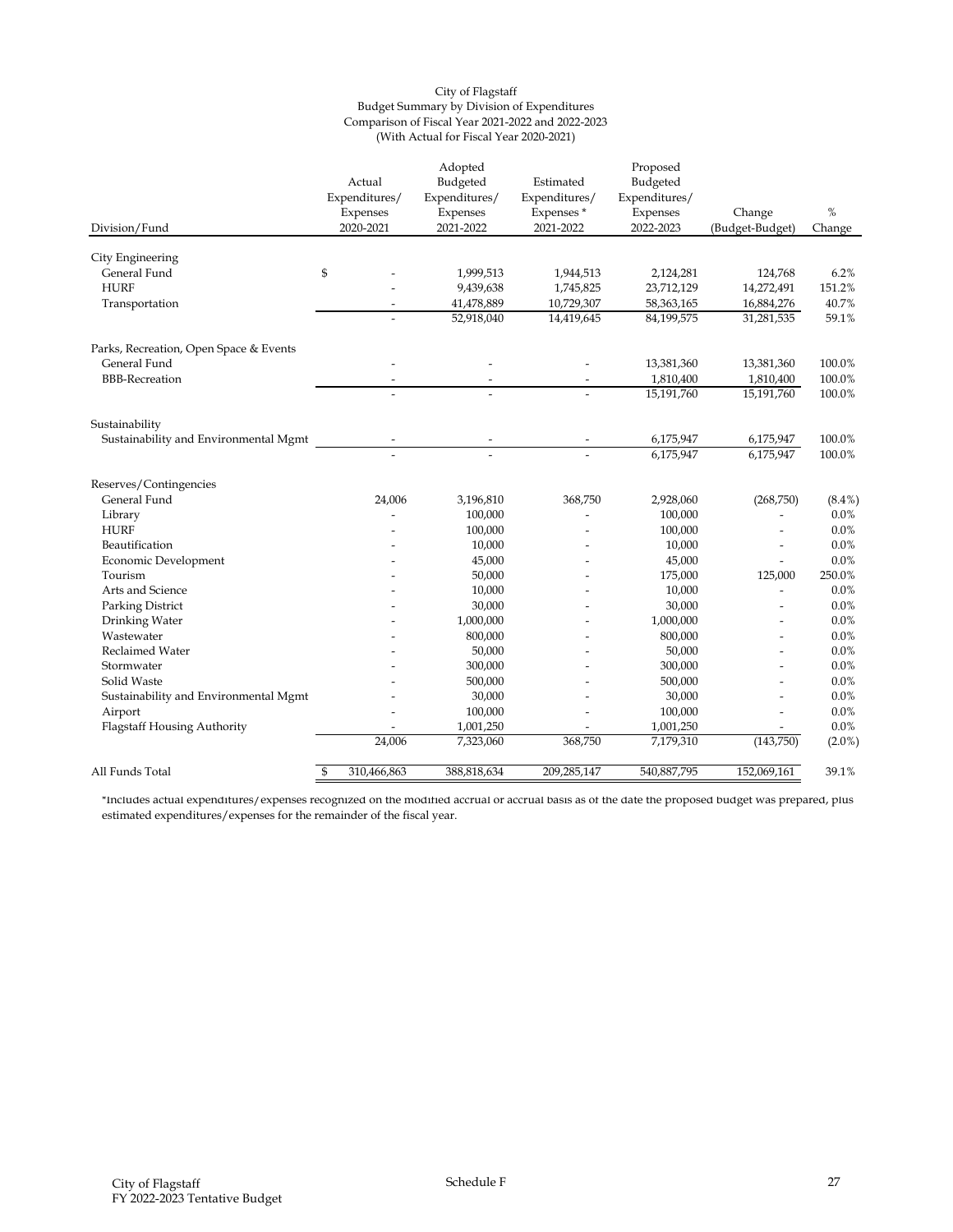City of Flagstaff
Budget Summary by Division of Expenditures
Comparison of Fiscal Year 2021-2022 and 2022-2023
(With Actual for Fiscal Year 2020-2021)

| Division/Fund | Actual Expenditures/ Expenses 2020-2021 | Adopted Budgeted Expenditures/ Expenses 2021-2022 | Estimated Expenditures/ Expenses * 2021-2022 | Proposed Budgeted Expenditures/ Expenses 2022-2023 | Change (Budget-Budget) | % Change |
|---|---|---|---|---|---|---|
| City Engineering | | | | | | |
| General Fund | $ - | 1,999,513 | 1,944,513 | 2,124,281 | 124,768 | 6.2% |
| HURF | - | 9,439,638 | 1,745,825 | 23,712,129 | 14,272,491 | 151.2% |
| Transportation | - | 41,478,889 | 10,729,307 | 58,363,165 | 16,884,276 | 40.7% |
| | - | 52,918,040 | 14,419,645 | 84,199,575 | 31,281,535 | 59.1% |
| Parks, Recreation, Open Space & Events | | | | | | |
| General Fund | - | - | - | 13,381,360 | 13,381,360 | 100.0% |
| BBB-Recreation | - | - | - | 1,810,400 | 1,810,400 | 100.0% |
| | - | - | - | 15,191,760 | 15,191,760 | 100.0% |
| Sustainability | | | | | | |
| Sustainability and Environmental Mgmt | - | - | - | 6,175,947 | 6,175,947 | 100.0% |
| | - | - | - | 6,175,947 | 6,175,947 | 100.0% |
| Reserves/Contingencies | | | | | | |
| General Fund | 24,006 | 3,196,810 | 368,750 | 2,928,060 | (268,750) | (8.4%) |
| Library | - | 100,000 | - | 100,000 | - | 0.0% |
| HURF | - | 100,000 | - | 100,000 | - | 0.0% |
| Beautification | - | 10,000 | - | 10,000 | - | 0.0% |
| Economic Development | - | 45,000 | - | 45,000 | - | 0.0% |
| Tourism | - | 50,000 | - | 175,000 | 125,000 | 250.0% |
| Arts and Science | - | 10,000 | - | 10,000 | - | 0.0% |
| Parking District | - | 30,000 | - | 30,000 | - | 0.0% |
| Drinking Water | - | 1,000,000 | - | 1,000,000 | - | 0.0% |
| Wastewater | - | 800,000 | - | 800,000 | - | 0.0% |
| Reclaimed Water | - | 50,000 | - | 50,000 | - | 0.0% |
| Stormwater | - | 300,000 | - | 300,000 | - | 0.0% |
| Solid Waste | - | 500,000 | - | 500,000 | - | 0.0% |
| Sustainability and Environmental Mgmt | - | 30,000 | - | 30,000 | - | 0.0% |
| Airport | - | 100,000 | - | 100,000 | - | 0.0% |
| Flagstaff Housing Authority | - | 1,001,250 | - | 1,001,250 | - | 0.0% |
| | 24,006 | 7,323,060 | 368,750 | 7,179,310 | (143,750) | (2.0%) |
| All Funds Total | $ 310,466,863 | 388,818,634 | 209,285,147 | 540,887,795 | 152,069,161 | 39.1% |

*Includes actual expenditures/expenses recognized on the modified accrual or accrual basis as of the date the proposed budget was prepared, plus estimated expenditures/expenses for the remainder of the fiscal year.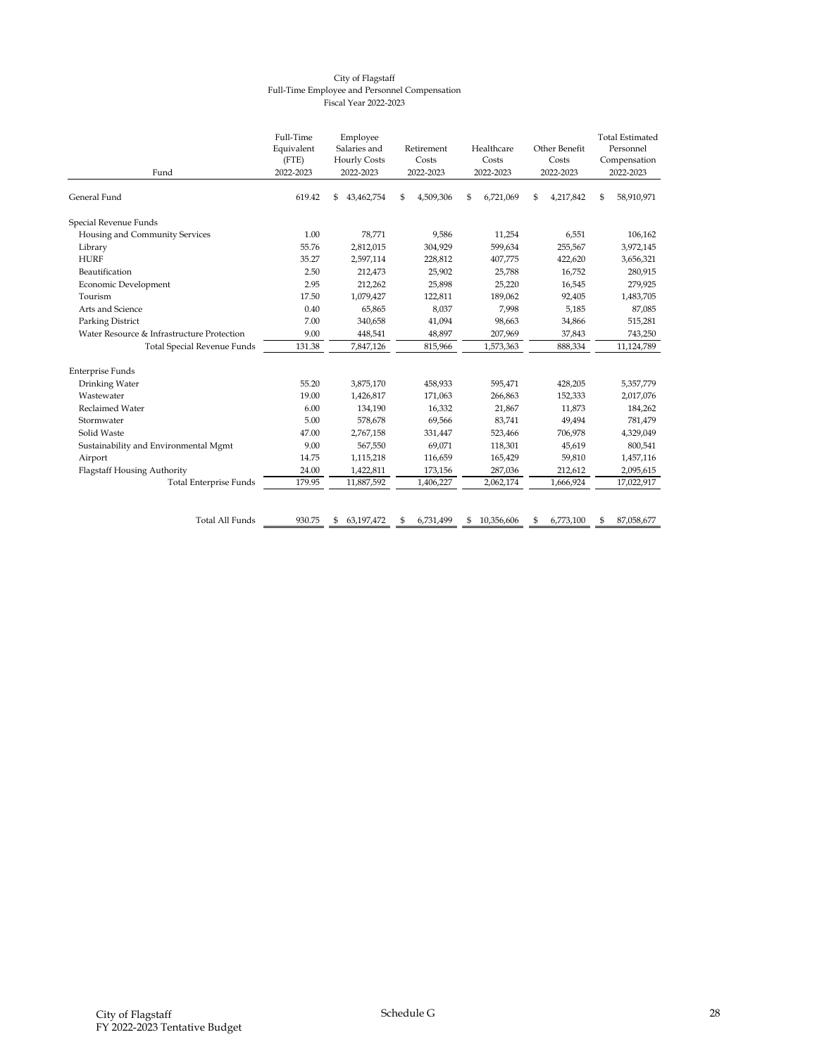City of Flagstaff
Full-Time Employee and Personnel Compensation
Fiscal Year 2022-2023

| Fund | Full-Time Equivalent (FTE) 2022-2023 | Employee Salaries and Hourly Costs 2022-2023 | Retirement Costs 2022-2023 | Healthcare Costs 2022-2023 | Other Benefit Costs 2022-2023 | Total Estimated Personnel Compensation 2022-2023 |
|---|---|---|---|---|---|---|
| General Fund | 619.42 | $ 43,462,754 | $ 4,509,306 | $ 6,721,069 | $ 4,217,842 | $ 58,910,971 |
| Special Revenue Funds | | | | | | |
| Housing and Community Services | 1.00 | 78,771 | 9,586 | 11,254 | 6,551 | 106,162 |
| Library | 55.76 | 2,812,015 | 304,929 | 599,634 | 255,567 | 3,972,145 |
| HURF | 35.27 | 2,597,114 | 228,812 | 407,775 | 422,620 | 3,656,321 |
| Beautification | 2.50 | 212,473 | 25,902 | 25,788 | 16,752 | 280,915 |
| Economic Development | 2.95 | 212,262 | 25,898 | 25,220 | 16,545 | 279,925 |
| Tourism | 17.50 | 1,079,427 | 122,811 | 189,062 | 92,405 | 1,483,705 |
| Arts and Science | 0.40 | 65,865 | 8,037 | 7,998 | 5,185 | 87,085 |
| Parking District | 7.00 | 340,658 | 41,094 | 98,663 | 34,866 | 515,281 |
| Water Resource & Infrastructure Protection | 9.00 | 448,541 | 48,897 | 207,969 | 37,843 | 743,250 |
| Total Special Revenue Funds | 131.38 | 7,847,126 | 815,966 | 1,573,363 | 888,334 | 11,124,789 |
| Enterprise Funds | | | | | | |
| Drinking Water | 55.20 | 3,875,170 | 458,933 | 595,471 | 428,205 | 5,357,779 |
| Wastewater | 19.00 | 1,426,817 | 171,063 | 266,863 | 152,333 | 2,017,076 |
| Reclaimed Water | 6.00 | 134,190 | 16,332 | 21,867 | 11,873 | 184,262 |
| Stormwater | 5.00 | 578,678 | 69,566 | 83,741 | 49,494 | 781,479 |
| Solid Waste | 47.00 | 2,767,158 | 331,447 | 523,466 | 706,978 | 4,329,049 |
| Sustainability and Environmental Mgmt | 9.00 | 567,550 | 69,071 | 118,301 | 45,619 | 800,541 |
| Airport | 14.75 | 1,115,218 | 116,659 | 165,429 | 59,810 | 1,457,116 |
| Flagstaff Housing Authority | 24.00 | 1,422,811 | 173,156 | 287,036 | 212,612 | 2,095,615 |
| Total Enterprise Funds | 179.95 | 11,887,592 | 1,406,227 | 2,062,174 | 1,666,924 | 17,022,917 |
| Total All Funds | 930.75 | $ 63,197,472 | $ 6,731,499 | $ 10,356,606 | $ 6,773,100 | $ 87,058,677 |

City of Flagstaff
FY 2022-2023 Tentative Budget

Schedule G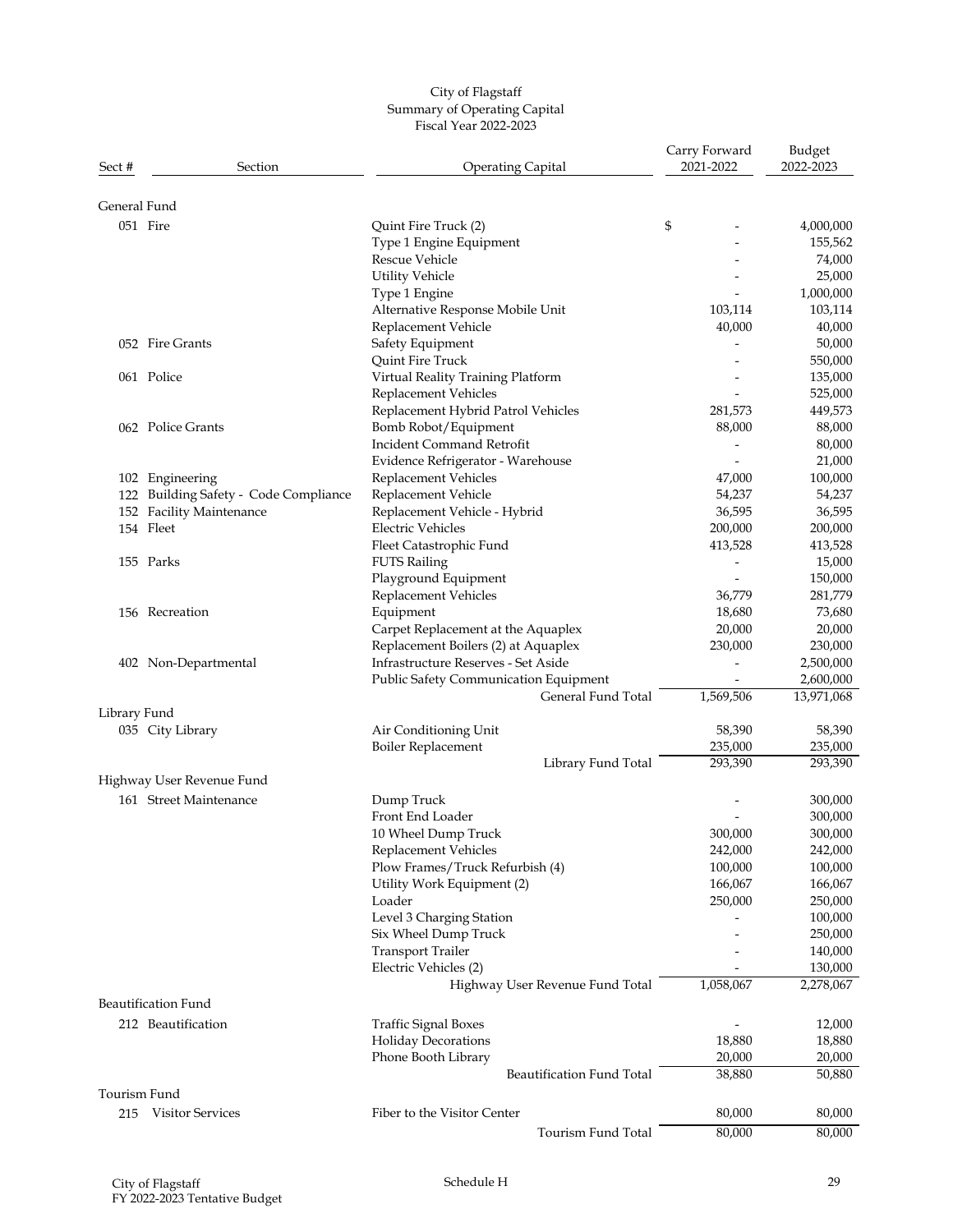City of Flagstaff
Summary of Operating Capital
Fiscal Year 2022-2023

| Sect # | Section | Operating Capital | Carry Forward 2021-2022 | Budget 2022-2023 |
|---|---|---|---|---|
| **General Fund** | | | | |
| 051 | Fire | Quint Fire Truck (2) | $ - | 4,000,000 |
| | | Type 1 Engine Equipment | - | 155,562 |
| | | Rescue Vehicle | - | 74,000 |
| | | Utility Vehicle | - | 25,000 |
| | | Type 1 Engine | - | 1,000,000 |
| | | Alternative Response Mobile Unit | 103,114 | 103,114 |
| | | Replacement Vehicle | 40,000 | 40,000 |
| 052 | Fire Grants | Safety Equipment | - | 50,000 |
| | | Quint Fire Truck | - | 550,000 |
| 061 | Police | Virtual Reality Training Platform | - | 135,000 |
| | | Replacement Vehicles | - | 525,000 |
| | | Replacement Hybrid Patrol Vehicles | 281,573 | 449,573 |
| 062 | Police Grants | Bomb Robot/Equipment | 88,000 | 88,000 |
| | | Incident Command Retrofit | - | 80,000 |
| | | Evidence Refrigerator - Warehouse | - | 21,000 |
| 102 | Engineering | Replacement Vehicles | 47,000 | 100,000 |
| 122 | Building Safety - Code Compliance | Replacement Vehicle | 54,237 | 54,237 |
| 152 | Facility Maintenance | Replacement Vehicle - Hybrid | 36,595 | 36,595 |
| 154 | Fleet | Electric Vehicles | 200,000 | 200,000 |
| | | Fleet Catastrophic Fund | 413,528 | 413,528 |
| 155 | Parks | FUTS Railing | - | 15,000 |
| | | Playground Equipment | - | 150,000 |
| | | Replacement Vehicles | 36,779 | 281,779 |
| 156 | Recreation | Equipment | 18,680 | 73,680 |
| | | Carpet Replacement at the Aquaplex | 20,000 | 20,000 |
| | | Replacement Boilers (2) at Aquaplex | 230,000 | 230,000 |
| 402 | Non-Departmental | Infrastructure Reserves - Set Aside | - | 2,500,000 |
| | | Public Safety Communication Equipment | - | 2,600,000 |
| | | General Fund Total | 1,569,506 | 13,971,068 |
| **Library Fund** | | | | |
| 035 | City Library | Air Conditioning Unit | 58,390 | 58,390 |
| | | Boiler Replacement | 235,000 | 235,000 |
| | | Library Fund Total | 293,390 | 293,390 |
| **Highway User Revenue Fund** | | | | |
| 161 | Street Maintenance | Dump Truck | - | 300,000 |
| | | Front End Loader | - | 300,000 |
| | | 10 Wheel Dump Truck | 300,000 | 300,000 |
| | | Replacement Vehicles | 242,000 | 242,000 |
| | | Plow Frames/Truck Refurbish (4) | 100,000 | 100,000 |
| | | Utility Work Equipment (2) | 166,067 | 166,067 |
| | | Loader | 250,000 | 250,000 |
| | | Level 3 Charging Station | - | 100,000 |
| | | Six Wheel Dump Truck | - | 250,000 |
| | | Transport Trailer | - | 140,000 |
| | | Electric Vehicles (2) | - | 130,000 |
| | | Highway User Revenue Fund Total | 1,058,067 | 2,278,067 |
| **Beautification Fund** | | | | |
| 212 | Beautification | Traffic Signal Boxes | - | 12,000 |
| | | Holiday Decorations | 18,880 | 18,880 |
| | | Phone Booth Library | 20,000 | 20,000 |
| | | Beautification Fund Total | 38,880 | 50,880 |
| **Tourism Fund** | | | | |
| 215 | Visitor Services | Fiber to the Visitor Center | 80,000 | 80,000 |
| | | Tourism Fund Total | 80,000 | 80,000 |

City of Flagstaff
FY 2022-2023 Tentative Budget

Schedule H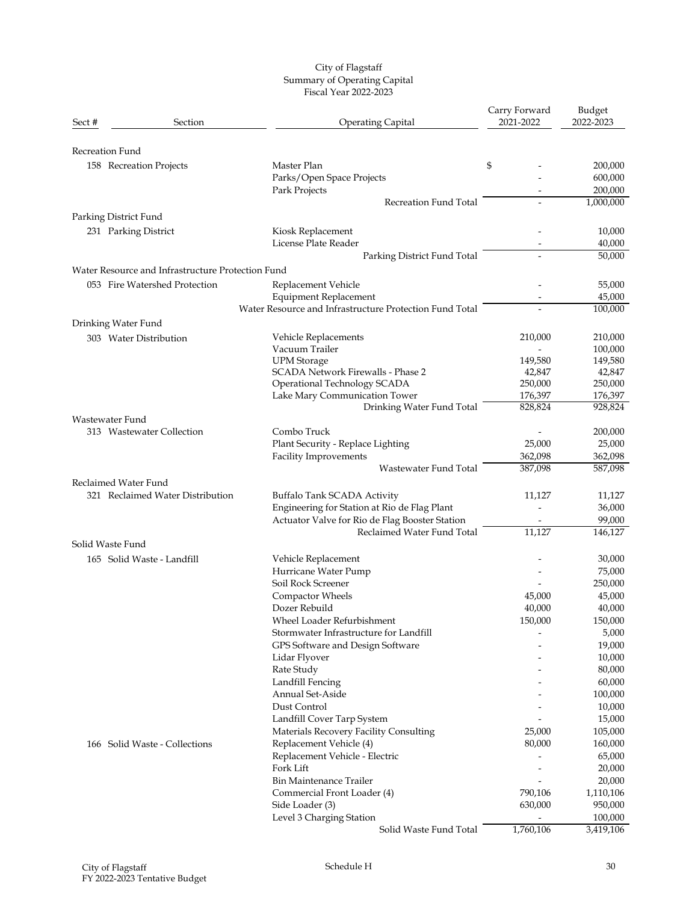City of Flagstaff
Summary of Operating Capital
Fiscal Year 2022-2023

| Sect # | Section | Operating Capital | Carry Forward 2021-2022 | Budget 2022-2023 |
|---|---|---|---|---|
| Recreation Fund | | | | |
| 158 | Recreation Projects | Master Plan | $ - | 200,000 |
| | | Parks/Open Space Projects | - | 600,000 |
| | | Park Projects | - | 200,000 |
| | | Recreation Fund Total | - | 1,000,000 |
| Parking District Fund | | | | |
| 231 | Parking District | Kiosk Replacement | - | 10,000 |
| | | License Plate Reader | - | 40,000 |
| | | Parking District Fund Total | - | 50,000 |
| Water Resource and Infrastructure Protection Fund | | | | |
| 053 | Fire Watershed Protection | Replacement Vehicle | - | 55,000 |
| | | Equipment Replacement | - | 45,000 |
| | | Water Resource and Infrastructure Protection Fund Total | - | 100,000 |
| Drinking Water Fund | | | | |
| 303 | Water Distribution | Vehicle Replacements | 210,000 | 210,000 |
| | | Vacuum Trailer | - | 100,000 |
| | | UPM Storage | 149,580 | 149,580 |
| | | SCADA Network Firewalls - Phase 2 | 42,847 | 42,847 |
| | | Operational Technology SCADA | 250,000 | 250,000 |
| | | Lake Mary Communication Tower | 176,397 | 176,397 |
| | | Drinking Water Fund Total | 828,824 | 928,824 |
| Wastewater Fund | | | | |
| 313 | Wastewater Collection | Combo Truck | - | 200,000 |
| | | Plant Security - Replace Lighting | 25,000 | 25,000 |
| | | Facility Improvements | 362,098 | 362,098 |
| | | Wastewater Fund Total | 387,098 | 587,098 |
| Reclaimed Water Fund | | | | |
| 321 | Reclaimed Water Distribution | Buffalo Tank SCADA Activity | 11,127 | 11,127 |
| | | Engineering for Station at Rio de Flag Plant | - | 36,000 |
| | | Actuator Valve for Rio de Flag Booster Station | - | 99,000 |
| | | Reclaimed Water Fund Total | 11,127 | 146,127 |
| Solid Waste Fund | | | | |
| 165 | Solid Waste - Landfill | Vehicle Replacement | - | 30,000 |
| | | Hurricane Water Pump | - | 75,000 |
| | | Soil Rock Screener | - | 250,000 |
| | | Compactor Wheels | 45,000 | 45,000 |
| | | Dozer Rebuild | 40,000 | 40,000 |
| | | Wheel Loader Refurbishment | 150,000 | 150,000 |
| | | Stormwater Infrastructure for Landfill | - | 5,000 |
| | | GPS Software and Design Software | - | 19,000 |
| | | Lidar Flyover | - | 10,000 |
| | | Rate Study | - | 80,000 |
| | | Landfill Fencing | - | 60,000 |
| | | Annual Set-Aside | - | 100,000 |
| | | Dust Control | - | 10,000 |
| | | Landfill Cover Tarp System | - | 15,000 |
| | | Materials Recovery Facility Consulting | 25,000 | 105,000 |
| 166 | Solid Waste - Collections | Replacement Vehicle (4) | 80,000 | 160,000 |
| | | Replacement Vehicle - Electric | - | 65,000 |
| | | Fork Lift | - | 20,000 |
| | | Bin Maintenance Trailer | - | 20,000 |
| | | Commercial Front Loader (4) | 790,106 | 1,110,106 |
| | | Side Loader (3) | 630,000 | 950,000 |
| | | Level 3 Charging Station | - | 100,000 |
| | | Solid Waste Fund Total | 1,760,106 | 3,419,106 |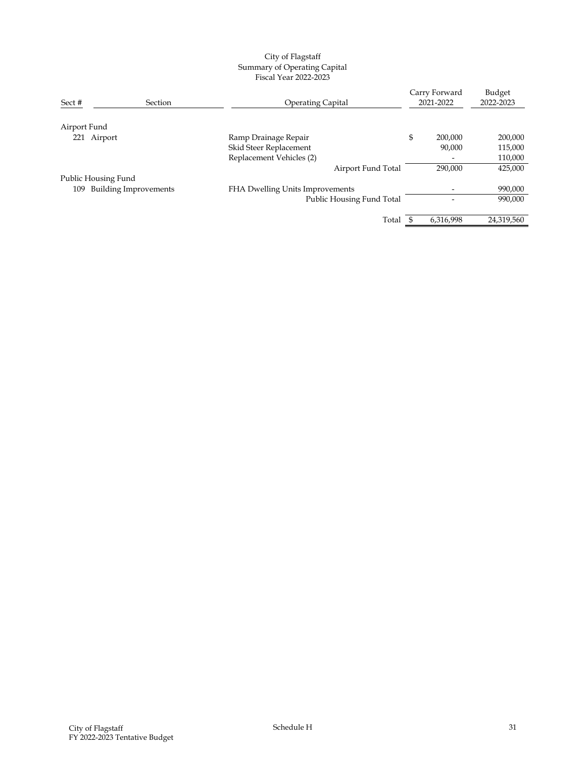City of Flagstaff
Summary of Operating Capital
Fiscal Year 2022-2023

| Sect # | Section | Operating Capital | Carry Forward 2021-2022 | Budget 2022-2023 |
|---|---|---|---|---|
| Airport Fund | | | | |
| 221 | Airport | Ramp Drainage Repair | $ 200,000 | 200,000 |
| | | Skid Steer Replacement | 90,000 | 115,000 |
| | | Replacement Vehicles (2) | - | 110,000 |
| | | Airport Fund Total | 290,000 | 425,000 |
| Public Housing Fund | | | | |
| 109 | Building Improvements | FHA Dwelling Units Improvements | - | 990,000 |
| | | Public Housing Fund Total | - | 990,000 |
| | | Total | $ 6,316,998 | 24,319,560 |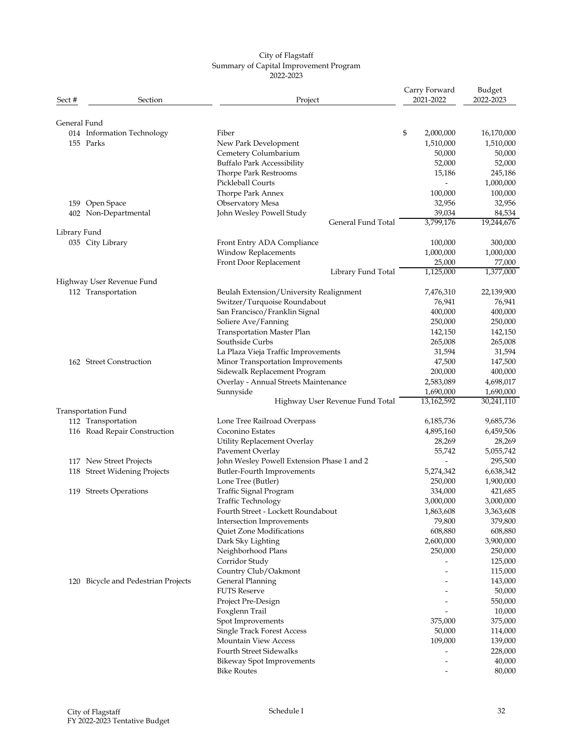City of Flagstaff
Summary of Capital Improvement Program
2022-2023

| Sect # | Section | Project | Carry Forward 2021-2022 | Budget 2022-2023 |
|---|---|---|---|---|
| General Fund | | | | |
| 014 | Information Technology | Fiber | $ 2,000,000 | 16,170,000 |
| 155 | Parks | New Park Development | 1,510,000 | 1,510,000 |
| | | Cemetery Columbarium | 50,000 | 50,000 |
| | | Buffalo Park Accessibility | 52,000 | 52,000 |
| | | Thorpe Park Restrooms | 15,186 | 245,186 |
| | | Pickleball Courts | - | 1,000,000 |
| | | Thorpe Park Annex | 100,000 | 100,000 |
| 159 | Open Space | Observatory Mesa | 32,956 | 32,956 |
| 402 | Non-Departmental | John Wesley Powell Study | 39,034 | 84,534 |
| | | General Fund Total | 3,799,176 | 19,244,676 |
| Library Fund | | | | |
| 035 | City Library | Front Entry ADA Compliance | 100,000 | 300,000 |
| | | Window Replacements | 1,000,000 | 1,000,000 |
| | | Front Door Replacement | 25,000 | 77,000 |
| | | Library Fund Total | 1,125,000 | 1,377,000 |
| Highway User Revenue Fund | | | | |
| 112 | Transportation | Beulah Extension/University Realignment | 7,476,310 | 22,139,900 |
| | | Switzer/Turquoise Roundabout | 76,941 | 76,941 |
| | | San Francisco/Franklin Signal | 400,000 | 400,000 |
| | | Soliere Ave/Fanning | 250,000 | 250,000 |
| | | Transportation Master Plan | 142,150 | 142,150 |
| | | Southside Curbs | 265,008 | 265,008 |
| | | La Plaza Vieja Traffic Improvements | 31,594 | 31,594 |
| 162 | Street Construction | Minor Transportation Improvements | 47,500 | 147,500 |
| | | Sidewalk Replacement Program | 200,000 | 400,000 |
| | | Overlay - Annual Streets Maintenance | 2,583,089 | 4,698,017 |
| | | Sunnyside | 1,690,000 | 1,690,000 |
| | | Highway User Revenue Fund Total | 13,162,592 | 30,241,110 |
| Transportation Fund | | | | |
| 112 | Transportation | Lone Tree Railroad Overpass | 6,185,736 | 9,685,736 |
| 116 | Road Repair Construction | Coconino Estates | 4,895,160 | 6,459,506 |
| | | Utility Replacement Overlay | 28,269 | 28,269 |
| | | Pavement Overlay | 55,742 | 5,055,742 |
| 117 | New Street Projects | John Wesley Powell Extension Phase 1 and 2 | - | 295,500 |
| 118 | Street Widening Projects | Butler-Fourth Improvements | 5,274,342 | 6,638,342 |
| | | Lone Tree (Butler) | 250,000 | 1,900,000 |
| 119 | Streets Operations | Traffic Signal Program | 334,000 | 421,685 |
| | | Traffic Technology | 3,000,000 | 3,000,000 |
| | | Fourth Street - Lockett Roundabout | 1,863,608 | 3,363,608 |
| | | Intersection Improvements | 79,800 | 379,800 |
| | | Quiet Zone Modifications | 608,880 | 608,880 |
| | | Dark Sky Lighting | 2,600,000 | 3,900,000 |
| | | Neighborhood Plans | 250,000 | 250,000 |
| | | Corridor Study | - | 125,000 |
| | | Country Club/Oakmont | - | 115,000 |
| 120 | Bicycle and Pedestrian Projects | General Planning | - | 143,000 |
| | | FUTS Reserve | - | 50,000 |
| | | Project Pre-Design | - | 550,000 |
| | | Foxglenn Trail | - | 10,000 |
| | | Spot Improvements | 375,000 | 375,000 |
| | | Single Track Forest Access | 50,000 | 114,000 |
| | | Mountain View Access | 109,000 | 139,000 |
| | | Fourth Street Sidewalks | - | 228,000 |
| | | Bikeway Spot Improvements | - | 40,000 |
| | | Bike Routes | - | 80,000 |

City of Flagstaff
FY 2022-2023 Tentative Budget

Schedule I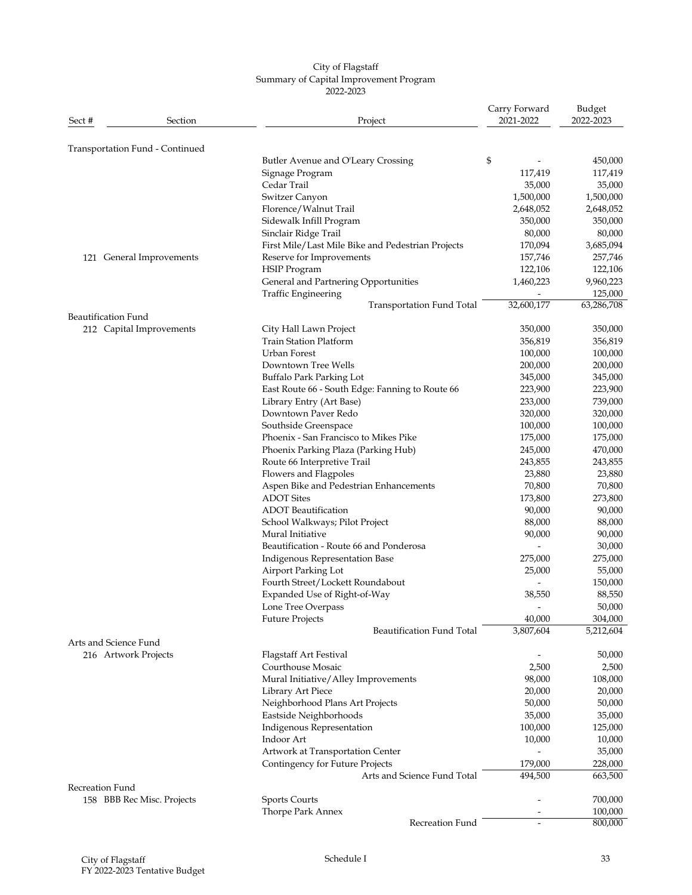City of Flagstaff
Summary of Capital Improvement Program
2022-2023

| Sect # | Section | Project | Carry Forward 2021-2022 | Budget 2022-2023 |
|---|---|---|---|---|
| Transportation Fund - Continued | | | | |
| | | Butler Avenue and O'Leary Crossing | $ - | 450,000 |
| | | Signage Program | 117,419 | 117,419 |
| | | Cedar Trail | 35,000 | 35,000 |
| | | Switzer Canyon | 1,500,000 | 1,500,000 |
| | | Florence/Walnut Trail | 2,648,052 | 2,648,052 |
| | | Sidewalk Infill Program | 350,000 | 350,000 |
| | | Sinclair Ridge Trail | 80,000 | 80,000 |
| | | First Mile/Last Mile Bike and Pedestrian Projects | 170,094 | 3,685,094 |
| 121 | General Improvements | Reserve for Improvements | 157,746 | 257,746 |
| | | HSIP Program | 122,106 | 122,106 |
| | | General and Partnering Opportunities | 1,460,223 | 9,960,223 |
| | | Traffic Engineering | - | 125,000 |
| | | Transportation Fund Total | 32,600,177 | 63,286,708 |
| Beautification Fund | | | | |
| 212 | Capital Improvements | City Hall Lawn Project | 350,000 | 350,000 |
| | | Train Station Platform | 356,819 | 356,819 |
| | | Urban Forest | 100,000 | 100,000 |
| | | Downtown Tree Wells | 200,000 | 200,000 |
| | | Buffalo Park Parking Lot | 345,000 | 345,000 |
| | | East Route 66 - South Edge: Fanning to Route 66 | 223,900 | 223,900 |
| | | Library Entry (Art Base) | 233,000 | 739,000 |
| | | Downtown Paver Redo | 320,000 | 320,000 |
| | | Southside Greenspace | 100,000 | 100,000 |
| | | Phoenix - San Francisco to Mikes Pike | 175,000 | 175,000 |
| | | Phoenix Parking Plaza (Parking Hub) | 245,000 | 470,000 |
| | | Route 66 Interpretive Trail | 243,855 | 243,855 |
| | | Flowers and Flagpoles | 23,880 | 23,880 |
| | | Aspen Bike and Pedestrian Enhancements | 70,800 | 70,800 |
| | | ADOT Sites | 173,800 | 273,800 |
| | | ADOT Beautification | 90,000 | 90,000 |
| | | School Walkways; Pilot Project | 88,000 | 88,000 |
| | | Mural Initiative | 90,000 | 90,000 |
| | | Beautification - Route 66 and Ponderosa | - | 30,000 |
| | | Indigenous Representation Base | 275,000 | 275,000 |
| | | Airport Parking Lot | 25,000 | 55,000 |
| | | Fourth Street/Lockett Roundabout | - | 150,000 |
| | | Expanded Use of Right-of-Way | 38,550 | 88,550 |
| | | Lone Tree Overpass | - | 50,000 |
| | | Future Projects | 40,000 | 304,000 |
| | | Beautification Fund Total | 3,807,604 | 5,212,604 |
| Arts and Science Fund | | | | |
| 216 | Artwork Projects | Flagstaff Art Festival | - | 50,000 |
| | | Courthouse Mosaic | 2,500 | 2,500 |
| | | Mural Initiative/Alley Improvements | 98,000 | 108,000 |
| | | Library Art Piece | 20,000 | 20,000 |
| | | Neighborhood Plans Art Projects | 50,000 | 50,000 |
| | | Eastside Neighborhoods | 35,000 | 35,000 |
| | | Indigenous Representation | 100,000 | 125,000 |
| | | Indoor Art | 10,000 | 10,000 |
| | | Artwork at Transportation Center | - | 35,000 |
| | | Contingency for Future Projects | 179,000 | 228,000 |
| | | Arts and Science Fund Total | 494,500 | 663,500 |
| Recreation Fund | | | | |
| 158 | BBB Rec Misc. Projects | Sports Courts | - | 700,000 |
| | | Thorpe Park Annex | - | 100,000 |
| | | Recreation Fund | - | 800,000 |

City of Flagstaff
FY 2022-2023 Tentative Budget

Schedule I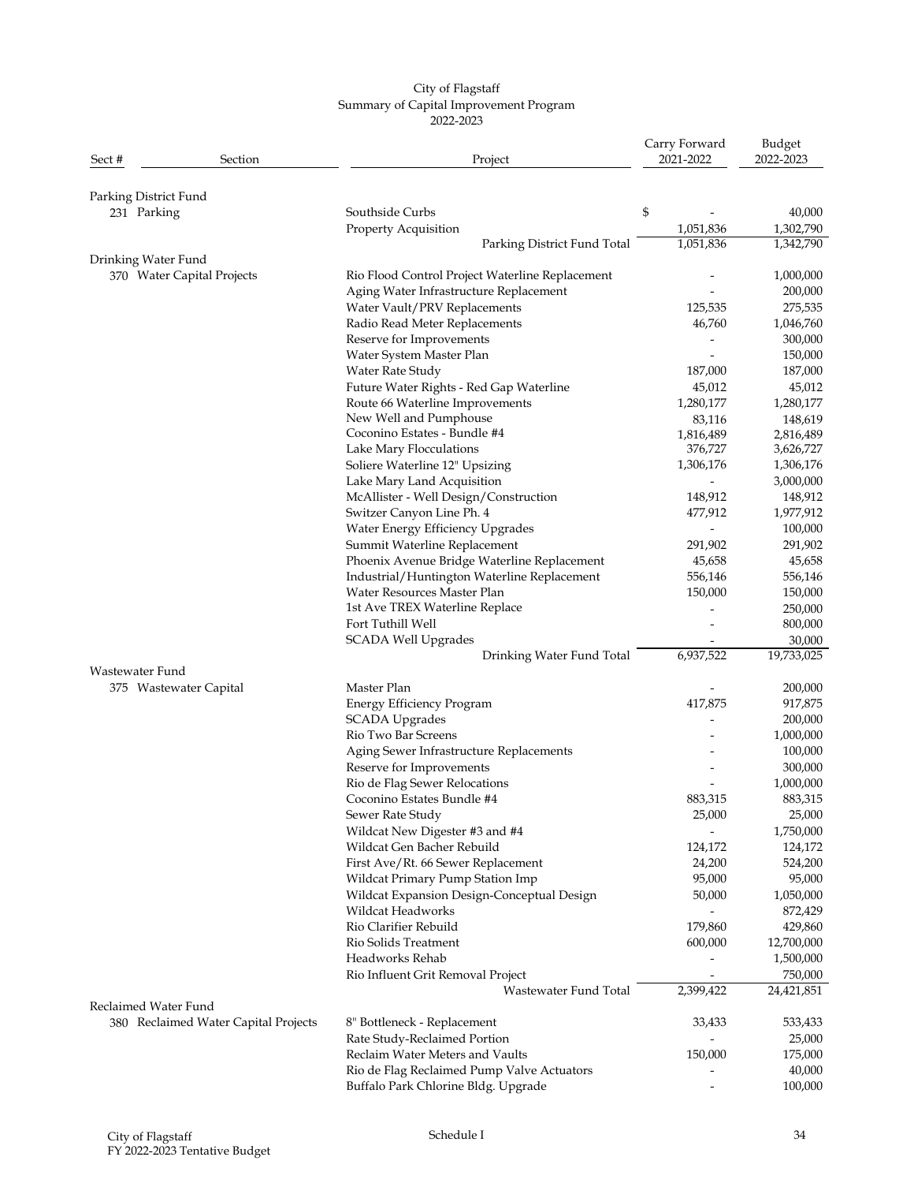City of Flagstaff
Summary of Capital Improvement Program
2022-2023

| Sect # | Section | Project | Carry Forward 2021-2022 | Budget 2022-2023 |
|---|---|---|---|---|
| Parking District Fund | | | | |
| 231 | Parking | Southside Curbs | $ - | 40,000 |
| | | Property Acquisition | 1,051,836 | 1,302,790 |
| | | Parking District Fund Total | 1,051,836 | 1,342,790 |
| Drinking Water Fund | | | | |
| 370 | Water Capital Projects | Rio Flood Control Project Waterline Replacement | - | 1,000,000 |
| | | Aging Water Infrastructure Replacement | - | 200,000 |
| | | Water Vault/PRV Replacements | 125,535 | 275,535 |
| | | Radio Read Meter Replacements | 46,760 | 1,046,760 |
| | | Reserve for Improvements | - | 300,000 |
| | | Water System Master Plan | - | 150,000 |
| | | Water Rate Study | 187,000 | 187,000 |
| | | Future Water Rights - Red Gap Waterline | 45,012 | 45,012 |
| | | Route 66 Waterline Improvements | 1,280,177 | 1,280,177 |
| | | New Well and Pumphouse | 83,116 | 148,619 |
| | | Coconino Estates - Bundle #4 | 1,816,489 | 2,816,489 |
| | | Lake Mary Flocculations | 376,727 | 3,626,727 |
| | | Soliere Waterline 12" Upsizing | 1,306,176 | 1,306,176 |
| | | Lake Mary Land Acquisition | - | 3,000,000 |
| | | McAllister - Well Design/Construction | 148,912 | 148,912 |
| | | Switzer Canyon Line Ph. 4 | 477,912 | 1,977,912 |
| | | Water Energy Efficiency Upgrades | - | 100,000 |
| | | Summit Waterline Replacement | 291,902 | 291,902 |
| | | Phoenix Avenue Bridge Waterline Replacement | 45,658 | 45,658 |
| | | Industrial/Huntington Waterline Replacement | 556,146 | 556,146 |
| | | Water Resources Master Plan | 150,000 | 150,000 |
| | | 1st Ave TREX Waterline Replace | - | 250,000 |
| | | Fort Tuthill Well | - | 800,000 |
| | | SCADA Well Upgrades | - | 30,000 |
| | | Drinking Water Fund Total | 6,937,522 | 19,733,025 |
| Wastewater Fund | | | | |
| 375 | Wastewater Capital | Master Plan | - | 200,000 |
| | | Energy Efficiency Program | 417,875 | 917,875 |
| | | SCADA Upgrades | - | 200,000 |
| | | Rio Two Bar Screens | - | 1,000,000 |
| | | Aging Sewer Infrastructure Replacements | - | 100,000 |
| | | Reserve for Improvements | - | 300,000 |
| | | Rio de Flag Sewer Relocations | - | 1,000,000 |
| | | Coconino Estates Bundle #4 | 883,315 | 883,315 |
| | | Sewer Rate Study | 25,000 | 25,000 |
| | | Wildcat New Digester #3 and #4 | - | 1,750,000 |
| | | Wildcat Gen Bacher Rebuild | 124,172 | 124,172 |
| | | First Ave/Rt. 66 Sewer Replacement | 24,200 | 524,200 |
| | | Wildcat Primary Pump Station Imp | 95,000 | 95,000 |
| | | Wildcat Expansion Design-Conceptual Design | 50,000 | 1,050,000 |
| | | Wildcat Headworks | - | 872,429 |
| | | Rio Clarifier Rebuild | 179,860 | 429,860 |
| | | Rio Solids Treatment | 600,000 | 12,700,000 |
| | | Headworks Rehab | - | 1,500,000 |
| | | Rio Influent Grit Removal Project | - | 750,000 |
| | | Wastewater Fund Total | 2,399,422 | 24,421,851 |
| Reclaimed Water Fund | | | | |
| 380 | Reclaimed Water Capital Projects | 8" Bottleneck - Replacement | 33,433 | 533,433 |
| | | Rate Study-Reclaimed Portion | - | 25,000 |
| | | Reclaim Water Meters and Vaults | 150,000 | 175,000 |
| | | Rio de Flag Reclaimed Pump Valve Actuators | - | 40,000 |
| | | Buffalo Park Chlorine Bldg. Upgrade | - | 100,000 |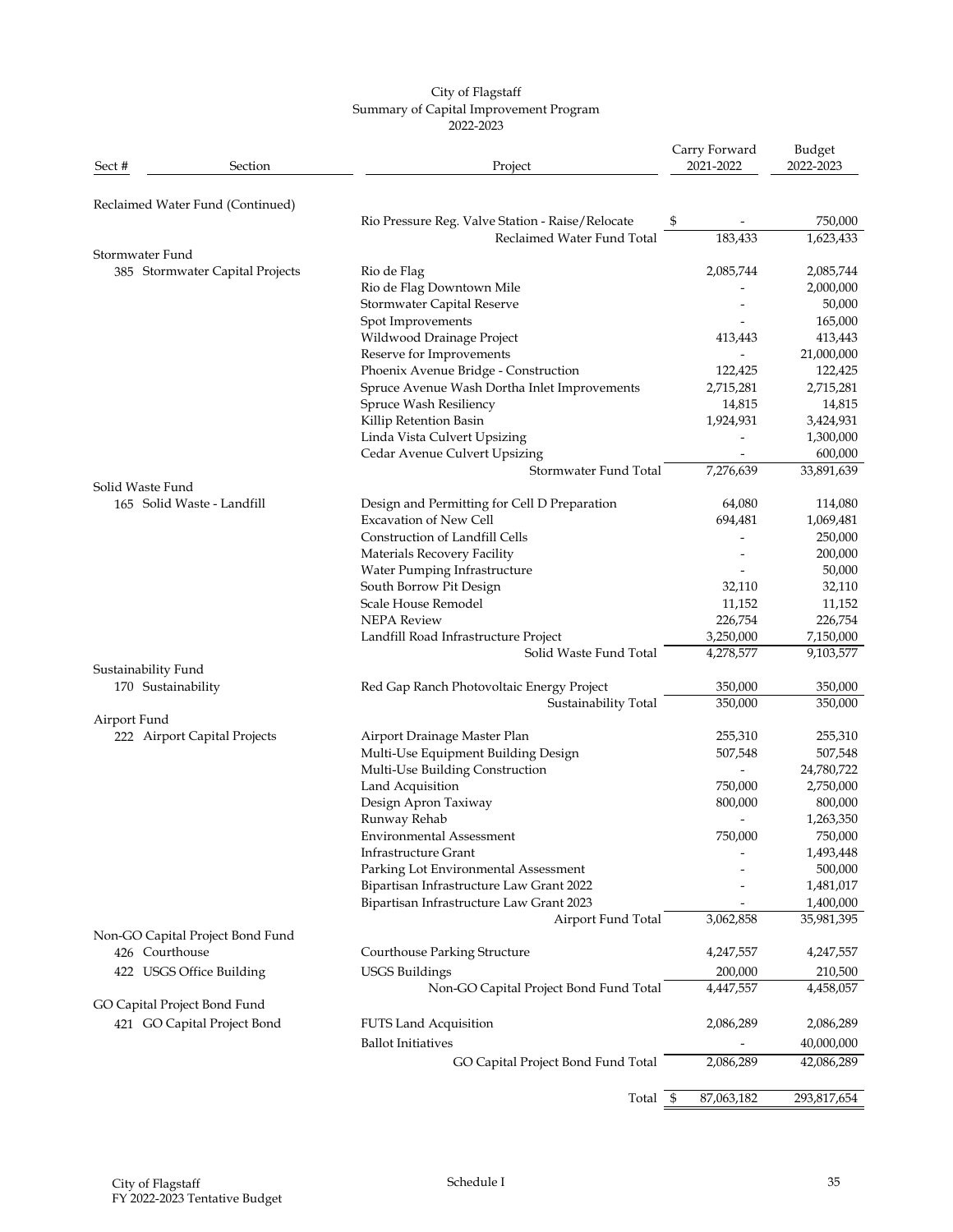City of Flagstaff
Summary of Capital Improvement Program
2022-2023

| Sect # | Section | Project | Carry Forward 2021-2022 | Budget 2022-2023 |
|---|---|---|---|---|
| Reclaimed Water Fund (Continued) | | | | |
| | | Rio Pressure Reg. Valve Station - Raise/Relocate | $ - | 750,000 |
| | | Reclaimed Water Fund Total | 183,433 | 1,623,433 |
| Stormwater Fund | | | | |
| 385 | Stormwater Capital Projects | Rio de Flag | 2,085,744 | 2,085,744 |
| | | Rio de Flag Downtown Mile | - | 2,000,000 |
| | | Stormwater Capital Reserve | - | 50,000 |
| | | Spot Improvements | - | 165,000 |
| | | Wildwood Drainage Project | 413,443 | 413,443 |
| | | Reserve for Improvements | - | 21,000,000 |
| | | Phoenix Avenue Bridge - Construction | 122,425 | 122,425 |
| | | Spruce Avenue Wash Dortha Inlet Improvements | 2,715,281 | 2,715,281 |
| | | Spruce Wash Resiliency | 14,815 | 14,815 |
| | | Killip Retention Basin | 1,924,931 | 3,424,931 |
| | | Linda Vista Culvert Upsizing | - | 1,300,000 |
| | | Cedar Avenue Culvert Upsizing | - | 600,000 |
| | | Stormwater Fund Total | 7,276,639 | 33,891,639 |
| Solid Waste Fund | | | | |
| 165 | Solid Waste - Landfill | Design and Permitting for Cell D Preparation | 64,080 | 114,080 |
| | | Excavation of New Cell | 694,481 | 1,069,481 |
| | | Construction of Landfill Cells | - | 250,000 |
| | | Materials Recovery Facility | - | 200,000 |
| | | Water Pumping Infrastructure | - | 50,000 |
| | | South Borrow Pit Design | 32,110 | 32,110 |
| | | Scale House Remodel | 11,152 | 11,152 |
| | | NEPA Review | 226,754 | 226,754 |
| | | Landfill Road Infrastructure Project | 3,250,000 | 7,150,000 |
| | | Solid Waste Fund Total | 4,278,577 | 9,103,577 |
| Sustainability Fund | | | | |
| 170 | Sustainability | Red Gap Ranch Photovoltaic Energy Project | 350,000 | 350,000 |
| | | Sustainability Total | 350,000 | 350,000 |
| Airport Fund | | | | |
| 222 | Airport Capital Projects | Airport Drainage Master Plan | 255,310 | 255,310 |
| | | Multi-Use Equipment Building Design | 507,548 | 507,548 |
| | | Multi-Use Building Construction | - | 24,780,722 |
| | | Land Acquisition | 750,000 | 2,750,000 |
| | | Design Apron Taxiway | 800,000 | 800,000 |
| | | Runway Rehab | - | 1,263,350 |
| | | Environmental Assessment | 750,000 | 750,000 |
| | | Infrastructure Grant | - | 1,493,448 |
| | | Parking Lot Environmental Assessment | - | 500,000 |
| | | Bipartisan Infrastructure Law Grant 2022 | - | 1,481,017 |
| | | Bipartisan Infrastructure Law Grant 2023 | - | 1,400,000 |
| | | Airport Fund Total | 3,062,858 | 35,981,395 |
| Non-GO Capital Project Bond Fund | | | | |
| 426 | Courthouse | Courthouse Parking Structure | 4,247,557 | 4,247,557 |
| 422 | USGS Office Building | USGS Buildings | 200,000 | 210,500 |
| | | Non-GO Capital Project Bond Fund Total | 4,447,557 | 4,458,057 |
| GO Capital Project Bond Fund | | | | |
| 421 | GO Capital Project Bond | FUTS Land Acquisition | 2,086,289 | 2,086,289 |
| | | Ballot Initiatives | - | 40,000,000 |
| | | GO Capital Project Bond Fund Total | 2,086,289 | 42,086,289 |
| | | Total | $ 87,063,182 | 293,817,654 |

City of Flagstaff
FY 2022-2023 Tentative Budget

Schedule I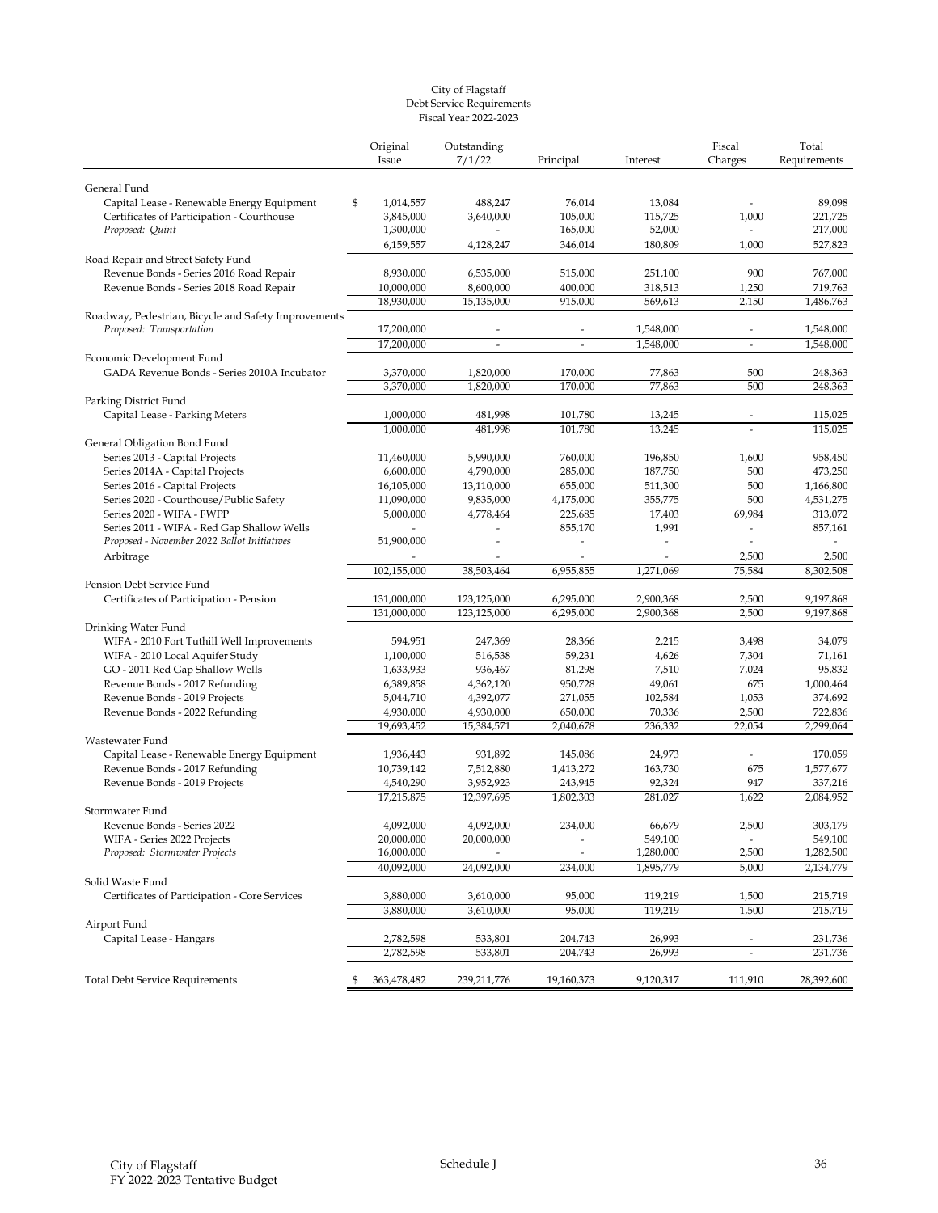City of Flagstaff
Debt Service Requirements
Fiscal Year 2022-2023

| | Original Issue | Outstanding 7/1/22 | Principal | Interest | Fiscal Charges | Total Requirements |
|---|---|---|---|---|---|---|
| General Fund | | | | | | |
| Capital Lease - Renewable Energy Equipment | $ 1,014,557 | 488,247 | 76,014 | 13,084 | - | 89,098 |
| Certificates of Participation - Courthouse | 3,845,000 | 3,640,000 | 105,000 | 115,725 | 1,000 | 221,725 |
| *Proposed: Quint* | 1,300,000 | - | 165,000 | 52,000 | - | 217,000 |
| | 6,159,557 | 4,128,247 | 346,014 | 180,809 | 1,000 | 527,823 |
| Road Repair and Street Safety Fund | | | | | | |
| Revenue Bonds - Series 2016 Road Repair | 8,930,000 | 6,535,000 | 515,000 | 251,100 | 900 | 767,000 |
| Revenue Bonds - Series 2018 Road Repair | 10,000,000 | 8,600,000 | 400,000 | 318,513 | 1,250 | 719,763 |
| | 18,930,000 | 15,135,000 | 915,000 | 569,613 | 2,150 | 1,486,763 |
| Roadway, Pedestrian, Bicycle and Safety Improvements | | | | | | |
| *Proposed: Transportation* | 17,200,000 | - | - | 1,548,000 | - | 1,548,000 |
| | 17,200,000 | - | - | 1,548,000 | - | 1,548,000 |
| Economic Development Fund | | | | | | |
| GADA Revenue Bonds - Series 2010A Incubator | 3,370,000 | 1,820,000 | 170,000 | 77,863 | 500 | 248,363 |
| | 3,370,000 | 1,820,000 | 170,000 | 77,863 | 500 | 248,363 |
| Parking District Fund | | | | | | |
| Capital Lease - Parking Meters | 1,000,000 | 481,998 | 101,780 | 13,245 | - | 115,025 |
| | 1,000,000 | 481,998 | 101,780 | 13,245 | - | 115,025 |
| General Obligation Bond Fund | | | | | | |
| Series 2013 - Capital Projects | 11,460,000 | 5,990,000 | 760,000 | 196,850 | 1,600 | 958,450 |
| Series 2014A - Capital Projects | 6,600,000 | 4,790,000 | 285,000 | 187,750 | 500 | 473,250 |
| Series 2016 - Capital Projects | 16,105,000 | 13,110,000 | 655,000 | 511,300 | 500 | 1,166,800 |
| Series 2020 - Courthouse/Public Safety | 11,090,000 | 9,835,000 | 4,175,000 | 355,775 | 500 | 4,531,275 |
| Series 2020 - WIFA - FWPP | 5,000,000 | 4,778,464 | 225,685 | 17,403 | 69,984 | 313,072 |
| Series 2011 - WIFA - Red Gap Shallow Wells | - | - | 855,170 | 1,991 | - | 857,161 |
| *Proposed - November 2022 Ballot Initiatives* | 51,900,000 | - | - | - | - | - |
| Arbitrage | - | - | - | - | 2,500 | 2,500 |
| | 102,155,000 | 38,503,464 | 6,955,855 | 1,271,069 | 75,584 | 8,302,508 |
| Pension Debt Service Fund | | | | | | |
| Certificates of Participation - Pension | 131,000,000 | 123,125,000 | 6,295,000 | 2,900,368 | 2,500 | 9,197,868 |
| | 131,000,000 | 123,125,000 | 6,295,000 | 2,900,368 | 2,500 | 9,197,868 |
| Drinking Water Fund | | | | | | |
| WIFA - 2010 Fort Tuthill Well Improvements | 594,951 | 247,369 | 28,366 | 2,215 | 3,498 | 34,079 |
| WIFA - 2010 Local Aquifer Study | 1,100,000 | 516,538 | 59,231 | 4,626 | 7,304 | 71,161 |
| GO - 2011 Red Gap Shallow Wells | 1,633,933 | 936,467 | 81,298 | 7,510 | 7,024 | 95,832 |
| Revenue Bonds - 2017 Refunding | 6,389,858 | 4,362,120 | 950,728 | 49,061 | 675 | 1,000,464 |
| Revenue Bonds - 2019 Projects | 5,044,710 | 4,392,077 | 271,055 | 102,584 | 1,053 | 374,692 |
| Revenue Bonds - 2022 Refunding | 4,930,000 | 4,930,000 | 650,000 | 70,336 | 2,500 | 722,836 |
| | 19,693,452 | 15,384,571 | 2,040,678 | 236,332 | 22,054 | 2,299,064 |
| Wastewater Fund | | | | | | |
| Capital Lease - Renewable Energy Equipment | 1,936,443 | 931,892 | 145,086 | 24,973 | - | 170,059 |
| Revenue Bonds - 2017 Refunding | 10,739,142 | 7,512,880 | 1,413,272 | 163,730 | 675 | 1,577,677 |
| Revenue Bonds - 2019 Projects | 4,540,290 | 3,952,923 | 243,945 | 92,324 | 947 | 337,216 |
| | 17,215,875 | 12,397,695 | 1,802,303 | 281,027 | 1,622 | 2,084,952 |
| Stormwater Fund | | | | | | |
| Revenue Bonds - Series 2022 | 4,092,000 | 4,092,000 | 234,000 | 66,679 | 2,500 | 303,179 |
| WIFA - Series 2022 Projects | 20,000,000 | 20,000,000 | - | 549,100 | - | 549,100 |
| *Proposed: Stormwater Projects* | 16,000,000 | - | - | 1,280,000 | 2,500 | 1,282,500 |
| | 40,092,000 | 24,092,000 | 234,000 | 1,895,779 | 5,000 | 2,134,779 |
| Solid Waste Fund | | | | | | |
| Certificates of Participation - Core Services | 3,880,000 | 3,610,000 | 95,000 | 119,219 | 1,500 | 215,719 |
| | 3,880,000 | 3,610,000 | 95,000 | 119,219 | 1,500 | 215,719 |
| Airport Fund | | | | | | |
| Capital Lease - Hangars | 2,782,598 | 533,801 | 204,743 | 26,993 | - | 231,736 |
| | 2,782,598 | 533,801 | 204,743 | 26,993 | - | 231,736 |
| Total Debt Service Requirements | $ 363,478,482 | 239,211,776 | 19,160,373 | 9,120,317 | 111,910 | 28,392,600 |

Schedule J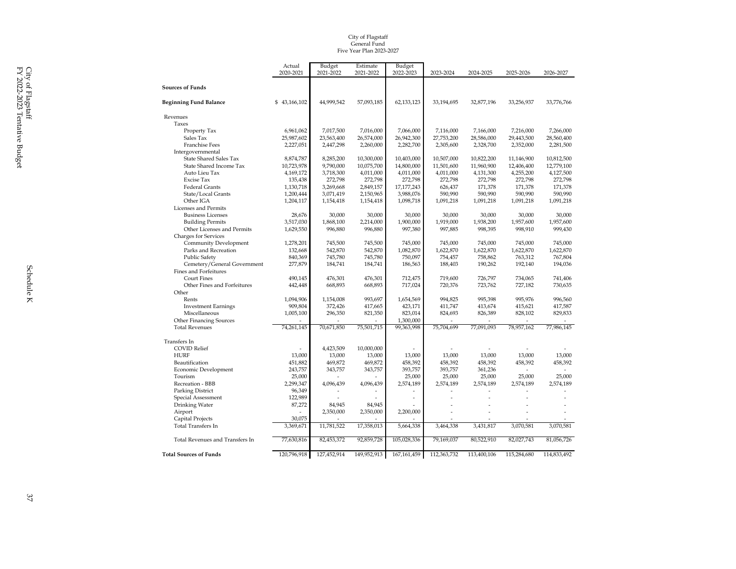City of Flagstaff
General Fund
Five Year Plan 2023-2027

| | Actual 2020-2021 | Budget 2021-2022 | Estimate 2021-2022 | Budget 2022-2023 | 2023-2024 | 2024-2025 | 2025-2026 | 2026-2027 |
|---|---|---|---|---|---|---|---|---|
| **Sources of Funds** | | | | | | | | |
| **Beginning Fund Balance** | $ 43,166,102 | 44,999,542 | 57,093,185 | 62,133,123 | 33,194,695 | 32,877,196 | 33,256,937 | 33,776,766 |
| Revenues | | | | | | | | |
| Taxes | | | | | | | | |
| Property Tax | 6,961,062 | 7,017,500 | 7,016,000 | 7,066,000 | 7,116,000 | 7,166,000 | 7,216,000 | 7,266,000 |
| Sales Tax | 25,987,602 | 23,563,400 | 26,574,000 | 26,942,300 | 27,753,200 | 28,586,000 | 29,443,500 | 28,560,400 |
| Franchise Fees | 2,227,051 | 2,447,298 | 2,260,000 | 2,282,700 | 2,305,600 | 2,328,700 | 2,352,000 | 2,281,500 |
| Intergovernmental | | | | | | | | |
| State Shared Sales Tax | 8,874,787 | 8,285,200 | 10,300,000 | 10,403,000 | 10,507,000 | 10,822,200 | 11,146,900 | 10,812,500 |
| State Shared Income Tax | 10,723,978 | 9,790,000 | 10,075,700 | 14,800,000 | 11,501,600 | 11,960,900 | 12,406,400 | 12,779,100 |
| Auto Lieu Tax | 4,169,172 | 3,718,300 | 4,011,000 | 4,011,000 | 4,011,000 | 4,131,300 | 4,255,200 | 4,127,500 |
| Excise Tax | 135,438 | 272,798 | 272,798 | 272,798 | 272,798 | 272,798 | 272,798 | 272,798 |
| Federal Grants | 1,130,718 | 3,269,668 | 2,849,157 | 17,177,243 | 626,437 | 171,378 | 171,378 | 171,378 |
| State/Local Grants | 1,200,444 | 3,071,419 | 2,150,965 | 3,988,076 | 590,990 | 590,990 | 590,990 | 590,990 |
| Other IGA | 1,204,117 | 1,154,418 | 1,154,418 | 1,098,718 | 1,091,218 | 1,091,218 | 1,091,218 | 1,091,218 |
| Licenses and Permits | | | | | | | | |
| Business Licenses | 28,676 | 30,000 | 30,000 | 30,000 | 30,000 | 30,000 | 30,000 | 30,000 |
| Building Permits | 3,517,030 | 1,868,100 | 2,214,000 | 1,900,000 | 1,919,000 | 1,938,200 | 1,957,600 | 1,957,600 |
| Other Licenses and Permits | 1,629,550 | 996,880 | 996,880 | 997,380 | 997,885 | 998,395 | 998,910 | 999,430 |
| Charges for Services | | | | | | | | |
| Community Development | 1,278,201 | 745,500 | 745,500 | 745,000 | 745,000 | 745,000 | 745,000 | 745,000 |
| Parks and Recreation | 132,668 | 542,870 | 542,870 | 1,082,870 | 1,622,870 | 1,622,870 | 1,622,870 | 1,622,870 |
| Public Safety | 840,369 | 745,780 | 745,780 | 750,097 | 754,457 | 758,862 | 763,312 | 767,804 |
| Cemetery/General Government | 277,879 | 184,741 | 184,741 | 186,563 | 188,403 | 190,262 | 192,140 | 194,036 |
| Fines and Forfeitures | | | | | | | | |
| Court Fines | 490,145 | 476,301 | 476,301 | 712,475 | 719,600 | 726,797 | 734,065 | 741,406 |
| Other Fines and Forfeitures | 442,448 | 668,893 | 668,893 | 717,024 | 720,376 | 723,762 | 727,182 | 730,635 |
| Other | | | | | | | | |
| Rents | 1,094,906 | 1,154,008 | 993,697 | 1,654,569 | 994,825 | 995,398 | 995,976 | 996,560 |
| Investment Earnings | 909,804 | 372,426 | 417,665 | 423,171 | 411,747 | 413,674 | 415,621 | 417,587 |
| Miscellaneous | 1,005,100 | 296,350 | 821,350 | 823,014 | 824,693 | 826,389 | 828,102 | 829,833 |
| Other Financing Sources | - | - | - | 1,300,000 | - | - | - | - |
| Total Revenues | 74,261,145 | 70,671,850 | 75,501,715 | 99,363,998 | 75,704,699 | 77,091,093 | 78,957,162 | 77,986,145 |
| Transfers In | | | | | | | | |
| COVID Relief | - | 4,423,509 | 10,000,000 | - | - | - | - | - |
| HURF | 13,000 | 13,000 | 13,000 | 13,000 | 13,000 | 13,000 | 13,000 | 13,000 |
| Beautification | 451,882 | 469,872 | 469,872 | 458,392 | 458,392 | 458,392 | 458,392 | 458,392 |
| Economic Development | 243,757 | 343,757 | 343,757 | 393,757 | 393,757 | 361,236 | - | - |
| Tourism | 25,000 | - | - | 25,000 | 25,000 | 25,000 | 25,000 | 25,000 |
| Recreation - BBB | 2,299,347 | 4,096,439 | 4,096,439 | 2,574,189 | 2,574,189 | 2,574,189 | 2,574,189 | 2,574,189 |
| Parking District | 96,349 | - | - | - | - | - | - | - |
| Special Assessment | 122,989 | - | - | - | - | - | - | - |
| Drinking Water | 87,272 | 84,945 | 84,945 | - | - | - | - | - |
| Airport | - | 2,350,000 | 2,350,000 | 2,200,000 | - | - | - | - |
| Capital Projects | 30,075 | - | - | - | - | - | - | - |
| Total Transfers In | 3,369,671 | 11,781,522 | 17,358,013 | 5,664,338 | 3,464,338 | 3,431,817 | 3,070,581 | 3,070,581 |
| Total Revenues and Transfers In | 77,630,816 | 82,453,372 | 92,859,728 | 105,028,336 | 79,169,037 | 80,522,910 | 82,027,743 | 81,056,726 |
| **Total Sources of Funds** | 120,796,918 | 127,452,914 | 149,952,913 | 167,161,459 | 112,363,732 | 113,400,106 | 115,284,680 | 114,833,492 |

Schedule K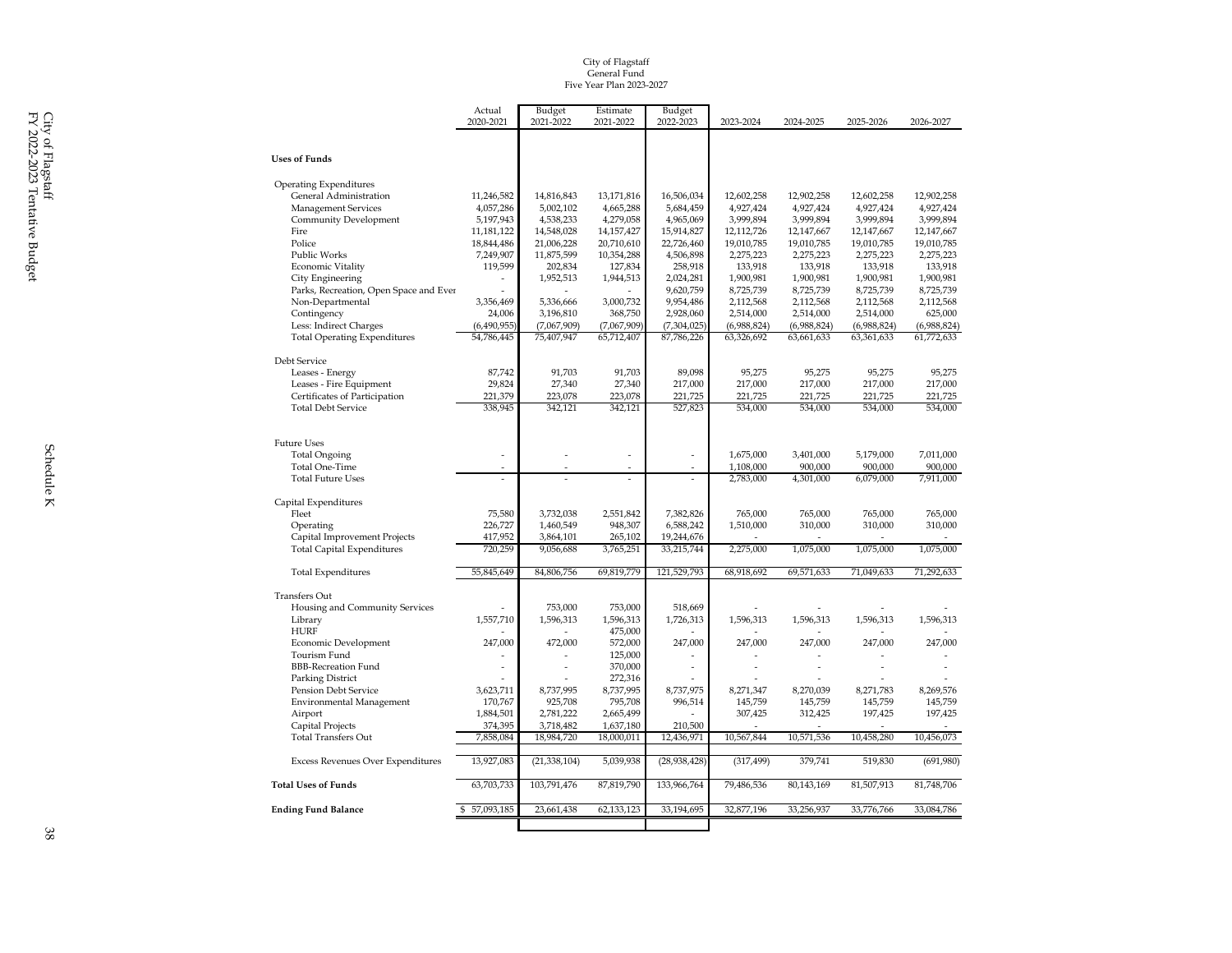City of Flagstaff
General Fund
Five Year Plan 2023-2027

| | Actual 2020-2021 | Budget 2021-2022 | Estimate 2021-2022 | Budget 2022-2023 | 2023-2024 | 2024-2025 | 2025-2026 | 2026-2027 |
|---|---|---|---|---|---|---|---|---|
| **Uses of Funds** | | | | | | | | |
| Operating Expenditures | | | | | | | | |
| General Administration | 11,246,582 | 14,816,843 | 13,171,816 | 16,506,034 | 12,602,258 | 12,902,258 | 12,602,258 | 12,902,258 |
| Management Services | 4,057,286 | 5,002,102 | 4,665,288 | 5,684,459 | 4,927,424 | 4,927,424 | 4,927,424 | 4,927,424 |
| Community Development | 5,197,943 | 4,538,233 | 4,279,058 | 4,965,069 | 3,999,894 | 3,999,894 | 3,999,894 | 3,999,894 |
| Fire | 11,181,122 | 14,548,028 | 14,157,427 | 15,914,827 | 12,112,726 | 12,147,667 | 12,147,667 | 12,147,667 |
| Police | 18,844,486 | 21,006,228 | 20,710,610 | 22,726,460 | 19,010,785 | 19,010,785 | 19,010,785 | 19,010,785 |
| Public Works | 7,249,907 | 11,875,599 | 10,354,288 | 4,506,898 | 2,275,223 | 2,275,223 | 2,275,223 | 2,275,223 |
| Economic Vitality | 119,599 | 202,834 | 127,834 | 258,918 | 133,918 | 133,918 | 133,918 | 133,918 |
| City Engineering | - | 1,952,513 | 1,944,513 | 2,024,281 | 1,900,981 | 1,900,981 | 1,900,981 | 1,900,981 |
| Parks, Recreation, Open Space and Ever | - | - | - | 9,620,759 | 8,725,739 | 8,725,739 | 8,725,739 | 8,725,739 |
| Non-Departmental | 3,356,469 | 5,336,666 | 3,000,732 | 9,954,486 | 2,112,568 | 2,112,568 | 2,112,568 | 2,112,568 |
| Contingency | 24,006 | 3,196,810 | 368,750 | 2,928,060 | 2,514,000 | 2,514,000 | 2,514,000 | 625,000 |
| Less: Indirect Charges | (6,490,955) | (7,067,909) | (7,067,909) | (7,304,025) | (6,988,824) | (6,988,824) | (6,988,824) | (6,988,824) |
| Total Operating Expenditures | 54,786,445 | 75,407,947 | 65,712,407 | 87,786,226 | 63,326,692 | 63,661,633 | 63,361,633 | 61,772,633 |
| Debt Service | | | | | | | | |
| Leases - Energy | 87,742 | 91,703 | 91,703 | 89,098 | 95,275 | 95,275 | 95,275 | 95,275 |
| Leases - Fire Equipment | 29,824 | 27,340 | 27,340 | 217,000 | 217,000 | 217,000 | 217,000 | 217,000 |
| Certificates of Participation | 221,379 | 223,078 | 223,078 | 221,725 | 221,725 | 221,725 | 221,725 | 221,725 |
| Total Debt Service | 338,945 | 342,121 | 342,121 | 527,823 | 534,000 | 534,000 | 534,000 | 534,000 |
| Future Uses | | | | | | | | |
| Total Ongoing | - | - | - | - | 1,675,000 | 3,401,000 | 5,179,000 | 7,011,000 |
| Total One-Time | - | - | - | - | 1,108,000 | 900,000 | 900,000 | 900,000 |
| Total Future Uses | - | - | - | - | 2,783,000 | 4,301,000 | 6,079,000 | 7,911,000 |
| Capital Expenditures | | | | | | | | |
| Fleet | 75,580 | 3,732,038 | 2,551,842 | 7,382,826 | 765,000 | 765,000 | 765,000 | 765,000 |
| Operating | 226,727 | 1,460,549 | 948,307 | 6,588,242 | 1,510,000 | 310,000 | 310,000 | 310,000 |
| Capital Improvement Projects | 417,952 | 3,864,101 | 265,102 | 19,244,676 | - | - | - | - |
| Total Capital Expenditures | 720,259 | 9,056,688 | 3,765,251 | 33,215,744 | 2,275,000 | 1,075,000 | 1,075,000 | 1,075,000 |
| Total Expenditures | 55,845,649 | 84,806,756 | 69,819,779 | 121,529,793 | 68,918,692 | 69,571,633 | 71,049,633 | 71,292,633 |
| Transfers Out | | | | | | | | |
| Housing and Community Services | - | 753,000 | 753,000 | 518,669 | - | - | - | - |
| Library | 1,557,710 | 1,596,313 | 1,596,313 | 1,726,313 | 1,596,313 | 1,596,313 | 1,596,313 | 1,596,313 |
| HURF | - | - | 475,000 | - | - | - | - | - |
| Economic Development | 247,000 | 472,000 | 572,000 | 247,000 | 247,000 | 247,000 | 247,000 | 247,000 |
| Tourism Fund | - | - | 125,000 | - | - | - | - | - |
| BBB-Recreation Fund | - | - | 370,000 | - | - | - | - | - |
| Parking District | - | - | 272,316 | - | - | - | - | - |
| Pension Debt Service | 3,623,711 | 8,737,995 | 8,737,995 | 8,737,975 | 8,271,347 | 8,270,039 | 8,271,783 | 8,269,576 |
| Environmental Management | 170,767 | 925,708 | 795,708 | 996,514 | 145,759 | 145,759 | 145,759 | 145,759 |
| Airport | 1,884,501 | 2,781,222 | 2,665,499 | - | 307,425 | 312,425 | 197,425 | 197,425 |
| Capital Projects | 374,395 | 3,718,482 | 1,637,180 | 210,500 | - | - | - | - |
| Total Transfers Out | 7,858,084 | 18,984,720 | 18,000,011 | 12,436,971 | 10,567,844 | 10,571,536 | 10,458,280 | 10,456,073 |
| Excess Revenues Over Expenditures | 13,927,083 | (21,338,104) | 5,039,938 | (28,938,428) | (317,499) | 379,741 | 519,830 | (691,980) |
| **Total Uses of Funds** | 63,703,733 | 103,791,476 | 87,819,790 | 133,966,764 | 79,486,536 | 80,143,169 | 81,507,913 | 81,748,706 |
| **Ending Fund Balance** | $ 57,093,185 | 23,661,438 | 62,133,123 | 33,194,695 | 32,877,196 | 33,256,937 | 33,776,766 | 33,084,786 |

Schedule K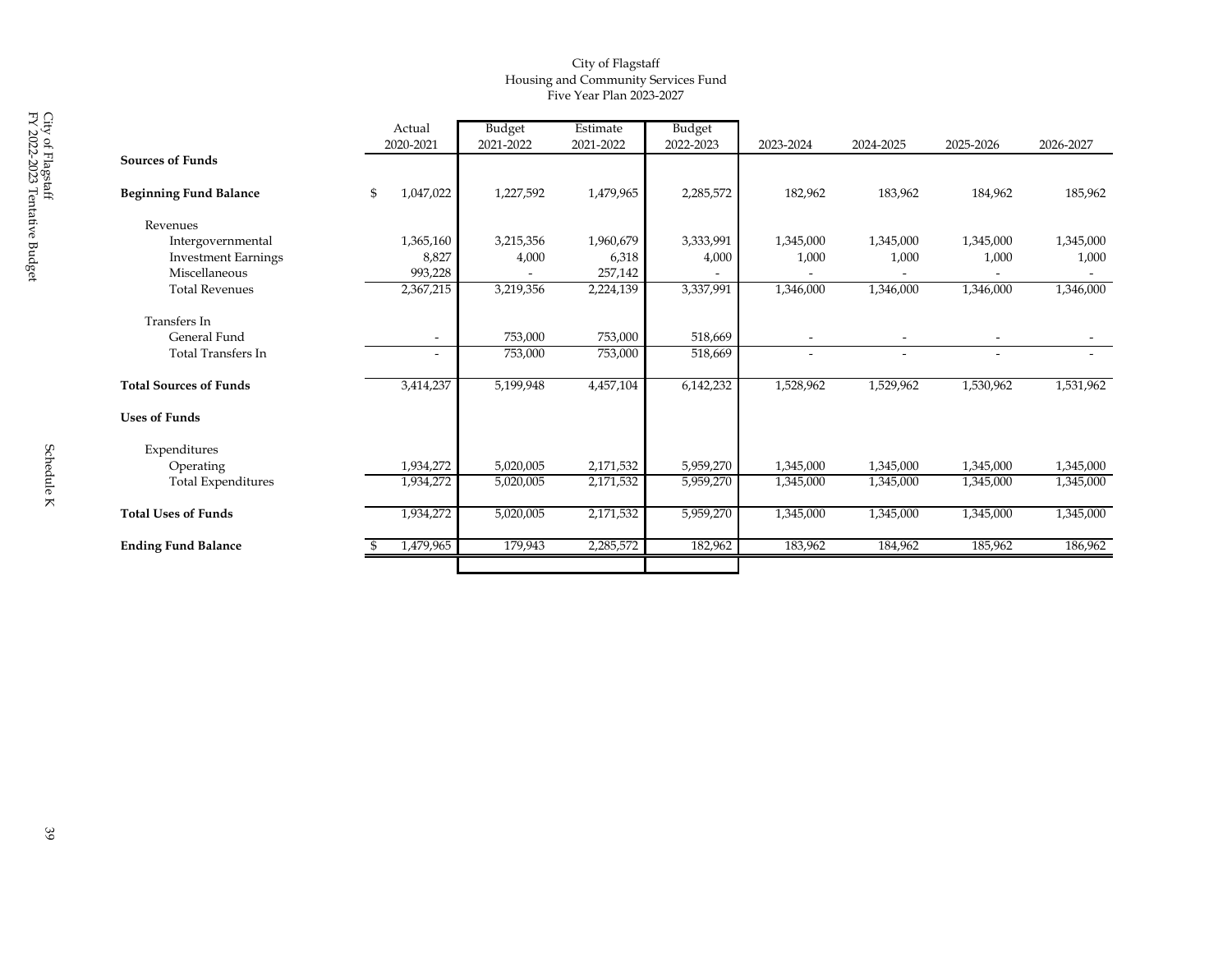City of Flagstaff
Housing and Community Services Fund
Five Year Plan 2023-2027

| | Actual 2020-2021 | Budget 2021-2022 | Estimate 2021-2022 | Budget 2022-2023 | 2023-2024 | 2024-2025 | 2025-2026 | 2026-2027 |
|---|---|---|---|---|---|---|---|---|
| **Sources of Funds** | | | | | | | | |
| **Beginning Fund Balance** | $ 1,047,022 | 1,227,592 | 1,479,965 | 2,285,572 | 182,962 | 183,962 | 184,962 | 185,962 |
| Revenues | | | | | | | | |
| Intergovernmental | 1,365,160 | 3,215,356 | 1,960,679 | 3,333,991 | 1,345,000 | 1,345,000 | 1,345,000 | 1,345,000 |
| Investment Earnings | 8,827 | 4,000 | 6,318 | 4,000 | 1,000 | 1,000 | 1,000 | 1,000 |
| Miscellaneous | 993,228 | - | 257,142 | - | - | - | - | - |
| Total Revenues | 2,367,215 | 3,219,356 | 2,224,139 | 3,337,991 | 1,346,000 | 1,346,000 | 1,346,000 | 1,346,000 |
| Transfers In | | | | | | | | |
| General Fund | - | 753,000 | 753,000 | 518,669 | - | - | - | - |
| Total Transfers In | - | 753,000 | 753,000 | 518,669 | - | - | - | - |
| **Total Sources of Funds** | 3,414,237 | 5,199,948 | 4,457,104 | 6,142,232 | 1,528,962 | 1,529,962 | 1,530,962 | 1,531,962 |
| **Uses of Funds** | | | | | | | | |
| Expenditures | | | | | | | | |
| Operating | 1,934,272 | 5,020,005 | 2,171,532 | 5,959,270 | 1,345,000 | 1,345,000 | 1,345,000 | 1,345,000 |
| Total Expenditures | 1,934,272 | 5,020,005 | 2,171,532 | 5,959,270 | 1,345,000 | 1,345,000 | 1,345,000 | 1,345,000 |
| **Total Uses of Funds** | 1,934,272 | 5,020,005 | 2,171,532 | 5,959,270 | 1,345,000 | 1,345,000 | 1,345,000 | 1,345,000 |
| **Ending Fund Balance** | $ 1,479,965 | 179,943 | 2,285,572 | 182,962 | 183,962 | 184,962 | 185,962 | 186,962 |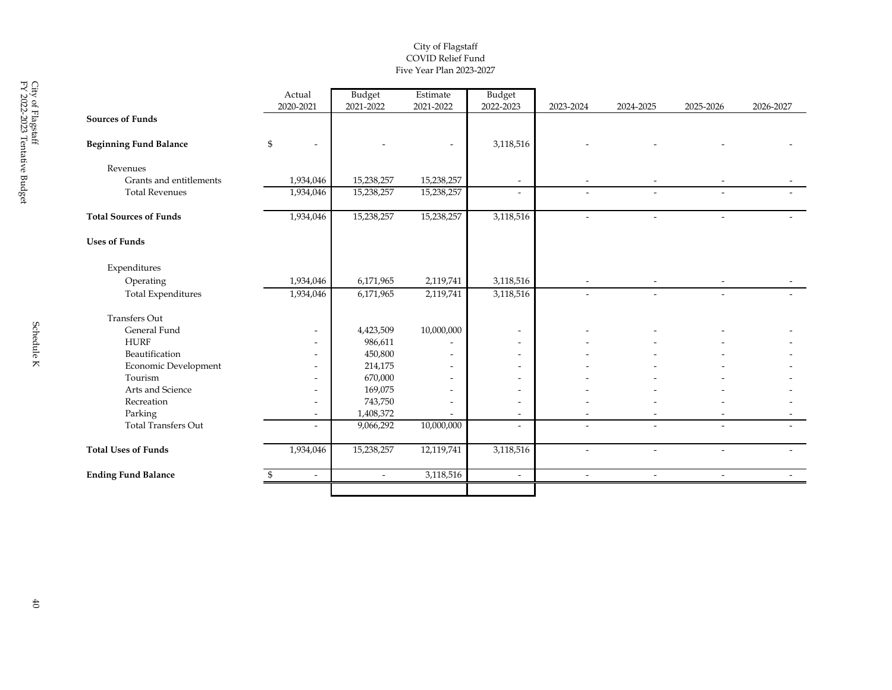City of Flagstaff
COVID Relief Fund
Five Year Plan 2023-2027

| | Actual 2020-2021 | Budget 2021-2022 | Estimate 2021-2022 | Budget 2022-2023 | 2023-2024 | 2024-2025 | 2025-2026 | 2026-2027 |
|---|---|---|---|---|---|---|---|---|
| **Sources of Funds** | | | | | | | | |
| **Beginning Fund Balance** | $ - | - | - | 3,118,516 | - | - | - | - |
| Revenues | | | | | | | | |
| Grants and entitlements | 1,934,046 | 15,238,257 | 15,238,257 | - | - | - | - | - |
| Total Revenues | 1,934,046 | 15,238,257 | 15,238,257 | - | - | - | - | - |
| **Total Sources of Funds** | 1,934,046 | 15,238,257 | 15,238,257 | 3,118,516 | - | - | - | - |
| **Uses of Funds** | | | | | | | | |
| Expenditures | | | | | | | | |
| Operating | 1,934,046 | 6,171,965 | 2,119,741 | 3,118,516 | - | - | - | - |
| Total Expenditures | 1,934,046 | 6,171,965 | 2,119,741 | 3,118,516 | - | - | - | - |
| Transfers Out | | | | | | | | |
| General Fund | - | 4,423,509 | 10,000,000 | - | - | - | - | - |
| HURF | - | 986,611 | - | - | - | - | - | - |
| Beautification | - | 450,800 | - | - | - | - | - | - |
| Economic Development | - | 214,175 | - | - | - | - | - | - |
| Tourism | - | 670,000 | - | - | - | - | - | - |
| Arts and Science | - | 169,075 | - | - | - | - | - | - |
| Recreation | - | 743,750 | - | - | - | - | - | - |
| Parking | - | 1,408,372 | - | - | - | - | - | - |
| Total Transfers Out | - | 9,066,292 | 10,000,000 | - | - | - | - | - |
| **Total Uses of Funds** | 1,934,046 | 15,238,257 | 12,119,741 | 3,118,516 | - | - | - | - |
| **Ending Fund Balance** | $ - | - | 3,118,516 | - | - | - | - | - |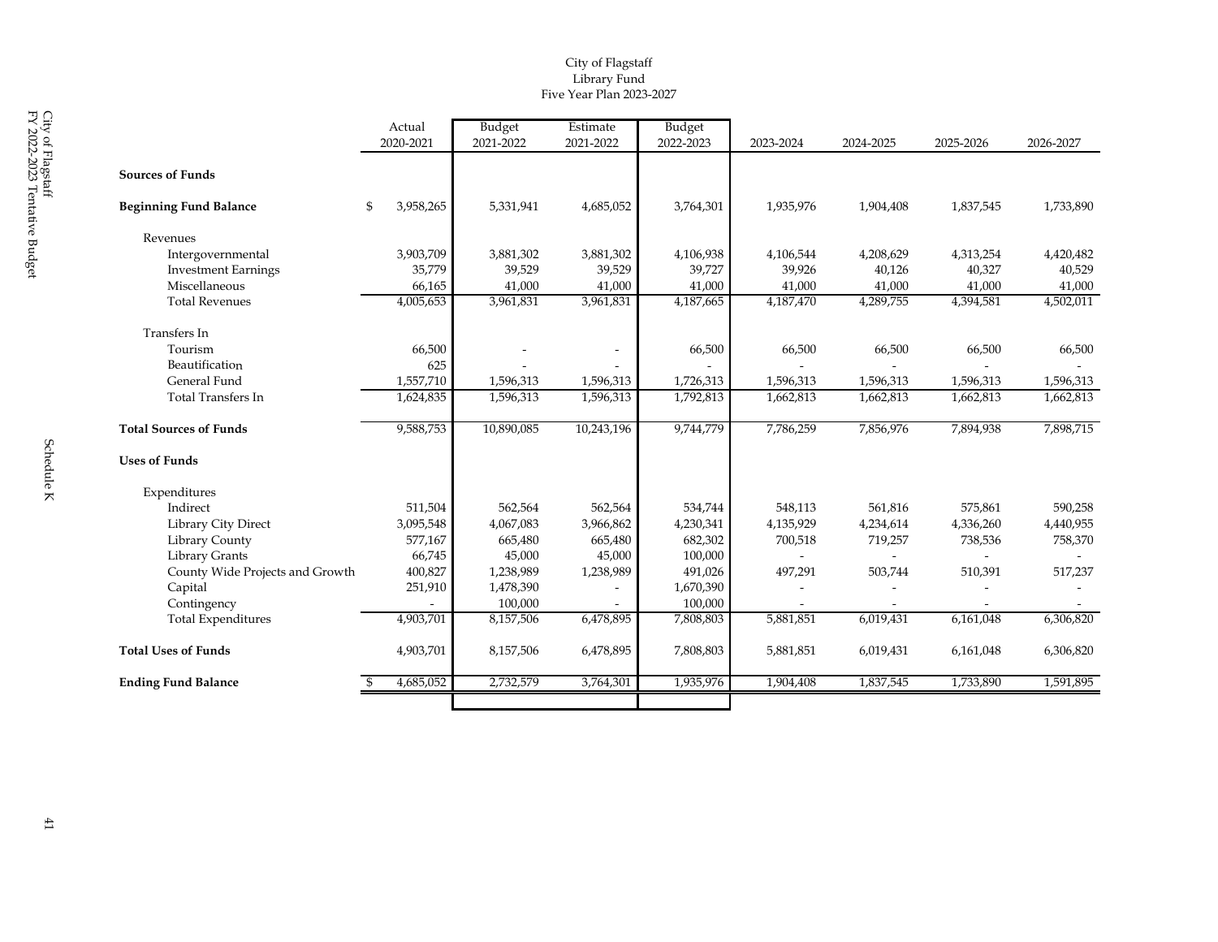City of Flagstaff
Library Fund
Five Year Plan 2023-2027

| | Actual 2020-2021 | Budget 2021-2022 | Estimate 2021-2022 | Budget 2022-2023 | 2023-2024 | 2024-2025 | 2025-2026 | 2026-2027 |
|---|---|---|---|---|---|---|---|---|
| **Sources of Funds** | | | | | | | | |
| **Beginning Fund Balance** | $ 3,958,265 | 5,331,941 | 4,685,052 | 3,764,301 | 1,935,976 | 1,904,408 | 1,837,545 | 1,733,890 |
| Revenues | | | | | | | | |
| Intergovernmental | 3,903,709 | 3,881,302 | 3,881,302 | 4,106,938 | 4,106,544 | 4,208,629 | 4,313,254 | 4,420,482 |
| Investment Earnings | 35,779 | 39,529 | 39,529 | 39,727 | 39,926 | 40,126 | 40,327 | 40,529 |
| Miscellaneous | 66,165 | 41,000 | 41,000 | 41,000 | 41,000 | 41,000 | 41,000 | 41,000 |
| Total Revenues | 4,005,653 | 3,961,831 | 3,961,831 | 4,187,665 | 4,187,470 | 4,289,755 | 4,394,581 | 4,502,011 |
| Transfers In | | | | | | | | |
| Tourism | 66,500 | - | - | 66,500 | 66,500 | 66,500 | 66,500 | 66,500 |
| Beautification | 625 | - | - | - | - | - | - | - |
| General Fund | 1,557,710 | 1,596,313 | 1,596,313 | 1,726,313 | 1,596,313 | 1,596,313 | 1,596,313 | 1,596,313 |
| Total Transfers In | 1,624,835 | 1,596,313 | 1,596,313 | 1,792,813 | 1,662,813 | 1,662,813 | 1,662,813 | 1,662,813 |
| **Total Sources of Funds** | 9,588,753 | 10,890,085 | 10,243,196 | 9,744,779 | 7,786,259 | 7,856,976 | 7,894,938 | 7,898,715 |
| **Uses of Funds** | | | | | | | | |
| Expenditures | | | | | | | | |
| Indirect | 511,504 | 562,564 | 562,564 | 534,744 | 548,113 | 561,816 | 575,861 | 590,258 |
| Library City Direct | 3,095,548 | 4,067,083 | 3,966,862 | 4,230,341 | 4,135,929 | 4,234,614 | 4,336,260 | 4,440,955 |
| Library County | 577,167 | 665,480 | 665,480 | 682,302 | 700,518 | 719,257 | 738,536 | 758,370 |
| Library Grants | 66,745 | 45,000 | 45,000 | 100,000 | - | - | - | - |
| County Wide Projects and Growth | 400,827 | 1,238,989 | 1,238,989 | 491,026 | 497,291 | 503,744 | 510,391 | 517,237 |
| Capital | 251,910 | 1,478,390 | - | 1,670,390 | - | - | - | - |
| Contingency | - | 100,000 | - | 100,000 | - | - | - | - |
| Total Expenditures | 4,903,701 | 8,157,506 | 6,478,895 | 7,808,803 | 5,881,851 | 6,019,431 | 6,161,048 | 6,306,820 |
| **Total Uses of Funds** | 4,903,701 | 8,157,506 | 6,478,895 | 7,808,803 | 5,881,851 | 6,019,431 | 6,161,048 | 6,306,820 |
| **Ending Fund Balance** | $ 4,685,052 | 2,732,579 | 3,764,301 | 1,935,976 | 1,904,408 | 1,837,545 | 1,733,890 | 1,591,895 |

Schedule K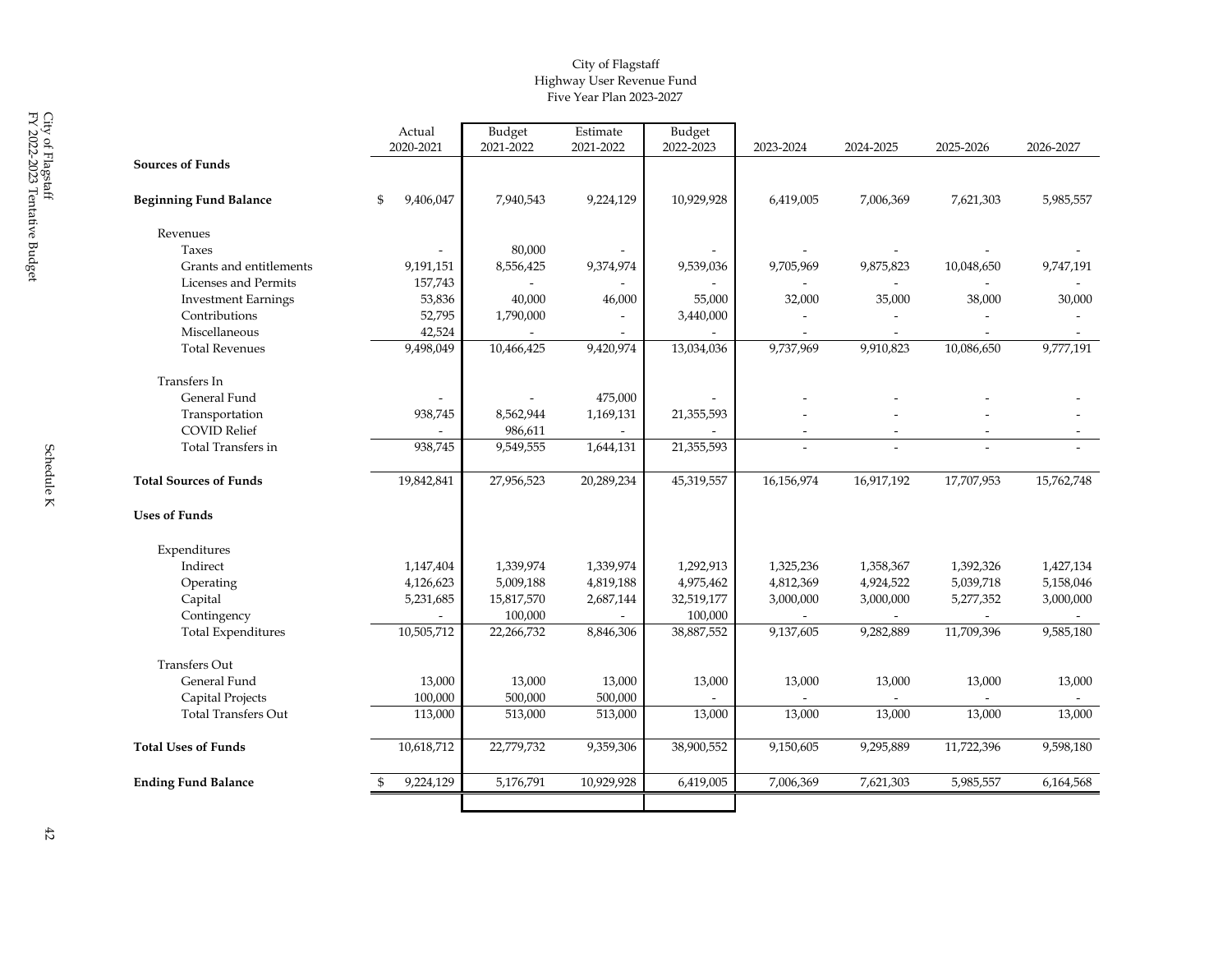City of Flagstaff
Highway User Revenue Fund
Five Year Plan 2023-2027

| | Actual 2020-2021 | Budget 2021-2022 | Estimate 2021-2022 | Budget 2022-2023 | 2023-2024 | 2024-2025 | 2025-2026 | 2026-2027 |
|---|---|---|---|---|---|---|---|---|
| **Sources of Funds** | | | | | | | | |
| **Beginning Fund Balance** | $ 9,406,047 | 7,940,543 | 9,224,129 | 10,929,928 | 6,419,005 | 7,006,369 | 7,621,303 | 5,985,557 |
| Revenues | | | | | | | | |
| Taxes | - | 80,000 | - | - | - | - | - | - |
| Grants and entitlements | 9,191,151 | 8,556,425 | 9,374,974 | 9,539,036 | 9,705,969 | 9,875,823 | 10,048,650 | 9,747,191 |
| Licenses and Permits | 157,743 | - | - | - | - | - | - | - |
| Investment Earnings | 53,836 | 40,000 | 46,000 | 55,000 | 32,000 | 35,000 | 38,000 | 30,000 |
| Contributions | 52,795 | 1,790,000 | - | 3,440,000 | - | - | - | - |
| Miscellaneous | 42,524 | - | - | - | - | - | - | - |
| Total Revenues | 9,498,049 | 10,466,425 | 9,420,974 | 13,034,036 | 9,737,969 | 9,910,823 | 10,086,650 | 9,777,191 |
| Transfers In | | | | | | | | |
| General Fund | - | - | 475,000 | - | - | - | - | - |
| Transportation | 938,745 | 8,562,944 | 1,169,131 | 21,355,593 | - | - | - | - |
| COVID Relief | - | 986,611 | - | - | - | - | - | - |
| Total Transfers in | 938,745 | 9,549,555 | 1,644,131 | 21,355,593 | - | - | - | - |
| **Total Sources of Funds** | 19,842,841 | 27,956,523 | 20,289,234 | 45,319,557 | 16,156,974 | 16,917,192 | 17,707,953 | 15,762,748 |
| **Uses of Funds** | | | | | | | | |
| Expenditures | | | | | | | | |
| Indirect | 1,147,404 | 1,339,974 | 1,339,974 | 1,292,913 | 1,325,236 | 1,358,367 | 1,392,326 | 1,427,134 |
| Operating | 4,126,623 | 5,009,188 | 4,819,188 | 4,975,462 | 4,812,369 | 4,924,522 | 5,039,718 | 5,158,046 |
| Capital | 5,231,685 | 15,817,570 | 2,687,144 | 32,519,177 | 3,000,000 | 3,000,000 | 5,277,352 | 3,000,000 |
| Contingency | - | 100,000 | - | 100,000 | - | - | - | - |
| Total Expenditures | 10,505,712 | 22,266,732 | 8,846,306 | 38,887,552 | 9,137,605 | 9,282,889 | 11,709,396 | 9,585,180 |
| Transfers Out | | | | | | | | |
| General Fund | 13,000 | 13,000 | 13,000 | 13,000 | 13,000 | 13,000 | 13,000 | 13,000 |
| Capital Projects | 100,000 | 500,000 | 500,000 | - | - | - | - | - |
| Total Transfers Out | 113,000 | 513,000 | 513,000 | 13,000 | 13,000 | 13,000 | 13,000 | 13,000 |
| **Total Uses of Funds** | 10,618,712 | 22,779,732 | 9,359,306 | 38,900,552 | 9,150,605 | 9,295,889 | 11,722,396 | 9,598,180 |
| **Ending Fund Balance** | $ 9,224,129 | 5,176,791 | 10,929,928 | 6,419,005 | 7,006,369 | 7,621,303 | 5,985,557 | 6,164,568 |

Schedule K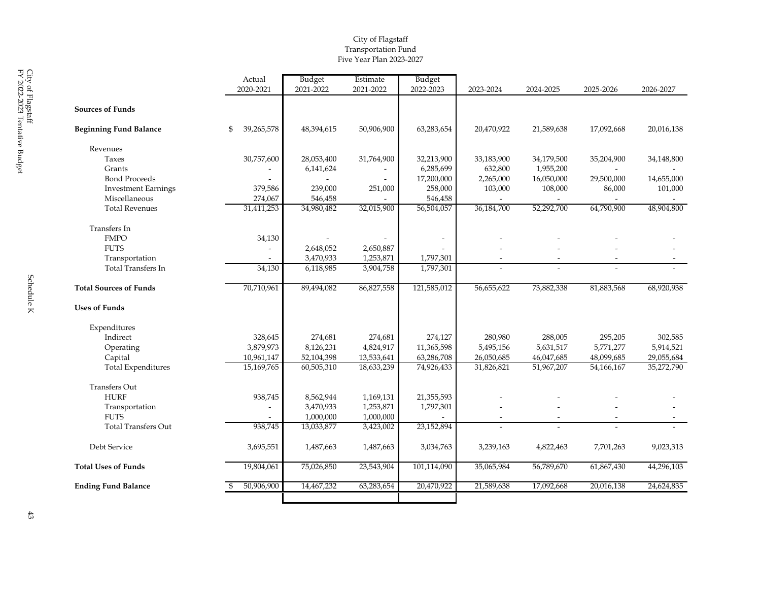City of Flagstaff
Transportation Fund
Five Year Plan 2023-2027

| | Actual 2020-2021 | Budget 2021-2022 | Estimate 2021-2022 | Budget 2022-2023 | 2023-2024 | 2024-2025 | 2025-2026 | 2026-2027 |
|---|---|---|---|---|---|---|---|---|
| **Sources of Funds** | | | | | | | | |
| **Beginning Fund Balance** | $ 39,265,578 | 48,394,615 | 50,906,900 | 63,283,654 | 20,470,922 | 21,589,638 | 17,092,668 | 20,016,138 |
| Revenues | | | | | | | | |
| Taxes | 30,757,600 | 28,053,400 | 31,764,900 | 32,213,900 | 33,183,900 | 34,179,500 | 35,204,900 | 34,148,800 |
| Grants | - | 6,141,624 | - | 6,285,699 | 632,800 | 1,955,200 | - | - |
| Bond Proceeds | - | - | - | 17,200,000 | 2,265,000 | 16,050,000 | 29,500,000 | 14,655,000 |
| Investment Earnings | 379,586 | 239,000 | 251,000 | 258,000 | 103,000 | 108,000 | 86,000 | 101,000 |
| Miscellaneous | 274,067 | 546,458 | - | 546,458 | - | - | - | - |
| Total Revenues | 31,411,253 | 34,980,482 | 32,015,900 | 56,504,057 | 36,184,700 | 52,292,700 | 64,790,900 | 48,904,800 |
| Transfers In | | | | | | | | |
| FMPO | 34,130 | - | - | - | - | - | - | - |
| FUTS | - | 2,648,052 | 2,650,887 | - | - | - | - | - |
| Transportation | - | 3,470,933 | 1,253,871 | 1,797,301 | - | - | - | - |
| Total Transfers In | 34,130 | 6,118,985 | 3,904,758 | 1,797,301 | - | - | - | - |
| **Total Sources of Funds** | 70,710,961 | 89,494,082 | 86,827,558 | 121,585,012 | 56,655,622 | 73,882,338 | 81,883,568 | 68,920,938 |
| **Uses of Funds** | | | | | | | | |
| Expenditures | | | | | | | | |
| Indirect | 328,645 | 274,681 | 274,681 | 274,127 | 280,980 | 288,005 | 295,205 | 302,585 |
| Operating | 3,879,973 | 8,126,231 | 4,824,917 | 11,365,598 | 5,495,156 | 5,631,517 | 5,771,277 | 5,914,521 |
| Capital | 10,961,147 | 52,104,398 | 13,533,641 | 63,286,708 | 26,050,685 | 46,047,685 | 48,099,685 | 29,055,684 |
| Total Expenditures | 15,169,765 | 60,505,310 | 18,633,239 | 74,926,433 | 31,826,821 | 51,967,207 | 54,166,167 | 35,272,790 |
| Transfers Out | | | | | | | | |
| HURF | 938,745 | 8,562,944 | 1,169,131 | 21,355,593 | - | - | - | - |
| Transportation | - | 3,470,933 | 1,253,871 | 1,797,301 | - | - | - | - |
| FUTS | - | 1,000,000 | 1,000,000 | - | - | - | - | - |
| Total Transfers Out | 938,745 | 13,033,877 | 3,423,002 | 23,152,894 | - | - | - | - |
| Debt Service | 3,695,551 | 1,487,663 | 1,487,663 | 3,034,763 | 3,239,163 | 4,822,463 | 7,701,263 | 9,023,313 |
| **Total Uses of Funds** | 19,804,061 | 75,026,850 | 23,543,904 | 101,114,090 | 35,065,984 | 56,789,670 | 61,867,430 | 44,296,103 |
| **Ending Fund Balance** | $ 50,906,900 | 14,467,232 | 63,283,654 | 20,470,922 | 21,589,638 | 17,092,668 | 20,016,138 | 24,624,835 |

Schedule K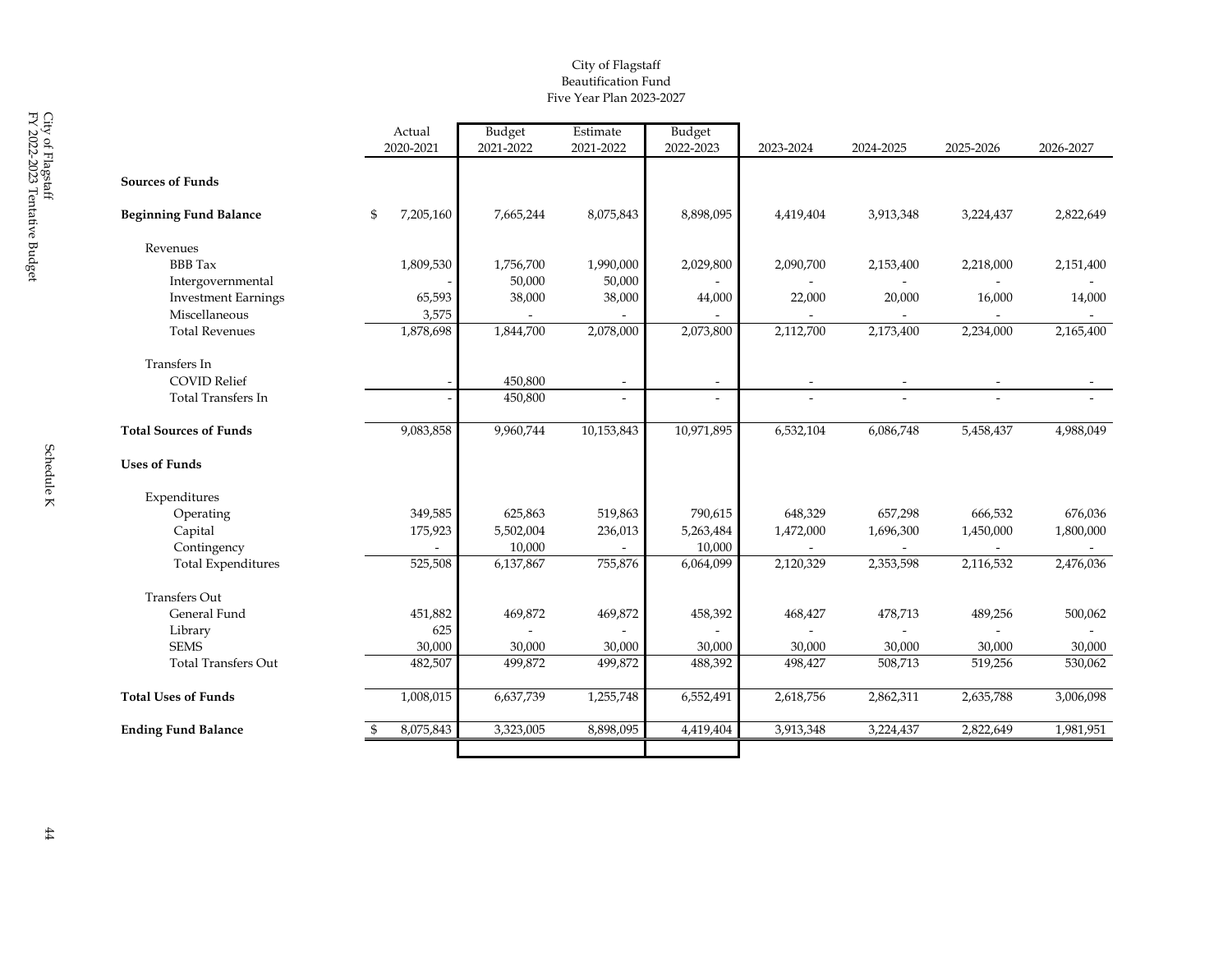City of Flagstaff
Beautification Fund
Five Year Plan 2023-2027

| | Actual 2020-2021 | Budget 2021-2022 | Estimate 2021-2022 | Budget 2022-2023 | 2023-2024 | 2024-2025 | 2025-2026 | 2026-2027 |
|---|---|---|---|---|---|---|---|---|
| **Sources of Funds** | | | | | | | | |
| **Beginning Fund Balance** | $ 7,205,160 | 7,665,244 | 8,075,843 | 8,898,095 | 4,419,404 | 3,913,348 | 3,224,437 | 2,822,649 |
| Revenues | | | | | | | | |
| BBB Tax | 1,809,530 | 1,756,700 | 1,990,000 | 2,029,800 | 2,090,700 | 2,153,400 | 2,218,000 | 2,151,400 |
| Intergovernmental | - | 50,000 | 50,000 | - | - | - | - | - |
| Investment Earnings | 65,593 | 38,000 | 38,000 | 44,000 | 22,000 | 20,000 | 16,000 | 14,000 |
| Miscellaneous | 3,575 | - | - | - | - | - | - | - |
| Total Revenues | 1,878,698 | 1,844,700 | 2,078,000 | 2,073,800 | 2,112,700 | 2,173,400 | 2,234,000 | 2,165,400 |
| Transfers In | | | | | | | | |
| COVID Relief | - | 450,800 | - | - | - | - | - | - |
| Total Transfers In | - | 450,800 | - | - | - | - | - | - |
| **Total Sources of Funds** | 9,083,858 | 9,960,744 | 10,153,843 | 10,971,895 | 6,532,104 | 6,086,748 | 5,458,437 | 4,988,049 |
| **Uses of Funds** | | | | | | | | |
| Expenditures | | | | | | | | |
| Operating | 349,585 | 625,863 | 519,863 | 790,615 | 648,329 | 657,298 | 666,532 | 676,036 |
| Capital | 175,923 | 5,502,004 | 236,013 | 5,263,484 | 1,472,000 | 1,696,300 | 1,450,000 | 1,800,000 |
| Contingency | - | 10,000 | - | 10,000 | - | - | - | - |
| Total Expenditures | 525,508 | 6,137,867 | 755,876 | 6,064,099 | 2,120,329 | 2,353,598 | 2,116,532 | 2,476,036 |
| Transfers Out | | | | | | | | |
| General Fund | 451,882 | 469,872 | 469,872 | 458,392 | 468,427 | 478,713 | 489,256 | 500,062 |
| Library | 625 | - | - | - | - | - | - | - |
| SEMS | 30,000 | 30,000 | 30,000 | 30,000 | 30,000 | 30,000 | 30,000 | 30,000 |
| Total Transfers Out | 482,507 | 499,872 | 499,872 | 488,392 | 498,427 | 508,713 | 519,256 | 530,062 |
| **Total Uses of Funds** | 1,008,015 | 6,637,739 | 1,255,748 | 6,552,491 | 2,618,756 | 2,862,311 | 2,635,788 | 3,006,098 |
| **Ending Fund Balance** | $ 8,075,843 | 3,323,005 | 8,898,095 | 4,419,404 | 3,913,348 | 3,224,437 | 2,822,649 | 1,981,951 |

Schedule K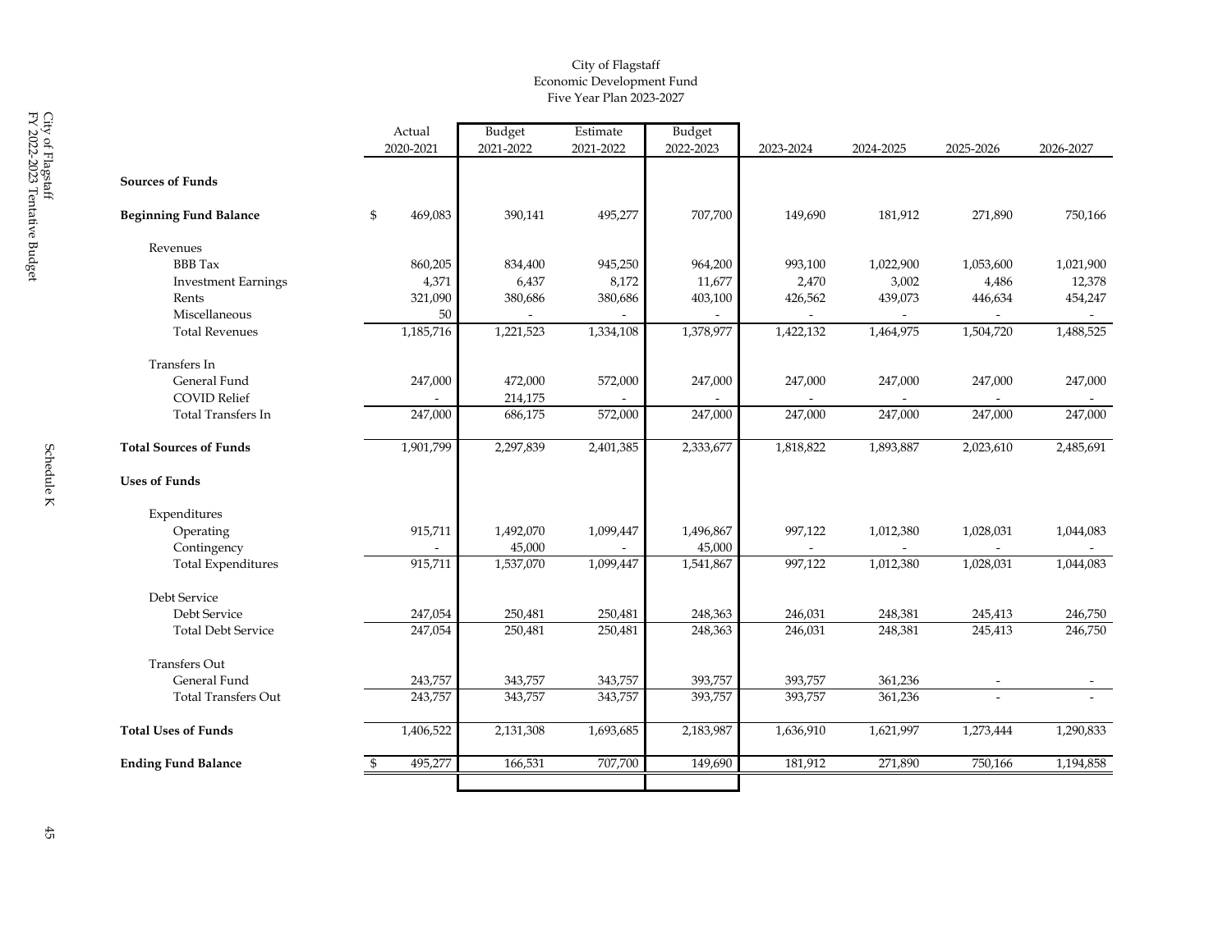City of Flagstaff
Economic Development Fund
Five Year Plan 2023-2027

| | Actual 2020-2021 | Budget 2021-2022 | Estimate 2021-2022 | Budget 2022-2023 | 2023-2024 | 2024-2025 | 2025-2026 | 2026-2027 |
|---|---|---|---|---|---|---|---|---|
| **Sources of Funds** | | | | | | | | |
| **Beginning Fund Balance** | $ 469,083 | 390,141 | 495,277 | 707,700 | 149,690 | 181,912 | 271,890 | 750,166 |
| Revenues | | | | | | | | |
| BBB Tax | 860,205 | 834,400 | 945,250 | 964,200 | 993,100 | 1,022,900 | 1,053,600 | 1,021,900 |
| Investment Earnings | 4,371 | 6,437 | 8,172 | 11,677 | 2,470 | 3,002 | 4,486 | 12,378 |
| Rents | 321,090 | 380,686 | 380,686 | 403,100 | 426,562 | 439,073 | 446,634 | 454,247 |
| Miscellaneous | 50 | - | - | - | - | - | - | - |
| Total Revenues | 1,185,716 | 1,221,523 | 1,334,108 | 1,378,977 | 1,422,132 | 1,464,975 | 1,504,720 | 1,488,525 |
| Transfers In | | | | | | | | |
| General Fund | 247,000 | 472,000 | 572,000 | 247,000 | 247,000 | 247,000 | 247,000 | 247,000 |
| COVID Relief | - | 214,175 | - | - | - | - | - | - |
| Total Transfers In | 247,000 | 686,175 | 572,000 | 247,000 | 247,000 | 247,000 | 247,000 | 247,000 |
| **Total Sources of Funds** | 1,901,799 | 2,297,839 | 2,401,385 | 2,333,677 | 1,818,822 | 1,893,887 | 2,023,610 | 2,485,691 |
| **Uses of Funds** | | | | | | | | |
| Expenditures | | | | | | | | |
| Operating | 915,711 | 1,492,070 | 1,099,447 | 1,496,867 | 997,122 | 1,012,380 | 1,028,031 | 1,044,083 |
| Contingency | - | 45,000 | - | 45,000 | - | - | - | - |
| Total Expenditures | 915,711 | 1,537,070 | 1,099,447 | 1,541,867 | 997,122 | 1,012,380 | 1,028,031 | 1,044,083 |
| Debt Service | | | | | | | | |
| Debt Service | 247,054 | 250,481 | 250,481 | 248,363 | 246,031 | 248,381 | 245,413 | 246,750 |
| Total Debt Service | 247,054 | 250,481 | 250,481 | 248,363 | 246,031 | 248,381 | 245,413 | 246,750 |
| Transfers Out | | | | | | | | |
| General Fund | 243,757 | 343,757 | 343,757 | 393,757 | 393,757 | 361,236 | - | - |
| Total Transfers Out | 243,757 | 343,757 | 343,757 | 393,757 | 393,757 | 361,236 | - | - |
| **Total Uses of Funds** | 1,406,522 | 2,131,308 | 1,693,685 | 2,183,987 | 1,636,910 | 1,621,997 | 1,273,444 | 1,290,833 |
| **Ending Fund Balance** | $ 495,277 | 166,531 | 707,700 | 149,690 | 181,912 | 271,890 | 750,166 | 1,194,858 |

Schedule K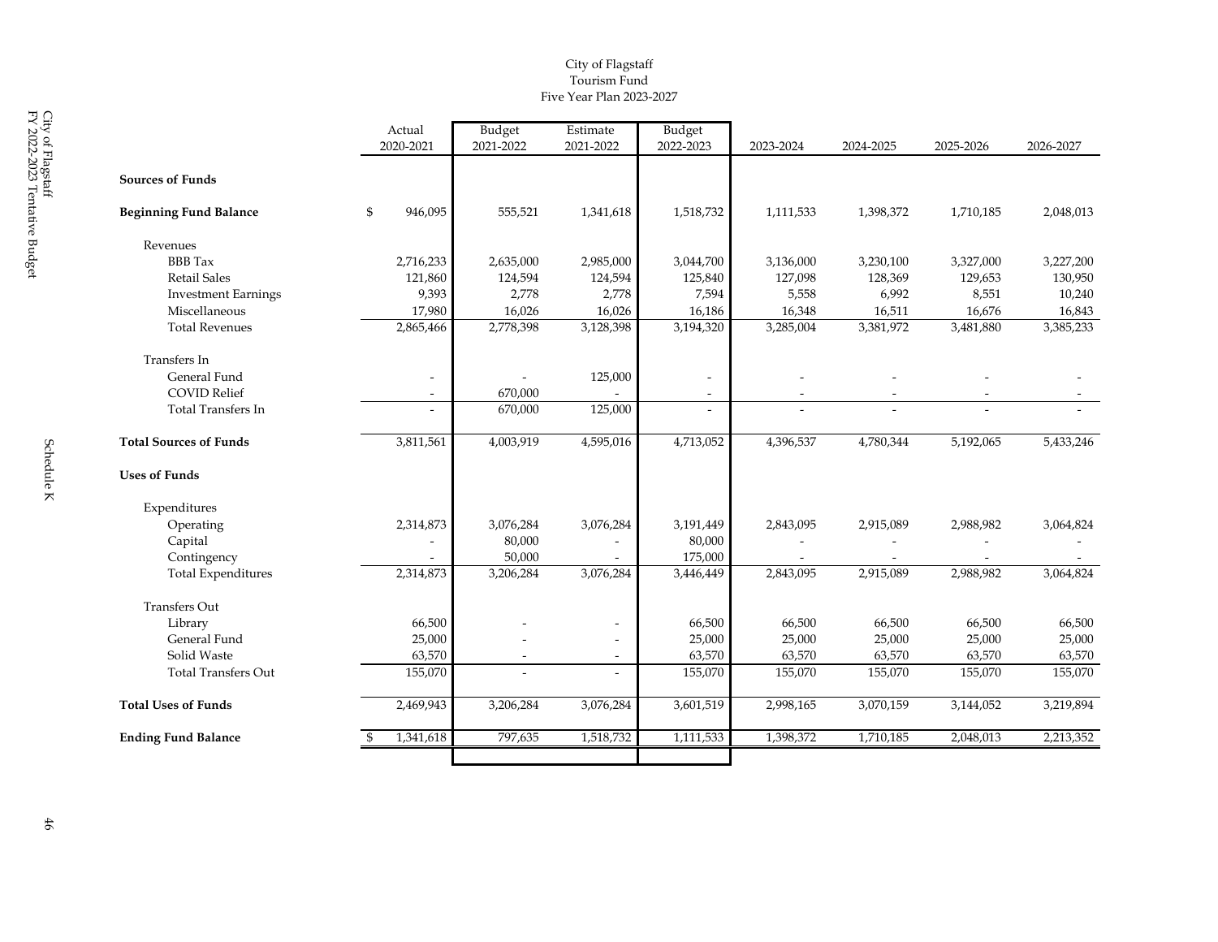# City of Flagstaff
## Tourism Fund
### Five Year Plan 2023-2027

| | Actual 2020-2021 | Budget 2021-2022 | Estimate 2021-2022 | Budget 2022-2023 | 2023-2024 | 2024-2025 | 2025-2026 | 2026-2027 |
|---|---|---|---|---|---|---|---|---|
| **Sources of Funds** | | | | | | | | |
| **Beginning Fund Balance** | $ 946,095 | 555,521 | 1,341,618 | 1,518,732 | 1,111,533 | 1,398,372 | 1,710,185 | 2,048,013 |
| Revenues | | | | | | | | |
| BBB Tax | 2,716,233 | 2,635,000 | 2,985,000 | 3,044,700 | 3,136,000 | 3,230,100 | 3,327,000 | 3,227,200 |
| Retail Sales | 121,860 | 124,594 | 124,594 | 125,840 | 127,098 | 128,369 | 129,653 | 130,950 |
| Investment Earnings | 9,393 | 2,778 | 2,778 | 7,594 | 5,558 | 6,992 | 8,551 | 10,240 |
| Miscellaneous | 17,980 | 16,026 | 16,026 | 16,186 | 16,348 | 16,511 | 16,676 | 16,843 |
| Total Revenues | 2,865,466 | 2,778,398 | 3,128,398 | 3,194,320 | 3,285,004 | 3,381,972 | 3,481,880 | 3,385,233 |
| Transfers In | | | | | | | | |
| General Fund | - | - | 125,000 | - | - | - | - | - |
| COVID Relief | - | 670,000 | - | - | - | - | - | - |
| Total Transfers In | - | 670,000 | 125,000 | - | - | - | - | - |
| **Total Sources of Funds** | 3,811,561 | 4,003,919 | 4,595,016 | 4,713,052 | 4,396,537 | 4,780,344 | 5,192,065 | 5,433,246 |
| **Uses of Funds** | | | | | | | | |
| Expenditures | | | | | | | | |
| Operating | 2,314,873 | 3,076,284 | 3,076,284 | 3,191,449 | 2,843,095 | 2,915,089 | 2,988,982 | 3,064,824 |
| Capital | - | 80,000 | - | 80,000 | - | - | - | - |
| Contingency | - | 50,000 | - | 175,000 | - | - | - | - |
| Total Expenditures | 2,314,873 | 3,206,284 | 3,076,284 | 3,446,449 | 2,843,095 | 2,915,089 | 2,988,982 | 3,064,824 |
| Transfers Out | | | | | | | | |
| Library | 66,500 | - | - | 66,500 | 66,500 | 66,500 | 66,500 | 66,500 |
| General Fund | 25,000 | - | - | 25,000 | 25,000 | 25,000 | 25,000 | 25,000 |
| Solid Waste | 63,570 | - | - | 63,570 | 63,570 | 63,570 | 63,570 | 63,570 |
| Total Transfers Out | 155,070 | - | - | 155,070 | 155,070 | 155,070 | 155,070 | 155,070 |
| **Total Uses of Funds** | 2,469,943 | 3,206,284 | 3,076,284 | 3,601,519 | 2,998,165 | 3,070,159 | 3,144,052 | 3,219,894 |
| **Ending Fund Balance** | $ 1,341,618 | 797,635 | 1,518,732 | 1,111,533 | 1,398,372 | 1,710,185 | 2,048,013 | 2,213,352 |

Schedule K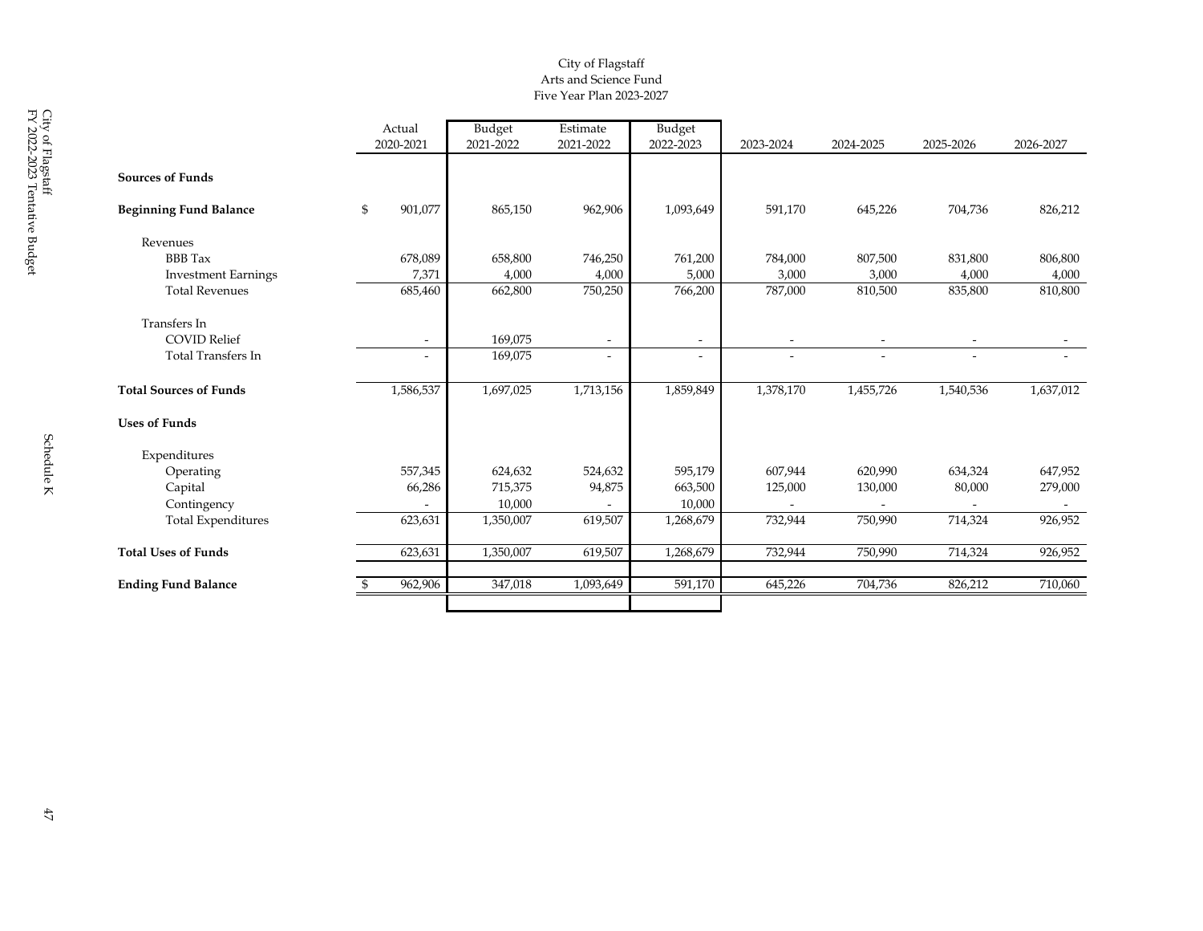City of Flagstaff
Arts and Science Fund
Five Year Plan 2023-2027

| | Actual 2020-2021 | Budget 2021-2022 | Estimate 2021-2022 | Budget 2022-2023 | 2023-2024 | 2024-2025 | 2025-2026 | 2026-2027 |
|---|---|---|---|---|---|---|---|---|
| **Sources of Funds** | | | | | | | | |
| **Beginning Fund Balance** | $ 901,077 | 865,150 | 962,906 | 1,093,649 | 591,170 | 645,226 | 704,736 | 826,212 |
| Revenues | | | | | | | | |
| BBB Tax | 678,089 | 658,800 | 746,250 | 761,200 | 784,000 | 807,500 | 831,800 | 806,800 |
| Investment Earnings | 7,371 | 4,000 | 4,000 | 5,000 | 3,000 | 3,000 | 4,000 | 4,000 |
| Total Revenues | 685,460 | 662,800 | 750,250 | 766,200 | 787,000 | 810,500 | 835,800 | 810,800 |
| Transfers In | | | | | | | | |
| COVID Relief | - | 169,075 | - | - | - | - | - | - |
| Total Transfers In | - | 169,075 | - | - | - | - | - | - |
| **Total Sources of Funds** | 1,586,537 | 1,697,025 | 1,713,156 | 1,859,849 | 1,378,170 | 1,455,726 | 1,540,536 | 1,637,012 |
| **Uses of Funds** | | | | | | | | |
| Expenditures | | | | | | | | |
| Operating | 557,345 | 624,632 | 524,632 | 595,179 | 607,944 | 620,990 | 634,324 | 647,952 |
| Capital | 66,286 | 715,375 | 94,875 | 663,500 | 125,000 | 130,000 | 80,000 | 279,000 |
| Contingency | - | 10,000 | - | 10,000 | - | - | - | - |
| Total Expenditures | 623,631 | 1,350,007 | 619,507 | 1,268,679 | 732,944 | 750,990 | 714,324 | 926,952 |
| **Total Uses of Funds** | 623,631 | 1,350,007 | 619,507 | 1,268,679 | 732,944 | 750,990 | 714,324 | 926,952 |
| **Ending Fund Balance** | $ 962,906 | 347,018 | 1,093,649 | 591,170 | 645,226 | 704,736 | 826,212 | 710,060 |

Schedule K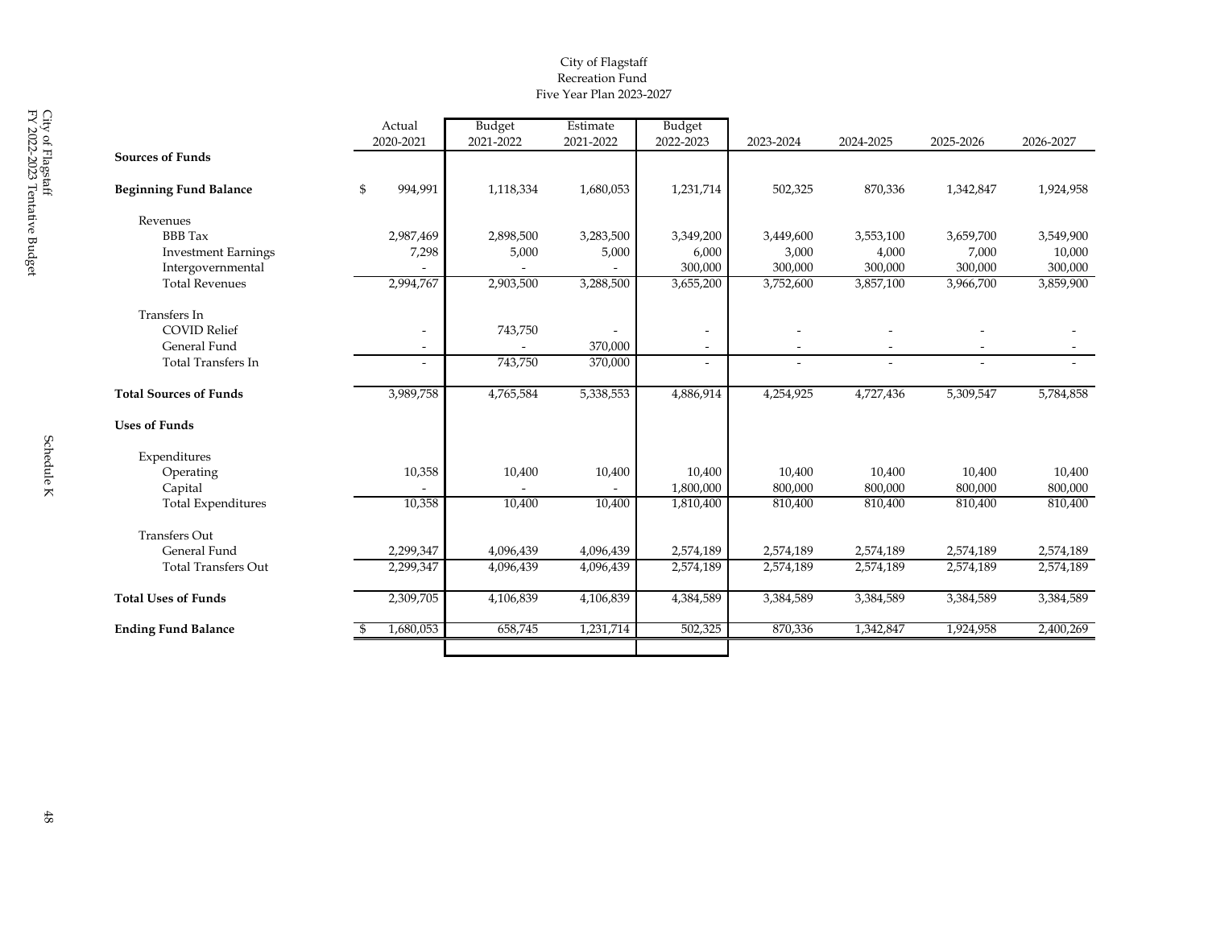# City of Flagstaff
## Recreation Fund
### Five Year Plan 2023-2027

| | Actual 2020-2021 | Budget 2021-2022 | Estimate 2021-2022 | Budget 2022-2023 | 2023-2024 | 2024-2025 | 2025-2026 | 2026-2027 |
|---|---|---|---|---|---|---|---|---|
| **Sources of Funds** | | | | | | | | |
| **Beginning Fund Balance** | $ 994,991 | 1,118,334 | 1,680,053 | 1,231,714 | 502,325 | 870,336 | 1,342,847 | 1,924,958 |
| Revenues | | | | | | | | |
| BBB Tax | 2,987,469 | 2,898,500 | 3,283,500 | 3,349,200 | 3,449,600 | 3,553,100 | 3,659,700 | 3,549,900 |
| Investment Earnings | 7,298 | 5,000 | 5,000 | 6,000 | 3,000 | 4,000 | 7,000 | 10,000 |
| Intergovernmental | - | - | - | 300,000 | 300,000 | 300,000 | 300,000 | 300,000 |
| Total Revenues | 2,994,767 | 2,903,500 | 3,288,500 | 3,655,200 | 3,752,600 | 3,857,100 | 3,966,700 | 3,859,900 |
| Transfers In | | | | | | | | |
| COVID Relief | - | 743,750 | - | - | - | - | - | - |
| General Fund | - | - | 370,000 | - | - | - | - | - |
| Total Transfers In | - | 743,750 | 370,000 | - | - | - | - | - |
| **Total Sources of Funds** | 3,989,758 | 4,765,584 | 5,338,553 | 4,886,914 | 4,254,925 | 4,727,436 | 5,309,547 | 5,784,858 |
| **Uses of Funds** | | | | | | | | |
| Expenditures | | | | | | | | |
| Operating | 10,358 | 10,400 | 10,400 | 10,400 | 10,400 | 10,400 | 10,400 | 10,400 |
| Capital | - | - | - | 1,800,000 | 800,000 | 800,000 | 800,000 | 800,000 |
| Total Expenditures | 10,358 | 10,400 | 10,400 | 1,810,400 | 810,400 | 810,400 | 810,400 | 810,400 |
| Transfers Out | | | | | | | | |
| General Fund | 2,299,347 | 4,096,439 | 4,096,439 | 2,574,189 | 2,574,189 | 2,574,189 | 2,574,189 | 2,574,189 |
| Total Transfers Out | 2,299,347 | 4,096,439 | 4,096,439 | 2,574,189 | 2,574,189 | 2,574,189 | 2,574,189 | 2,574,189 |
| **Total Uses of Funds** | 2,309,705 | 4,106,839 | 4,106,839 | 4,384,589 | 3,384,589 | 3,384,589 | 3,384,589 | 3,384,589 |
| **Ending Fund Balance** | $ 1,680,053 | 658,745 | 1,231,714 | 502,325 | 870,336 | 1,342,847 | 1,924,958 | 2,400,269 |

Schedule K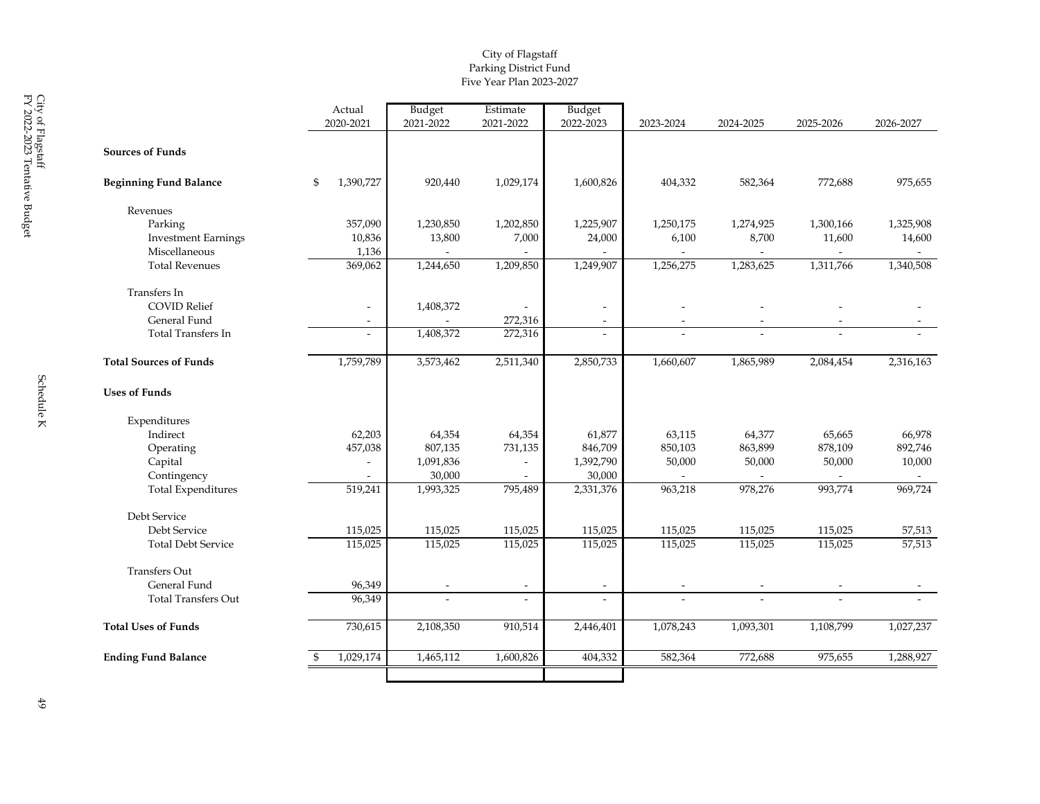# City of Flagstaff
## Parking District Fund
### Five Year Plan 2023-2027

| | Actual 2020-2021 | Budget 2021-2022 | Estimate 2021-2022 | Budget 2022-2023 | 2023-2024 | 2024-2025 | 2025-2026 | 2026-2027 |
|---|---|---|---|---|---|---|---|---|
| **Sources of Funds** | | | | | | | | |
| **Beginning Fund Balance** | $ 1,390,727 | 920,440 | 1,029,174 | 1,600,826 | 404,332 | 582,364 | 772,688 | 975,655 |
| Revenues | | | | | | | | |
| Parking | 357,090 | 1,230,850 | 1,202,850 | 1,225,907 | 1,250,175 | 1,274,925 | 1,300,166 | 1,325,908 |
| Investment Earnings | 10,836 | 13,800 | 7,000 | 24,000 | 6,100 | 8,700 | 11,600 | 14,600 |
| Miscellaneous | 1,136 | - | - | - | - | - | - | - |
| Total Revenues | 369,062 | 1,244,650 | 1,209,850 | 1,249,907 | 1,256,275 | 1,283,625 | 1,311,766 | 1,340,508 |
| Transfers In | | | | | | | | |
| COVID Relief | - | 1,408,372 | - | - | - | - | - | - |
| General Fund | - | - | 272,316 | - | - | - | - | - |
| Total Transfers In | - | 1,408,372 | 272,316 | - | - | - | - | - |
| **Total Sources of Funds** | 1,759,789 | 3,573,462 | 2,511,340 | 2,850,733 | 1,660,607 | 1,865,989 | 2,084,454 | 2,316,163 |
| **Uses of Funds** | | | | | | | | |
| Expenditures | | | | | | | | |
| Indirect | 62,203 | 64,354 | 64,354 | 61,877 | 63,115 | 64,377 | 65,665 | 66,978 |
| Operating | 457,038 | 807,135 | 731,135 | 846,709 | 850,103 | 863,899 | 878,109 | 892,746 |
| Capital | - | 1,091,836 | - | 1,392,790 | 50,000 | 50,000 | 50,000 | 10,000 |
| Contingency | - | 30,000 | - | 30,000 | - | - | - | - |
| Total Expenditures | 519,241 | 1,993,325 | 795,489 | 2,331,376 | 963,218 | 978,276 | 993,774 | 969,724 |
| Debt Service | | | | | | | | |
| Debt Service | 115,025 | 115,025 | 115,025 | 115,025 | 115,025 | 115,025 | 115,025 | 57,513 |
| Total Debt Service | 115,025 | 115,025 | 115,025 | 115,025 | 115,025 | 115,025 | 115,025 | 57,513 |
| Transfers Out | | | | | | | | |
| General Fund | 96,349 | - | - | - | - | - | - | - |
| Total Transfers Out | 96,349 | - | - | - | - | - | - | - |
| **Total Uses of Funds** | 730,615 | 2,108,350 | 910,514 | 2,446,401 | 1,078,243 | 1,093,301 | 1,108,799 | 1,027,237 |
| **Ending Fund Balance** | $ 1,029,174 | 1,465,112 | 1,600,826 | 404,332 | 582,364 | 772,688 | 975,655 | 1,288,927 |

Schedule K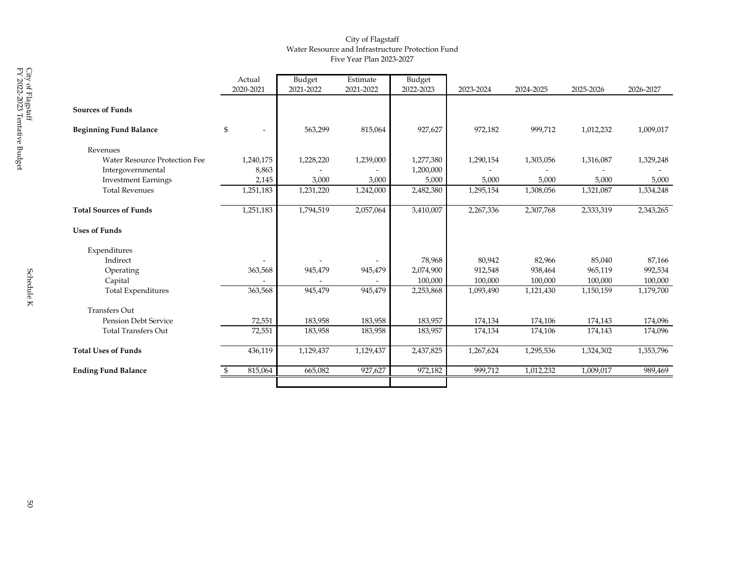City of Flagstaff
Water Resource and Infrastructure Protection Fund
Five Year Plan 2023-2027

| | Actual 2020-2021 | Budget 2021-2022 | Estimate 2021-2022 | Budget 2022-2023 | 2023-2024 | 2024-2025 | 2025-2026 | 2026-2027 |
|---|---|---|---|---|---|---|---|---|
| **Sources of Funds** | | | | | | | | |
| **Beginning Fund Balance** | $ - | 563,299 | 815,064 | 927,627 | 972,182 | 999,712 | 1,012,232 | 1,009,017 |
| Revenues | | | | | | | | |
| Water Resource Protection Fee | 1,240,175 | 1,228,220 | 1,239,000 | 1,277,380 | 1,290,154 | 1,303,056 | 1,316,087 | 1,329,248 |
| Intergovernmental | 8,863 | - | - | 1,200,000 | - | - | - | - |
| Investment Earnings | 2,145 | 3,000 | 3,000 | 5,000 | 5,000 | 5,000 | 5,000 | 5,000 |
| Total Revenues | 1,251,183 | 1,231,220 | 1,242,000 | 2,482,380 | 1,295,154 | 1,308,056 | 1,321,087 | 1,334,248 |
| **Total Sources of Funds** | 1,251,183 | 1,794,519 | 2,057,064 | 3,410,007 | 2,267,336 | 2,307,768 | 2,333,319 | 2,343,265 |
| **Uses of Funds** | | | | | | | | |
| Expenditures | | | | | | | | |
| Indirect | - | - | - | 78,968 | 80,942 | 82,966 | 85,040 | 87,166 |
| Operating | 363,568 | 945,479 | 945,479 | 2,074,900 | 912,548 | 938,464 | 965,119 | 992,534 |
| Capital | - | - | - | 100,000 | 100,000 | 100,000 | 100,000 | 100,000 |
| Total Expenditures | 363,568 | 945,479 | 945,479 | 2,253,868 | 1,093,490 | 1,121,430 | 1,150,159 | 1,179,700 |
| Transfers Out | | | | | | | | |
| Pension Debt Service | 72,551 | 183,958 | 183,958 | 183,957 | 174,134 | 174,106 | 174,143 | 174,096 |
| Total Transfers Out | 72,551 | 183,958 | 183,958 | 183,957 | 174,134 | 174,106 | 174,143 | 174,096 |
| **Total Uses of Funds** | 436,119 | 1,129,437 | 1,129,437 | 2,437,825 | 1,267,624 | 1,295,536 | 1,324,302 | 1,353,796 |
| **Ending Fund Balance** | $ 815,064 | 665,082 | 927,627 | 972,182 | 999,712 | 1,012,232 | 1,009,017 | 989,469 |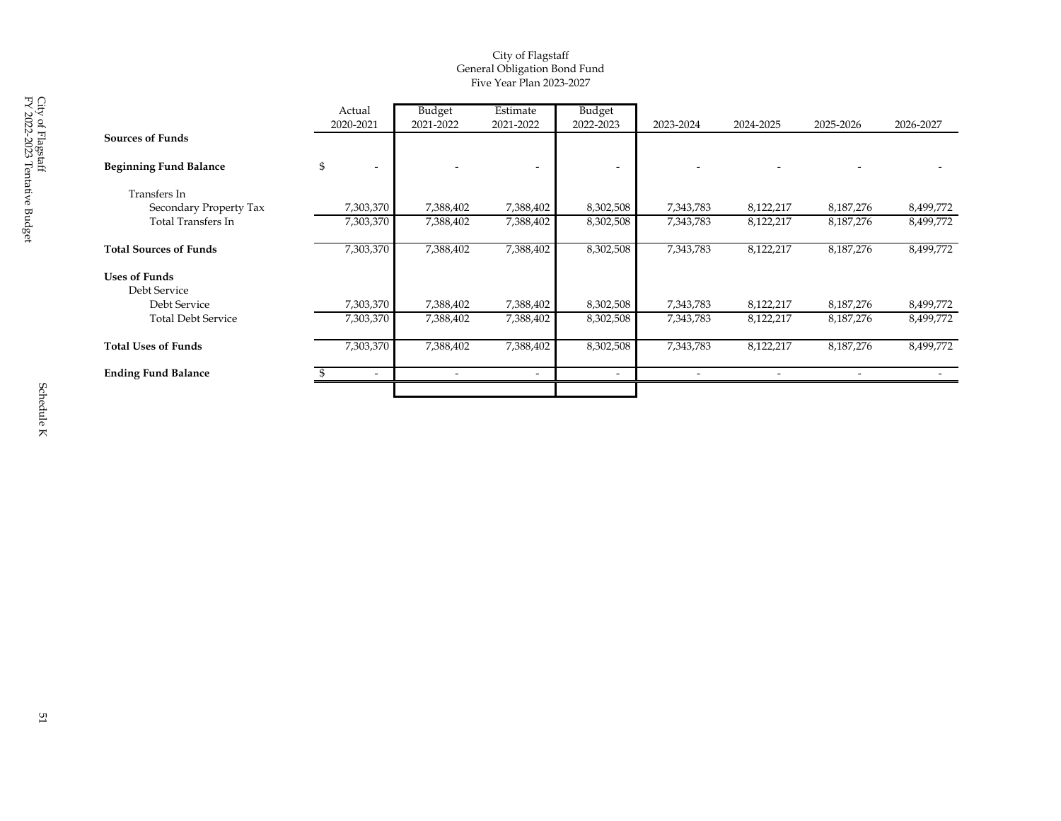City of Flagstaff
General Obligation Bond Fund
Five Year Plan 2023-2027

| | Actual 2020-2021 | Budget 2021-2022 | Estimate 2021-2022 | Budget 2022-2023 | 2023-2024 | 2024-2025 | 2025-2026 | 2026-2027 |
|---|---|---|---|---|---|---|---|---|
| **Sources of Funds** | | | | | | | | |
| **Beginning Fund Balance** | $ - | - | - | - | - | - | - | - |
| Transfers In | | | | | | | | |
| Secondary Property Tax | 7,303,370 | 7,388,402 | 7,388,402 | 8,302,508 | 7,343,783 | 8,122,217 | 8,187,276 | 8,499,772 |
| Total Transfers In | 7,303,370 | 7,388,402 | 7,388,402 | 8,302,508 | 7,343,783 | 8,122,217 | 8,187,276 | 8,499,772 |
| **Total Sources of Funds** | 7,303,370 | 7,388,402 | 7,388,402 | 8,302,508 | 7,343,783 | 8,122,217 | 8,187,276 | 8,499,772 |
| **Uses of Funds** | | | | | | | | |
| Debt Service | | | | | | | | |
| Debt Service | 7,303,370 | 7,388,402 | 7,388,402 | 8,302,508 | 7,343,783 | 8,122,217 | 8,187,276 | 8,499,772 |
| Total Debt Service | 7,303,370 | 7,388,402 | 7,388,402 | 8,302,508 | 7,343,783 | 8,122,217 | 8,187,276 | 8,499,772 |
| **Total Uses of Funds** | 7,303,370 | 7,388,402 | 7,388,402 | 8,302,508 | 7,343,783 | 8,122,217 | 8,187,276 | 8,499,772 |
| **Ending Fund Balance** | $ - | - | - | - | - | - | - | - |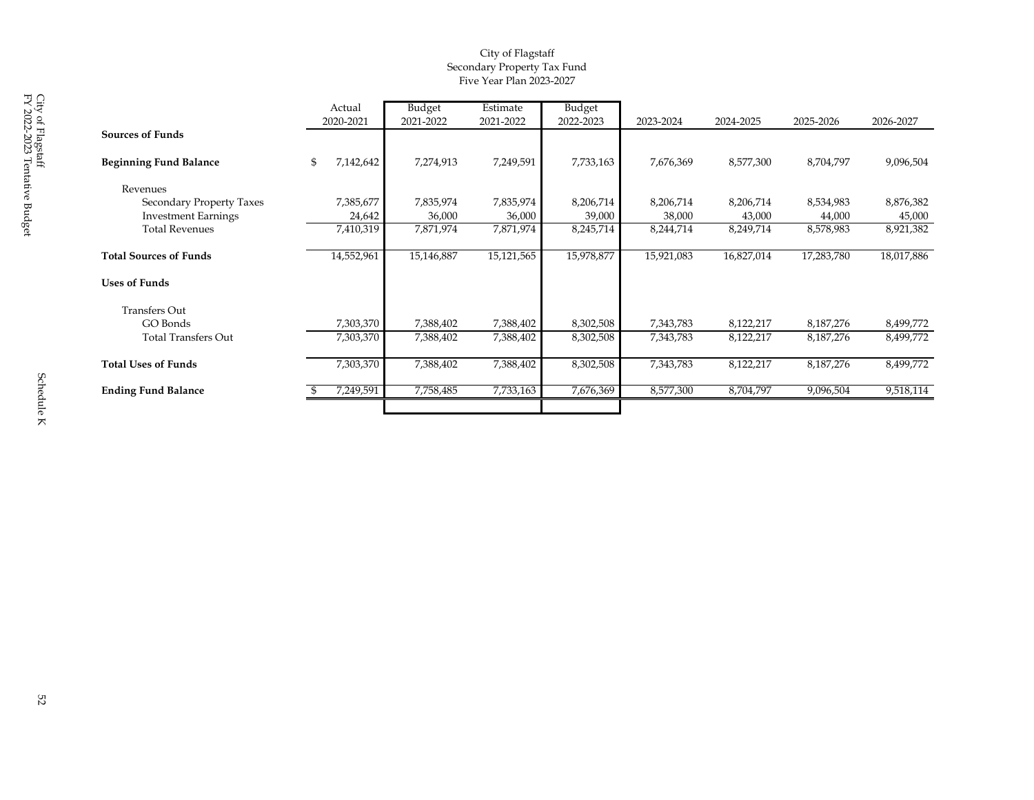City of Flagstaff
Secondary Property Tax Fund
Five Year Plan 2023-2027

| | Actual 2020-2021 | Budget 2021-2022 | Estimate 2021-2022 | Budget 2022-2023 | 2023-2024 | 2024-2025 | 2025-2026 | 2026-2027 |
|---|---|---|---|---|---|---|---|---|
| **Sources of Funds** | | | | | | | | |
| **Beginning Fund Balance** | $ 7,142,642 | 7,274,913 | 7,249,591 | 7,733,163 | 7,676,369 | 8,577,300 | 8,704,797 | 9,096,504 |
| Revenues | | | | | | | | |
| Secondary Property Taxes | 7,385,677 | 7,835,974 | 7,835,974 | 8,206,714 | 8,206,714 | 8,206,714 | 8,534,983 | 8,876,382 |
| Investment Earnings | 24,642 | 36,000 | 36,000 | 39,000 | 38,000 | 43,000 | 44,000 | 45,000 |
| Total Revenues | 7,410,319 | 7,871,974 | 7,871,974 | 8,245,714 | 8,244,714 | 8,249,714 | 8,578,983 | 8,921,382 |
| **Total Sources of Funds** | 14,552,961 | 15,146,887 | 15,121,565 | 15,978,877 | 15,921,083 | 16,827,014 | 17,283,780 | 18,017,886 |
| **Uses of Funds** | | | | | | | | |
| Transfers Out | | | | | | | | |
| GO Bonds | 7,303,370 | 7,388,402 | 7,388,402 | 8,302,508 | 7,343,783 | 8,122,217 | 8,187,276 | 8,499,772 |
| Total Transfers Out | 7,303,370 | 7,388,402 | 7,388,402 | 8,302,508 | 7,343,783 | 8,122,217 | 8,187,276 | 8,499,772 |
| **Total Uses of Funds** | 7,303,370 | 7,388,402 | 7,388,402 | 8,302,508 | 7,343,783 | 8,122,217 | 8,187,276 | 8,499,772 |
| **Ending Fund Balance** | $ 7,249,591 | 7,758,485 | 7,733,163 | 7,676,369 | 8,577,300 | 8,704,797 | 9,096,504 | 9,518,114 |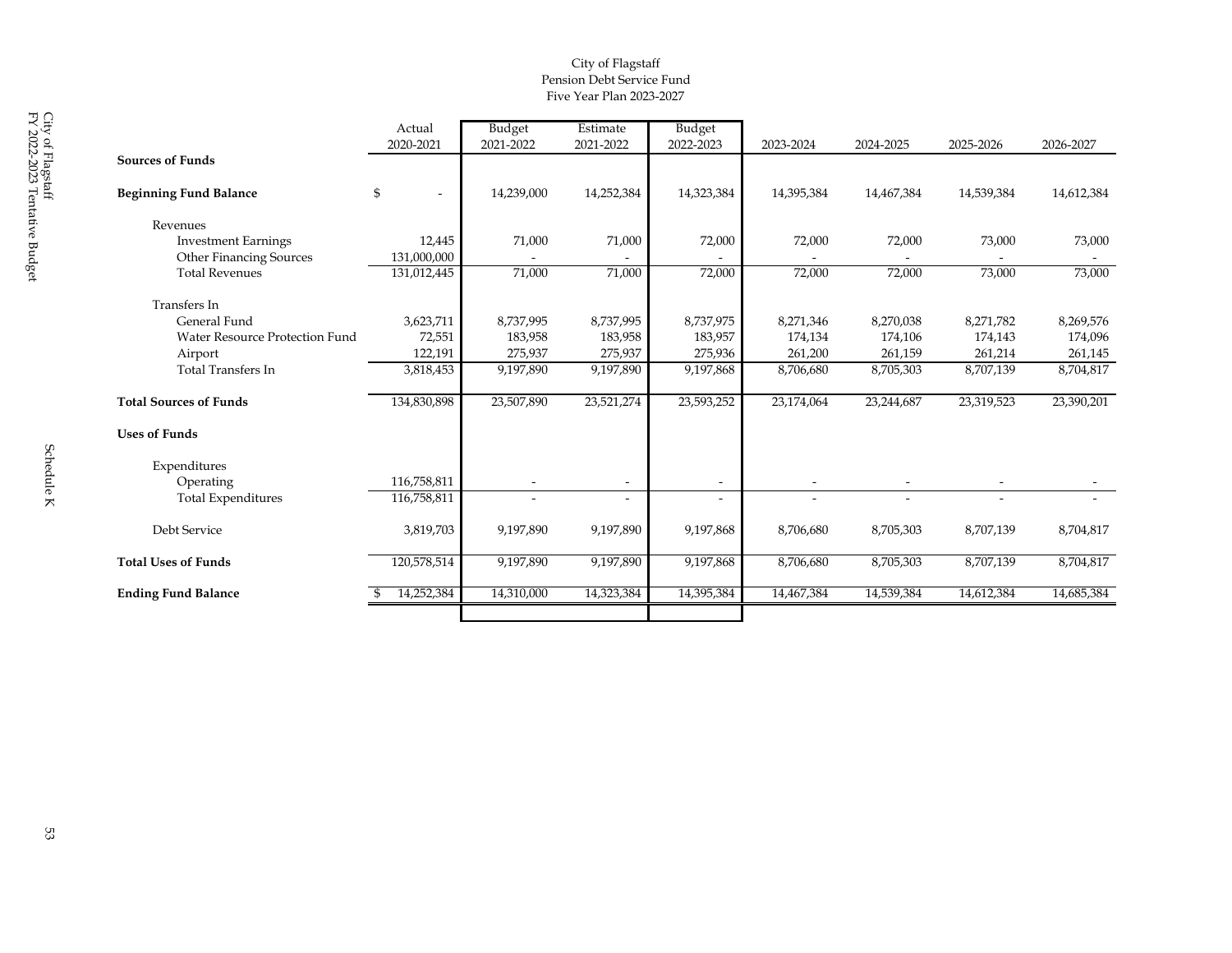City of Flagstaff
Pension Debt Service Fund
Five Year Plan 2023-2027

| | Actual 2020-2021 | Budget 2021-2022 | Estimate 2021-2022 | Budget 2022-2023 | 2023-2024 | 2024-2025 | 2025-2026 | 2026-2027 |
|---|---|---|---|---|---|---|---|---|
| **Sources of Funds** | | | | | | | | |
| **Beginning Fund Balance** | $ - | 14,239,000 | 14,252,384 | 14,323,384 | 14,395,384 | 14,467,384 | 14,539,384 | 14,612,384 |
| Revenues | | | | | | | | |
| Investment Earnings | 12,445 | 71,000 | 71,000 | 72,000 | 72,000 | 72,000 | 73,000 | 73,000 |
| Other Financing Sources | 131,000,000 | - | - | - | - | - | - | - |
| Total Revenues | 131,012,445 | 71,000 | 71,000 | 72,000 | 72,000 | 72,000 | 73,000 | 73,000 |
| Transfers In | | | | | | | | |
| General Fund | 3,623,711 | 8,737,995 | 8,737,995 | 8,737,975 | 8,271,346 | 8,270,038 | 8,271,782 | 8,269,576 |
| Water Resource Protection Fund | 72,551 | 183,958 | 183,958 | 183,957 | 174,134 | 174,106 | 174,143 | 174,096 |
| Airport | 122,191 | 275,937 | 275,937 | 275,936 | 261,200 | 261,159 | 261,214 | 261,145 |
| Total Transfers In | 3,818,453 | 9,197,890 | 9,197,890 | 9,197,868 | 8,706,680 | 8,705,303 | 8,707,139 | 8,704,817 |
| **Total Sources of Funds** | 134,830,898 | 23,507,890 | 23,521,274 | 23,593,252 | 23,174,064 | 23,244,687 | 23,319,523 | 23,390,201 |
| **Uses of Funds** | | | | | | | | |
| Expenditures | | | | | | | | |
| Operating | 116,758,811 | - | - | - | - | - | - | - |
| Total Expenditures | 116,758,811 | - | - | - | - | - | - | - |
| Debt Service | 3,819,703 | 9,197,890 | 9,197,890 | 9,197,868 | 8,706,680 | 8,705,303 | 8,707,139 | 8,704,817 |
| **Total Uses of Funds** | 120,578,514 | 9,197,890 | 9,197,890 | 9,197,868 | 8,706,680 | 8,705,303 | 8,707,139 | 8,704,817 |
| **Ending Fund Balance** | $ 14,252,384 | 14,310,000 | 14,323,384 | 14,395,384 | 14,467,384 | 14,539,384 | 14,612,384 | 14,685,384 |

Schedule K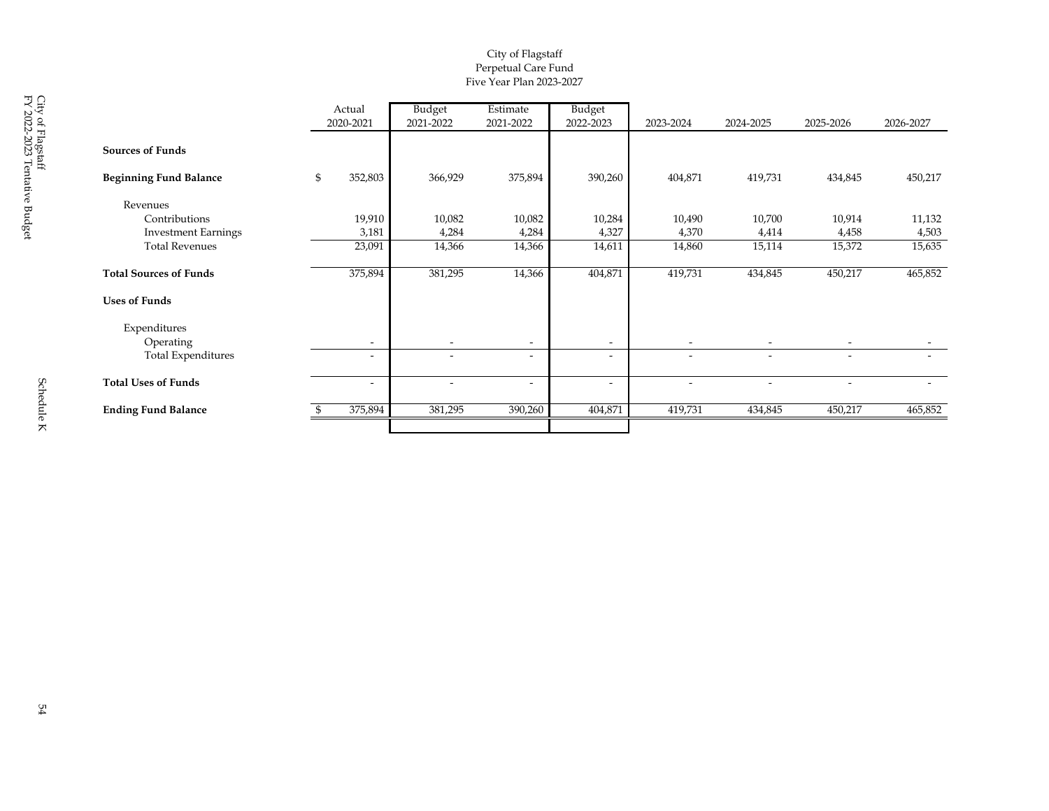City of Flagstaff
Perpetual Care Fund
Five Year Plan 2023-2027

| | Actual 2020-2021 | Budget 2021-2022 | Estimate 2021-2022 | Budget 2022-2023 | 2023-2024 | 2024-2025 | 2025-2026 | 2026-2027 |
|---|---|---|---|---|---|---|---|---|
| **Sources of Funds** | | | | | | | | |
| **Beginning Fund Balance** | $ 352,803 | 366,929 | 375,894 | 390,260 | 404,871 | 419,731 | 434,845 | 450,217 |
| Revenues | | | | | | | | |
| Contributions | 19,910 | 10,082 | 10,082 | 10,284 | 10,490 | 10,700 | 10,914 | 11,132 |
| Investment Earnings | 3,181 | 4,284 | 4,284 | 4,327 | 4,370 | 4,414 | 4,458 | 4,503 |
| Total Revenues | 23,091 | 14,366 | 14,366 | 14,611 | 14,860 | 15,114 | 15,372 | 15,635 |
| **Total Sources of Funds** | 375,894 | 381,295 | 14,366 | 404,871 | 419,731 | 434,845 | 450,217 | 465,852 |
| **Uses of Funds** | | | | | | | | |
| Expenditures | | | | | | | | |
| Operating | - | - | - | - | - | - | - | - |
| Total Expenditures | - | - | - | - | - | - | - | - |
| **Total Uses of Funds** | - | - | - | - | - | - | - | - |
| **Ending Fund Balance** | $ 375,894 | 381,295 | 390,260 | 404,871 | 419,731 | 434,845 | 450,217 | 465,852 |

Schedule K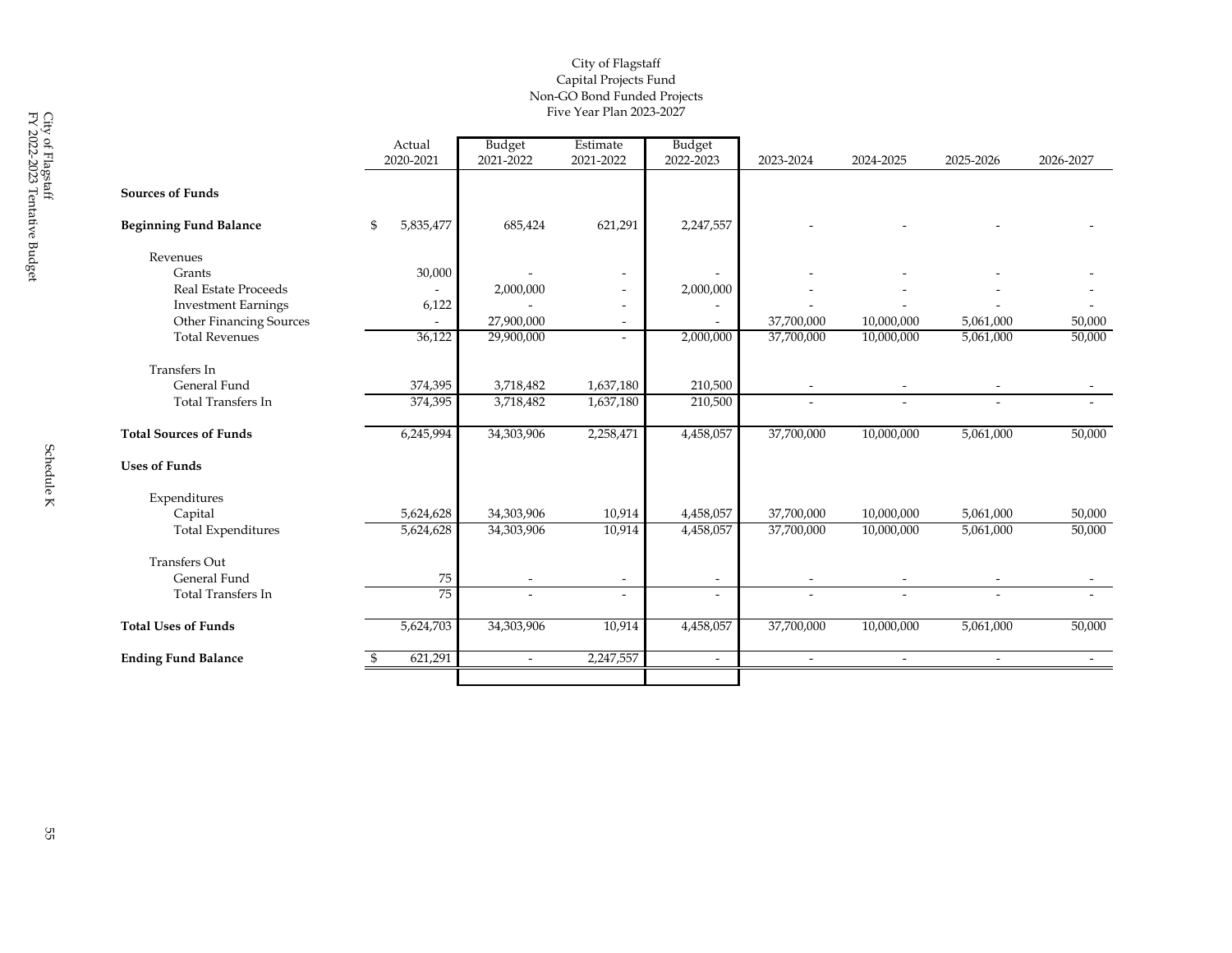City of Flagstaff
Capital Projects Fund
Non-GO Bond Funded Projects
Five Year Plan 2023-2027

| | Actual 2020-2021 | Budget 2021-2022 | Estimate 2021-2022 | Budget 2022-2023 | 2023-2024 | 2024-2025 | 2025-2026 | 2026-2027 |
|---|---|---|---|---|---|---|---|---|
| **Sources of Funds** | | | | | | | | |
| **Beginning Fund Balance** | $ 5,835,477 | 685,424 | 621,291 | 2,247,557 | - | - | - | - |
| Revenues | | | | | | | | |
| Grants | 30,000 | - | - | - | - | - | - | - |
| Real Estate Proceeds | - | 2,000,000 | - | 2,000,000 | - | - | - | - |
| Investment Earnings | 6,122 | - | - | - | - | - | - | - |
| Other Financing Sources | - | 27,900,000 | - | - | 37,700,000 | 10,000,000 | 5,061,000 | 50,000 |
| Total Revenues | 36,122 | 29,900,000 | - | 2,000,000 | 37,700,000 | 10,000,000 | 5,061,000 | 50,000 |
| Transfers In | | | | | | | | |
| General Fund | 374,395 | 3,718,482 | 1,637,180 | 210,500 | - | - | - | - |
| Total Transfers In | 374,395 | 3,718,482 | 1,637,180 | 210,500 | - | - | - | - |
| **Total Sources of Funds** | 6,245,994 | 34,303,906 | 2,258,471 | 4,458,057 | 37,700,000 | 10,000,000 | 5,061,000 | 50,000 |
| **Uses of Funds** | | | | | | | | |
| Expenditures | | | | | | | | |
| Capital | 5,624,628 | 34,303,906 | 10,914 | 4,458,057 | 37,700,000 | 10,000,000 | 5,061,000 | 50,000 |
| Total Expenditures | 5,624,628 | 34,303,906 | 10,914 | 4,458,057 | 37,700,000 | 10,000,000 | 5,061,000 | 50,000 |
| Transfers Out | | | | | | | | |
| General Fund | 75 | - | - | - | - | - | - | - |
| Total Transfers In | 75 | - | - | - | - | - | - | - |
| **Total Uses of Funds** | 5,624,703 | 34,303,906 | 10,914 | 4,458,057 | 37,700,000 | 10,000,000 | 5,061,000 | 50,000 |
| **Ending Fund Balance** | $ 621,291 | - | 2,247,557 | - | - | - | - | - |

Schedule K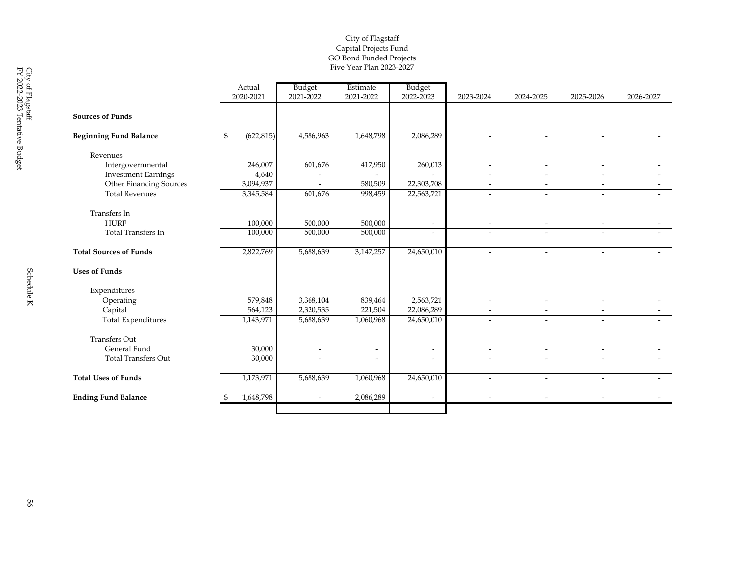# City of Flagstaff
## Capital Projects Fund
### GO Bond Funded Projects
### Five Year Plan 2023-2027

| | Actual 2020-2021 | Budget 2021-2022 | Estimate 2021-2022 | Budget 2022-2023 | 2023-2024 | 2024-2025 | 2025-2026 | 2026-2027 |
|---|---|---|---|---|---|---|---|---|
| **Sources of Funds** | | | | | | | | |
| **Beginning Fund Balance** | $ (622,815) | 4,586,963 | 1,648,798 | 2,086,289 | - | - | - | - |
| Revenues | | | | | | | | |
| Intergovernmental | 246,007 | 601,676 | 417,950 | 260,013 | - | - | - | - |
| Investment Earnings | 4,640 | - | - | - | - | - | - | - |
| Other Financing Sources | 3,094,937 | - | 580,509 | 22,303,708 | - | - | - | - |
| Total Revenues | 3,345,584 | 601,676 | 998,459 | 22,563,721 | - | - | - | - |
| Transfers In | | | | | | | | |
| HURF | 100,000 | 500,000 | 500,000 | - | - | - | - | - |
| Total Transfers In | 100,000 | 500,000 | 500,000 | - | - | - | - | - |
| **Total Sources of Funds** | 2,822,769 | 5,688,639 | 3,147,257 | 24,650,010 | - | - | - | - |
| **Uses of Funds** | | | | | | | | |
| Expenditures | | | | | | | | |
| Operating | 579,848 | 3,368,104 | 839,464 | 2,563,721 | - | - | - | - |
| Capital | 564,123 | 2,320,535 | 221,504 | 22,086,289 | - | - | - | - |
| Total Expenditures | 1,143,971 | 5,688,639 | 1,060,968 | 24,650,010 | - | - | - | - |
| Transfers Out | | | | | | | | |
| General Fund | 30,000 | - | - | - | - | - | - | - |
| Total Transfers Out | 30,000 | - | - | - | - | - | - | - |
| **Total Uses of Funds** | 1,173,971 | 5,688,639 | 1,060,968 | 24,650,010 | - | - | - | - |
| **Ending Fund Balance** | $ 1,648,798 | - | 2,086,289 | - | - | - | - | - |

Schedule K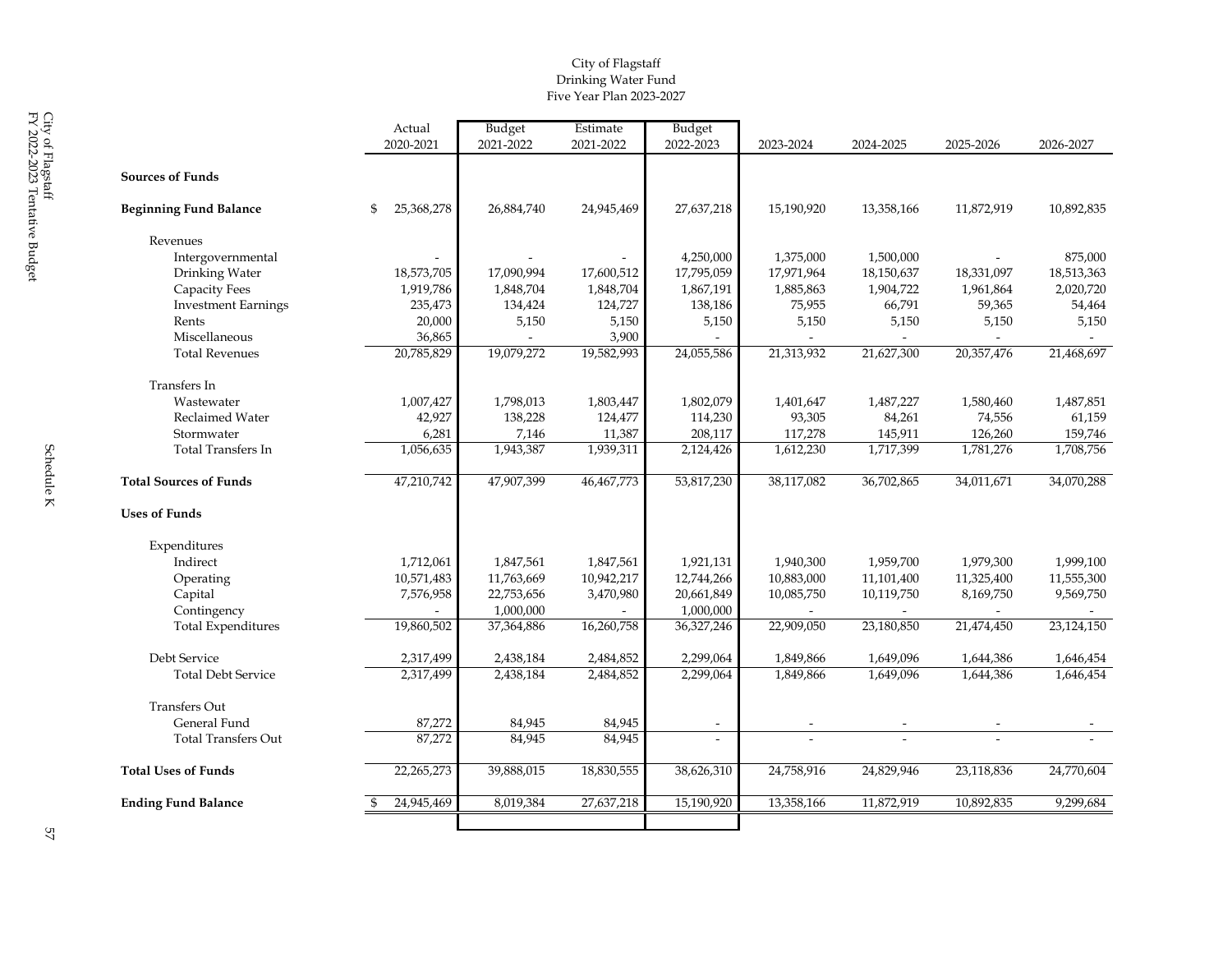# City of Flagstaff
## Drinking Water Fund
### Five Year Plan 2023-2027

| | Actual 2020-2021 | Budget 2021-2022 | Estimate 2021-2022 | Budget 2022-2023 | 2023-2024 | 2024-2025 | 2025-2026 | 2026-2027 |
|---|---|---|---|---|---|---|---|---|
| **Sources of Funds** | | | | | | | | |
| **Beginning Fund Balance** | $ 25,368,278 | 26,884,740 | 24,945,469 | 27,637,218 | 15,190,920 | 13,358,166 | 11,872,919 | 10,892,835 |
| Revenues | | | | | | | | |
| Intergovernmental | - | - | - | 4,250,000 | 1,375,000 | 1,500,000 | - | 875,000 |
| Drinking Water | 18,573,705 | 17,090,994 | 17,600,512 | 17,795,059 | 17,971,964 | 18,150,637 | 18,331,097 | 18,513,363 |
| Capacity Fees | 1,919,786 | 1,848,704 | 1,848,704 | 1,867,191 | 1,885,863 | 1,904,722 | 1,961,864 | 2,020,720 |
| Investment Earnings | 235,473 | 134,424 | 124,727 | 138,186 | 75,955 | 66,791 | 59,365 | 54,464 |
| Rents | 20,000 | 5,150 | 5,150 | 5,150 | 5,150 | 5,150 | 5,150 | 5,150 |
| Miscellaneous | 36,865 | - | 3,900 | - | - | - | - | - |
| Total Revenues | 20,785,829 | 19,079,272 | 19,582,993 | 24,055,586 | 21,313,932 | 21,627,300 | 20,357,476 | 21,468,697 |
| Transfers In | | | | | | | | |
| Wastewater | 1,007,427 | 1,798,013 | 1,803,447 | 1,802,079 | 1,401,647 | 1,487,227 | 1,580,460 | 1,487,851 |
| Reclaimed Water | 42,927 | 138,228 | 124,477 | 114,230 | 93,305 | 84,261 | 74,556 | 61,159 |
| Stormwater | 6,281 | 7,146 | 11,387 | 208,117 | 117,278 | 145,911 | 126,260 | 159,746 |
| Total Transfers In | 1,056,635 | 1,943,387 | 1,939,311 | 2,124,426 | 1,612,230 | 1,717,399 | 1,781,276 | 1,708,756 |
| **Total Sources of Funds** | 47,210,742 | 47,907,399 | 46,467,773 | 53,817,230 | 38,117,082 | 36,702,865 | 34,011,671 | 34,070,288 |
| **Uses of Funds** | | | | | | | | |
| Expenditures | | | | | | | | |
| Indirect | 1,712,061 | 1,847,561 | 1,847,561 | 1,921,131 | 1,940,300 | 1,959,700 | 1,979,300 | 1,999,100 |
| Operating | 10,571,483 | 11,763,669 | 10,942,217 | 12,744,266 | 10,883,000 | 11,101,400 | 11,325,400 | 11,555,300 |
| Capital | 7,576,958 | 22,753,656 | 3,470,980 | 20,661,849 | 10,085,750 | 10,119,750 | 8,169,750 | 9,569,750 |
| Contingency | - | 1,000,000 | - | 1,000,000 | - | - | - | - |
| Total Expenditures | 19,860,502 | 37,364,886 | 16,260,758 | 36,327,246 | 22,909,050 | 23,180,850 | 21,474,450 | 23,124,150 |
| Debt Service | 2,317,499 | 2,438,184 | 2,484,852 | 2,299,064 | 1,849,866 | 1,649,096 | 1,644,386 | 1,646,454 |
| Total Debt Service | 2,317,499 | 2,438,184 | 2,484,852 | 2,299,064 | 1,849,866 | 1,649,096 | 1,644,386 | 1,646,454 |
| Transfers Out | | | | | | | | |
| General Fund | 87,272 | 84,945 | 84,945 | - | - | - | - | - |
| Total Transfers Out | 87,272 | 84,945 | 84,945 | - | - | - | - | - |
| **Total Uses of Funds** | 22,265,273 | 39,888,015 | 18,830,555 | 38,626,310 | 24,758,916 | 24,829,946 | 23,118,836 | 24,770,604 |
| **Ending Fund Balance** | $ 24,945,469 | 8,019,384 | 27,637,218 | 15,190,920 | 13,358,166 | 11,872,919 | 10,892,835 | 9,299,684 |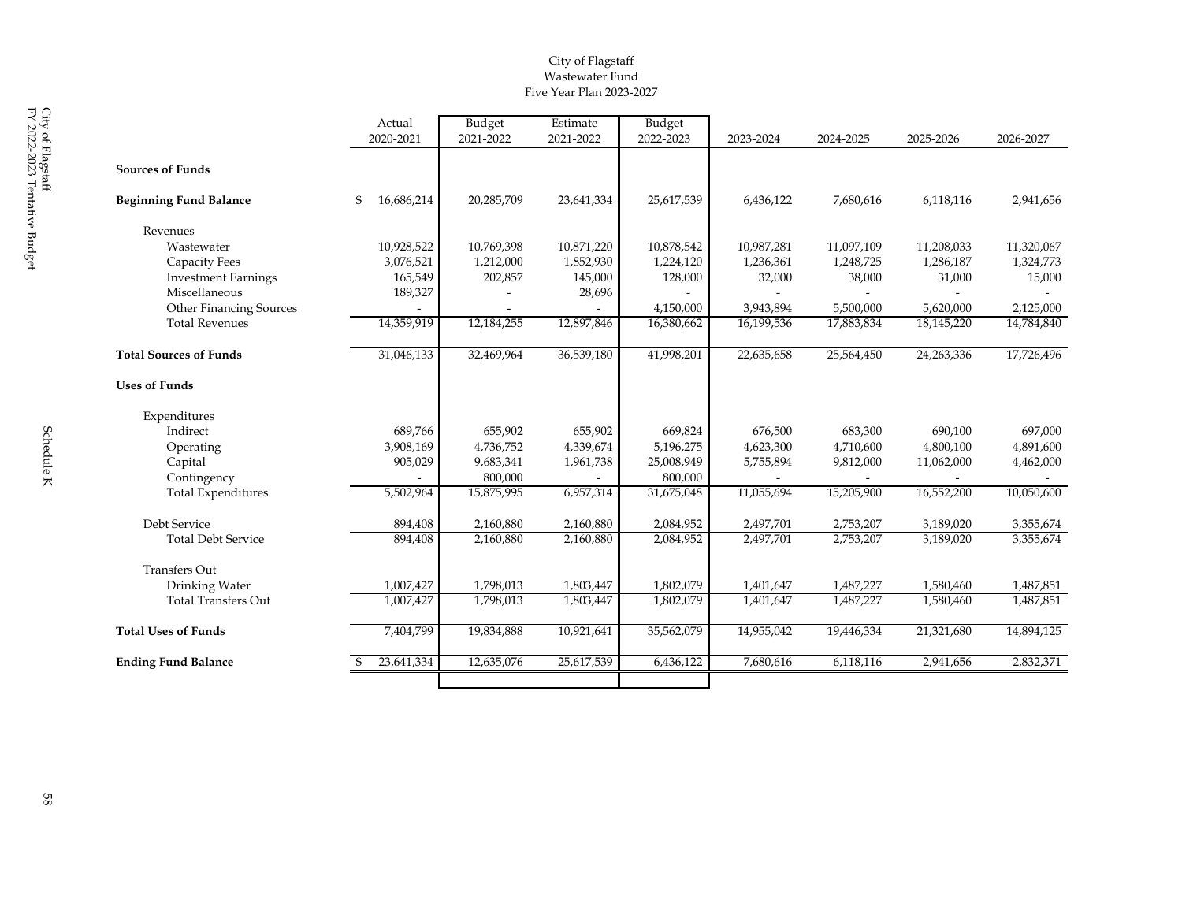City of Flagstaff
Wastewater Fund
Five Year Plan 2023-2027

| | Actual 2020-2021 | Budget 2021-2022 | Estimate 2021-2022 | Budget 2022-2023 | 2023-2024 | 2024-2025 | 2025-2026 | 2026-2027 |
|---|---|---|---|---|---|---|---|---|
| **Sources of Funds** | | | | | | | | |
| **Beginning Fund Balance** | $ 16,686,214 | 20,285,709 | 23,641,334 | 25,617,539 | 6,436,122 | 7,680,616 | 6,118,116 | 2,941,656 |
| Revenues | | | | | | | | |
| Wastewater | 10,928,522 | 10,769,398 | 10,871,220 | 10,878,542 | 10,987,281 | 11,097,109 | 11,208,033 | 11,320,067 |
| Capacity Fees | 3,076,521 | 1,212,000 | 1,852,930 | 1,224,120 | 1,236,361 | 1,248,725 | 1,286,187 | 1,324,773 |
| Investment Earnings | 165,549 | 202,857 | 145,000 | 128,000 | 32,000 | 38,000 | 31,000 | 15,000 |
| Miscellaneous | 189,327 | - | 28,696 | - | - | - | - | - |
| Other Financing Sources | - | - | - | 4,150,000 | 3,943,894 | 5,500,000 | 5,620,000 | 2,125,000 |
| Total Revenues | 14,359,919 | 12,184,255 | 12,897,846 | 16,380,662 | 16,199,536 | 17,883,834 | 18,145,220 | 14,784,840 |
| **Total Sources of Funds** | 31,046,133 | 32,469,964 | 36,539,180 | 41,998,201 | 22,635,658 | 25,564,450 | 24,263,336 | 17,726,496 |
| **Uses of Funds** | | | | | | | | |
| Expenditures | | | | | | | | |
| Indirect | 689,766 | 655,902 | 655,902 | 669,824 | 676,500 | 683,300 | 690,100 | 697,000 |
| Operating | 3,908,169 | 4,736,752 | 4,339,674 | 5,196,275 | 4,623,300 | 4,710,600 | 4,800,100 | 4,891,600 |
| Capital | 905,029 | 9,683,341 | 1,961,738 | 25,008,949 | 5,755,894 | 9,812,000 | 11,062,000 | 4,462,000 |
| Contingency | - | 800,000 | - | 800,000 | - | - | - | - |
| Total Expenditures | 5,502,964 | 15,875,995 | 6,957,314 | 31,675,048 | 11,055,694 | 15,205,900 | 16,552,200 | 10,050,600 |
| Debt Service | 894,408 | 2,160,880 | 2,160,880 | 2,084,952 | 2,497,701 | 2,753,207 | 3,189,020 | 3,355,674 |
| Total Debt Service | 894,408 | 2,160,880 | 2,160,880 | 2,084,952 | 2,497,701 | 2,753,207 | 3,189,020 | 3,355,674 |
| Transfers Out | | | | | | | | |
| Drinking Water | 1,007,427 | 1,798,013 | 1,803,447 | 1,802,079 | 1,401,647 | 1,487,227 | 1,580,460 | 1,487,851 |
| Total Transfers Out | 1,007,427 | 1,798,013 | 1,803,447 | 1,802,079 | 1,401,647 | 1,487,227 | 1,580,460 | 1,487,851 |
| **Total Uses of Funds** | 7,404,799 | 19,834,888 | 10,921,641 | 35,562,079 | 14,955,042 | 19,446,334 | 21,321,680 | 14,894,125 |
| **Ending Fund Balance** | $ 23,641,334 | 12,635,076 | 25,617,539 | 6,436,122 | 7,680,616 | 6,118,116 | 2,941,656 | 2,832,371 |

Schedule K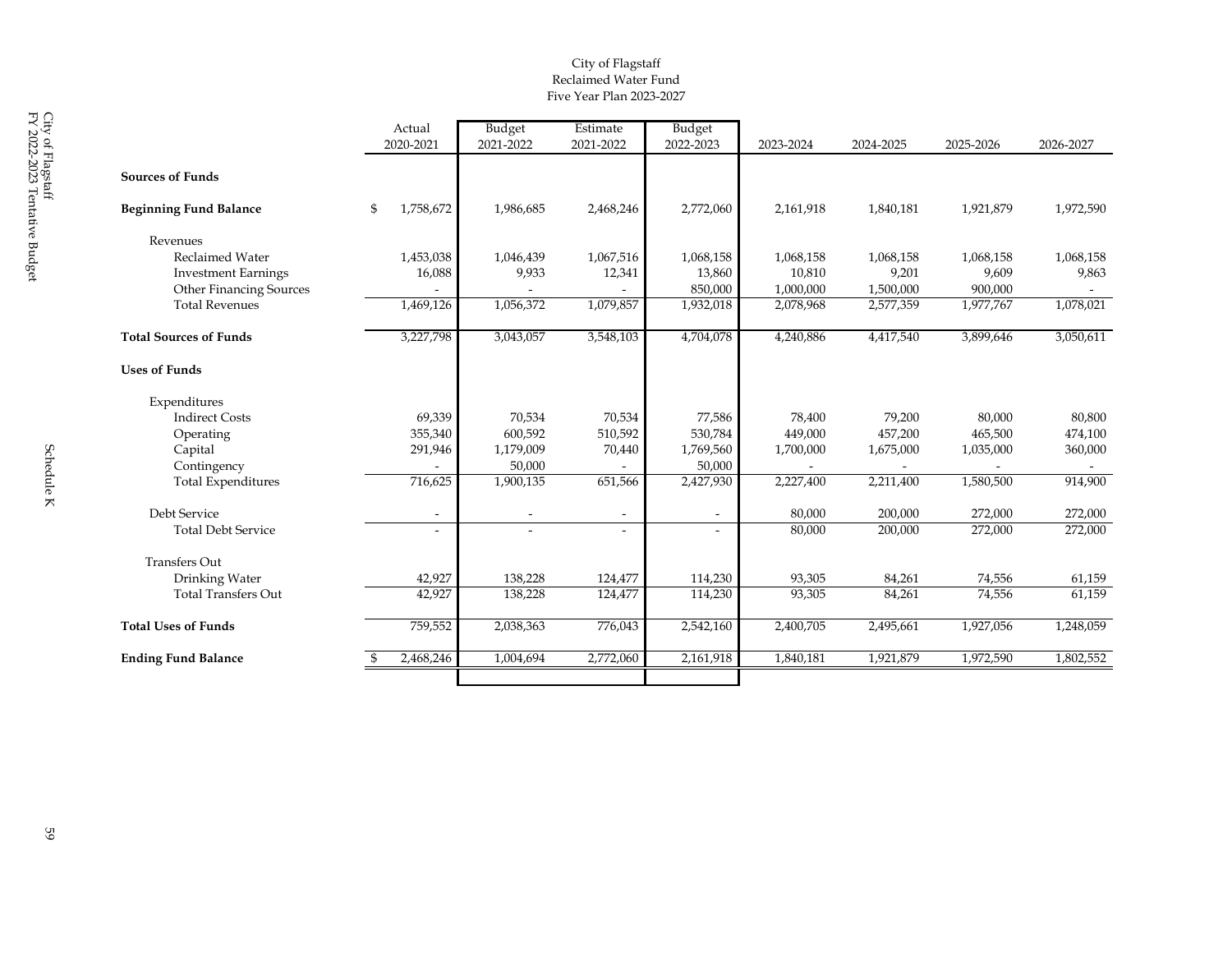City of Flagstaff
Reclaimed Water Fund
Five Year Plan 2023-2027

| | Actual 2020-2021 | Budget 2021-2022 | Estimate 2021-2022 | Budget 2022-2023 | 2023-2024 | 2024-2025 | 2025-2026 | 2026-2027 |
|---|---|---|---|---|---|---|---|---|
| **Sources of Funds** | | | | | | | | |
| **Beginning Fund Balance** | $ 1,758,672 | 1,986,685 | 2,468,246 | 2,772,060 | 2,161,918 | 1,840,181 | 1,921,879 | 1,972,590 |
| Revenues | | | | | | | | |
| Reclaimed Water | 1,453,038 | 1,046,439 | 1,067,516 | 1,068,158 | 1,068,158 | 1,068,158 | 1,068,158 | 1,068,158 |
| Investment Earnings | 16,088 | 9,933 | 12,341 | 13,860 | 10,810 | 9,201 | 9,609 | 9,863 |
| Other Financing Sources | - | - | - | 850,000 | 1,000,000 | 1,500,000 | 900,000 | - |
| Total Revenues | 1,469,126 | 1,056,372 | 1,079,857 | 1,932,018 | 2,078,968 | 2,577,359 | 1,977,767 | 1,078,021 |
| **Total Sources of Funds** | 3,227,798 | 3,043,057 | 3,548,103 | 4,704,078 | 4,240,886 | 4,417,540 | 3,899,646 | 3,050,611 |
| **Uses of Funds** | | | | | | | | |
| Expenditures | | | | | | | | |
| Indirect Costs | 69,339 | 70,534 | 70,534 | 77,586 | 78,400 | 79,200 | 80,000 | 80,800 |
| Operating | 355,340 | 600,592 | 510,592 | 530,784 | 449,000 | 457,200 | 465,500 | 474,100 |
| Capital | 291,946 | 1,179,009 | 70,440 | 1,769,560 | 1,700,000 | 1,675,000 | 1,035,000 | 360,000 |
| Contingency | - | 50,000 | - | 50,000 | - | - | - | - |
| Total Expenditures | 716,625 | 1,900,135 | 651,566 | 2,427,930 | 2,227,400 | 2,211,400 | 1,580,500 | 914,900 |
| Debt Service | - | - | - | - | 80,000 | 200,000 | 272,000 | 272,000 |
| Total Debt Service | - | - | - | - | 80,000 | 200,000 | 272,000 | 272,000 |
| Transfers Out | | | | | | | | |
| Drinking Water | 42,927 | 138,228 | 124,477 | 114,230 | 93,305 | 84,261 | 74,556 | 61,159 |
| Total Transfers Out | 42,927 | 138,228 | 124,477 | 114,230 | 93,305 | 84,261 | 74,556 | 61,159 |
| **Total Uses of Funds** | 759,552 | 2,038,363 | 776,043 | 2,542,160 | 2,400,705 | 2,495,661 | 1,927,056 | 1,248,059 |
| **Ending Fund Balance** | $ 2,468,246 | 1,004,694 | 2,772,060 | 2,161,918 | 1,840,181 | 1,921,879 | 1,972,590 | 1,802,552 |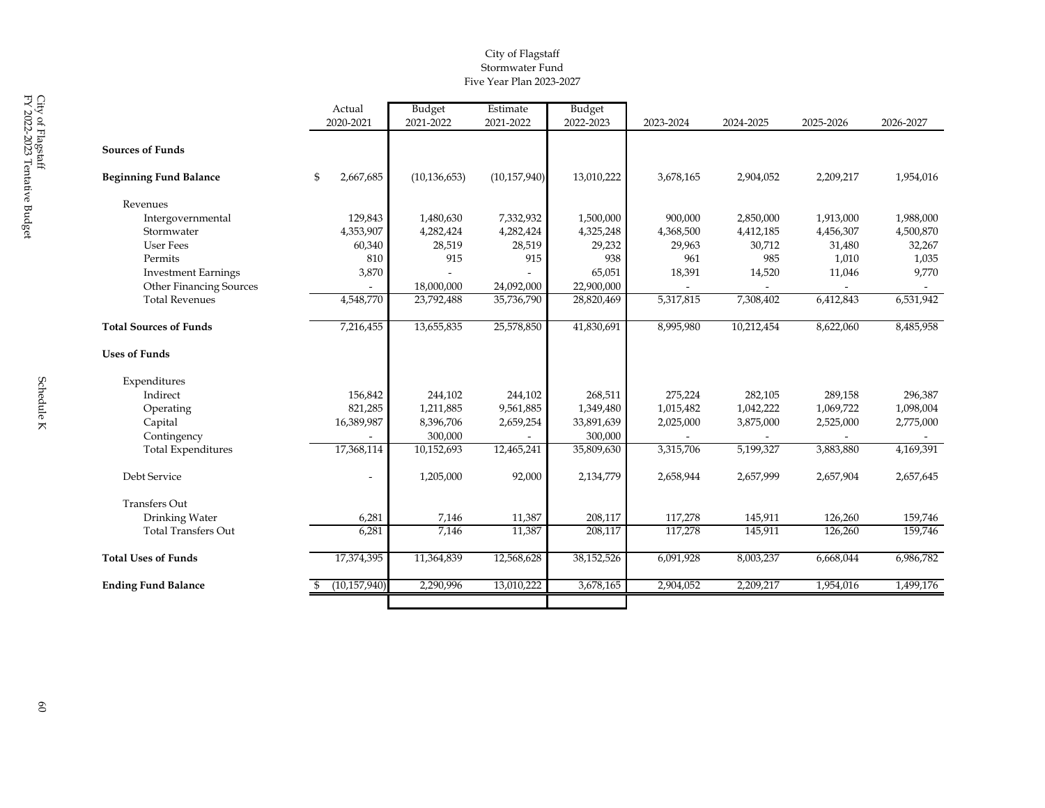City of Flagstaff
Stormwater Fund
Five Year Plan 2023-2027

| | Actual 2020-2021 | Budget 2021-2022 | Estimate 2021-2022 | Budget 2022-2023 | 2023-2024 | 2024-2025 | 2025-2026 | 2026-2027 |
|---|---|---|---|---|---|---|---|---|
| **Sources of Funds** | | | | | | | | |
| **Beginning Fund Balance** | $ 2,667,685 | (10,136,653) | (10,157,940) | 13,010,222 | 3,678,165 | 2,904,052 | 2,209,217 | 1,954,016 |
| Revenues | | | | | | | | |
| Intergovernmental | 129,843 | 1,480,630 | 7,332,932 | 1,500,000 | 900,000 | 2,850,000 | 1,913,000 | 1,988,000 |
| Stormwater | 4,353,907 | 4,282,424 | 4,282,424 | 4,325,248 | 4,368,500 | 4,412,185 | 4,456,307 | 4,500,870 |
| User Fees | 60,340 | 28,519 | 28,519 | 29,232 | 29,963 | 30,712 | 31,480 | 32,267 |
| Permits | 810 | 915 | 915 | 938 | 961 | 985 | 1,010 | 1,035 |
| Investment Earnings | 3,870 | - | - | 65,051 | 18,391 | 14,520 | 11,046 | 9,770 |
| Other Financing Sources | - | 18,000,000 | 24,092,000 | 22,900,000 | - | - | - | - |
| Total Revenues | 4,548,770 | 23,792,488 | 35,736,790 | 28,820,469 | 5,317,815 | 7,308,402 | 6,412,843 | 6,531,942 |
| **Total Sources of Funds** | 7,216,455 | 13,655,835 | 25,578,850 | 41,830,691 | 8,995,980 | 10,212,454 | 8,622,060 | 8,485,958 |
| **Uses of Funds** | | | | | | | | |
| Expenditures | | | | | | | | |
| Indirect | 156,842 | 244,102 | 244,102 | 268,511 | 275,224 | 282,105 | 289,158 | 296,387 |
| Operating | 821,285 | 1,211,885 | 9,561,885 | 1,349,480 | 1,015,482 | 1,042,222 | 1,069,722 | 1,098,004 |
| Capital | 16,389,987 | 8,396,706 | 2,659,254 | 33,891,639 | 2,025,000 | 3,875,000 | 2,525,000 | 2,775,000 |
| Contingency | - | 300,000 | - | 300,000 | - | - | - | - |
| Total Expenditures | 17,368,114 | 10,152,693 | 12,465,241 | 35,809,630 | 3,315,706 | 5,199,327 | 3,883,880 | 4,169,391 |
| Debt Service | - | 1,205,000 | 92,000 | 2,134,779 | 2,658,944 | 2,657,999 | 2,657,904 | 2,657,645 |
| Transfers Out | | | | | | | | |
| Drinking Water | 6,281 | 7,146 | 11,387 | 208,117 | 117,278 | 145,911 | 126,260 | 159,746 |
| Total Transfers Out | 6,281 | 7,146 | 11,387 | 208,117 | 117,278 | 145,911 | 126,260 | 159,746 |
| **Total Uses of Funds** | 17,374,395 | 11,364,839 | 12,568,628 | 38,152,526 | 6,091,928 | 8,003,237 | 6,668,044 | 6,986,782 |
| **Ending Fund Balance** | $ (10,157,940) | 2,290,996 | 13,010,222 | 3,678,165 | 2,904,052 | 2,209,217 | 1,954,016 | 1,499,176 |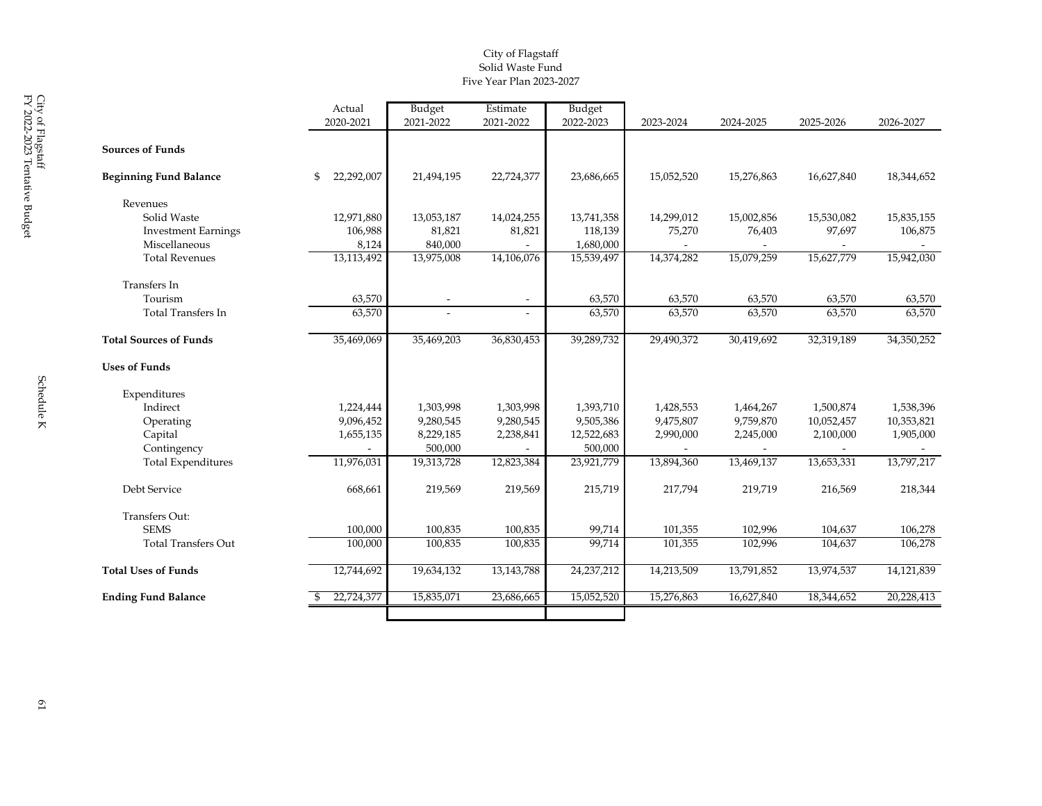City of Flagstaff
Solid Waste Fund
Five Year Plan 2023-2027

| | Actual 2020-2021 | Budget 2021-2022 | Estimate 2021-2022 | Budget 2022-2023 | 2023-2024 | 2024-2025 | 2025-2026 | 2026-2027 |
|---|---|---|---|---|---|---|---|---|
| **Sources of Funds** | | | | | | | | |
| **Beginning Fund Balance** | $ 22,292,007 | 21,494,195 | 22,724,377 | 23,686,665 | 15,052,520 | 15,276,863 | 16,627,840 | 18,344,652 |
| Revenues | | | | | | | | |
| Solid Waste | 12,971,880 | 13,053,187 | 14,024,255 | 13,741,358 | 14,299,012 | 15,002,856 | 15,530,082 | 15,835,155 |
| Investment Earnings | 106,988 | 81,821 | 81,821 | 118,139 | 75,270 | 76,403 | 97,697 | 106,875 |
| Miscellaneous | 8,124 | 840,000 | - | 1,680,000 | - | - | - | - |
| Total Revenues | 13,113,492 | 13,975,008 | 14,106,076 | 15,539,497 | 14,374,282 | 15,079,259 | 15,627,779 | 15,942,030 |
| Transfers In | | | | | | | | |
| Tourism | 63,570 | - | - | 63,570 | 63,570 | 63,570 | 63,570 | 63,570 |
| Total Transfers In | 63,570 | - | - | 63,570 | 63,570 | 63,570 | 63,570 | 63,570 |
| **Total Sources of Funds** | 35,469,069 | 35,469,203 | 36,830,453 | 39,289,732 | 29,490,372 | 30,419,692 | 32,319,189 | 34,350,252 |
| **Uses of Funds** | | | | | | | | |
| Expenditures | | | | | | | | |
| Indirect | 1,224,444 | 1,303,998 | 1,303,998 | 1,393,710 | 1,428,553 | 1,464,267 | 1,500,874 | 1,538,396 |
| Operating | 9,096,452 | 9,280,545 | 9,280,545 | 9,505,386 | 9,475,807 | 9,759,870 | 10,052,457 | 10,353,821 |
| Capital | 1,655,135 | 8,229,185 | 2,238,841 | 12,522,683 | 2,990,000 | 2,245,000 | 2,100,000 | 1,905,000 |
| Contingency | - | 500,000 | - | 500,000 | - | - | - | - |
| Total Expenditures | 11,976,031 | 19,313,728 | 12,823,384 | 23,921,779 | 13,894,360 | 13,469,137 | 13,653,331 | 13,797,217 |
| Debt Service | 668,661 | 219,569 | 219,569 | 215,719 | 217,794 | 219,719 | 216,569 | 218,344 |
| Transfers Out: | | | | | | | | |
| SEMS | 100,000 | 100,835 | 100,835 | 99,714 | 101,355 | 102,996 | 104,637 | 106,278 |
| Total Transfers Out | 100,000 | 100,835 | 100,835 | 99,714 | 101,355 | 102,996 | 104,637 | 106,278 |
| **Total Uses of Funds** | 12,744,692 | 19,634,132 | 13,143,788 | 24,237,212 | 14,213,509 | 13,791,852 | 13,974,537 | 14,121,839 |
| **Ending Fund Balance** | $ 22,724,377 | 15,835,071 | 23,686,665 | 15,052,520 | 15,276,863 | 16,627,840 | 18,344,652 | 20,228,413 |

Schedule K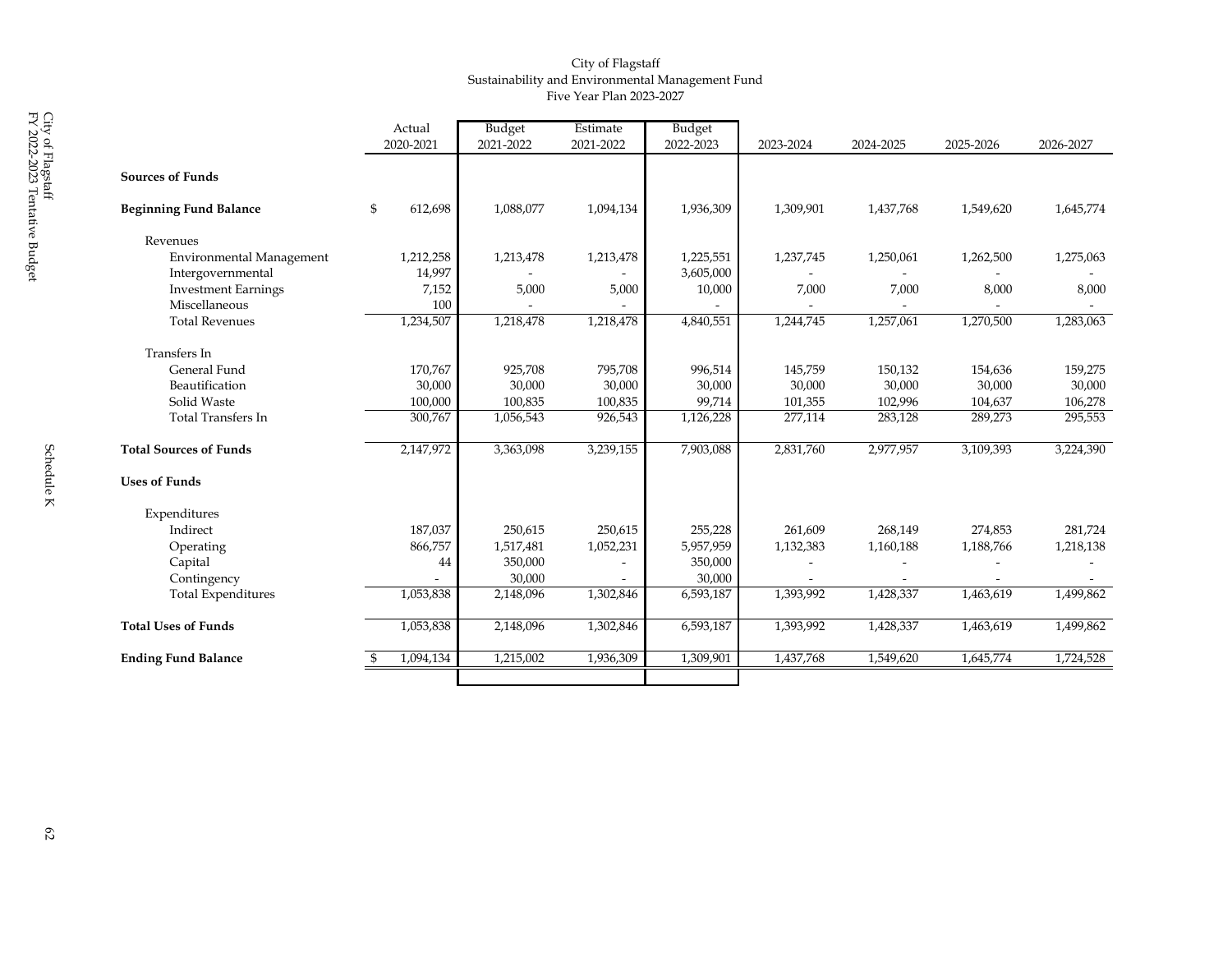City of Flagstaff
Sustainability and Environmental Management Fund
Five Year Plan 2023-2027

|  | Actual 2020-2021 | Budget 2021-2022 | Estimate 2021-2022 | Budget 2022-2023 | 2023-2024 | 2024-2025 | 2025-2026 | 2026-2027 |
|---|---|---|---|---|---|---|---|---|
| **Sources of Funds** |  |  |  |  |  |  |  |  |
| **Beginning Fund Balance** | $ 612,698 | 1,088,077 | 1,094,134 | 1,936,309 | 1,309,901 | 1,437,768 | 1,549,620 | 1,645,774 |
| Revenues |  |  |  |  |  |  |  |  |
| Environmental Management | 1,212,258 | 1,213,478 | 1,213,478 | 1,225,551 | 1,237,745 | 1,250,061 | 1,262,500 | 1,275,063 |
| Intergovernmental | 14,997 | - | - | 3,605,000 | - | - | - | - |
| Investment Earnings | 7,152 | 5,000 | 5,000 | 10,000 | 7,000 | 7,000 | 8,000 | 8,000 |
| Miscellaneous | 100 | - | - | - | - | - | - | - |
| Total Revenues | 1,234,507 | 1,218,478 | 1,218,478 | 4,840,551 | 1,244,745 | 1,257,061 | 1,270,500 | 1,283,063 |
| Transfers In |  |  |  |  |  |  |  |  |
| General Fund | 170,767 | 925,708 | 795,708 | 996,514 | 145,759 | 150,132 | 154,636 | 159,275 |
| Beautification | 30,000 | 30,000 | 30,000 | 30,000 | 30,000 | 30,000 | 30,000 | 30,000 |
| Solid Waste | 100,000 | 100,835 | 100,835 | 99,714 | 101,355 | 102,996 | 104,637 | 106,278 |
| Total Transfers In | 300,767 | 1,056,543 | 926,543 | 1,126,228 | 277,114 | 283,128 | 289,273 | 295,553 |
| **Total Sources of Funds** | 2,147,972 | 3,363,098 | 3,239,155 | 7,903,088 | 2,831,760 | 2,977,957 | 3,109,393 | 3,224,390 |
| **Uses of Funds** |  |  |  |  |  |  |  |  |
| Expenditures |  |  |  |  |  |  |  |  |
| Indirect | 187,037 | 250,615 | 250,615 | 255,228 | 261,609 | 268,149 | 274,853 | 281,724 |
| Operating | 866,757 | 1,517,481 | 1,052,231 | 5,957,959 | 1,132,383 | 1,160,188 | 1,188,766 | 1,218,138 |
| Capital | 44 | 350,000 | - | 350,000 | - | - | - | - |
| Contingency | - | 30,000 | - | 30,000 | - | - | - | - |
| Total Expenditures | 1,053,838 | 2,148,096 | 1,302,846 | 6,593,187 | 1,393,992 | 1,428,337 | 1,463,619 | 1,499,862 |
| **Total Uses of Funds** | 1,053,838 | 2,148,096 | 1,302,846 | 6,593,187 | 1,393,992 | 1,428,337 | 1,463,619 | 1,499,862 |
| **Ending Fund Balance** | $ 1,094,134 | 1,215,002 | 1,936,309 | 1,309,901 | 1,437,768 | 1,549,620 | 1,645,774 | 1,724,528 |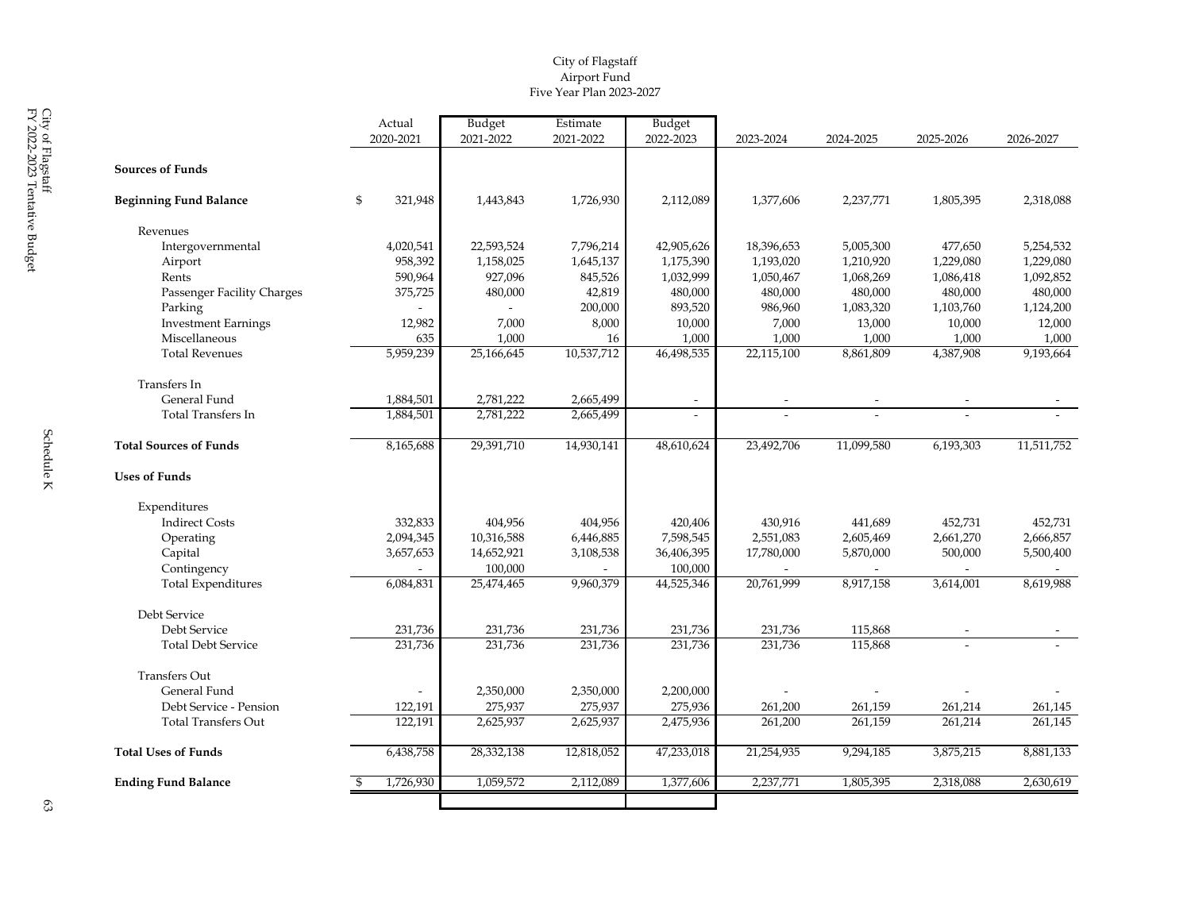# City of Flagstaff
## Airport Fund
### Five Year Plan 2023-2027

| | Actual 2020-2021 | Budget 2021-2022 | Estimate 2021-2022 | Budget 2022-2023 | 2023-2024 | 2024-2025 | 2025-2026 | 2026-2027 |
|---|---|---|---|---|---|---|---|---|
| **Sources of Funds** | | | | | | | | |
| **Beginning Fund Balance** | $ 321,948 | 1,443,843 | 1,726,930 | 2,112,089 | 1,377,606 | 2,237,771 | 1,805,395 | 2,318,088 |
| Revenues | | | | | | | | |
| Intergovernmental | 4,020,541 | 22,593,524 | 7,796,214 | 42,905,626 | 18,396,653 | 5,005,300 | 477,650 | 5,254,532 |
| Airport | 958,392 | 1,158,025 | 1,645,137 | 1,175,390 | 1,193,020 | 1,210,920 | 1,229,080 | 1,229,080 |
| Rents | 590,964 | 927,096 | 845,526 | 1,032,999 | 1,050,467 | 1,068,269 | 1,086,418 | 1,092,852 |
| Passenger Facility Charges | 375,725 | 480,000 | 42,819 | 480,000 | 480,000 | 480,000 | 480,000 | 480,000 |
| Parking | - | - | 200,000 | 893,520 | 986,960 | 1,083,320 | 1,103,760 | 1,124,200 |
| Investment Earnings | 12,982 | 7,000 | 8,000 | 10,000 | 7,000 | 13,000 | 10,000 | 12,000 |
| Miscellaneous | 635 | 1,000 | 16 | 1,000 | 1,000 | 1,000 | 1,000 | 1,000 |
| Total Revenues | 5,959,239 | 25,166,645 | 10,537,712 | 46,498,535 | 22,115,100 | 8,861,809 | 4,387,908 | 9,193,664 |
| Transfers In | | | | | | | | |
| General Fund | 1,884,501 | 2,781,222 | 2,665,499 | - | - | - | - | - |
| Total Transfers In | 1,884,501 | 2,781,222 | 2,665,499 | - | - | - | - | - |
| **Total Sources of Funds** | 8,165,688 | 29,391,710 | 14,930,141 | 48,610,624 | 23,492,706 | 11,099,580 | 6,193,303 | 11,511,752 |
| **Uses of Funds** | | | | | | | | |
| Expenditures | | | | | | | | |
| Indirect Costs | 332,833 | 404,956 | 404,956 | 420,406 | 430,916 | 441,689 | 452,731 | 452,731 |
| Operating | 2,094,345 | 10,316,588 | 6,446,885 | 7,598,545 | 2,551,083 | 2,605,469 | 2,661,270 | 2,666,857 |
| Capital | 3,657,653 | 14,652,921 | 3,108,538 | 36,406,395 | 17,780,000 | 5,870,000 | 500,000 | 5,500,400 |
| Contingency | - | 100,000 | - | 100,000 | - | - | - | - |
| Total Expenditures | 6,084,831 | 25,474,465 | 9,960,379 | 44,525,346 | 20,761,999 | 8,917,158 | 3,614,001 | 8,619,988 |
| Debt Service | | | | | | | | |
| Debt Service | 231,736 | 231,736 | 231,736 | 231,736 | 231,736 | 115,868 | - | - |
| Total Debt Service | 231,736 | 231,736 | 231,736 | 231,736 | 231,736 | 115,868 | - | - |
| Transfers Out | | | | | | | | |
| General Fund | - | 2,350,000 | 2,350,000 | 2,200,000 | - | - | - | - |
| Debt Service - Pension | 122,191 | 275,937 | 275,937 | 275,936 | 261,200 | 261,159 | 261,214 | 261,145 |
| Total Transfers Out | 122,191 | 2,625,937 | 2,625,937 | 2,475,936 | 261,200 | 261,159 | 261,214 | 261,145 |
| **Total Uses of Funds** | 6,438,758 | 28,332,138 | 12,818,052 | 47,233,018 | 21,254,935 | 9,294,185 | 3,875,215 | 8,881,133 |
| **Ending Fund Balance** | $ 1,726,930 | 1,059,572 | 2,112,089 | 1,377,606 | 2,237,771 | 1,805,395 | 2,318,088 | 2,630,619 |

Schedule K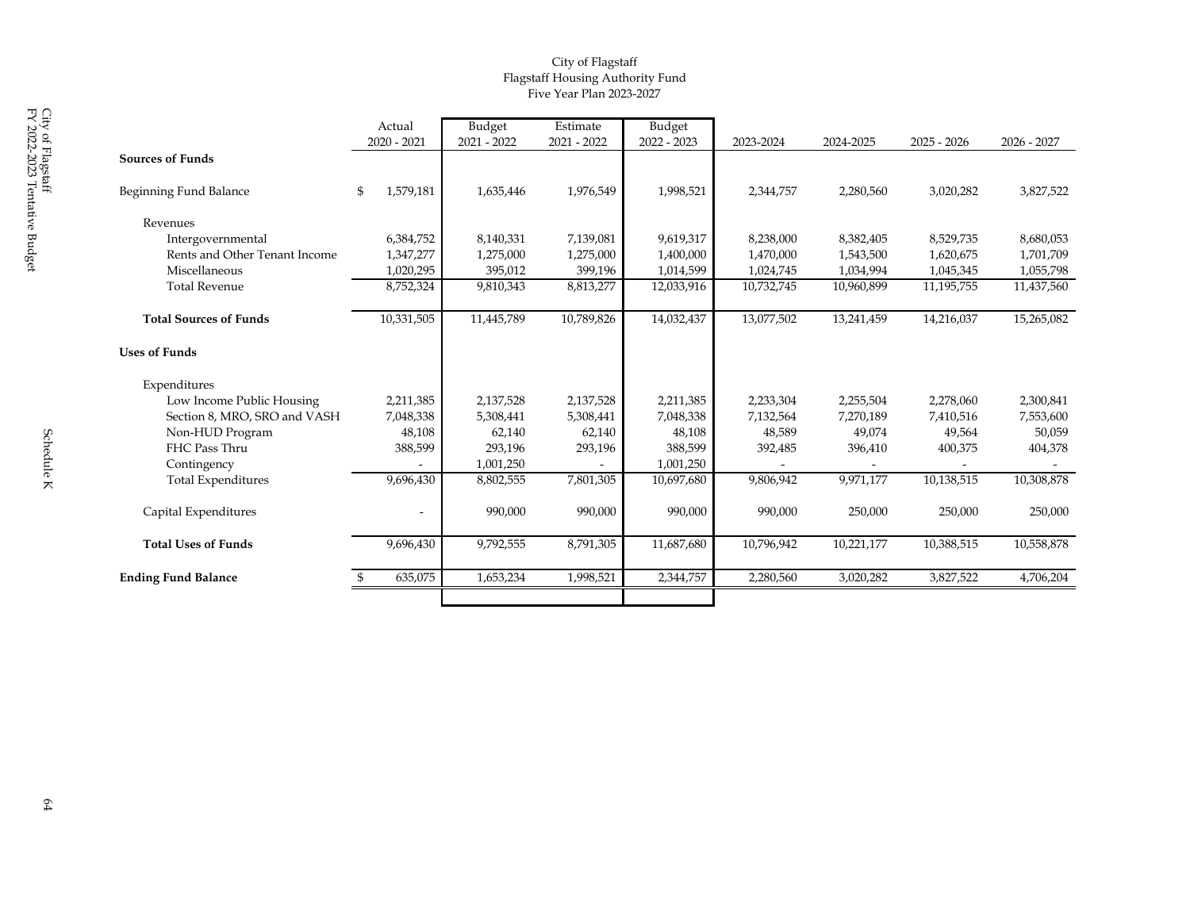City of Flagstaff
Flagstaff Housing Authority Fund
Five Year Plan 2023-2027

| | Actual 2020 - 2021 | Budget 2021 - 2022 | Estimate 2021 - 2022 | Budget 2022 - 2023 | 2023-2024 | 2024-2025 | 2025 - 2026 | 2026 - 2027 |
|---|---|---|---|---|---|---|---|---|
| **Sources of Funds** | | | | | | | | |
| Beginning Fund Balance | $ 1,579,181 | 1,635,446 | 1,976,549 | 1,998,521 | 2,344,757 | 2,280,560 | 3,020,282 | 3,827,522 |
| Revenues | | | | | | | | |
| Intergovernmental | 6,384,752 | 8,140,331 | 7,139,081 | 9,619,317 | 8,238,000 | 8,382,405 | 8,529,735 | 8,680,053 |
| Rents and Other Tenant Income | 1,347,277 | 1,275,000 | 1,275,000 | 1,400,000 | 1,470,000 | 1,543,500 | 1,620,675 | 1,701,709 |
| Miscellaneous | 1,020,295 | 395,012 | 399,196 | 1,014,599 | 1,024,745 | 1,034,994 | 1,045,345 | 1,055,798 |
| Total Revenue | 8,752,324 | 9,810,343 | 8,813,277 | 12,033,916 | 10,732,745 | 10,960,899 | 11,195,755 | 11,437,560 |
| **Total Sources of Funds** | 10,331,505 | 11,445,789 | 10,789,826 | 14,032,437 | 13,077,502 | 13,241,459 | 14,216,037 | 15,265,082 |
| **Uses of Funds** | | | | | | | | |
| Expenditures | | | | | | | | |
| Low Income Public Housing | 2,211,385 | 2,137,528 | 2,137,528 | 2,211,385 | 2,233,304 | 2,255,504 | 2,278,060 | 2,300,841 |
| Section 8, MRO, SRO and VASH | 7,048,338 | 5,308,441 | 5,308,441 | 7,048,338 | 7,132,564 | 7,270,189 | 7,410,516 | 7,553,600 |
| Non-HUD Program | 48,108 | 62,140 | 62,140 | 48,108 | 48,589 | 49,074 | 49,564 | 50,059 |
| FHC Pass Thru | 388,599 | 293,196 | 293,196 | 388,599 | 392,485 | 396,410 | 400,375 | 404,378 |
| Contingency | - | 1,001,250 | - | 1,001,250 | - | - | - | - |
| Total Expenditures | 9,696,430 | 8,802,555 | 7,801,305 | 10,697,680 | 9,806,942 | 9,971,177 | 10,138,515 | 10,308,878 |
| Capital Expenditures | - | 990,000 | 990,000 | 990,000 | 990,000 | 250,000 | 250,000 | 250,000 |
| **Total Uses of Funds** | 9,696,430 | 9,792,555 | 8,791,305 | 11,687,680 | 10,796,942 | 10,221,177 | 10,388,515 | 10,558,878 |
| **Ending Fund Balance** | $ 635,075 | 1,653,234 | 1,998,521 | 2,344,757 | 2,280,560 | 3,020,282 | 3,827,522 | 4,706,204 |

Schedule K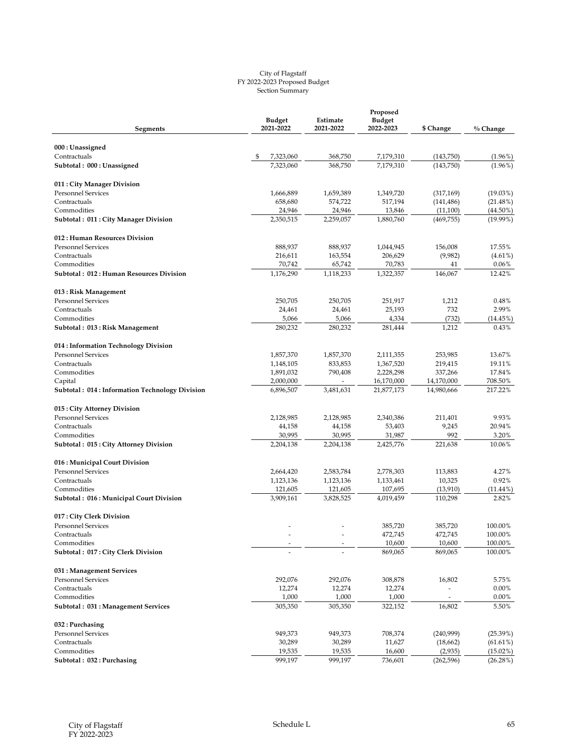City of Flagstaff
FY 2022-2023 Proposed Budget
Section Summary

| Segments | Budget 2021-2022 | Estimate 2021-2022 | Proposed Budget 2022-2023 | $ Change | % Change |
|---|---|---|---|---|---|
| **000 : Unassigned** | | | | | |
| Contractuals | $ 7,323,060 | 368,750 | 7,179,310 | (143,750) | (1.96%) |
| **Subtotal : 000 : Unassigned** | 7,323,060 | 368,750 | 7,179,310 | (143,750) | (1.96%) |
| **011 : City Manager Division** | | | | | |
| Personnel Services | 1,666,889 | 1,659,389 | 1,349,720 | (317,169) | (19.03%) |
| Contractuals | 658,680 | 574,722 | 517,194 | (141,486) | (21.48%) |
| Commodities | 24,946 | 24,946 | 13,846 | (11,100) | (44.50%) |
| **Subtotal : 011 : City Manager Division** | 2,350,515 | 2,259,057 | 1,880,760 | (469,755) | (19.99%) |
| **012 : Human Resources Division** | | | | | |
| Personnel Services | 888,937 | 888,937 | 1,044,945 | 156,008 | 17.55% |
| Contractuals | 216,611 | 163,554 | 206,629 | (9,982) | (4.61%) |
| Commodities | 70,742 | 65,742 | 70,783 | 41 | 0.06% |
| **Subtotal : 012 : Human Resources Division** | 1,176,290 | 1,118,233 | 1,322,357 | 146,067 | 12.42% |
| **013 : Risk Management** | | | | | |
| Personnel Services | 250,705 | 250,705 | 251,917 | 1,212 | 0.48% |
| Contractuals | 24,461 | 24,461 | 25,193 | 732 | 2.99% |
| Commodities | 5,066 | 5,066 | 4,334 | (732) | (14.45%) |
| **Subtotal : 013 : Risk Management** | 280,232 | 280,232 | 281,444 | 1,212 | 0.43% |
| **014 : Information Technology Division** | | | | | |
| Personnel Services | 1,857,370 | 1,857,370 | 2,111,355 | 253,985 | 13.67% |
| Contractuals | 1,148,105 | 833,853 | 1,367,520 | 219,415 | 19.11% |
| Commodities | 1,891,032 | 790,408 | 2,228,298 | 337,266 | 17.84% |
| Capital | 2,000,000 | - | 16,170,000 | 14,170,000 | 708.50% |
| **Subtotal : 014 : Information Technology Division** | 6,896,507 | 3,481,631 | 21,877,173 | 14,980,666 | 217.22% |
| **015 : City Attorney Division** | | | | | |
| Personnel Services | 2,128,985 | 2,128,985 | 2,340,386 | 211,401 | 9.93% |
| Contractuals | 44,158 | 44,158 | 53,403 | 9,245 | 20.94% |
| Commodities | 30,995 | 30,995 | 31,987 | 992 | 3.20% |
| **Subtotal : 015 : City Attorney Division** | 2,204,138 | 2,204,138 | 2,425,776 | 221,638 | 10.06% |
| **016 : Municipal Court Division** | | | | | |
| Personnel Services | 2,664,420 | 2,583,784 | 2,778,303 | 113,883 | 4.27% |
| Contractuals | 1,123,136 | 1,123,136 | 1,133,461 | 10,325 | 0.92% |
| Commodities | 121,605 | 121,605 | 107,695 | (13,910) | (11.44%) |
| **Subtotal : 016 : Municipal Court Division** | 3,909,161 | 3,828,525 | 4,019,459 | 110,298 | 2.82% |
| **017 : City Clerk Division** | | | | | |
| Personnel Services | - | - | 385,720 | 385,720 | 100.00% |
| Contractuals | - | - | 472,745 | 472,745 | 100.00% |
| Commodities | - | - | 10,600 | 10,600 | 100.00% |
| **Subtotal : 017 : City Clerk Division** | - | - | 869,065 | 869,065 | 100.00% |
| **031 : Management Services** | | | | | |
| Personnel Services | 292,076 | 292,076 | 308,878 | 16,802 | 5.75% |
| Contractuals | 12,274 | 12,274 | 12,274 | - | 0.00% |
| Commodities | 1,000 | 1,000 | 1,000 | - | 0.00% |
| **Subtotal : 031 : Management Services** | 305,350 | 305,350 | 322,152 | 16,802 | 5.50% |
| **032 : Purchasing** | | | | | |
| Personnel Services | 949,373 | 949,373 | 708,374 | (240,999) | (25.39%) |
| Contractuals | 30,289 | 30,289 | 11,627 | (18,662) | (61.61%) |
| Commodities | 19,535 | 19,535 | 16,600 | (2,935) | (15.02%) |
| **Subtotal : 032 : Purchasing** | 999,197 | 999,197 | 736,601 | (262,596) | (26.28%) |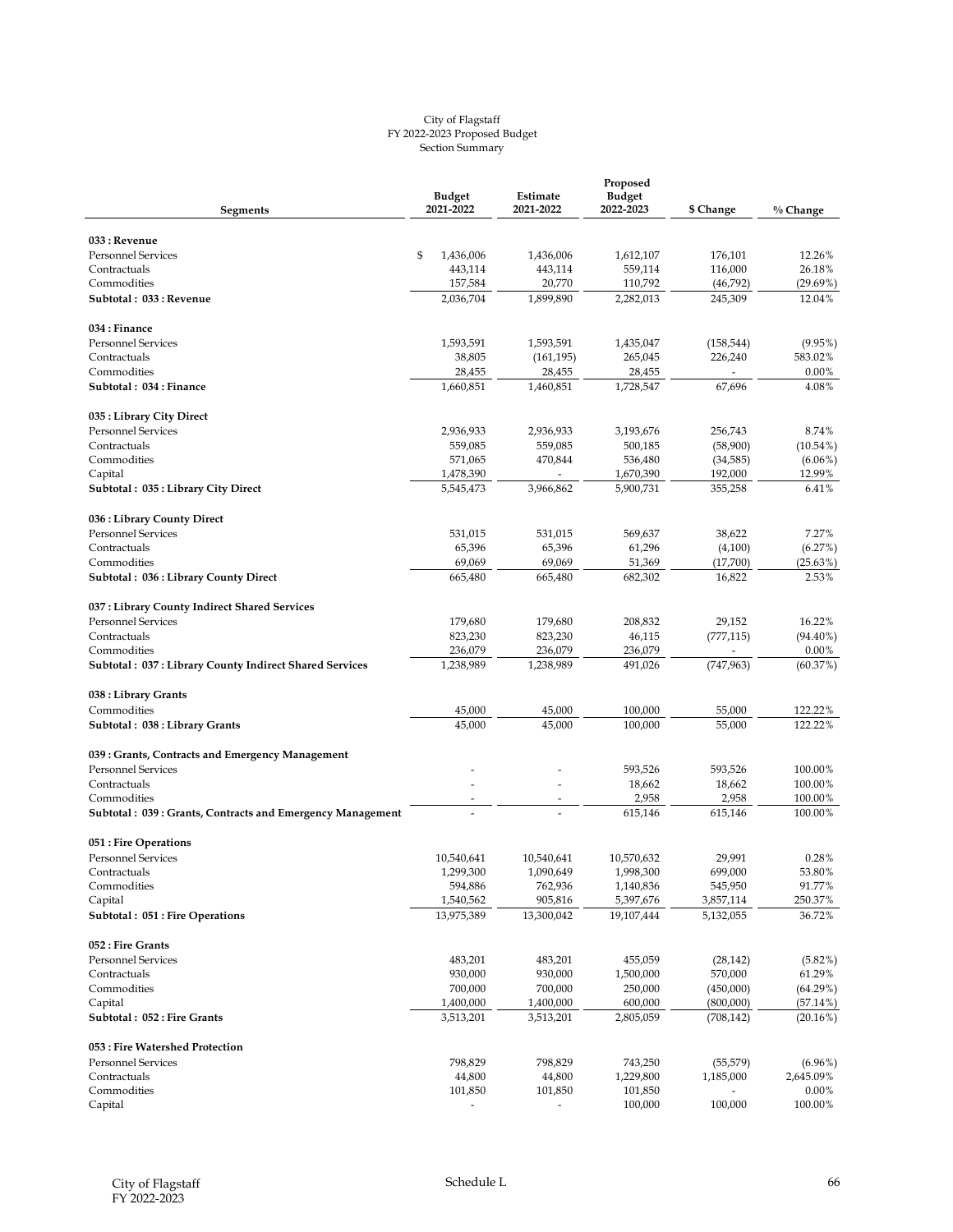City of Flagstaff
FY 2022-2023 Proposed Budget
Section Summary

| Segments | Budget 2021-2022 | Estimate 2021-2022 | Proposed Budget 2022-2023 | $ Change | % Change |
|---|---|---|---|---|---|
| **033 : Revenue** | | | | | |
| Personnel Services | $ 1,436,006 | 1,436,006 | 1,612,107 | 176,101 | 12.26% |
| Contractuals | 443,114 | 443,114 | 559,114 | 116,000 | 26.18% |
| Commodities | 157,584 | 20,770 | 110,792 | (46,792) | (29.69%) |
| **Subtotal : 033 : Revenue** | 2,036,704 | 1,899,890 | 2,282,013 | 245,309 | 12.04% |
| **034 : Finance** | | | | | |
| Personnel Services | 1,593,591 | 1,593,591 | 1,435,047 | (158,544) | (9.95%) |
| Contractuals | 38,805 | (161,195) | 265,045 | 226,240 | 583.02% |
| Commodities | 28,455 | 28,455 | 28,455 | - | 0.00% |
| **Subtotal : 034 : Finance** | 1,660,851 | 1,460,851 | 1,728,547 | 67,696 | 4.08% |
| **035 : Library City Direct** | | | | | |
| Personnel Services | 2,936,933 | 2,936,933 | 3,193,676 | 256,743 | 8.74% |
| Contractuals | 559,085 | 559,085 | 500,185 | (58,900) | (10.54%) |
| Commodities | 571,065 | 470,844 | 536,480 | (34,585) | (6.06%) |
| Capital | 1,478,390 | - | 1,670,390 | 192,000 | 12.99% |
| **Subtotal : 035 : Library City Direct** | 5,545,473 | 3,966,862 | 5,900,731 | 355,258 | 6.41% |
| **036 : Library County Direct** | | | | | |
| Personnel Services | 531,015 | 531,015 | 569,637 | 38,622 | 7.27% |
| Contractuals | 65,396 | 65,396 | 61,296 | (4,100) | (6.27%) |
| Commodities | 69,069 | 69,069 | 51,369 | (17,700) | (25.63%) |
| **Subtotal : 036 : Library County Direct** | 665,480 | 665,480 | 682,302 | 16,822 | 2.53% |
| **037 : Library County Indirect Shared Services** | | | | | |
| Personnel Services | 179,680 | 179,680 | 208,832 | 29,152 | 16.22% |
| Contractuals | 823,230 | 823,230 | 46,115 | (777,115) | (94.40%) |
| Commodities | 236,079 | 236,079 | 236,079 | - | 0.00% |
| **Subtotal : 037 : Library County Indirect Shared Services** | 1,238,989 | 1,238,989 | 491,026 | (747,963) | (60.37%) |
| **038 : Library Grants** | | | | | |
| Commodities | 45,000 | 45,000 | 100,000 | 55,000 | 122.22% |
| **Subtotal : 038 : Library Grants** | 45,000 | 45,000 | 100,000 | 55,000 | 122.22% |
| **039 : Grants, Contracts and Emergency Management** | | | | | |
| Personnel Services | - | - | 593,526 | 593,526 | 100.00% |
| Contractuals | - | - | 18,662 | 18,662 | 100.00% |
| Commodities | - | - | 2,958 | 2,958 | 100.00% |
| **Subtotal : 039 : Grants, Contracts and Emergency Management** | - | - | 615,146 | 615,146 | 100.00% |
| **051 : Fire Operations** | | | | | |
| Personnel Services | 10,540,641 | 10,540,641 | 10,570,632 | 29,991 | 0.28% |
| Contractuals | 1,299,300 | 1,090,649 | 1,998,300 | 699,000 | 53.80% |
| Commodities | 594,886 | 762,936 | 1,140,836 | 545,950 | 91.77% |
| Capital | 1,540,562 | 905,816 | 5,397,676 | 3,857,114 | 250.37% |
| **Subtotal : 051 : Fire Operations** | 13,975,389 | 13,300,042 | 19,107,444 | 5,132,055 | 36.72% |
| **052 : Fire Grants** | | | | | |
| Personnel Services | 483,201 | 483,201 | 455,059 | (28,142) | (5.82%) |
| Contractuals | 930,000 | 930,000 | 1,500,000 | 570,000 | 61.29% |
| Commodities | 700,000 | 700,000 | 250,000 | (450,000) | (64.29%) |
| Capital | 1,400,000 | 1,400,000 | 600,000 | (800,000) | (57.14%) |
| **Subtotal : 052 : Fire Grants** | 3,513,201 | 3,513,201 | 2,805,059 | (708,142) | (20.16%) |
| **053 : Fire Watershed Protection** | | | | | |
| Personnel Services | 798,829 | 798,829 | 743,250 | (55,579) | (6.96%) |
| Contractuals | 44,800 | 44,800 | 1,229,800 | 1,185,000 | 2,645.09% |
| Commodities | 101,850 | 101,850 | 101,850 | - | 0.00% |
| Capital | - | - | 100,000 | 100,000 | 100.00% |

City of Flagstaff
FY 2022-2023

Schedule L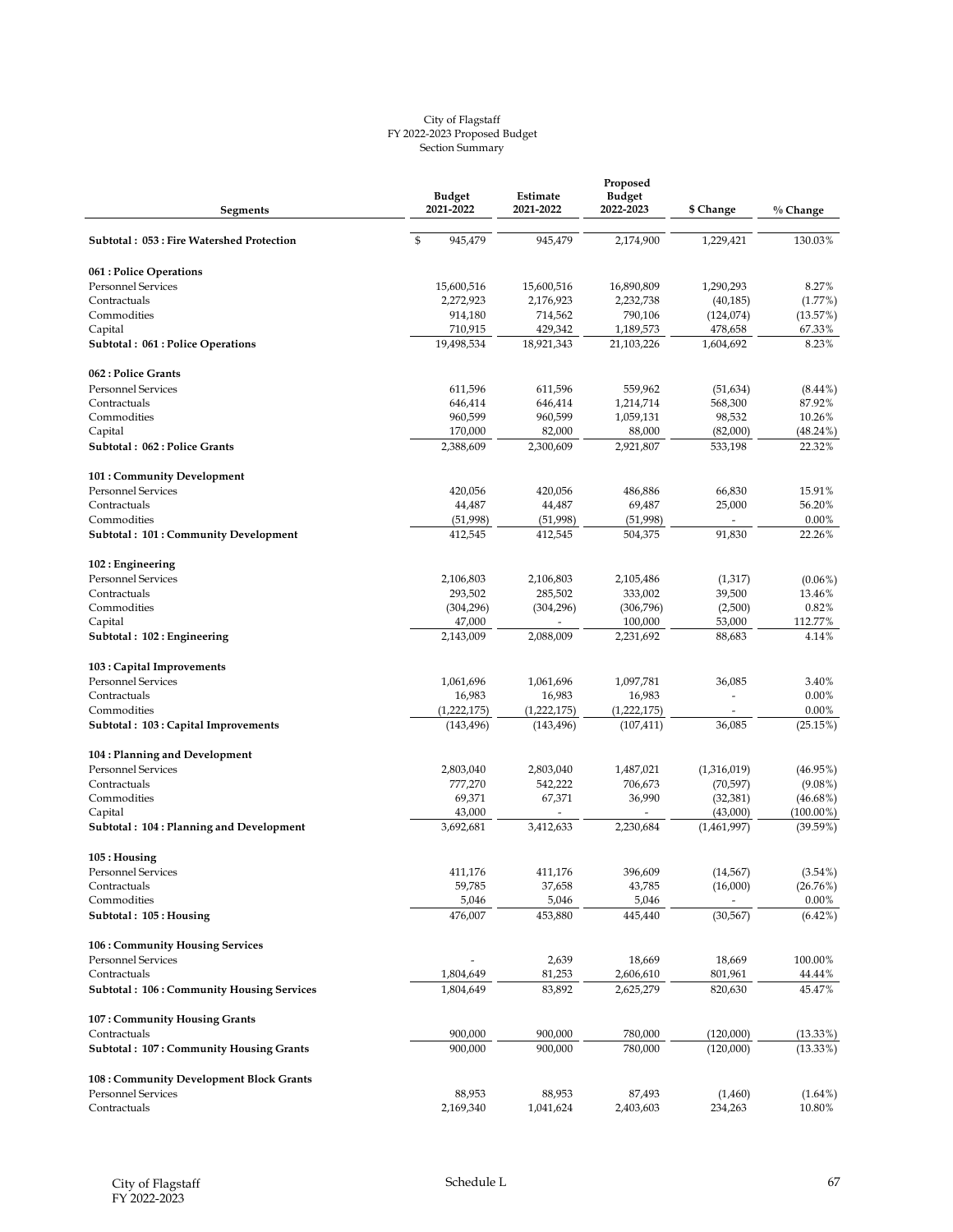City of Flagstaff
FY 2022-2023 Proposed Budget
Section Summary

| Segments | Budget 2021-2022 | Estimate 2021-2022 | Proposed Budget 2022-2023 | $ Change | % Change |
|---|---|---|---|---|---|
| **Subtotal : 053 : Fire Watershed Protection** | $ 945,479 | 945,479 | 2,174,900 | 1,229,421 | 130.03% |
| **061 : Police Operations** | | | | | |
| Personnel Services | 15,600,516 | 15,600,516 | 16,890,809 | 1,290,293 | 8.27% |
| Contractuals | 2,272,923 | 2,176,923 | 2,232,738 | (40,185) | (1.77%) |
| Commodities | 914,180 | 714,562 | 790,106 | (124,074) | (13.57%) |
| Capital | 710,915 | 429,342 | 1,189,573 | 478,658 | 67.33% |
| **Subtotal : 061 : Police Operations** | 19,498,534 | 18,921,343 | 21,103,226 | 1,604,692 | 8.23% |
| **062 : Police Grants** | | | | | |
| Personnel Services | 611,596 | 611,596 | 559,962 | (51,634) | (8.44%) |
| Contractuals | 646,414 | 646,414 | 1,214,714 | 568,300 | 87.92% |
| Commodities | 960,599 | 960,599 | 1,059,131 | 98,532 | 10.26% |
| Capital | 170,000 | 82,000 | 88,000 | (82,000) | (48.24%) |
| **Subtotal : 062 : Police Grants** | 2,388,609 | 2,300,609 | 2,921,807 | 533,198 | 22.32% |
| **101 : Community Development** | | | | | |
| Personnel Services | 420,056 | 420,056 | 486,886 | 66,830 | 15.91% |
| Contractuals | 44,487 | 44,487 | 69,487 | 25,000 | 56.20% |
| Commodities | (51,998) | (51,998) | (51,998) | - | 0.00% |
| **Subtotal : 101 : Community Development** | 412,545 | 412,545 | 504,375 | 91,830 | 22.26% |
| **102 : Engineering** | | | | | |
| Personnel Services | 2,106,803 | 2,106,803 | 2,105,486 | (1,317) | (0.06%) |
| Contractuals | 293,502 | 285,502 | 333,002 | 39,500 | 13.46% |
| Commodities | (304,296) | (304,296) | (306,796) | (2,500) | 0.82% |
| Capital | 47,000 | - | 100,000 | 53,000 | 112.77% |
| **Subtotal : 102 : Engineering** | 2,143,009 | 2,088,009 | 2,231,692 | 88,683 | 4.14% |
| **103 : Capital Improvements** | | | | | |
| Personnel Services | 1,061,696 | 1,061,696 | 1,097,781 | 36,085 | 3.40% |
| Contractuals | 16,983 | 16,983 | 16,983 | - | 0.00% |
| Commodities | (1,222,175) | (1,222,175) | (1,222,175) | - | 0.00% |
| **Subtotal : 103 : Capital Improvements** | (143,496) | (143,496) | (107,411) | 36,085 | (25.15%) |
| **104 : Planning and Development** | | | | | |
| Personnel Services | 2,803,040 | 2,803,040 | 1,487,021 | (1,316,019) | (46.95%) |
| Contractuals | 777,270 | 542,222 | 706,673 | (70,597) | (9.08%) |
| Commodities | 69,371 | 67,371 | 36,990 | (32,381) | (46.68%) |
| Capital | 43,000 | - | - | (43,000) | (100.00%) |
| **Subtotal : 104 : Planning and Development** | 3,692,681 | 3,412,633 | 2,230,684 | (1,461,997) | (39.59%) |
| **105 : Housing** | | | | | |
| Personnel Services | 411,176 | 411,176 | 396,609 | (14,567) | (3.54%) |
| Contractuals | 59,785 | 37,658 | 43,785 | (16,000) | (26.76%) |
| Commodities | 5,046 | 5,046 | 5,046 | - | 0.00% |
| **Subtotal : 105 : Housing** | 476,007 | 453,880 | 445,440 | (30,567) | (6.42%) |
| **106 : Community Housing Services** | | | | | |
| Personnel Services | - | 2,639 | 18,669 | 18,669 | 100.00% |
| Contractuals | 1,804,649 | 81,253 | 2,606,610 | 801,961 | 44.44% |
| **Subtotal : 106 : Community Housing Services** | 1,804,649 | 83,892 | 2,625,279 | 820,630 | 45.47% |
| **107 : Community Housing Grants** | | | | | |
| Contractuals | 900,000 | 900,000 | 780,000 | (120,000) | (13.33%) |
| **Subtotal : 107 : Community Housing Grants** | 900,000 | 900,000 | 780,000 | (120,000) | (13.33%) |
| **108 : Community Development Block Grants** | | | | | |
| Personnel Services | 88,953 | 88,953 | 87,493 | (1,460) | (1.64%) |
| Contractuals | 2,169,340 | 1,041,624 | 2,403,603 | 234,263 | 10.80% |

City of Flagstaff
FY 2022-2023

Schedule L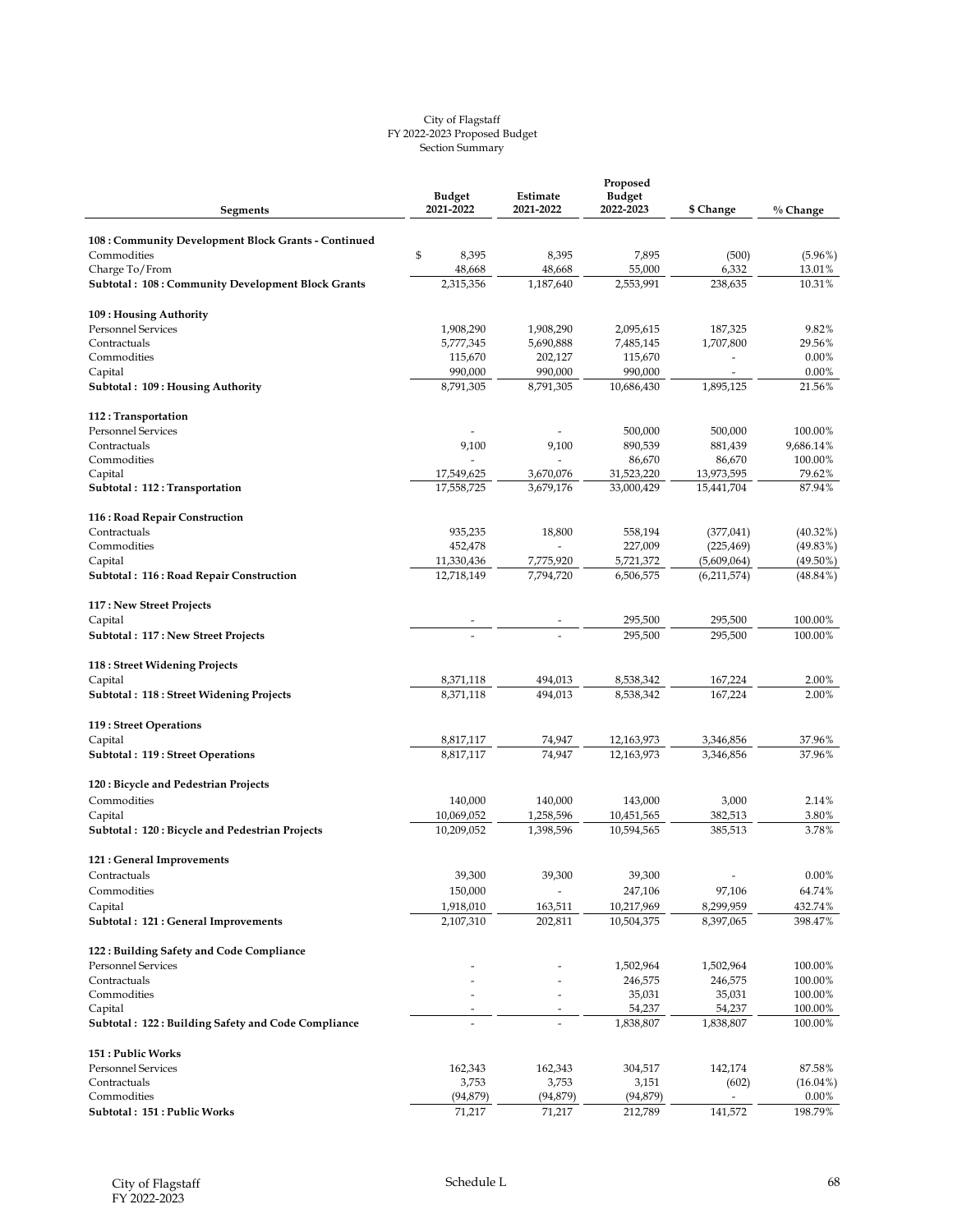City of Flagstaff
FY 2022-2023 Proposed Budget
Section Summary

| Segments | Budget 2021-2022 | Estimate 2021-2022 | Proposed Budget 2022-2023 | $ Change | % Change |
|---|---|---|---|---|---|
| **108 : Community Development Block Grants - Continued** | | | | | |
| Commodities | $ 8,395 | 8,395 | 7,895 | (500) | (5.96%) |
| Charge To/From | 48,668 | 48,668 | 55,000 | 6,332 | 13.01% |
| **Subtotal : 108 : Community Development Block Grants** | 2,315,356 | 1,187,640 | 2,553,991 | 238,635 | 10.31% |
| **109 : Housing Authority** | | | | | |
| Personnel Services | 1,908,290 | 1,908,290 | 2,095,615 | 187,325 | 9.82% |
| Contractuals | 5,777,345 | 5,690,888 | 7,485,145 | 1,707,800 | 29.56% |
| Commodities | 115,670 | 202,127 | 115,670 | - | 0.00% |
| Capital | 990,000 | 990,000 | 990,000 | - | 0.00% |
| **Subtotal : 109 : Housing Authority** | 8,791,305 | 8,791,305 | 10,686,430 | 1,895,125 | 21.56% |
| **112 : Transportation** | | | | | |
| Personnel Services | - | - | 500,000 | 500,000 | 100.00% |
| Contractuals | 9,100 | 9,100 | 890,539 | 881,439 | 9,686.14% |
| Commodities | - | - | 86,670 | 86,670 | 100.00% |
| Capital | 17,549,625 | 3,670,076 | 31,523,220 | 13,973,595 | 79.62% |
| **Subtotal : 112 : Transportation** | 17,558,725 | 3,679,176 | 33,000,429 | 15,441,704 | 87.94% |
| **116 : Road Repair Construction** | | | | | |
| Contractuals | 935,235 | 18,800 | 558,194 | (377,041) | (40.32%) |
| Commodities | 452,478 | - | 227,009 | (225,469) | (49.83%) |
| Capital | 11,330,436 | 7,775,920 | 5,721,372 | (5,609,064) | (49.50%) |
| **Subtotal : 116 : Road Repair Construction** | 12,718,149 | 7,794,720 | 6,506,575 | (6,211,574) | (48.84%) |
| **117 : New Street Projects** | | | | | |
| Capital | - | - | 295,500 | 295,500 | 100.00% |
| **Subtotal : 117 : New Street Projects** | - | - | 295,500 | 295,500 | 100.00% |
| **118 : Street Widening Projects** | | | | | |
| Capital | 8,371,118 | 494,013 | 8,538,342 | 167,224 | 2.00% |
| **Subtotal : 118 : Street Widening Projects** | 8,371,118 | 494,013 | 8,538,342 | 167,224 | 2.00% |
| **119 : Street Operations** | | | | | |
| Capital | 8,817,117 | 74,947 | 12,163,973 | 3,346,856 | 37.96% |
| **Subtotal : 119 : Street Operations** | 8,817,117 | 74,947 | 12,163,973 | 3,346,856 | 37.96% |
| **120 : Bicycle and Pedestrian Projects** | | | | | |
| Commodities | 140,000 | 140,000 | 143,000 | 3,000 | 2.14% |
| Capital | 10,069,052 | 1,258,596 | 10,451,565 | 382,513 | 3.80% |
| **Subtotal : 120 : Bicycle and Pedestrian Projects** | 10,209,052 | 1,398,596 | 10,594,565 | 385,513 | 3.78% |
| **121 : General Improvements** | | | | | |
| Contractuals | 39,300 | 39,300 | 39,300 | - | 0.00% |
| Commodities | 150,000 | - | 247,106 | 97,106 | 64.74% |
| Capital | 1,918,010 | 163,511 | 10,217,969 | 8,299,959 | 432.74% |
| **Subtotal : 121 : General Improvements** | 2,107,310 | 202,811 | 10,504,375 | 8,397,065 | 398.47% |
| **122 : Building Safety and Code Compliance** | | | | | |
| Personnel Services | - | - | 1,502,964 | 1,502,964 | 100.00% |
| Contractuals | - | - | 246,575 | 246,575 | 100.00% |
| Commodities | - | - | 35,031 | 35,031 | 100.00% |
| Capital | - | - | 54,237 | 54,237 | 100.00% |
| **Subtotal : 122 : Building Safety and Code Compliance** | - | - | 1,838,807 | 1,838,807 | 100.00% |
| **151 : Public Works** | | | | | |
| Personnel Services | 162,343 | 162,343 | 304,517 | 142,174 | 87.58% |
| Contractuals | 3,753 | 3,753 | 3,151 | (602) | (16.04%) |
| Commodities | (94,879) | (94,879) | (94,879) | - | 0.00% |
| **Subtotal : 151 : Public Works** | 71,217 | 71,217 | 212,789 | 141,572 | 198.79% |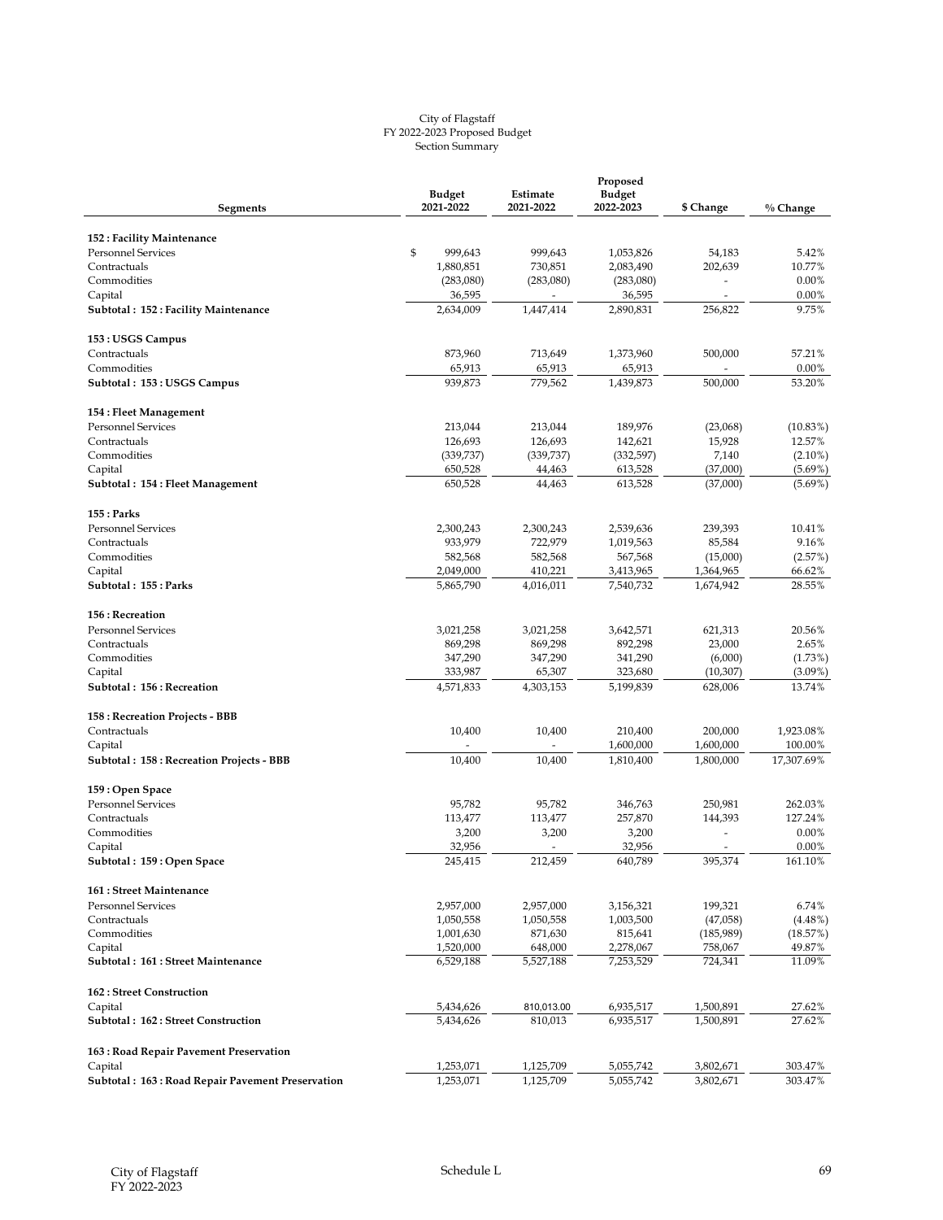City of Flagstaff
FY 2022-2023 Proposed Budget
Section Summary

| Segments | Budget 2021-2022 | Estimate 2021-2022 | Proposed Budget 2022-2023 | $ Change | % Change |
|---|---|---|---|---|---|
| **152 : Facility Maintenance** | | | | | |
| Personnel Services | $ 999,643 | 999,643 | 1,053,826 | 54,183 | 5.42% |
| Contractuals | 1,880,851 | 730,851 | 2,083,490 | 202,639 | 10.77% |
| Commodities | (283,080) | (283,080) | (283,080) | - | 0.00% |
| Capital | 36,595 | - | 36,595 | - | 0.00% |
| **Subtotal : 152 : Facility Maintenance** | 2,634,009 | 1,447,414 | 2,890,831 | 256,822 | 9.75% |
| **153 : USGS Campus** | | | | | |
| Contractuals | 873,960 | 713,649 | 1,373,960 | 500,000 | 57.21% |
| Commodities | 65,913 | 65,913 | 65,913 | - | 0.00% |
| **Subtotal : 153 : USGS Campus** | 939,873 | 779,562 | 1,439,873 | 500,000 | 53.20% |
| **154 : Fleet Management** | | | | | |
| Personnel Services | 213,044 | 213,044 | 189,976 | (23,068) | (10.83%) |
| Contractuals | 126,693 | 126,693 | 142,621 | 15,928 | 12.57% |
| Commodities | (339,737) | (339,737) | (332,597) | 7,140 | (2.10%) |
| Capital | 650,528 | 44,463 | 613,528 | (37,000) | (5.69%) |
| **Subtotal : 154 : Fleet Management** | 650,528 | 44,463 | 613,528 | (37,000) | (5.69%) |
| **155 : Parks** | | | | | |
| Personnel Services | 2,300,243 | 2,300,243 | 2,539,636 | 239,393 | 10.41% |
| Contractuals | 933,979 | 722,979 | 1,019,563 | 85,584 | 9.16% |
| Commodities | 582,568 | 582,568 | 567,568 | (15,000) | (2.57%) |
| Capital | 2,049,000 | 410,221 | 3,413,965 | 1,364,965 | 66.62% |
| **Subtotal : 155 : Parks** | 5,865,790 | 4,016,011 | 7,540,732 | 1,674,942 | 28.55% |
| **156 : Recreation** | | | | | |
| Personnel Services | 3,021,258 | 3,021,258 | 3,642,571 | 621,313 | 20.56% |
| Contractuals | 869,298 | 869,298 | 892,298 | 23,000 | 2.65% |
| Commodities | 347,290 | 347,290 | 341,290 | (6,000) | (1.73%) |
| Capital | 333,987 | 65,307 | 323,680 | (10,307) | (3.09%) |
| **Subtotal : 156 : Recreation** | 4,571,833 | 4,303,153 | 5,199,839 | 628,006 | 13.74% |
| **158 : Recreation Projects - BBB** | | | | | |
| Contractuals | 10,400 | 10,400 | 210,400 | 200,000 | 1,923.08% |
| Capital | - | - | 1,600,000 | 1,600,000 | 100.00% |
| **Subtotal : 158 : Recreation Projects - BBB** | 10,400 | 10,400 | 1,810,400 | 1,800,000 | 17,307.69% |
| **159 : Open Space** | | | | | |
| Personnel Services | 95,782 | 95,782 | 346,763 | 250,981 | 262.03% |
| Contractuals | 113,477 | 113,477 | 257,870 | 144,393 | 127.24% |
| Commodities | 3,200 | 3,200 | 3,200 | - | 0.00% |
| Capital | 32,956 | - | 32,956 | - | 0.00% |
| **Subtotal : 159 : Open Space** | 245,415 | 212,459 | 640,789 | 395,374 | 161.10% |
| **161 : Street Maintenance** | | | | | |
| Personnel Services | 2,957,000 | 2,957,000 | 3,156,321 | 199,321 | 6.74% |
| Contractuals | 1,050,558 | 1,050,558 | 1,003,500 | (47,058) | (4.48%) |
| Commodities | 1,001,630 | 871,630 | 815,641 | (185,989) | (18.57%) |
| Capital | 1,520,000 | 648,000 | 2,278,067 | 758,067 | 49.87% |
| **Subtotal : 161 : Street Maintenance** | 6,529,188 | 5,527,188 | 7,253,529 | 724,341 | 11.09% |
| **162 : Street Construction** | | | | | |
| Capital | 5,434,626 | 810,013.00 | 6,935,517 | 1,500,891 | 27.62% |
| **Subtotal : 162 : Street Construction** | 5,434,626 | 810,013 | 6,935,517 | 1,500,891 | 27.62% |
| **163 : Road Repair Pavement Preservation** | | | | | |
| Capital | 1,253,071 | 1,125,709 | 5,055,742 | 3,802,671 | 303.47% |
| **Subtotal : 163 : Road Repair Pavement Preservation** | 1,253,071 | 1,125,709 | 5,055,742 | 3,802,671 | 303.47% |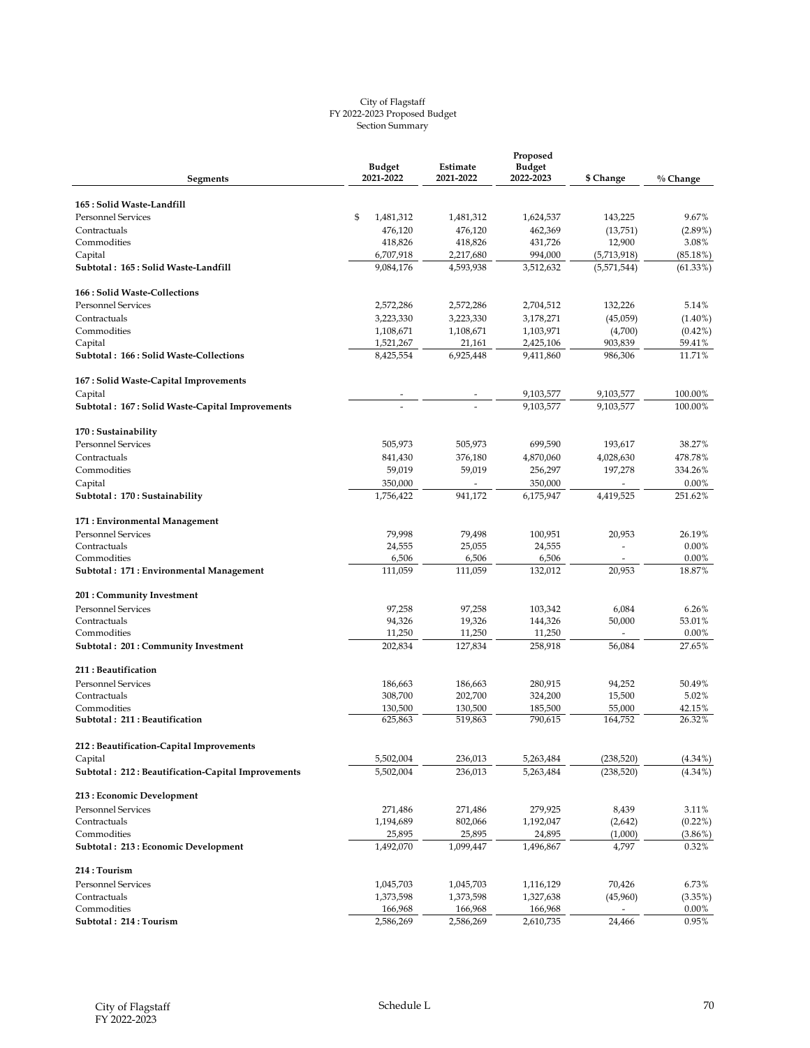City of Flagstaff
FY 2022-2023 Proposed Budget
Section Summary

| Segments | Budget 2021-2022 | Estimate 2021-2022 | Proposed Budget 2022-2023 | $ Change | % Change |
|---|---|---|---|---|---|
| **165 : Solid Waste-Landfill** | | | | | |
| Personnel Services | $ 1,481,312 | 1,481,312 | 1,624,537 | 143,225 | 9.67% |
| Contractuals | 476,120 | 476,120 | 462,369 | (13,751) | (2.89%) |
| Commodities | 418,826 | 418,826 | 431,726 | 12,900 | 3.08% |
| Capital | 6,707,918 | 2,217,680 | 994,000 | (5,713,918) | (85.18%) |
| **Subtotal : 165 : Solid Waste-Landfill** | 9,084,176 | 4,593,938 | 3,512,632 | (5,571,544) | (61.33%) |
| **166 : Solid Waste-Collections** | | | | | |
| Personnel Services | 2,572,286 | 2,572,286 | 2,704,512 | 132,226 | 5.14% |
| Contractuals | 3,223,330 | 3,223,330 | 3,178,271 | (45,059) | (1.40%) |
| Commodities | 1,108,671 | 1,108,671 | 1,103,971 | (4,700) | (0.42%) |
| Capital | 1,521,267 | 21,161 | 2,425,106 | 903,839 | 59.41% |
| **Subtotal : 166 : Solid Waste-Collections** | 8,425,554 | 6,925,448 | 9,411,860 | 986,306 | 11.71% |
| **167 : Solid Waste-Capital Improvements** | | | | | |
| Capital | - | - | 9,103,577 | 9,103,577 | 100.00% |
| **Subtotal : 167 : Solid Waste-Capital Improvements** | - | - | 9,103,577 | 9,103,577 | 100.00% |
| **170 : Sustainability** | | | | | |
| Personnel Services | 505,973 | 505,973 | 699,590 | 193,617 | 38.27% |
| Contractuals | 841,430 | 376,180 | 4,870,060 | 4,028,630 | 478.78% |
| Commodities | 59,019 | 59,019 | 256,297 | 197,278 | 334.26% |
| Capital | 350,000 | - | 350,000 | - | 0.00% |
| **Subtotal : 170 : Sustainability** | 1,756,422 | 941,172 | 6,175,947 | 4,419,525 | 251.62% |
| **171 : Environmental Management** | | | | | |
| Personnel Services | 79,998 | 79,498 | 100,951 | 20,953 | 26.19% |
| Contractuals | 24,555 | 25,055 | 24,555 | - | 0.00% |
| Commodities | 6,506 | 6,506 | 6,506 | - | 0.00% |
| **Subtotal : 171 : Environmental Management** | 111,059 | 111,059 | 132,012 | 20,953 | 18.87% |
| **201 : Community Investment** | | | | | |
| Personnel Services | 97,258 | 97,258 | 103,342 | 6,084 | 6.26% |
| Contractuals | 94,326 | 19,326 | 144,326 | 50,000 | 53.01% |
| Commodities | 11,250 | 11,250 | 11,250 | - | 0.00% |
| **Subtotal : 201 : Community Investment** | 202,834 | 127,834 | 258,918 | 56,084 | 27.65% |
| **211 : Beautification** | | | | | |
| Personnel Services | 186,663 | 186,663 | 280,915 | 94,252 | 50.49% |
| Contractuals | 308,700 | 202,700 | 324,200 | 15,500 | 5.02% |
| Commodities | 130,500 | 130,500 | 185,500 | 55,000 | 42.15% |
| **Subtotal : 211 : Beautification** | 625,863 | 519,863 | 790,615 | 164,752 | 26.32% |
| **212 : Beautification-Capital Improvements** | | | | | |
| Capital | 5,502,004 | 236,013 | 5,263,484 | (238,520) | (4.34%) |
| **Subtotal : 212 : Beautification-Capital Improvements** | 5,502,004 | 236,013 | 5,263,484 | (238,520) | (4.34%) |
| **213 : Economic Development** | | | | | |
| Personnel Services | 271,486 | 271,486 | 279,925 | 8,439 | 3.11% |
| Contractuals | 1,194,689 | 802,066 | 1,192,047 | (2,642) | (0.22%) |
| Commodities | 25,895 | 25,895 | 24,895 | (1,000) | (3.86%) |
| **Subtotal : 213 : Economic Development** | 1,492,070 | 1,099,447 | 1,496,867 | 4,797 | 0.32% |
| **214 : Tourism** | | | | | |
| Personnel Services | 1,045,703 | 1,045,703 | 1,116,129 | 70,426 | 6.73% |
| Contractuals | 1,373,598 | 1,373,598 | 1,327,638 | (45,960) | (3.35%) |
| Commodities | 166,968 | 166,968 | 166,968 | - | 0.00% |
| **Subtotal : 214 : Tourism** | 2,586,269 | 2,586,269 | 2,610,735 | 24,466 | 0.95% |

City of Flagstaff
FY 2022-2023

Schedule L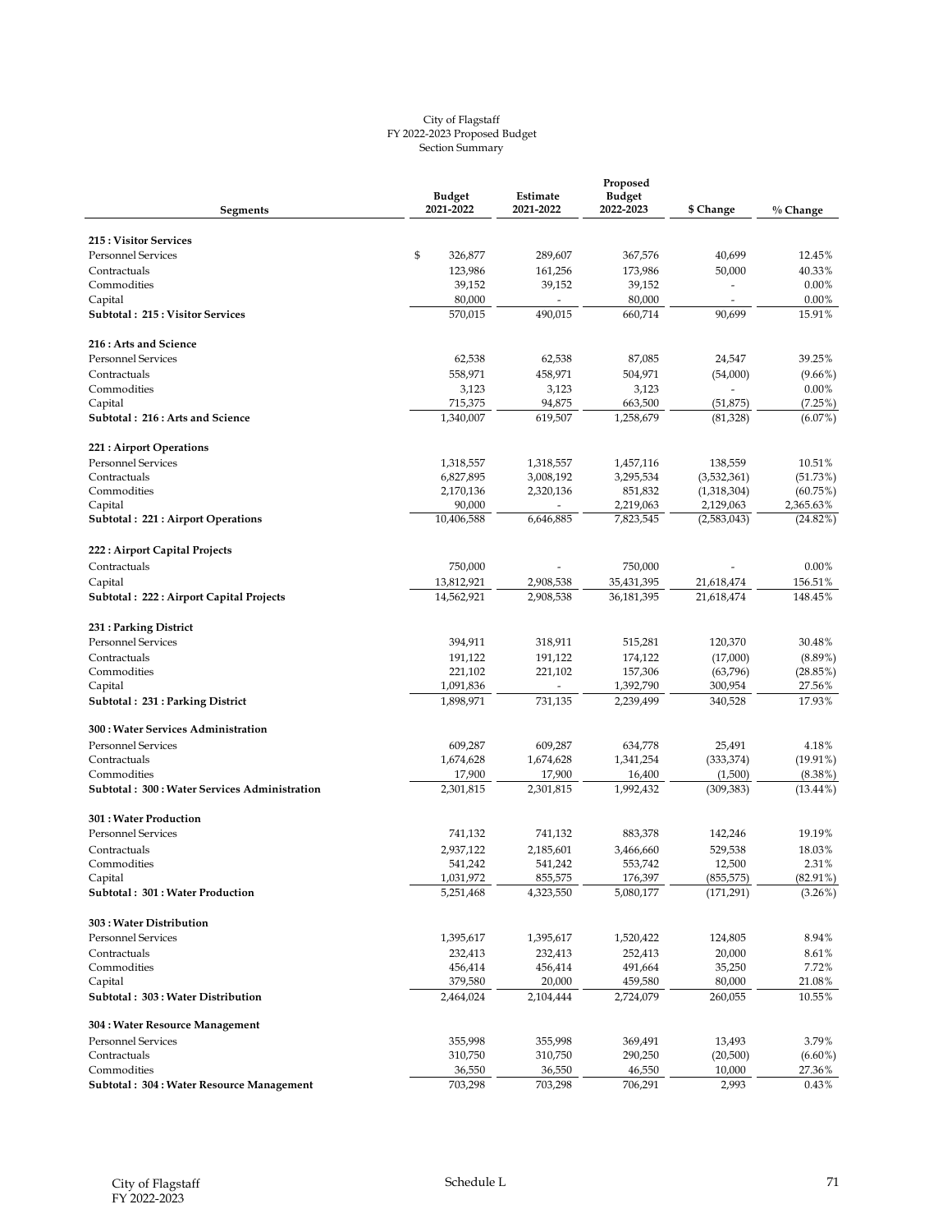City of Flagstaff
FY 2022-2023 Proposed Budget
Section Summary

| Segments | Budget 2021-2022 | Estimate 2021-2022 | Proposed Budget 2022-2023 | $ Change | % Change |
|---|---|---|---|---|---|
| **215 : Visitor Services** | | | | | |
| Personnel Services | $ 326,877 | 289,607 | 367,576 | 40,699 | 12.45% |
| Contractuals | 123,986 | 161,256 | 173,986 | 50,000 | 40.33% |
| Commodities | 39,152 | 39,152 | 39,152 | - | 0.00% |
| Capital | 80,000 | - | 80,000 | - | 0.00% |
| **Subtotal : 215 : Visitor Services** | 570,015 | 490,015 | 660,714 | 90,699 | 15.91% |
| **216 : Arts and Science** | | | | | |
| Personnel Services | 62,538 | 62,538 | 87,085 | 24,547 | 39.25% |
| Contractuals | 558,971 | 458,971 | 504,971 | (54,000) | (9.66%) |
| Commodities | 3,123 | 3,123 | 3,123 | - | 0.00% |
| Capital | 715,375 | 94,875 | 663,500 | (51,875) | (7.25%) |
| **Subtotal : 216 : Arts and Science** | 1,340,007 | 619,507 | 1,258,679 | (81,328) | (6.07%) |
| **221 : Airport Operations** | | | | | |
| Personnel Services | 1,318,557 | 1,318,557 | 1,457,116 | 138,559 | 10.51% |
| Contractuals | 6,827,895 | 3,008,192 | 3,295,534 | (3,532,361) | (51.73%) |
| Commodities | 2,170,136 | 2,320,136 | 851,832 | (1,318,304) | (60.75%) |
| Capital | 90,000 | - | 2,219,063 | 2,129,063 | 2,365.63% |
| **Subtotal : 221 : Airport Operations** | 10,406,588 | 6,646,885 | 7,823,545 | (2,583,043) | (24.82%) |
| **222 : Airport Capital Projects** | | | | | |
| Contractuals | 750,000 | - | 750,000 | - | 0.00% |
| Capital | 13,812,921 | 2,908,538 | 35,431,395 | 21,618,474 | 156.51% |
| **Subtotal : 222 : Airport Capital Projects** | 14,562,921 | 2,908,538 | 36,181,395 | 21,618,474 | 148.45% |
| **231 : Parking District** | | | | | |
| Personnel Services | 394,911 | 318,911 | 515,281 | 120,370 | 30.48% |
| Contractuals | 191,122 | 191,122 | 174,122 | (17,000) | (8.89%) |
| Commodities | 221,102 | 221,102 | 157,306 | (63,796) | (28.85%) |
| Capital | 1,091,836 | - | 1,392,790 | 300,954 | 27.56% |
| **Subtotal : 231 : Parking District** | 1,898,971 | 731,135 | 2,239,499 | 340,528 | 17.93% |
| **300 : Water Services Administration** | | | | | |
| Personnel Services | 609,287 | 609,287 | 634,778 | 25,491 | 4.18% |
| Contractuals | 1,674,628 | 1,674,628 | 1,341,254 | (333,374) | (19.91%) |
| Commodities | 17,900 | 17,900 | 16,400 | (1,500) | (8.38%) |
| **Subtotal : 300 : Water Services Administration** | 2,301,815 | 2,301,815 | 1,992,432 | (309,383) | (13.44%) |
| **301 : Water Production** | | | | | |
| Personnel Services | 741,132 | 741,132 | 883,378 | 142,246 | 19.19% |
| Contractuals | 2,937,122 | 2,185,601 | 3,466,660 | 529,538 | 18.03% |
| Commodities | 541,242 | 541,242 | 553,742 | 12,500 | 2.31% |
| Capital | 1,031,972 | 855,575 | 176,397 | (855,575) | (82.91%) |
| **Subtotal : 301 : Water Production** | 5,251,468 | 4,323,550 | 5,080,177 | (171,291) | (3.26%) |
| **303 : Water Distribution** | | | | | |
| Personnel Services | 1,395,617 | 1,395,617 | 1,520,422 | 124,805 | 8.94% |
| Contractuals | 232,413 | 232,413 | 252,413 | 20,000 | 8.61% |
| Commodities | 456,414 | 456,414 | 491,664 | 35,250 | 7.72% |
| Capital | 379,580 | 20,000 | 459,580 | 80,000 | 21.08% |
| **Subtotal : 303 : Water Distribution** | 2,464,024 | 2,104,444 | 2,724,079 | 260,055 | 10.55% |
| **304 : Water Resource Management** | | | | | |
| Personnel Services | 355,998 | 355,998 | 369,491 | 13,493 | 3.79% |
| Contractuals | 310,750 | 310,750 | 290,250 | (20,500) | (6.60%) |
| Commodities | 36,550 | 36,550 | 46,550 | 10,000 | 27.36% |
| **Subtotal : 304 : Water Resource Management** | 703,298 | 703,298 | 706,291 | 2,993 | 0.43% |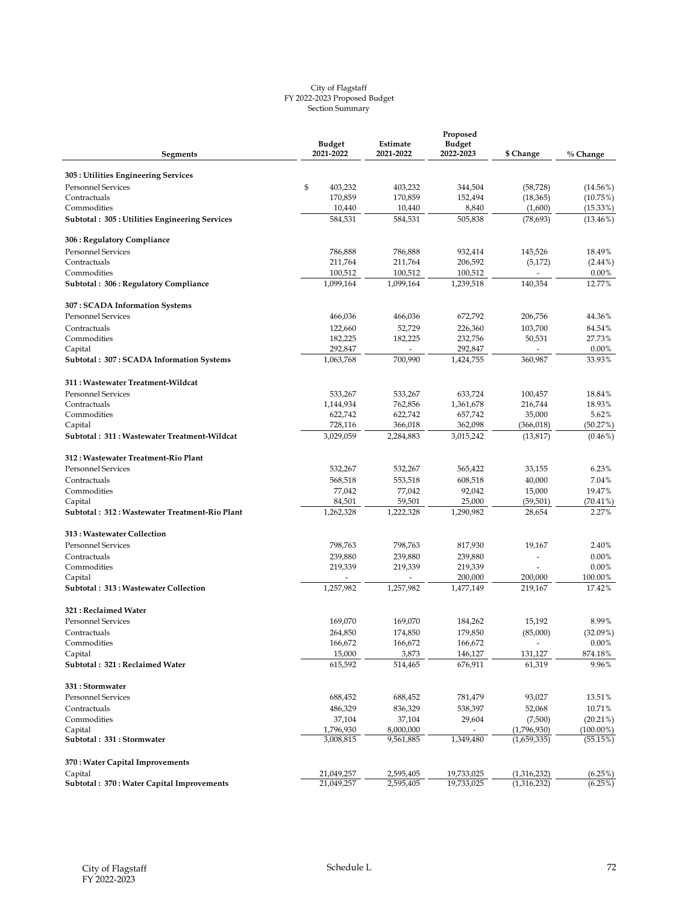City of Flagstaff
FY 2022-2023 Proposed Budget
Section Summary

| Segments | Budget 2021-2022 | Estimate 2021-2022 | Proposed Budget 2022-2023 | $ Change | % Change |
|---|---|---|---|---|---|
| **305 : Utilities Engineering Services** | | | | | |
| Personnel Services | $ 403,232 | 403,232 | 344,504 | (58,728) | (14.56%) |
| Contractuals | 170,859 | 170,859 | 152,494 | (18,365) | (10.75%) |
| Commodities | 10,440 | 10,440 | 8,840 | (1,600) | (15.33%) |
| **Subtotal : 305 : Utilities Engineering Services** | 584,531 | 584,531 | 505,838 | (78,693) | (13.46%) |
| **306 : Regulatory Compliance** | | | | | |
| Personnel Services | 786,888 | 786,888 | 932,414 | 145,526 | 18.49% |
| Contractuals | 211,764 | 211,764 | 206,592 | (5,172) | (2.44%) |
| Commodities | 100,512 | 100,512 | 100,512 | - | 0.00% |
| **Subtotal : 306 : Regulatory Compliance** | 1,099,164 | 1,099,164 | 1,239,518 | 140,354 | 12.77% |
| **307 : SCADA Information Systems** | | | | | |
| Personnel Services | 466,036 | 466,036 | 672,792 | 206,756 | 44.36% |
| Contractuals | 122,660 | 52,729 | 226,360 | 103,700 | 84.54% |
| Commodities | 182,225 | 182,225 | 232,756 | 50,531 | 27.73% |
| Capital | 292,847 | - | 292,847 | - | 0.00% |
| **Subtotal : 307 : SCADA Information Systems** | 1,063,768 | 700,990 | 1,424,755 | 360,987 | 33.93% |
| **311 : Wastewater Treatment-Wildcat** | | | | | |
| Personnel Services | 533,267 | 533,267 | 633,724 | 100,457 | 18.84% |
| Contractuals | 1,144,934 | 762,856 | 1,361,678 | 216,744 | 18.93% |
| Commodities | 622,742 | 622,742 | 657,742 | 35,000 | 5.62% |
| Capital | 728,116 | 366,018 | 362,098 | (366,018) | (50.27%) |
| **Subtotal : 311 : Wastewater Treatment-Wildcat** | 3,029,059 | 2,284,883 | 3,015,242 | (13,817) | (0.46%) |
| **312 : Wastewater Treatment-Rio Plant** | | | | | |
| Personnel Services | 532,267 | 532,267 | 565,422 | 33,155 | 6.23% |
| Contractuals | 568,518 | 553,518 | 608,518 | 40,000 | 7.04% |
| Commodities | 77,042 | 77,042 | 92,042 | 15,000 | 19.47% |
| Capital | 84,501 | 59,501 | 25,000 | (59,501) | (70.41%) |
| **Subtotal : 312 : Wastewater Treatment-Rio Plant** | 1,262,328 | 1,222,328 | 1,290,982 | 28,654 | 2.27% |
| **313 : Wastewater Collection** | | | | | |
| Personnel Services | 798,763 | 798,763 | 817,930 | 19,167 | 2.40% |
| Contractuals | 239,880 | 239,880 | 239,880 | - | 0.00% |
| Commodities | 219,339 | 219,339 | 219,339 | - | 0.00% |
| Capital | - | - | 200,000 | 200,000 | 100.00% |
| **Subtotal : 313 : Wastewater Collection** | 1,257,982 | 1,257,982 | 1,477,149 | 219,167 | 17.42% |
| **321 : Reclaimed Water** | | | | | |
| Personnel Services | 169,070 | 169,070 | 184,262 | 15,192 | 8.99% |
| Contractuals | 264,850 | 174,850 | 179,850 | (85,000) | (32.09%) |
| Commodities | 166,672 | 166,672 | 166,672 | - | 0.00% |
| Capital | 15,000 | 3,873 | 146,127 | 131,127 | 874.18% |
| **Subtotal : 321 : Reclaimed Water** | 615,592 | 514,465 | 676,911 | 61,319 | 9.96% |
| **331 : Stormwater** | | | | | |
| Personnel Services | 688,452 | 688,452 | 781,479 | 93,027 | 13.51% |
| Contractuals | 486,329 | 836,329 | 538,397 | 52,068 | 10.71% |
| Commodities | 37,104 | 37,104 | 29,604 | (7,500) | (20.21%) |
| Capital | 1,796,930 | 8,000,000 | - | (1,796,930) | (100.00%) |
| **Subtotal : 331 : Stormwater** | 3,008,815 | 9,561,885 | 1,349,480 | (1,659,335) | (55.15%) |
| **370 : Water Capital Improvements** | | | | | |
| Capital | 21,049,257 | 2,595,405 | 19,733,025 | (1,316,232) | (6.25%) |
| **Subtotal : 370 : Water Capital Improvements** | 21,049,257 | 2,595,405 | 19,733,025 | (1,316,232) | (6.25%) |

City of Flagstaff
FY 2022-2023

Schedule L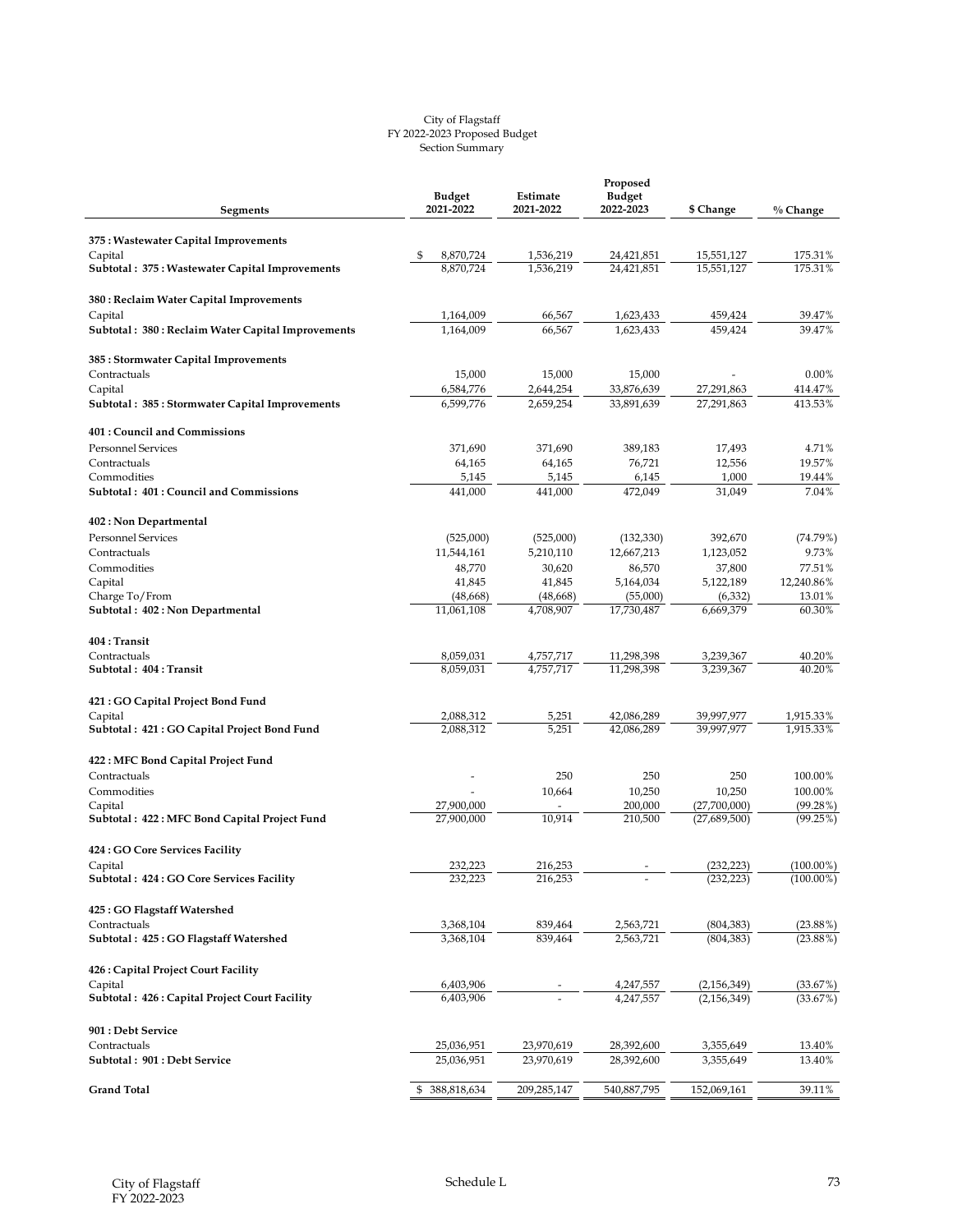City of Flagstaff
FY 2022-2023 Proposed Budget
Section Summary

| Segments | Budget 2021-2022 | Estimate 2021-2022 | Proposed Budget 2022-2023 | $ Change | % Change |
|---|---|---|---|---|---|
| **375 : Wastewater Capital Improvements** | | | | | |
| Capital | $ 8,870,724 | 1,536,219 | 24,421,851 | 15,551,127 | 175.31% |
| **Subtotal : 375 : Wastewater Capital Improvements** | 8,870,724 | 1,536,219 | 24,421,851 | 15,551,127 | 175.31% |
| **380 : Reclaim Water Capital Improvements** | | | | | |
| Capital | 1,164,009 | 66,567 | 1,623,433 | 459,424 | 39.47% |
| **Subtotal : 380 : Reclaim Water Capital Improvements** | 1,164,009 | 66,567 | 1,623,433 | 459,424 | 39.47% |
| **385 : Stormwater Capital Improvements** | | | | | |
| Contractuals | 15,000 | 15,000 | 15,000 | - | 0.00% |
| Capital | 6,584,776 | 2,644,254 | 33,876,639 | 27,291,863 | 414.47% |
| **Subtotal : 385 : Stormwater Capital Improvements** | 6,599,776 | 2,659,254 | 33,891,639 | 27,291,863 | 413.53% |
| **401 : Council and Commissions** | | | | | |
| Personnel Services | 371,690 | 371,690 | 389,183 | 17,493 | 4.71% |
| Contractuals | 64,165 | 64,165 | 76,721 | 12,556 | 19.57% |
| Commodities | 5,145 | 5,145 | 6,145 | 1,000 | 19.44% |
| **Subtotal : 401 : Council and Commissions** | 441,000 | 441,000 | 472,049 | 31,049 | 7.04% |
| **402 : Non Departmental** | | | | | |
| Personnel Services | (525,000) | (525,000) | (132,330) | 392,670 | (74.79%) |
| Contractuals | 11,544,161 | 5,210,110 | 12,667,213 | 1,123,052 | 9.73% |
| Commodities | 48,770 | 30,620 | 86,570 | 37,800 | 77.51% |
| Capital | 41,845 | 41,845 | 5,164,034 | 5,122,189 | 12,240.86% |
| Charge To/From | (48,668) | (48,668) | (55,000) | (6,332) | 13.01% |
| **Subtotal : 402 : Non Departmental** | 11,061,108 | 4,708,907 | 17,730,487 | 6,669,379 | 60.30% |
| **404 : Transit** | | | | | |
| Contractuals | 8,059,031 | 4,757,717 | 11,298,398 | 3,239,367 | 40.20% |
| **Subtotal : 404 : Transit** | 8,059,031 | 4,757,717 | 11,298,398 | 3,239,367 | 40.20% |
| **421 : GO Capital Project Bond Fund** | | | | | |
| Capital | 2,088,312 | 5,251 | 42,086,289 | 39,997,977 | 1,915.33% |
| **Subtotal : 421 : GO Capital Project Bond Fund** | 2,088,312 | 5,251 | 42,086,289 | 39,997,977 | 1,915.33% |
| **422 : MFC Bond Capital Project Fund** | | | | | |
| Contractuals | - | 250 | 250 | 250 | 100.00% |
| Commodities | - | 10,664 | 10,250 | 10,250 | 100.00% |
| Capital | 27,900,000 | - | 200,000 | (27,700,000) | (99.28%) |
| **Subtotal : 422 : MFC Bond Capital Project Fund** | 27,900,000 | 10,914 | 210,500 | (27,689,500) | (99.25%) |
| **424 : GO Core Services Facility** | | | | | |
| Capital | 232,223 | 216,253 | - | (232,223) | (100.00%) |
| **Subtotal : 424 : GO Core Services Facility** | 232,223 | 216,253 | - | (232,223) | (100.00%) |
| **425 : GO Flagstaff Watershed** | | | | | |
| Contractuals | 3,368,104 | 839,464 | 2,563,721 | (804,383) | (23.88%) |
| **Subtotal : 425 : GO Flagstaff Watershed** | 3,368,104 | 839,464 | 2,563,721 | (804,383) | (23.88%) |
| **426 : Capital Project Court Facility** | | | | | |
| Capital | 6,403,906 | - | 4,247,557 | (2,156,349) | (33.67%) |
| **Subtotal : 426 : Capital Project Court Facility** | 6,403,906 | - | 4,247,557 | (2,156,349) | (33.67%) |
| **901 : Debt Service** | | | | | |
| Contractuals | 25,036,951 | 23,970,619 | 28,392,600 | 3,355,649 | 13.40% |
| **Subtotal : 901 : Debt Service** | 25,036,951 | 23,970,619 | 28,392,600 | 3,355,649 | 13.40% |
| **Grand Total** | $ 388,818,634 | 209,285,147 | 540,887,795 | 152,069,161 | 39.11% |

City of Flagstaff
FY 2022-2023

Schedule L